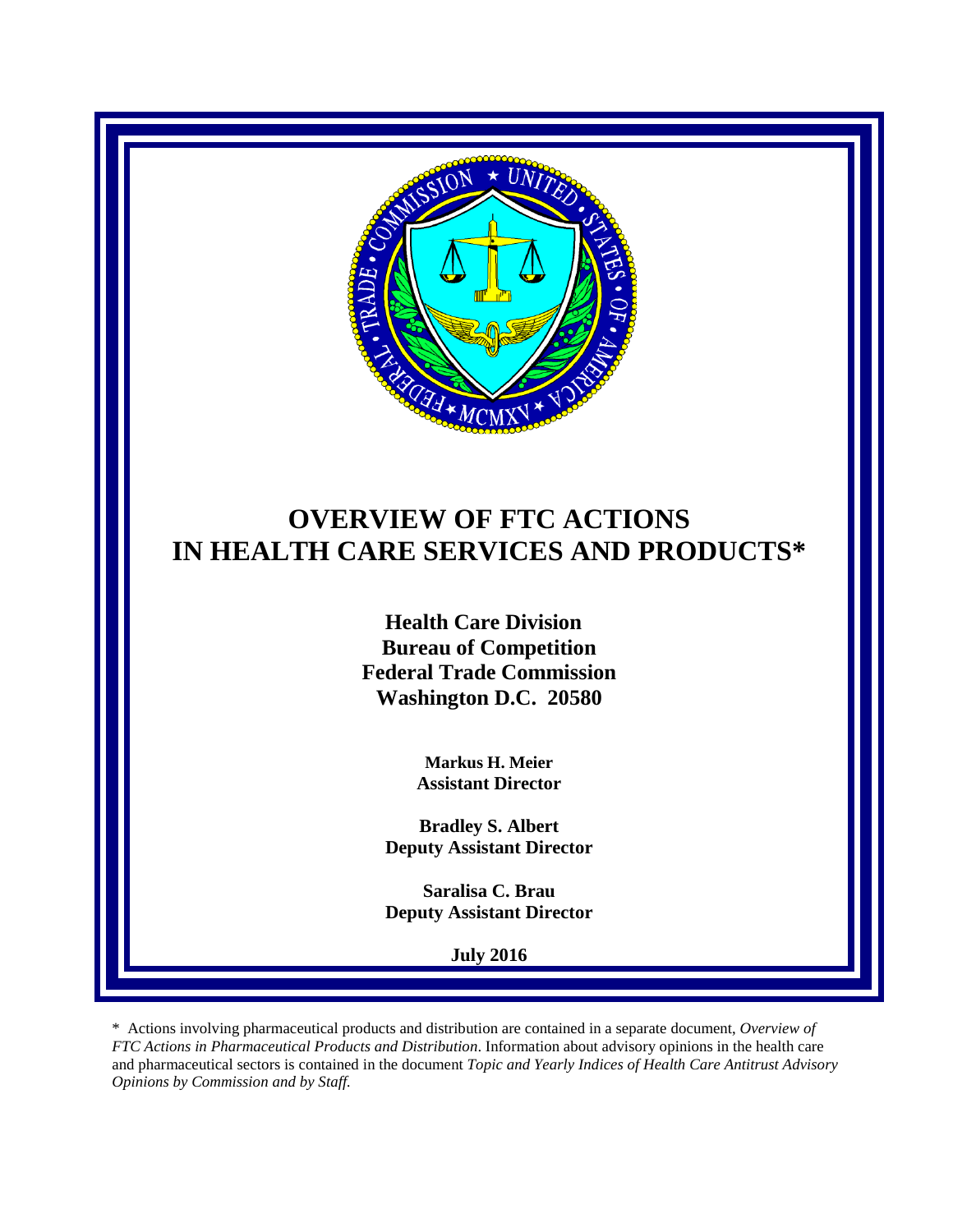# OVERVIEW OF FTC ACTIONS IN HEALTH CARE SERVICES AND PRODUCTS*

**Health Care Division**
**Bureau of Competition**
**Federal Trade Commission**
**Washington D.C. 20580**

**Markus H. Meier**
**Assistant Director**

**Bradley S. Albert**
**Deputy Assistant Director**

**Saralisa C. Brau**
**Deputy Assistant Director**

**July 2016**

* Actions involving pharmaceutical products and distribution are contained in a separate document, *Overview of FTC Actions in Pharmaceutical Products and Distribution*. Information about advisory opinions in the health care and pharmaceutical sectors is contained in the document *Topic and Yearly Indices of Health Care Antitrust Advisory Opinions by Commission and by Staff.*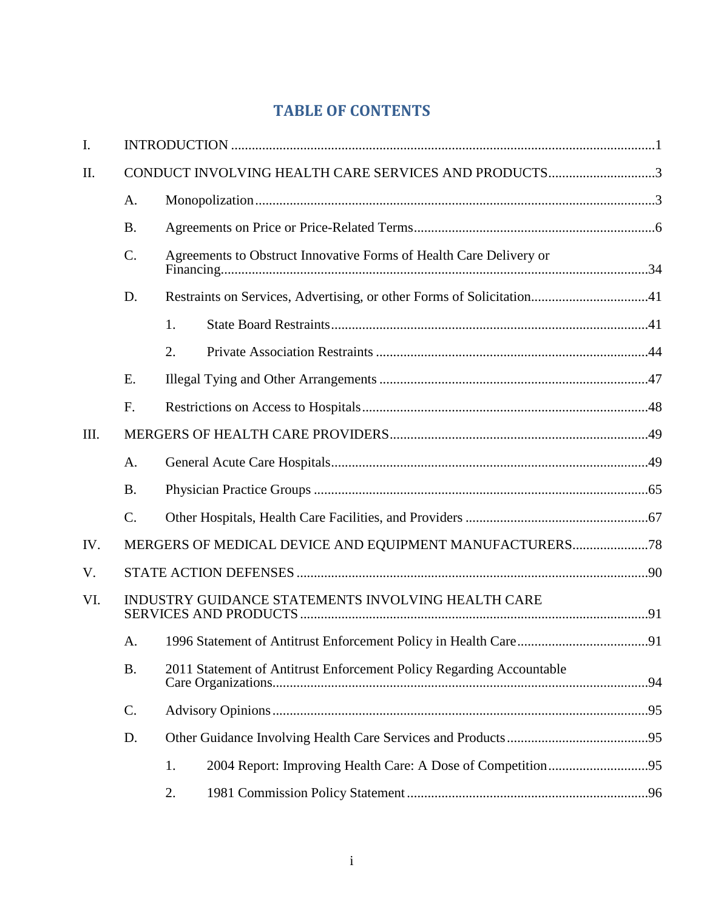# TABLE OF CONTENTS

I. INTRODUCTION .......... 1

II. CONDUCT INVOLVING HEALTH CARE SERVICES AND PRODUCTS .......... 3

- A. Monopolization .......... 3
- B. Agreements on Price or Price-Related Terms .......... 6
- C. Agreements to Obstruct Innovative Forms of Health Care Delivery or Financing .......... 34
- D. Restraints on Services, Advertising, or other Forms of Solicitation .......... 41
  - 1. State Board Restraints .......... 41
  - 2. Private Association Restraints .......... 44
- E. Illegal Tying and Other Arrangements .......... 47
- F. Restrictions on Access to Hospitals .......... 48

III. MERGERS OF HEALTH CARE PROVIDERS .......... 49

- A. General Acute Care Hospitals .......... 49
- B. Physician Practice Groups .......... 65
- C. Other Hospitals, Health Care Facilities, and Providers .......... 67

IV. MERGERS OF MEDICAL DEVICE AND EQUIPMENT MANUFACTURERS .......... 78

V. STATE ACTION DEFENSES .......... 90

VI. INDUSTRY GUIDANCE STATEMENTS INVOLVING HEALTH CARE SERVICES AND PRODUCTS .......... 91

- A. 1996 Statement of Antitrust Enforcement Policy in Health Care .......... 91
- B. 2011 Statement of Antitrust Enforcement Policy Regarding Accountable Care Organizations .......... 94
- C. Advisory Opinions .......... 95
- D. Other Guidance Involving Health Care Services and Products .......... 95
  - 1. 2004 Report: Improving Health Care: A Dose of Competition .......... 95
  - 2. 1981 Commission Policy Statement .......... 96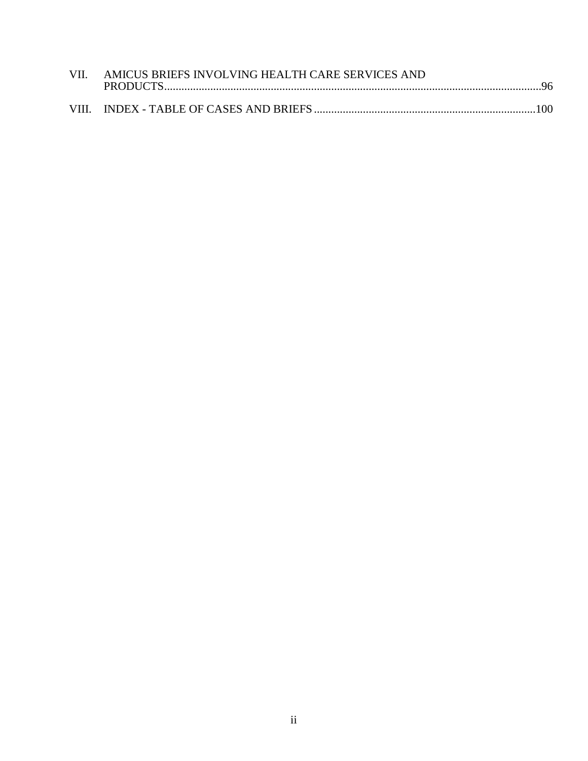VII. AMICUS BRIEFS INVOLVING HEALTH CARE SERVICES AND PRODUCTS....................96

VIII. INDEX - TABLE OF CASES AND BRIEFS....................100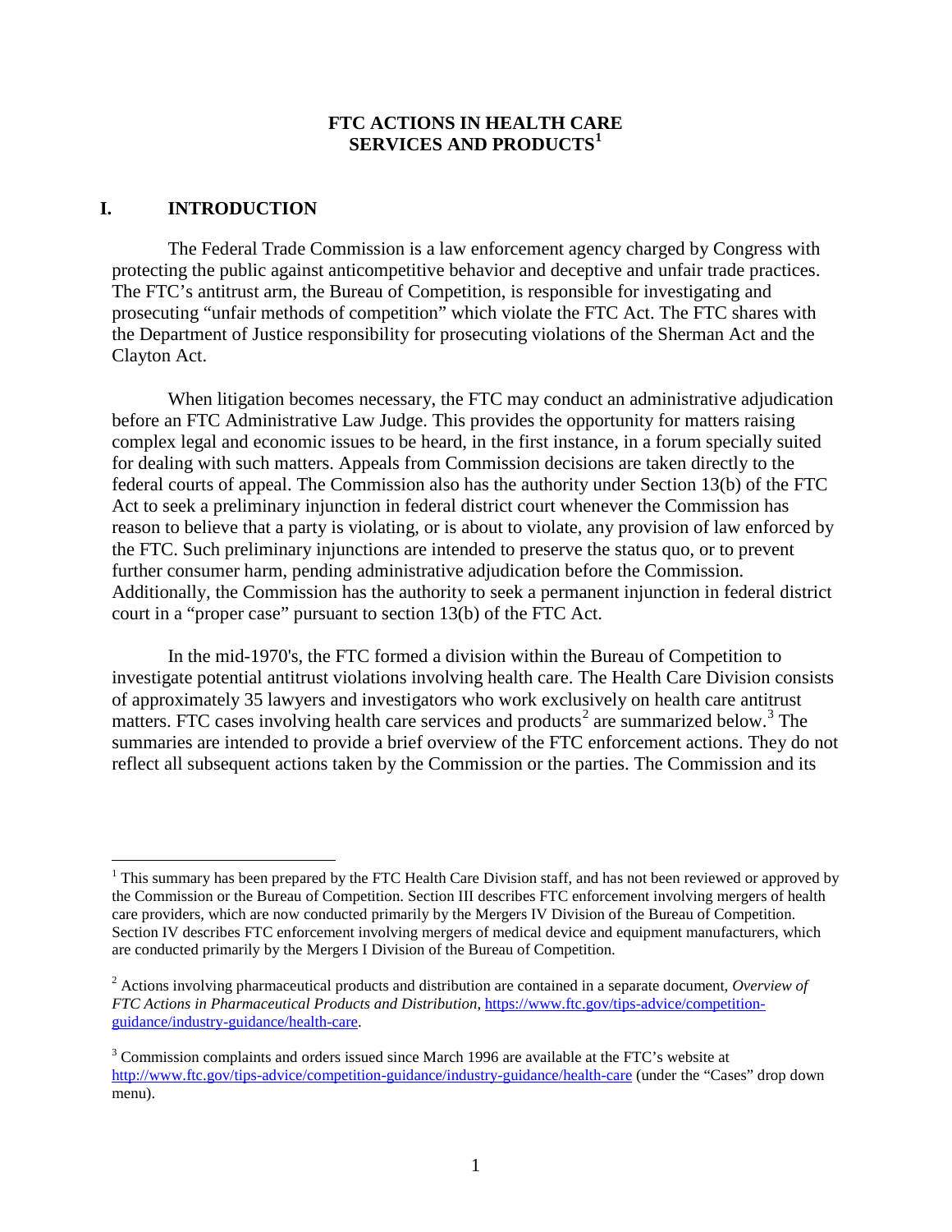# FTC ACTIONS IN HEALTH CARE SERVICES AND PRODUCTS[1]

## I. INTRODUCTION

The Federal Trade Commission is a law enforcement agency charged by Congress with protecting the public against anticompetitive behavior and deceptive and unfair trade practices. The FTC's antitrust arm, the Bureau of Competition, is responsible for investigating and prosecuting "unfair methods of competition" which violate the FTC Act. The FTC shares with the Department of Justice responsibility for prosecuting violations of the Sherman Act and the Clayton Act.

When litigation becomes necessary, the FTC may conduct an administrative adjudication before an FTC Administrative Law Judge. This provides the opportunity for matters raising complex legal and economic issues to be heard, in the first instance, in a forum specially suited for dealing with such matters. Appeals from Commission decisions are taken directly to the federal courts of appeal. The Commission also has the authority under Section 13(b) of the FTC Act to seek a preliminary injunction in federal district court whenever the Commission has reason to believe that a party is violating, or is about to violate, any provision of law enforced by the FTC. Such preliminary injunctions are intended to preserve the status quo, or to prevent further consumer harm, pending administrative adjudication before the Commission. Additionally, the Commission has the authority to seek a permanent injunction in federal district court in a "proper case" pursuant to section 13(b) of the FTC Act.

In the mid-1970's, the FTC formed a division within the Bureau of Competition to investigate potential antitrust violations involving health care. The Health Care Division consists of approximately 35 lawyers and investigators who work exclusively on health care antitrust matters. FTC cases involving health care services and products[2] are summarized below.[3] The summaries are intended to provide a brief overview of the FTC enforcement actions. They do not reflect all subsequent actions taken by the Commission or the parties. The Commission and its

---

[1] This summary has been prepared by the FTC Health Care Division staff, and has not been reviewed or approved by the Commission or the Bureau of Competition. Section III describes FTC enforcement involving mergers of health care providers, which are now conducted primarily by the Mergers IV Division of the Bureau of Competition. Section IV describes FTC enforcement involving mergers of medical device and equipment manufacturers, which are conducted primarily by the Mergers I Division of the Bureau of Competition.

[2] Actions involving pharmaceutical products and distribution are contained in a separate document, *Overview of FTC Actions in Pharmaceutical Products and Distribution*, https://www.ftc.gov/tips-advice/competition-guidance/industry-guidance/health-care.

[3] Commission complaints and orders issued since March 1996 are available at the FTC's website at http://www.ftc.gov/tips-advice/competition-guidance/industry-guidance/health-care (under the "Cases" drop down menu).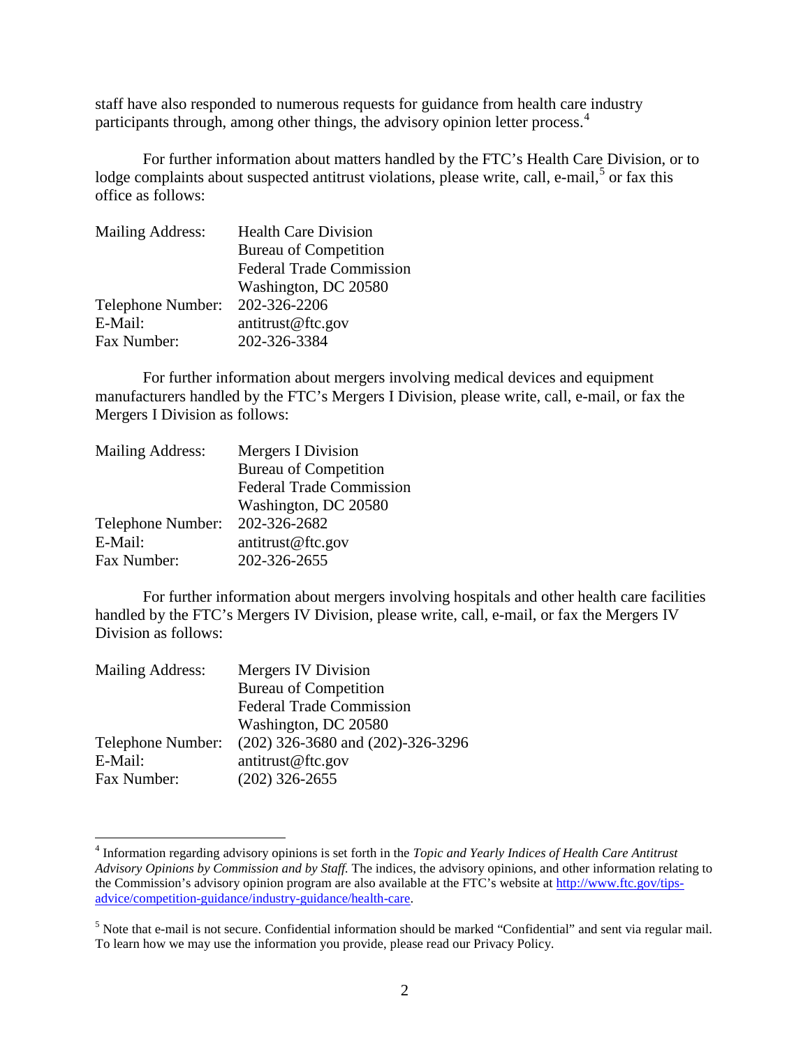staff have also responded to numerous requests for guidance from health care industry participants through, among other things, the advisory opinion letter process.[4]

For further information about matters handled by the FTC's Health Care Division, or to lodge complaints about suspected antitrust violations, please write, call, e-mail,[5] or fax this office as follows:

| | |
|---|---|
| Mailing Address: | Health Care Division<br>Bureau of Competition<br>Federal Trade Commission<br>Washington, DC 20580 |
| Telephone Number: | 202-326-2206 |
| E-Mail: | antitrust@ftc.gov |
| Fax Number: | 202-326-3384 |

For further information about mergers involving medical devices and equipment manufacturers handled by the FTC's Mergers I Division, please write, call, e-mail, or fax the Mergers I Division as follows:

| | |
|---|---|
| Mailing Address: | Mergers I Division<br>Bureau of Competition<br>Federal Trade Commission<br>Washington, DC 20580 |
| Telephone Number: | 202-326-2682 |
| E-Mail: | antitrust@ftc.gov |
| Fax Number: | 202-326-2655 |

For further information about mergers involving hospitals and other health care facilities handled by the FTC's Mergers IV Division, please write, call, e-mail, or fax the Mergers IV Division as follows:

| | |
|---|---|
| Mailing Address: | Mergers IV Division<br>Bureau of Competition<br>Federal Trade Commission<br>Washington, DC 20580 |
| Telephone Number: | (202) 326-3680 and (202)-326-3296 |
| E-Mail: | antitrust@ftc.gov |
| Fax Number: | (202) 326-2655 |

---

[4] Information regarding advisory opinions is set forth in the *Topic and Yearly Indices of Health Care Antitrust Advisory Opinions by Commission and by Staff.* The indices, the advisory opinions, and other information relating to the Commission's advisory opinion program are also available at the FTC's website at [http://www.ftc.gov/tips-advice/competition-guidance/industry-guidance/health-care](http://www.ftc.gov/tips-advice/competition-guidance/industry-guidance/health-care).

[5] Note that e-mail is not secure. Confidential information should be marked "Confidential" and sent via regular mail. To learn how we may use the information you provide, please read our Privacy Policy.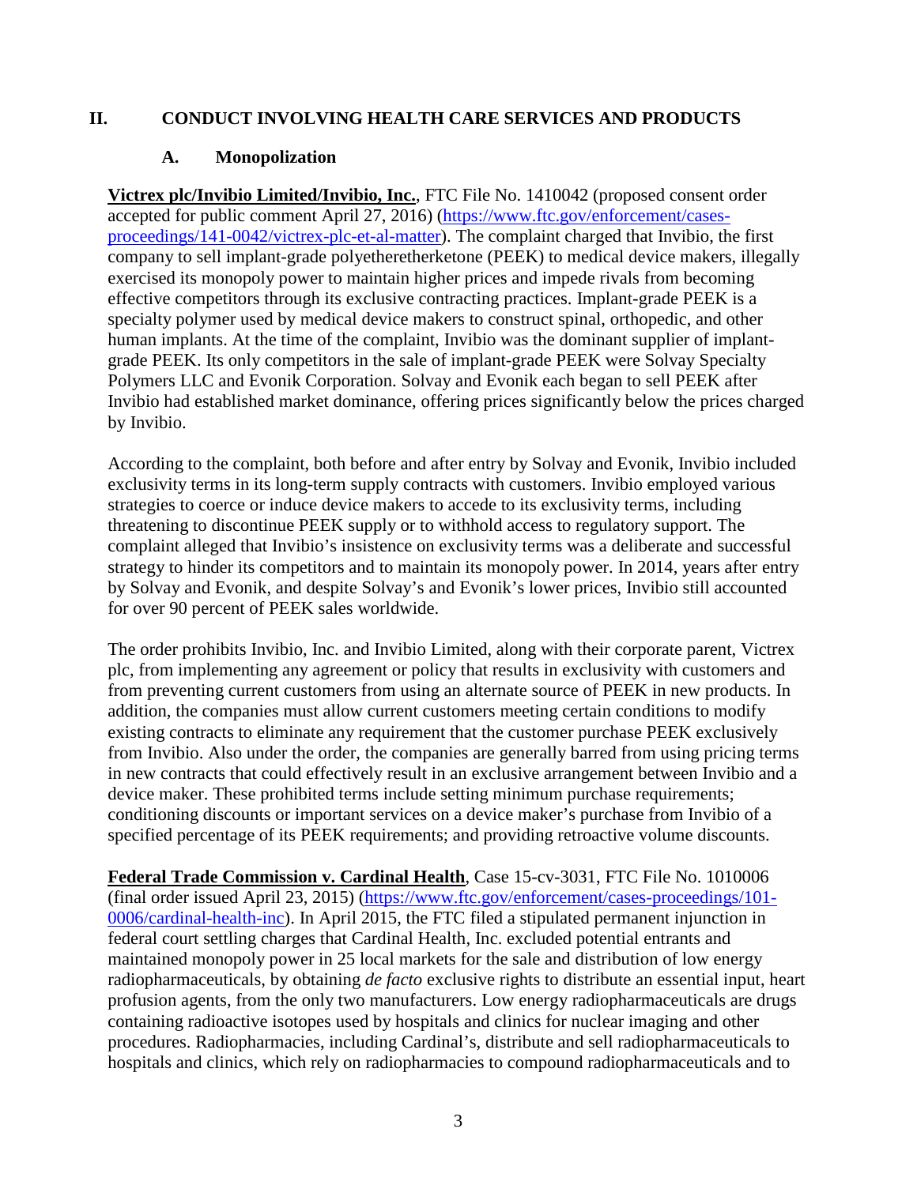## II. CONDUCT INVOLVING HEALTH CARE SERVICES AND PRODUCTS

### A. Monopolization

**Victrex plc/Invibio Limited/Invibio, Inc.**, FTC File No. 1410042 (proposed consent order accepted for public comment April 27, 2016) (https://www.ftc.gov/enforcement/cases-proceedings/141-0042/victrex-plc-et-al-matter). The complaint charged that Invibio, the first company to sell implant-grade polyetheretherketone (PEEK) to medical device makers, illegally exercised its monopoly power to maintain higher prices and impede rivals from becoming effective competitors through its exclusive contracting practices. Implant-grade PEEK is a specialty polymer used by medical device makers to construct spinal, orthopedic, and other human implants. At the time of the complaint, Invibio was the dominant supplier of implant-grade PEEK. Its only competitors in the sale of implant-grade PEEK were Solvay Specialty Polymers LLC and Evonik Corporation. Solvay and Evonik each began to sell PEEK after Invibio had established market dominance, offering prices significantly below the prices charged by Invibio.

According to the complaint, both before and after entry by Solvay and Evonik, Invibio included exclusivity terms in its long-term supply contracts with customers. Invibio employed various strategies to coerce or induce device makers to accede to its exclusivity terms, including threatening to discontinue PEEK supply or to withhold access to regulatory support. The complaint alleged that Invibio's insistence on exclusivity terms was a deliberate and successful strategy to hinder its competitors and to maintain its monopoly power. In 2014, years after entry by Solvay and Evonik, and despite Solvay's and Evonik's lower prices, Invibio still accounted for over 90 percent of PEEK sales worldwide.

The order prohibits Invibio, Inc. and Invibio Limited, along with their corporate parent, Victrex plc, from implementing any agreement or policy that results in exclusivity with customers and from preventing current customers from using an alternate source of PEEK in new products. In addition, the companies must allow current customers meeting certain conditions to modify existing contracts to eliminate any requirement that the customer purchase PEEK exclusively from Invibio. Also under the order, the companies are generally barred from using pricing terms in new contracts that could effectively result in an exclusive arrangement between Invibio and a device maker. These prohibited terms include setting minimum purchase requirements; conditioning discounts or important services on a device maker's purchase from Invibio of a specified percentage of its PEEK requirements; and providing retroactive volume discounts.

**Federal Trade Commission v. Cardinal Health**, Case 15-cv-3031, FTC File No. 1010006 (final order issued April 23, 2015) (https://www.ftc.gov/enforcement/cases-proceedings/101-0006/cardinal-health-inc). In April 2015, the FTC filed a stipulated permanent injunction in federal court settling charges that Cardinal Health, Inc. excluded potential entrants and maintained monopoly power in 25 local markets for the sale and distribution of low energy radiopharmaceuticals, by obtaining *de facto* exclusive rights to distribute an essential input, heart profusion agents, from the only two manufacturers. Low energy radiopharmaceuticals are drugs containing radioactive isotopes used by hospitals and clinics for nuclear imaging and other procedures. Radiopharmacies, including Cardinal's, distribute and sell radiopharmaceuticals to hospitals and clinics, which rely on radiopharmacies to compound radiopharmaceuticals and to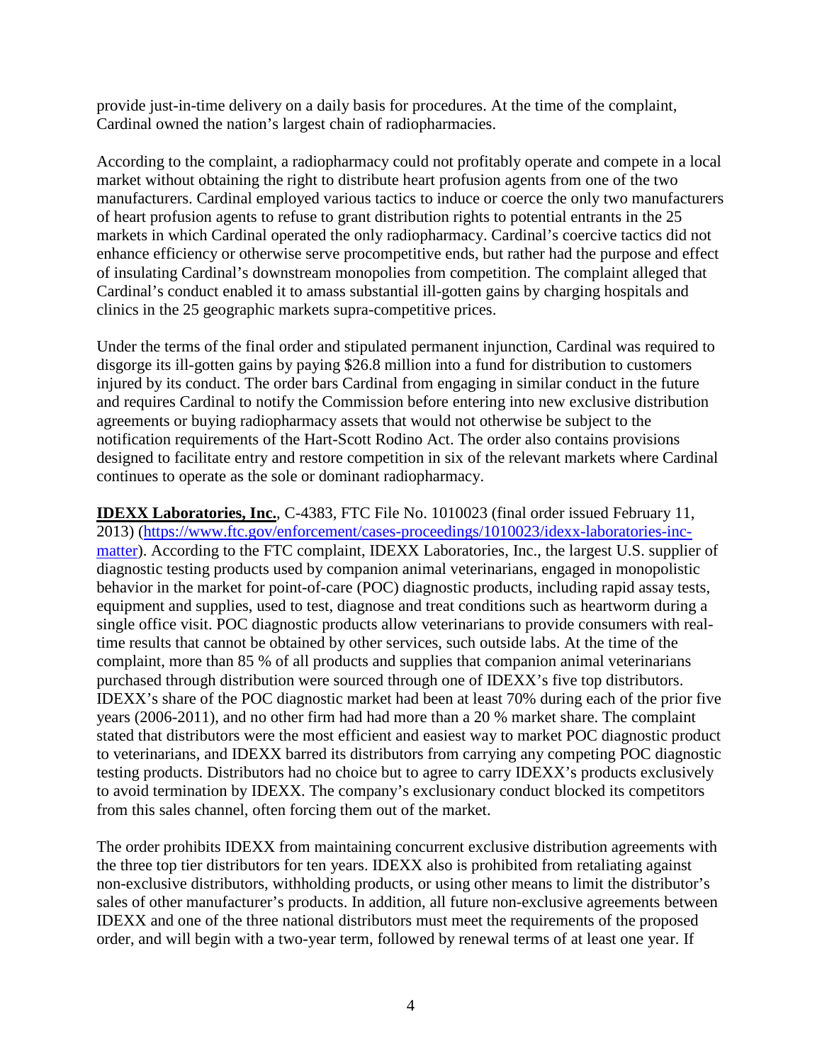provide just-in-time delivery on a daily basis for procedures. At the time of the complaint, Cardinal owned the nation's largest chain of radiopharmacies.

According to the complaint, a radiopharmacy could not profitably operate and compete in a local market without obtaining the right to distribute heart profusion agents from one of the two manufacturers. Cardinal employed various tactics to induce or coerce the only two manufacturers of heart profusion agents to refuse to grant distribution rights to potential entrants in the 25 markets in which Cardinal operated the only radiopharmacy. Cardinal's coercive tactics did not enhance efficiency or otherwise serve procompetitive ends, but rather had the purpose and effect of insulating Cardinal's downstream monopolies from competition. The complaint alleged that Cardinal's conduct enabled it to amass substantial ill-gotten gains by charging hospitals and clinics in the 25 geographic markets supra-competitive prices.

Under the terms of the final order and stipulated permanent injunction, Cardinal was required to disgorge its ill-gotten gains by paying $26.8 million into a fund for distribution to customers injured by its conduct. The order bars Cardinal from engaging in similar conduct in the future and requires Cardinal to notify the Commission before entering into new exclusive distribution agreements or buying radiopharmacy assets that would not otherwise be subject to the notification requirements of the Hart-Scott Rodino Act. The order also contains provisions designed to facilitate entry and restore competition in six of the relevant markets where Cardinal continues to operate as the sole or dominant radiopharmacy.

**IDEXX Laboratories, Inc.**, C-4383, FTC File No. 1010023 (final order issued February 11, 2013) (https://www.ftc.gov/enforcement/cases-proceedings/1010023/idexx-laboratories-inc-matter). According to the FTC complaint, IDEXX Laboratories, Inc., the largest U.S. supplier of diagnostic testing products used by companion animal veterinarians, engaged in monopolistic behavior in the market for point-of-care (POC) diagnostic products, including rapid assay tests, equipment and supplies, used to test, diagnose and treat conditions such as heartworm during a single office visit. POC diagnostic products allow veterinarians to provide consumers with real-time results that cannot be obtained by other services, such outside labs. At the time of the complaint, more than 85 % of all products and supplies that companion animal veterinarians purchased through distribution were sourced through one of IDEXX's five top distributors. IDEXX's share of the POC diagnostic market had been at least 70% during each of the prior five years (2006-2011), and no other firm had had more than a 20 % market share. The complaint stated that distributors were the most efficient and easiest way to market POC diagnostic product to veterinarians, and IDEXX barred its distributors from carrying any competing POC diagnostic testing products. Distributors had no choice but to agree to carry IDEXX's products exclusively to avoid termination by IDEXX. The company's exclusionary conduct blocked its competitors from this sales channel, often forcing them out of the market.

The order prohibits IDEXX from maintaining concurrent exclusive distribution agreements with the three top tier distributors for ten years. IDEXX also is prohibited from retaliating against non-exclusive distributors, withholding products, or using other means to limit the distributor's sales of other manufacturer's products. In addition, all future non-exclusive agreements between IDEXX and one of the three national distributors must meet the requirements of the proposed order, and will begin with a two-year term, followed by renewal terms of at least one year. If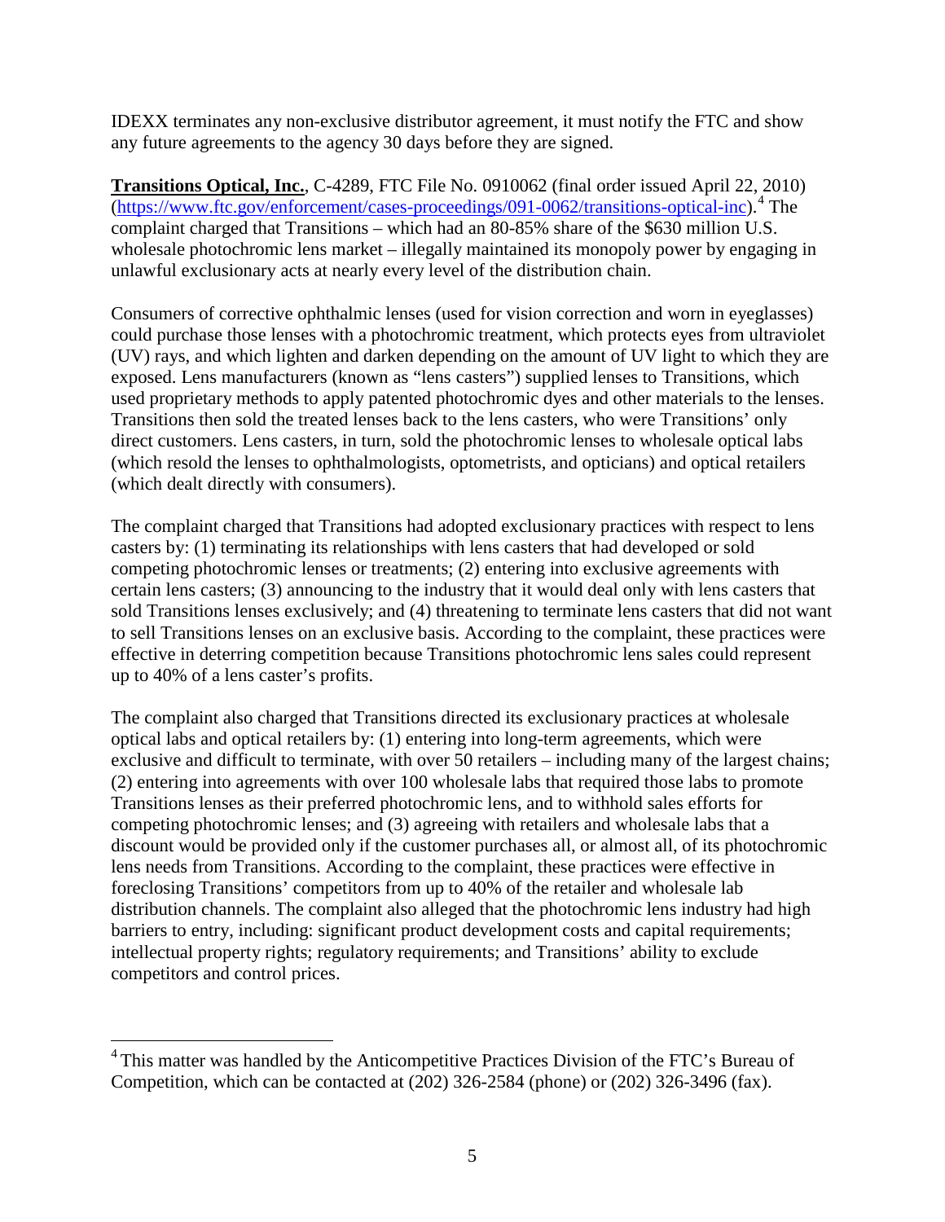IDEXX terminates any non-exclusive distributor agreement, it must notify the FTC and show any future agreements to the agency 30 days before they are signed.

**Transitions Optical, Inc.**, C-4289, FTC File No. 0910062 (final order issued April 22, 2010) (https://www.ftc.gov/enforcement/cases-proceedings/091-0062/transitions-optical-inc).[4] The complaint charged that Transitions – which had an 80-85% share of the $630 million U.S. wholesale photochromic lens market – illegally maintained its monopoly power by engaging in unlawful exclusionary acts at nearly every level of the distribution chain.

Consumers of corrective ophthalmic lenses (used for vision correction and worn in eyeglasses) could purchase those lenses with a photochromic treatment, which protects eyes from ultraviolet (UV) rays, and which lighten and darken depending on the amount of UV light to which they are exposed. Lens manufacturers (known as "lens casters") supplied lenses to Transitions, which used proprietary methods to apply patented photochromic dyes and other materials to the lenses. Transitions then sold the treated lenses back to the lens casters, who were Transitions' only direct customers. Lens casters, in turn, sold the photochromic lenses to wholesale optical labs (which resold the lenses to ophthalmologists, optometrists, and opticians) and optical retailers (which dealt directly with consumers).

The complaint charged that Transitions had adopted exclusionary practices with respect to lens casters by: (1) terminating its relationships with lens casters that had developed or sold competing photochromic lenses or treatments; (2) entering into exclusive agreements with certain lens casters; (3) announcing to the industry that it would deal only with lens casters that sold Transitions lenses exclusively; and (4) threatening to terminate lens casters that did not want to sell Transitions lenses on an exclusive basis. According to the complaint, these practices were effective in deterring competition because Transitions photochromic lens sales could represent up to 40% of a lens caster's profits.

The complaint also charged that Transitions directed its exclusionary practices at wholesale optical labs and optical retailers by: (1) entering into long-term agreements, which were exclusive and difficult to terminate, with over 50 retailers – including many of the largest chains; (2) entering into agreements with over 100 wholesale labs that required those labs to promote Transitions lenses as their preferred photochromic lens, and to withhold sales efforts for competing photochromic lenses; and (3) agreeing with retailers and wholesale labs that a discount would be provided only if the customer purchases all, or almost all, of its photochromic lens needs from Transitions. According to the complaint, these practices were effective in foreclosing Transitions' competitors from up to 40% of the retailer and wholesale lab distribution channels. The complaint also alleged that the photochromic lens industry had high barriers to entry, including: significant product development costs and capital requirements; intellectual property rights; regulatory requirements; and Transitions' ability to exclude competitors and control prices.

---

[4] This matter was handled by the Anticompetitive Practices Division of the FTC's Bureau of Competition, which can be contacted at (202) 326-2584 (phone) or (202) 326-3496 (fax).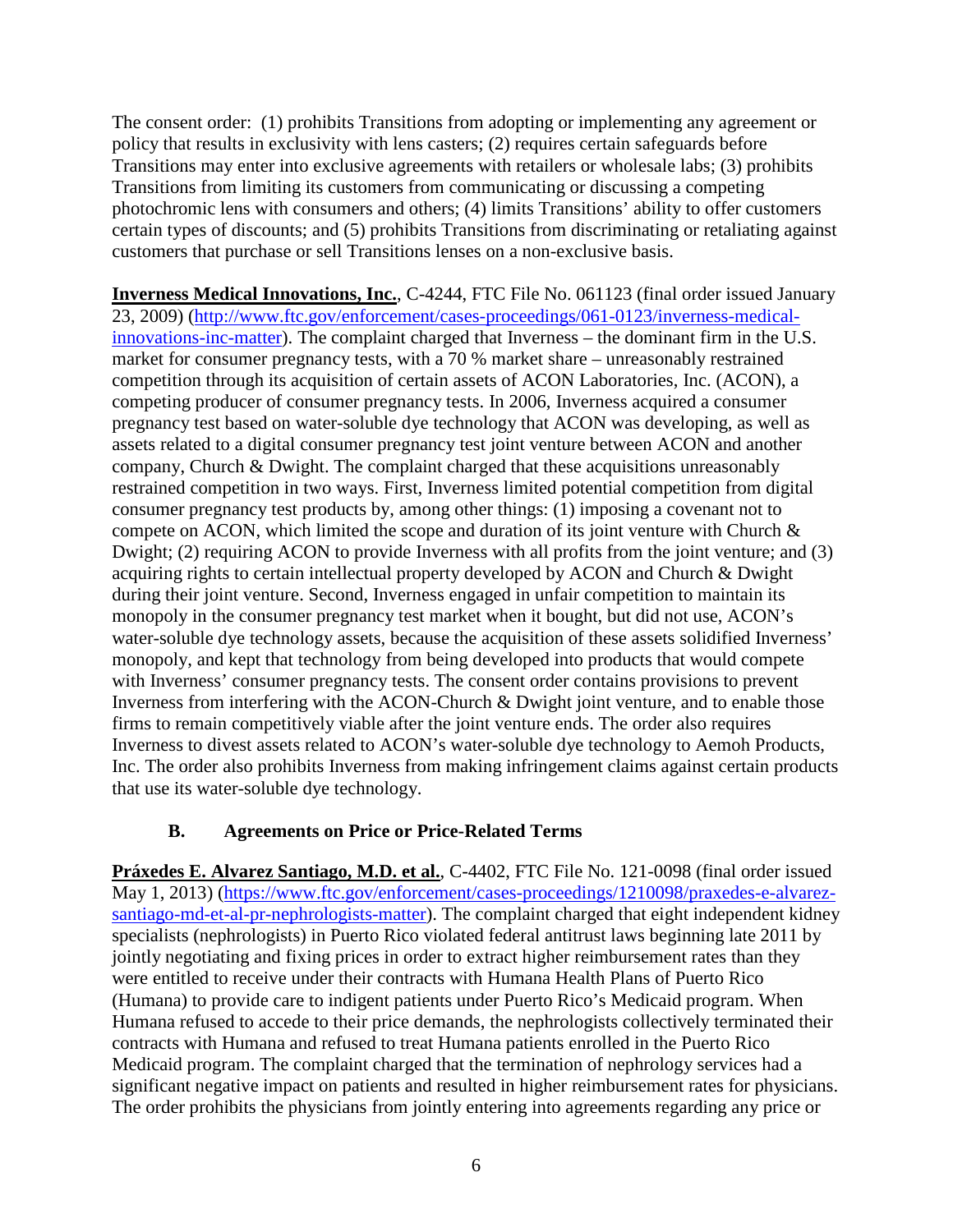The consent order: (1) prohibits Transitions from adopting or implementing any agreement or policy that results in exclusivity with lens casters; (2) requires certain safeguards before Transitions may enter into exclusive agreements with retailers or wholesale labs; (3) prohibits Transitions from limiting its customers from communicating or discussing a competing photochromic lens with consumers and others; (4) limits Transitions' ability to offer customers certain types of discounts; and (5) prohibits Transitions from discriminating or retaliating against customers that purchase or sell Transitions lenses on a non-exclusive basis.

**Inverness Medical Innovations, Inc.**, C-4244, FTC File No. 061123 (final order issued January 23, 2009) ([http://www.ftc.gov/enforcement/cases-proceedings/061-0123/inverness-medical-innovations-inc-matter](http://www.ftc.gov/enforcement/cases-proceedings/061-0123/inverness-medical-innovations-inc-matter)). The complaint charged that Inverness – the dominant firm in the U.S. market for consumer pregnancy tests, with a 70 % market share – unreasonably restrained competition through its acquisition of certain assets of ACON Laboratories, Inc. (ACON), a competing producer of consumer pregnancy tests. In 2006, Inverness acquired a consumer pregnancy test based on water-soluble dye technology that ACON was developing, as well as assets related to a digital consumer pregnancy test joint venture between ACON and another company, Church & Dwight. The complaint charged that these acquisitions unreasonably restrained competition in two ways. First, Inverness limited potential competition from digital consumer pregnancy test products by, among other things: (1) imposing a covenant not to compete on ACON, which limited the scope and duration of its joint venture with Church & Dwight; (2) requiring ACON to provide Inverness with all profits from the joint venture; and (3) acquiring rights to certain intellectual property developed by ACON and Church & Dwight during their joint venture. Second, Inverness engaged in unfair competition to maintain its monopoly in the consumer pregnancy test market when it bought, but did not use, ACON's water-soluble dye technology assets, because the acquisition of these assets solidified Inverness' monopoly, and kept that technology from being developed into products that would compete with Inverness' consumer pregnancy tests. The consent order contains provisions to prevent Inverness from interfering with the ACON-Church & Dwight joint venture, and to enable those firms to remain competitively viable after the joint venture ends. The order also requires Inverness to divest assets related to ACON's water-soluble dye technology to Aemoh Products, Inc. The order also prohibits Inverness from making infringement claims against certain products that use its water-soluble dye technology.

### B. Agreements on Price or Price-Related Terms

**Práxedes E. Alvarez Santiago, M.D. et al.**, C-4402, FTC File No. 121-0098 (final order issued May 1, 2013) ([https://www.ftc.gov/enforcement/cases-proceedings/1210098/praxedes-e-alvarez-santiago-md-et-al-pr-nephrologists-matter](https://www.ftc.gov/enforcement/cases-proceedings/1210098/praxedes-e-alvarez-santiago-md-et-al-pr-nephrologists-matter)). The complaint charged that eight independent kidney specialists (nephrologists) in Puerto Rico violated federal antitrust laws beginning late 2011 by jointly negotiating and fixing prices in order to extract higher reimbursement rates than they were entitled to receive under their contracts with Humana Health Plans of Puerto Rico (Humana) to provide care to indigent patients under Puerto Rico's Medicaid program. When Humana refused to accede to their price demands, the nephrologists collectively terminated their contracts with Humana and refused to treat Humana patients enrolled in the Puerto Rico Medicaid program. The complaint charged that the termination of nephrology services had a significant negative impact on patients and resulted in higher reimbursement rates for physicians. The order prohibits the physicians from jointly entering into agreements regarding any price or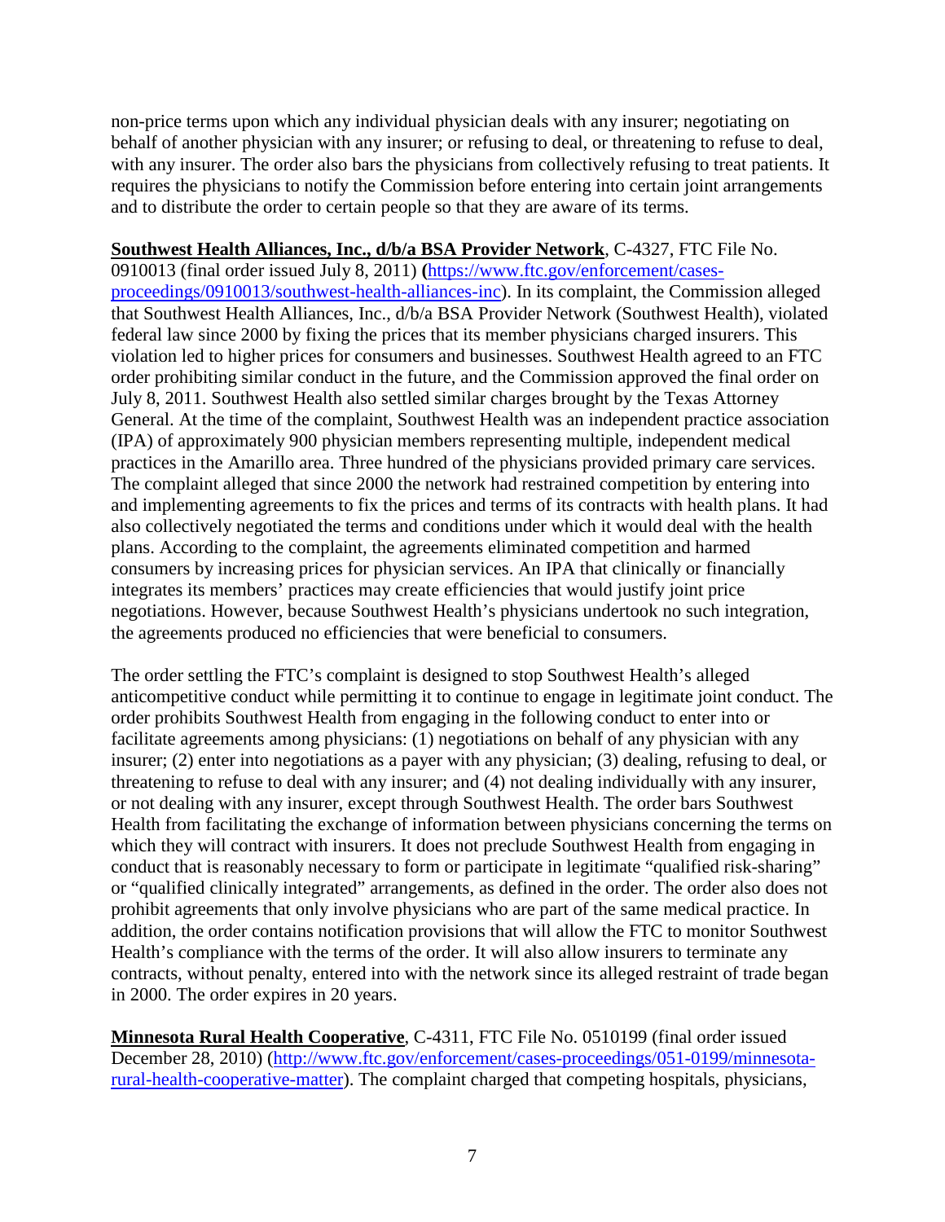non-price terms upon which any individual physician deals with any insurer; negotiating on behalf of another physician with any insurer; or refusing to deal, or threatening to refuse to deal, with any insurer. The order also bars the physicians from collectively refusing to treat patients. It requires the physicians to notify the Commission before entering into certain joint arrangements and to distribute the order to certain people so that they are aware of its terms.

**Southwest Health Alliances, Inc., d/b/a BSA Provider Network**, C-4327, FTC File No. 0910013 (final order issued July 8, 2011) **(**[https://www.ftc.gov/enforcement/cases-proceedings/0910013/southwest-health-alliances-inc](https://www.ftc.gov/enforcement/cases-proceedings/0910013/southwest-health-alliances-inc)). In its complaint, the Commission alleged that Southwest Health Alliances, Inc., d/b/a BSA Provider Network (Southwest Health), violated federal law since 2000 by fixing the prices that its member physicians charged insurers. This violation led to higher prices for consumers and businesses. Southwest Health agreed to an FTC order prohibiting similar conduct in the future, and the Commission approved the final order on July 8, 2011. Southwest Health also settled similar charges brought by the Texas Attorney General. At the time of the complaint, Southwest Health was an independent practice association (IPA) of approximately 900 physician members representing multiple, independent medical practices in the Amarillo area. Three hundred of the physicians provided primary care services. The complaint alleged that since 2000 the network had restrained competition by entering into and implementing agreements to fix the prices and terms of its contracts with health plans. It had also collectively negotiated the terms and conditions under which it would deal with the health plans. According to the complaint, the agreements eliminated competition and harmed consumers by increasing prices for physician services. An IPA that clinically or financially integrates its members' practices may create efficiencies that would justify joint price negotiations. However, because Southwest Health's physicians undertook no such integration, the agreements produced no efficiencies that were beneficial to consumers.

The order settling the FTC's complaint is designed to stop Southwest Health's alleged anticompetitive conduct while permitting it to continue to engage in legitimate joint conduct. The order prohibits Southwest Health from engaging in the following conduct to enter into or facilitate agreements among physicians: (1) negotiations on behalf of any physician with any insurer; (2) enter into negotiations as a payer with any physician; (3) dealing, refusing to deal, or threatening to refuse to deal with any insurer; and (4) not dealing individually with any insurer, or not dealing with any insurer, except through Southwest Health. The order bars Southwest Health from facilitating the exchange of information between physicians concerning the terms on which they will contract with insurers. It does not preclude Southwest Health from engaging in conduct that is reasonably necessary to form or participate in legitimate "qualified risk-sharing" or "qualified clinically integrated" arrangements, as defined in the order. The order also does not prohibit agreements that only involve physicians who are part of the same medical practice. In addition, the order contains notification provisions that will allow the FTC to monitor Southwest Health's compliance with the terms of the order. It will also allow insurers to terminate any contracts, without penalty, entered into with the network since its alleged restraint of trade began in 2000. The order expires in 20 years.

**Minnesota Rural Health Cooperative**, C-4311, FTC File No. 0510199 (final order issued December 28, 2010) ([http://www.ftc.gov/enforcement/cases-proceedings/051-0199/minnesota-rural-health-cooperative-matter](http://www.ftc.gov/enforcement/cases-proceedings/051-0199/minnesota-rural-health-cooperative-matter)). The complaint charged that competing hospitals, physicians,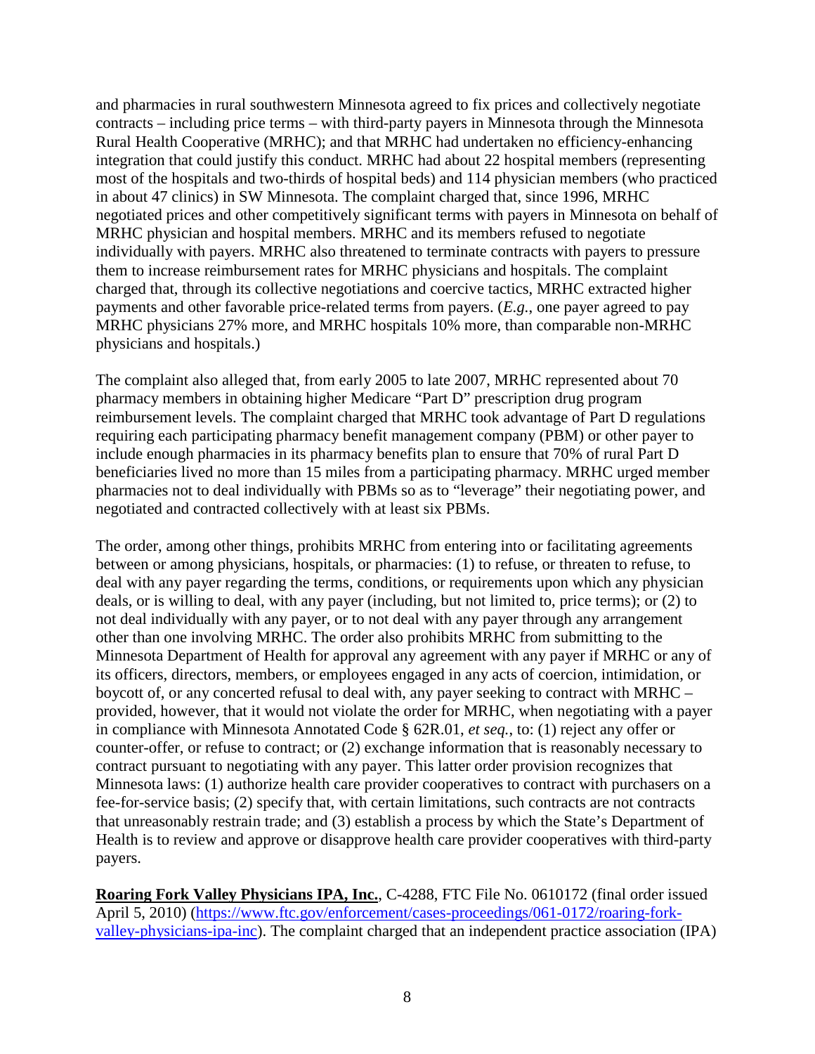and pharmacies in rural southwestern Minnesota agreed to fix prices and collectively negotiate contracts – including price terms – with third-party payers in Minnesota through the Minnesota Rural Health Cooperative (MRHC); and that MRHC had undertaken no efficiency-enhancing integration that could justify this conduct. MRHC had about 22 hospital members (representing most of the hospitals and two-thirds of hospital beds) and 114 physician members (who practiced in about 47 clinics) in SW Minnesota. The complaint charged that, since 1996, MRHC negotiated prices and other competitively significant terms with payers in Minnesota on behalf of MRHC physician and hospital members. MRHC and its members refused to negotiate individually with payers. MRHC also threatened to terminate contracts with payers to pressure them to increase reimbursement rates for MRHC physicians and hospitals. The complaint charged that, through its collective negotiations and coercive tactics, MRHC extracted higher payments and other favorable price-related terms from payers. (*E.g.*, one payer agreed to pay MRHC physicians 27% more, and MRHC hospitals 10% more, than comparable non-MRHC physicians and hospitals.)

The complaint also alleged that, from early 2005 to late 2007, MRHC represented about 70 pharmacy members in obtaining higher Medicare "Part D" prescription drug program reimbursement levels. The complaint charged that MRHC took advantage of Part D regulations requiring each participating pharmacy benefit management company (PBM) or other payer to include enough pharmacies in its pharmacy benefits plan to ensure that 70% of rural Part D beneficiaries lived no more than 15 miles from a participating pharmacy. MRHC urged member pharmacies not to deal individually with PBMs so as to "leverage" their negotiating power, and negotiated and contracted collectively with at least six PBMs.

The order, among other things, prohibits MRHC from entering into or facilitating agreements between or among physicians, hospitals, or pharmacies: (1) to refuse, or threaten to refuse, to deal with any payer regarding the terms, conditions, or requirements upon which any physician deals, or is willing to deal, with any payer (including, but not limited to, price terms); or (2) to not deal individually with any payer, or to not deal with any payer through any arrangement other than one involving MRHC. The order also prohibits MRHC from submitting to the Minnesota Department of Health for approval any agreement with any payer if MRHC or any of its officers, directors, members, or employees engaged in any acts of coercion, intimidation, or boycott of, or any concerted refusal to deal with, any payer seeking to contract with MRHC – provided, however, that it would not violate the order for MRHC, when negotiating with a payer in compliance with Minnesota Annotated Code § 62R.01, *et seq.*, to: (1) reject any offer or counter-offer, or refuse to contract; or (2) exchange information that is reasonably necessary to contract pursuant to negotiating with any payer. This latter order provision recognizes that Minnesota laws: (1) authorize health care provider cooperatives to contract with purchasers on a fee-for-service basis; (2) specify that, with certain limitations, such contracts are not contracts that unreasonably restrain trade; and (3) establish a process by which the State's Department of Health is to review and approve or disapprove health care provider cooperatives with third-party payers.

**Roaring Fork Valley Physicians IPA, Inc.**, C-4288, FTC File No. 0610172 (final order issued April 5, 2010) (https://www.ftc.gov/enforcement/cases-proceedings/061-0172/roaring-fork-valley-physicians-ipa-inc). The complaint charged that an independent practice association (IPA)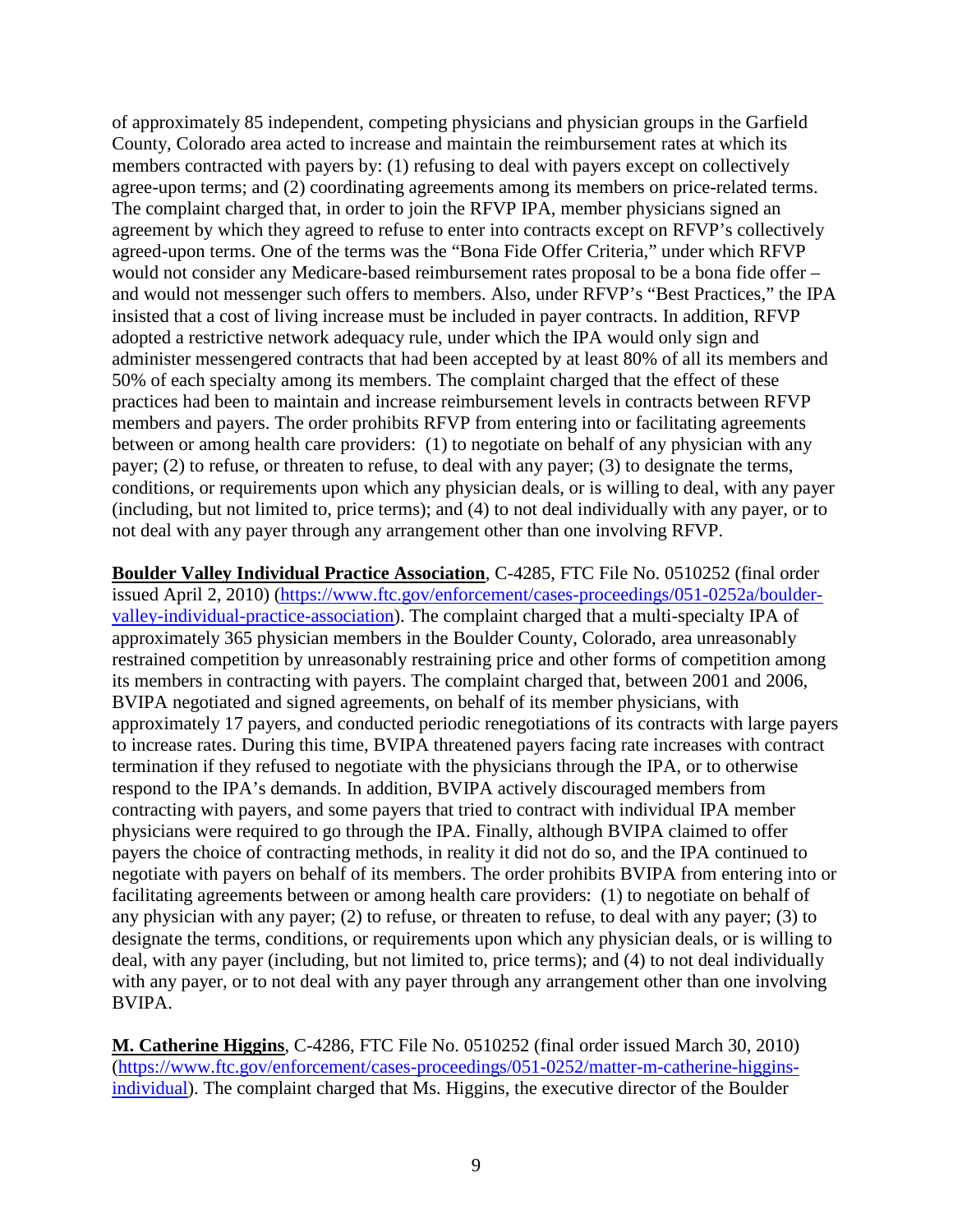of approximately 85 independent, competing physicians and physician groups in the Garfield County, Colorado area acted to increase and maintain the reimbursement rates at which its members contracted with payers by: (1) refusing to deal with payers except on collectively agree-upon terms; and (2) coordinating agreements among its members on price-related terms. The complaint charged that, in order to join the RFVP IPA, member physicians signed an agreement by which they agreed to refuse to enter into contracts except on RFVP's collectively agreed-upon terms. One of the terms was the "Bona Fide Offer Criteria," under which RFVP would not consider any Medicare-based reimbursement rates proposal to be a bona fide offer – and would not messenger such offers to members. Also, under RFVP's "Best Practices," the IPA insisted that a cost of living increase must be included in payer contracts. In addition, RFVP adopted a restrictive network adequacy rule, under which the IPA would only sign and administer messengered contracts that had been accepted by at least 80% of all its members and 50% of each specialty among its members. The complaint charged that the effect of these practices had been to maintain and increase reimbursement levels in contracts between RFVP members and payers. The order prohibits RFVP from entering into or facilitating agreements between or among health care providers: (1) to negotiate on behalf of any physician with any payer; (2) to refuse, or threaten to refuse, to deal with any payer; (3) to designate the terms, conditions, or requirements upon which any physician deals, or is willing to deal, with any payer (including, but not limited to, price terms); and (4) to not deal individually with any payer, or to not deal with any payer through any arrangement other than one involving RFVP.

**Boulder Valley Individual Practice Association**, C-4285, FTC File No. 0510252 (final order issued April 2, 2010) (https://www.ftc.gov/enforcement/cases-proceedings/051-0252a/boulder-valley-individual-practice-association). The complaint charged that a multi-specialty IPA of approximately 365 physician members in the Boulder County, Colorado, area unreasonably restrained competition by unreasonably restraining price and other forms of competition among its members in contracting with payers. The complaint charged that, between 2001 and 2006, BVIPA negotiated and signed agreements, on behalf of its member physicians, with approximately 17 payers, and conducted periodic renegotiations of its contracts with large payers to increase rates. During this time, BVIPA threatened payers facing rate increases with contract termination if they refused to negotiate with the physicians through the IPA, or to otherwise respond to the IPA's demands. In addition, BVIPA actively discouraged members from contracting with payers, and some payers that tried to contract with individual IPA member physicians were required to go through the IPA. Finally, although BVIPA claimed to offer payers the choice of contracting methods, in reality it did not do so, and the IPA continued to negotiate with payers on behalf of its members. The order prohibits BVIPA from entering into or facilitating agreements between or among health care providers: (1) to negotiate on behalf of any physician with any payer; (2) to refuse, or threaten to refuse, to deal with any payer; (3) to designate the terms, conditions, or requirements upon which any physician deals, or is willing to deal, with any payer (including, but not limited to, price terms); and (4) to not deal individually with any payer, or to not deal with any payer through any arrangement other than one involving BVIPA.

**M. Catherine Higgins**, C-4286, FTC File No. 0510252 (final order issued March 30, 2010) (https://www.ftc.gov/enforcement/cases-proceedings/051-0252/matter-m-catherine-higgins-individual). The complaint charged that Ms. Higgins, the executive director of the Boulder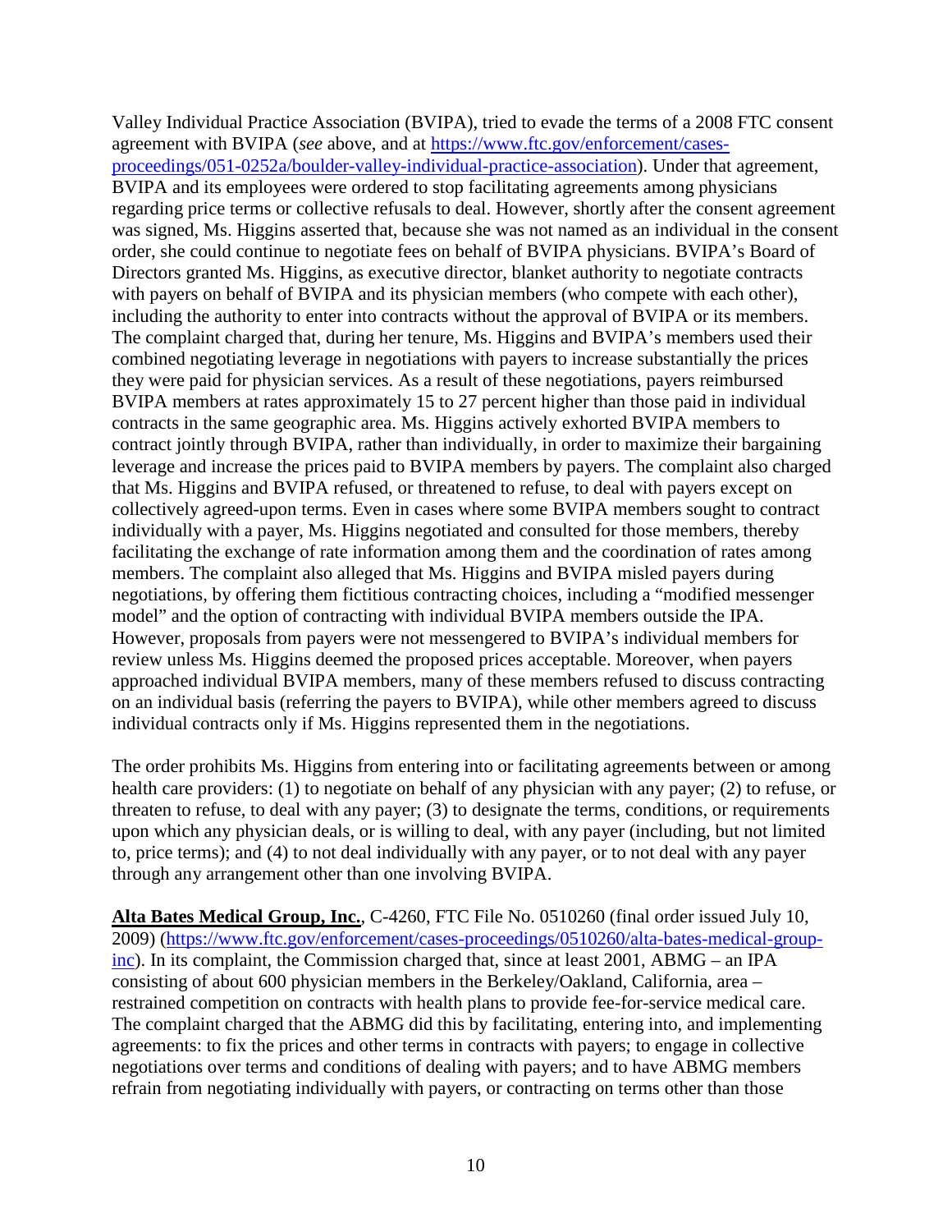Valley Individual Practice Association (BVIPA), tried to evade the terms of a 2008 FTC consent agreement with BVIPA (*see* above, and at [https://www.ftc.gov/enforcement/cases-proceedings/051-0252a/boulder-valley-individual-practice-association](https://www.ftc.gov/enforcement/cases-proceedings/051-0252a/boulder-valley-individual-practice-association)). Under that agreement, BVIPA and its employees were ordered to stop facilitating agreements among physicians regarding price terms or collective refusals to deal. However, shortly after the consent agreement was signed, Ms. Higgins asserted that, because she was not named as an individual in the consent order, she could continue to negotiate fees on behalf of BVIPA physicians. BVIPA's Board of Directors granted Ms. Higgins, as executive director, blanket authority to negotiate contracts with payers on behalf of BVIPA and its physician members (who compete with each other), including the authority to enter into contracts without the approval of BVIPA or its members. The complaint charged that, during her tenure, Ms. Higgins and BVIPA's members used their combined negotiating leverage in negotiations with payers to increase substantially the prices they were paid for physician services. As a result of these negotiations, payers reimbursed BVIPA members at rates approximately 15 to 27 percent higher than those paid in individual contracts in the same geographic area. Ms. Higgins actively exhorted BVIPA members to contract jointly through BVIPA, rather than individually, in order to maximize their bargaining leverage and increase the prices paid to BVIPA members by payers. The complaint also charged that Ms. Higgins and BVIPA refused, or threatened to refuse, to deal with payers except on collectively agreed-upon terms. Even in cases where some BVIPA members sought to contract individually with a payer, Ms. Higgins negotiated and consulted for those members, thereby facilitating the exchange of rate information among them and the coordination of rates among members. The complaint also alleged that Ms. Higgins and BVIPA misled payers during negotiations, by offering them fictitious contracting choices, including a "modified messenger model" and the option of contracting with individual BVIPA members outside the IPA. However, proposals from payers were not messengered to BVIPA's individual members for review unless Ms. Higgins deemed the proposed prices acceptable. Moreover, when payers approached individual BVIPA members, many of these members refused to discuss contracting on an individual basis (referring the payers to BVIPA), while other members agreed to discuss individual contracts only if Ms. Higgins represented them in the negotiations.

The order prohibits Ms. Higgins from entering into or facilitating agreements between or among health care providers: (1) to negotiate on behalf of any physician with any payer; (2) to refuse, or threaten to refuse, to deal with any payer; (3) to designate the terms, conditions, or requirements upon which any physician deals, or is willing to deal, with any payer (including, but not limited to, price terms); and (4) to not deal individually with any payer, or to not deal with any payer through any arrangement other than one involving BVIPA.

**Alta Bates Medical Group, Inc.**, C-4260, FTC File No. 0510260 (final order issued July 10, 2009) ([https://www.ftc.gov/enforcement/cases-proceedings/0510260/alta-bates-medical-group-inc](https://www.ftc.gov/enforcement/cases-proceedings/0510260/alta-bates-medical-group-inc)). In its complaint, the Commission charged that, since at least 2001, ABMG – an IPA consisting of about 600 physician members in the Berkeley/Oakland, California, area – restrained competition on contracts with health plans to provide fee-for-service medical care. The complaint charged that the ABMG did this by facilitating, entering into, and implementing agreements: to fix the prices and other terms in contracts with payers; to engage in collective negotiations over terms and conditions of dealing with payers; and to have ABMG members refrain from negotiating individually with payers, or contracting on terms other than those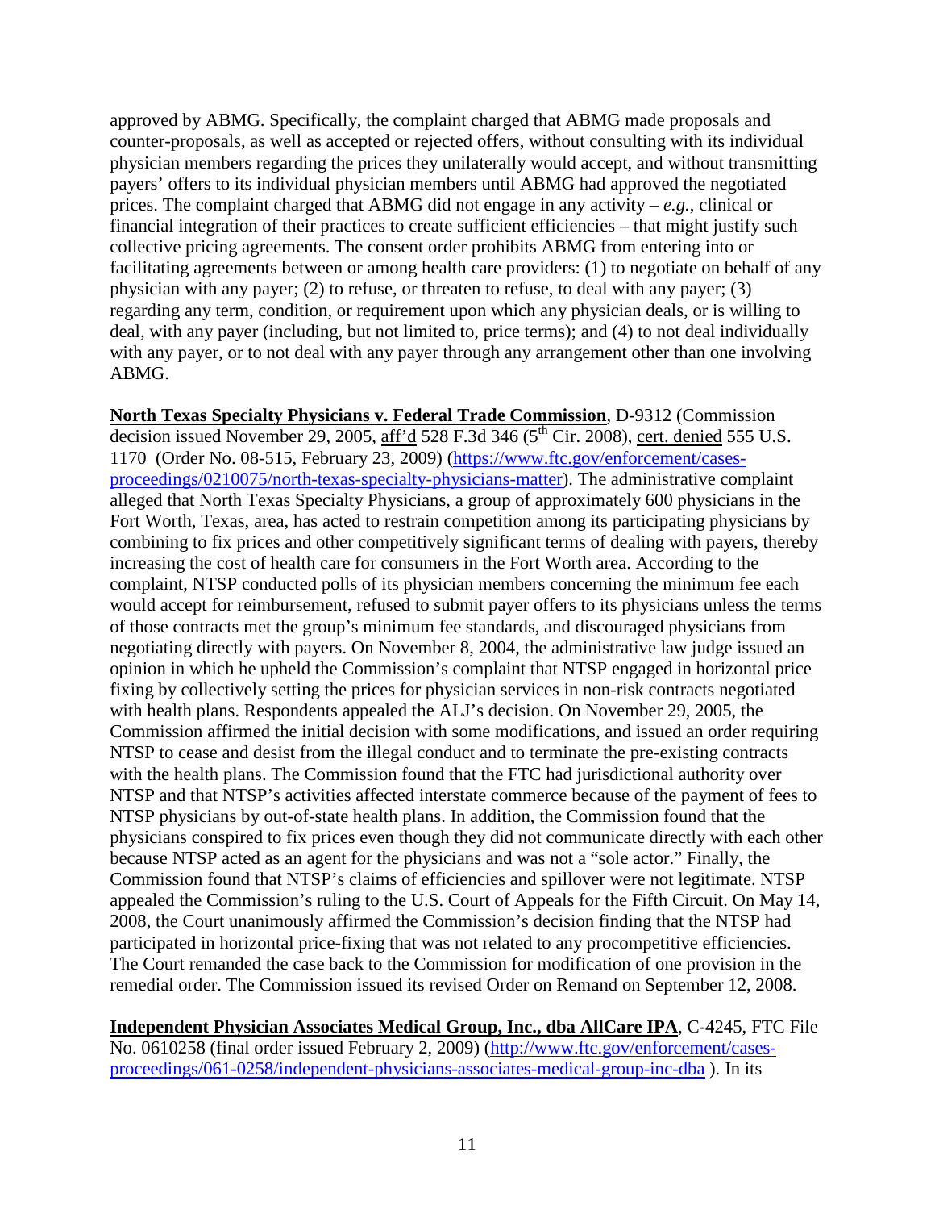approved by ABMG. Specifically, the complaint charged that ABMG made proposals and counter-proposals, as well as accepted or rejected offers, without consulting with its individual physician members regarding the prices they unilaterally would accept, and without transmitting payers' offers to its individual physician members until ABMG had approved the negotiated prices. The complaint charged that ABMG did not engage in any activity – *e.g.*, clinical or financial integration of their practices to create sufficient efficiencies – that might justify such collective pricing agreements. The consent order prohibits ABMG from entering into or facilitating agreements between or among health care providers: (1) to negotiate on behalf of any physician with any payer; (2) to refuse, or threaten to refuse, to deal with any payer; (3) regarding any term, condition, or requirement upon which any physician deals, or is willing to deal, with any payer (including, but not limited to, price terms); and (4) to not deal individually with any payer, or to not deal with any payer through any arrangement other than one involving ABMG.

**North Texas Specialty Physicians v. Federal Trade Commission**, D-9312 (Commission decision issued November 29, 2005, aff'd 528 F.3d 346 (5th Cir. 2008), cert. denied 555 U.S. 1170 (Order No. 08-515, February 23, 2009) (https://www.ftc.gov/enforcement/cases-proceedings/0210075/north-texas-specialty-physicians-matter). The administrative complaint alleged that North Texas Specialty Physicians, a group of approximately 600 physicians in the Fort Worth, Texas, area, has acted to restrain competition among its participating physicians by combining to fix prices and other competitively significant terms of dealing with payers, thereby increasing the cost of health care for consumers in the Fort Worth area. According to the complaint, NTSP conducted polls of its physician members concerning the minimum fee each would accept for reimbursement, refused to submit payer offers to its physicians unless the terms of those contracts met the group's minimum fee standards, and discouraged physicians from negotiating directly with payers. On November 8, 2004, the administrative law judge issued an opinion in which he upheld the Commission's complaint that NTSP engaged in horizontal price fixing by collectively setting the prices for physician services in non-risk contracts negotiated with health plans. Respondents appealed the ALJ's decision. On November 29, 2005, the Commission affirmed the initial decision with some modifications, and issued an order requiring NTSP to cease and desist from the illegal conduct and to terminate the pre-existing contracts with the health plans. The Commission found that the FTC had jurisdictional authority over NTSP and that NTSP's activities affected interstate commerce because of the payment of fees to NTSP physicians by out-of-state health plans. In addition, the Commission found that the physicians conspired to fix prices even though they did not communicate directly with each other because NTSP acted as an agent for the physicians and was not a "sole actor." Finally, the Commission found that NTSP's claims of efficiencies and spillover were not legitimate. NTSP appealed the Commission's ruling to the U.S. Court of Appeals for the Fifth Circuit. On May 14, 2008, the Court unanimously affirmed the Commission's decision finding that the NTSP had participated in horizontal price-fixing that was not related to any procompetitive efficiencies. The Court remanded the case back to the Commission for modification of one provision in the remedial order. The Commission issued its revised Order on Remand on September 12, 2008.

**Independent Physician Associates Medical Group, Inc., dba AllCare IPA**, C-4245, FTC File No. 0610258 (final order issued February 2, 2009) (http://www.ftc.gov/enforcement/cases-proceedings/061-0258/independent-physicians-associates-medical-group-inc-dba ). In its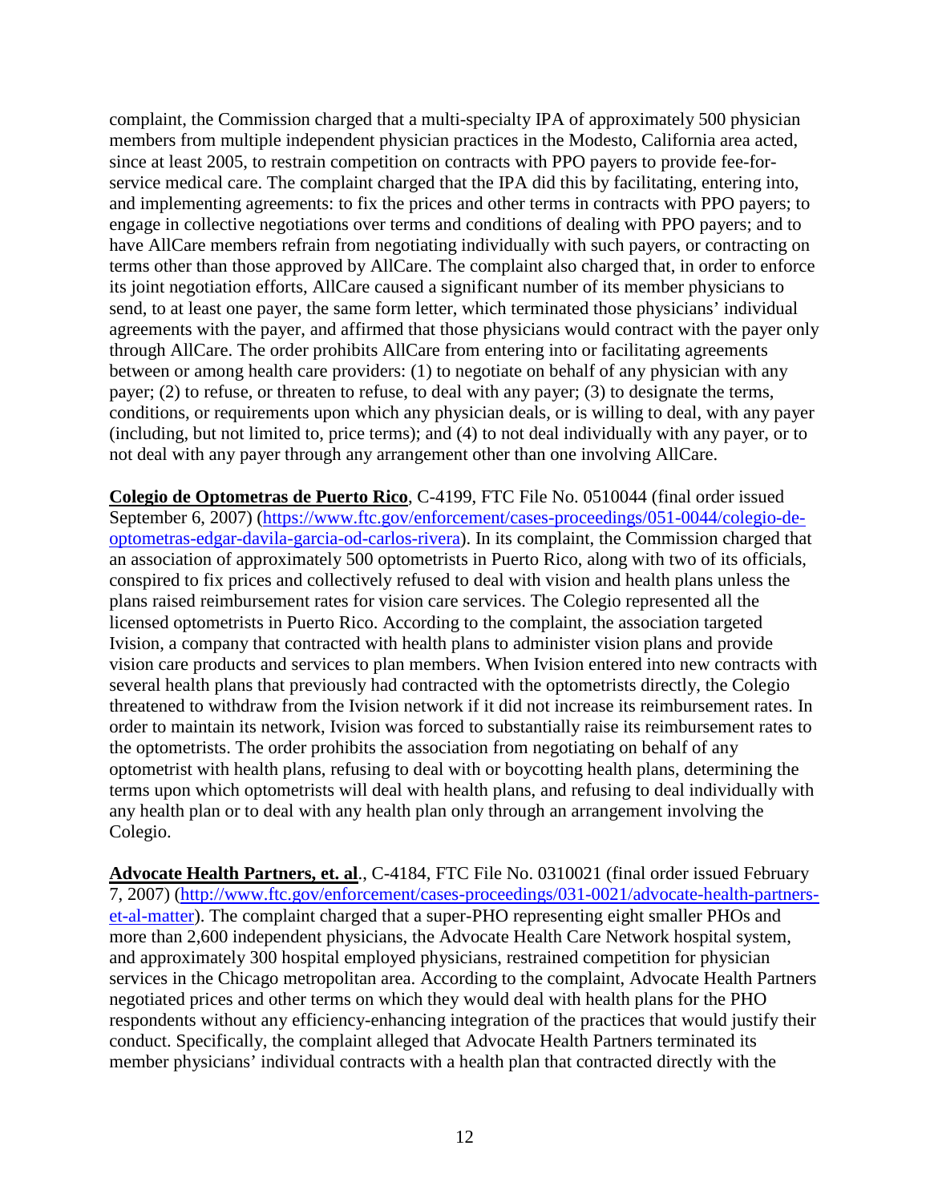complaint, the Commission charged that a multi-specialty IPA of approximately 500 physician members from multiple independent physician practices in the Modesto, California area acted, since at least 2005, to restrain competition on contracts with PPO payers to provide fee-for-service medical care. The complaint charged that the IPA did this by facilitating, entering into, and implementing agreements: to fix the prices and other terms in contracts with PPO payers; to engage in collective negotiations over terms and conditions of dealing with PPO payers; and to have AllCare members refrain from negotiating individually with such payers, or contracting on terms other than those approved by AllCare. The complaint also charged that, in order to enforce its joint negotiation efforts, AllCare caused a significant number of its member physicians to send, to at least one payer, the same form letter, which terminated those physicians' individual agreements with the payer, and affirmed that those physicians would contract with the payer only through AllCare. The order prohibits AllCare from entering into or facilitating agreements between or among health care providers: (1) to negotiate on behalf of any physician with any payer; (2) to refuse, or threaten to refuse, to deal with any payer; (3) to designate the terms, conditions, or requirements upon which any physician deals, or is willing to deal, with any payer (including, but not limited to, price terms); and (4) to not deal individually with any payer, or to not deal with any payer through any arrangement other than one involving AllCare.

**Colegio de Optometras de Puerto Rico**, C-4199, FTC File No. 0510044 (final order issued September 6, 2007) (https://www.ftc.gov/enforcement/cases-proceedings/051-0044/colegio-de-optometras-edgar-davila-garcia-od-carlos-rivera). In its complaint, the Commission charged that an association of approximately 500 optometrists in Puerto Rico, along with two of its officials, conspired to fix prices and collectively refused to deal with vision and health plans unless the plans raised reimbursement rates for vision care services. The Colegio represented all the licensed optometrists in Puerto Rico. According to the complaint, the association targeted Ivision, a company that contracted with health plans to administer vision plans and provide vision care products and services to plan members. When Ivision entered into new contracts with several health plans that previously had contracted with the optometrists directly, the Colegio threatened to withdraw from the Ivision network if it did not increase its reimbursement rates. In order to maintain its network, Ivision was forced to substantially raise its reimbursement rates to the optometrists. The order prohibits the association from negotiating on behalf of any optometrist with health plans, refusing to deal with or boycotting health plans, determining the terms upon which optometrists will deal with health plans, and refusing to deal individually with any health plan or to deal with any health plan only through an arrangement involving the Colegio.

**Advocate Health Partners, et. al**., C-4184, FTC File No. 0310021 (final order issued February 7, 2007) (http://www.ftc.gov/enforcement/cases-proceedings/031-0021/advocate-health-partners-et-al-matter). The complaint charged that a super-PHO representing eight smaller PHOs and more than 2,600 independent physicians, the Advocate Health Care Network hospital system, and approximately 300 hospital employed physicians, restrained competition for physician services in the Chicago metropolitan area. According to the complaint, Advocate Health Partners negotiated prices and other terms on which they would deal with health plans for the PHO respondents without any efficiency-enhancing integration of the practices that would justify their conduct. Specifically, the complaint alleged that Advocate Health Partners terminated its member physicians' individual contracts with a health plan that contracted directly with the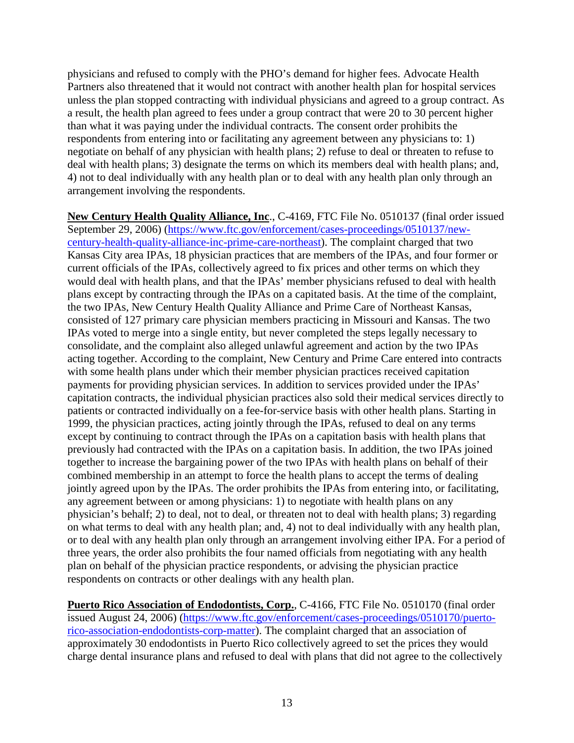physicians and refused to comply with the PHO's demand for higher fees. Advocate Health Partners also threatened that it would not contract with another health plan for hospital services unless the plan stopped contracting with individual physicians and agreed to a group contract. As a result, the health plan agreed to fees under a group contract that were 20 to 30 percent higher than what it was paying under the individual contracts. The consent order prohibits the respondents from entering into or facilitating any agreement between any physicians to: 1) negotiate on behalf of any physician with health plans; 2) refuse to deal or threaten to refuse to deal with health plans; 3) designate the terms on which its members deal with health plans; and, 4) not to deal individually with any health plan or to deal with any health plan only through an arrangement involving the respondents.

**New Century Health Quality Alliance, Inc**., C-4169, FTC File No. 0510137 (final order issued September 29, 2006) (https://www.ftc.gov/enforcement/cases-proceedings/0510137/new-century-health-quality-alliance-inc-prime-care-northeast). The complaint charged that two Kansas City area IPAs, 18 physician practices that are members of the IPAs, and four former or current officials of the IPAs, collectively agreed to fix prices and other terms on which they would deal with health plans, and that the IPAs' member physicians refused to deal with health plans except by contracting through the IPAs on a capitated basis. At the time of the complaint, the two IPAs, New Century Health Quality Alliance and Prime Care of Northeast Kansas, consisted of 127 primary care physician members practicing in Missouri and Kansas. The two IPAs voted to merge into a single entity, but never completed the steps legally necessary to consolidate, and the complaint also alleged unlawful agreement and action by the two IPAs acting together. According to the complaint, New Century and Prime Care entered into contracts with some health plans under which their member physician practices received capitation payments for providing physician services. In addition to services provided under the IPAs' capitation contracts, the individual physician practices also sold their medical services directly to patients or contracted individually on a fee-for-service basis with other health plans. Starting in 1999, the physician practices, acting jointly through the IPAs, refused to deal on any terms except by continuing to contract through the IPAs on a capitation basis with health plans that previously had contracted with the IPAs on a capitation basis. In addition, the two IPAs joined together to increase the bargaining power of the two IPAs with health plans on behalf of their combined membership in an attempt to force the health plans to accept the terms of dealing jointly agreed upon by the IPAs. The order prohibits the IPAs from entering into, or facilitating, any agreement between or among physicians: 1) to negotiate with health plans on any physician's behalf; 2) to deal, not to deal, or threaten not to deal with health plans; 3) regarding on what terms to deal with any health plan; and, 4) not to deal individually with any health plan, or to deal with any health plan only through an arrangement involving either IPA. For a period of three years, the order also prohibits the four named officials from negotiating with any health plan on behalf of the physician practice respondents, or advising the physician practice respondents on contracts or other dealings with any health plan.

**Puerto Rico Association of Endodontists, Corp.**, C-4166, FTC File No. 0510170 (final order issued August 24, 2006) (https://www.ftc.gov/enforcement/cases-proceedings/0510170/puerto-rico-association-endodontists-corp-matter). The complaint charged that an association of approximately 30 endodontists in Puerto Rico collectively agreed to set the prices they would charge dental insurance plans and refused to deal with plans that did not agree to the collectively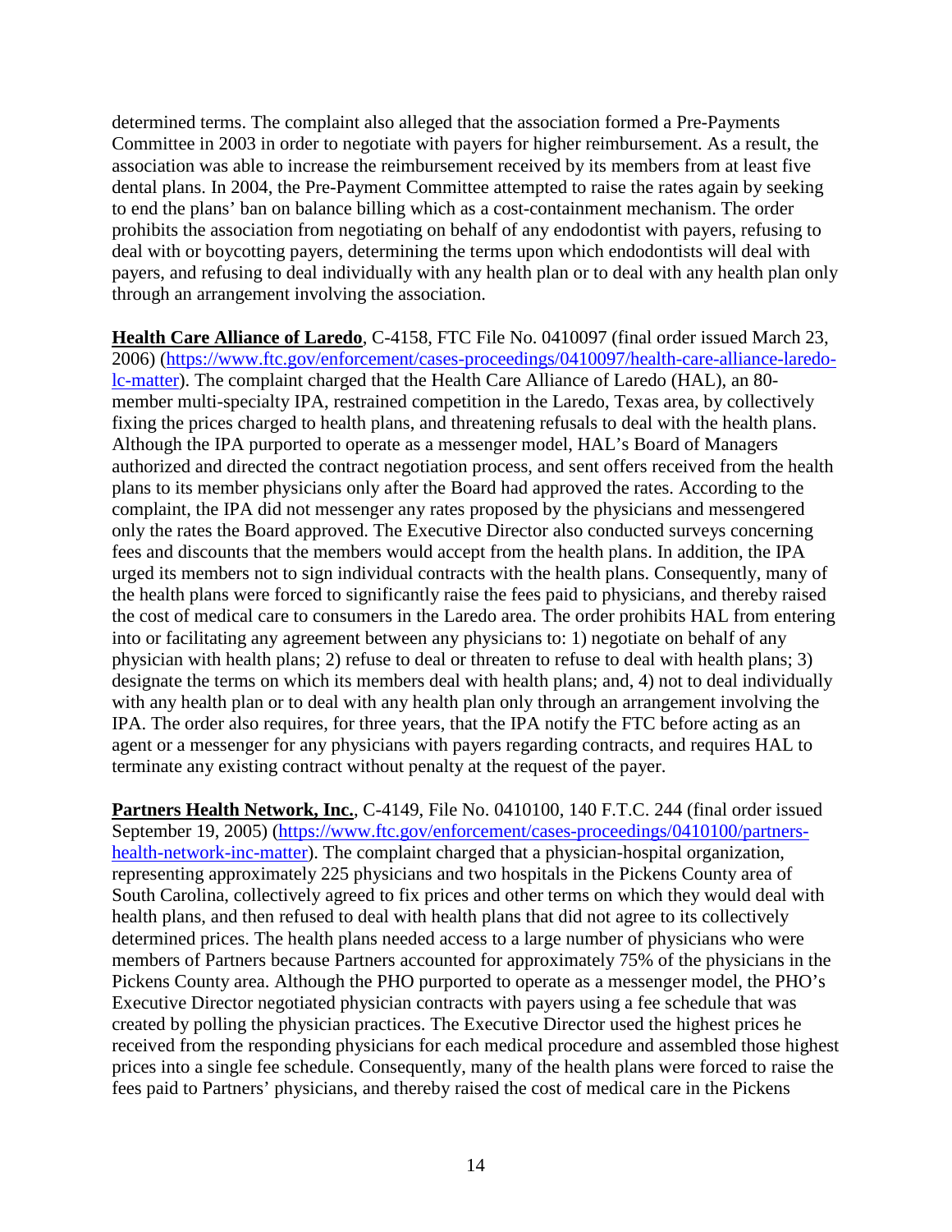determined terms. The complaint also alleged that the association formed a Pre-Payments Committee in 2003 in order to negotiate with payers for higher reimbursement. As a result, the association was able to increase the reimbursement received by its members from at least five dental plans. In 2004, the Pre-Payment Committee attempted to raise the rates again by seeking to end the plans' ban on balance billing which as a cost-containment mechanism. The order prohibits the association from negotiating on behalf of any endodontist with payers, refusing to deal with or boycotting payers, determining the terms upon which endodontists will deal with payers, and refusing to deal individually with any health plan or to deal with any health plan only through an arrangement involving the association.

**Health Care Alliance of Laredo**, C-4158, FTC File No. 0410097 (final order issued March 23, 2006) (https://www.ftc.gov/enforcement/cases-proceedings/0410097/health-care-alliance-laredo-lc-matter). The complaint charged that the Health Care Alliance of Laredo (HAL), an 80-member multi-specialty IPA, restrained competition in the Laredo, Texas area, by collectively fixing the prices charged to health plans, and threatening refusals to deal with the health plans. Although the IPA purported to operate as a messenger model, HAL's Board of Managers authorized and directed the contract negotiation process, and sent offers received from the health plans to its member physicians only after the Board had approved the rates. According to the complaint, the IPA did not messenger any rates proposed by the physicians and messengered only the rates the Board approved. The Executive Director also conducted surveys concerning fees and discounts that the members would accept from the health plans. In addition, the IPA urged its members not to sign individual contracts with the health plans. Consequently, many of the health plans were forced to significantly raise the fees paid to physicians, and thereby raised the cost of medical care to consumers in the Laredo area. The order prohibits HAL from entering into or facilitating any agreement between any physicians to: 1) negotiate on behalf of any physician with health plans; 2) refuse to deal or threaten to refuse to deal with health plans; 3) designate the terms on which its members deal with health plans; and, 4) not to deal individually with any health plan or to deal with any health plan only through an arrangement involving the IPA. The order also requires, for three years, that the IPA notify the FTC before acting as an agent or a messenger for any physicians with payers regarding contracts, and requires HAL to terminate any existing contract without penalty at the request of the payer.

**Partners Health Network, Inc.**, C-4149, File No. 0410100, 140 F.T.C. 244 (final order issued September 19, 2005) (https://www.ftc.gov/enforcement/cases-proceedings/0410100/partners-health-network-inc-matter). The complaint charged that a physician-hospital organization, representing approximately 225 physicians and two hospitals in the Pickens County area of South Carolina, collectively agreed to fix prices and other terms on which they would deal with health plans, and then refused to deal with health plans that did not agree to its collectively determined prices. The health plans needed access to a large number of physicians who were members of Partners because Partners accounted for approximately 75% of the physicians in the Pickens County area. Although the PHO purported to operate as a messenger model, the PHO's Executive Director negotiated physician contracts with payers using a fee schedule that was created by polling the physician practices. The Executive Director used the highest prices he received from the responding physicians for each medical procedure and assembled those highest prices into a single fee schedule. Consequently, many of the health plans were forced to raise the fees paid to Partners' physicians, and thereby raised the cost of medical care in the Pickens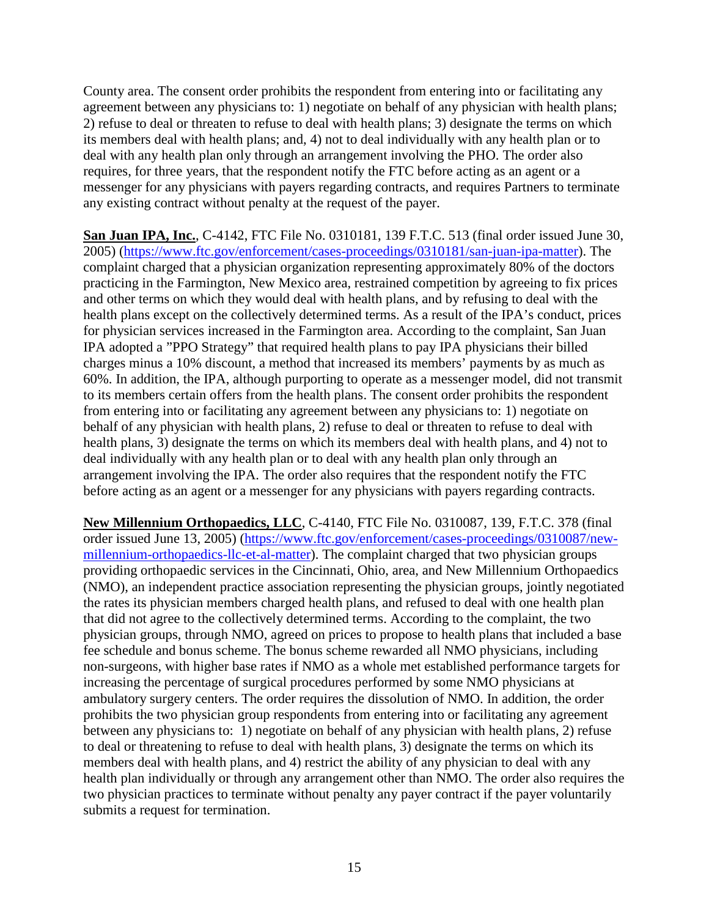County area. The consent order prohibits the respondent from entering into or facilitating any agreement between any physicians to: 1) negotiate on behalf of any physician with health plans; 2) refuse to deal or threaten to refuse to deal with health plans; 3) designate the terms on which its members deal with health plans; and, 4) not to deal individually with any health plan or to deal with any health plan only through an arrangement involving the PHO. The order also requires, for three years, that the respondent notify the FTC before acting as an agent or a messenger for any physicians with payers regarding contracts, and requires Partners to terminate any existing contract without penalty at the request of the payer.

**San Juan IPA, Inc.**, C-4142, FTC File No. 0310181, 139 F.T.C. 513 (final order issued June 30, 2005) (https://www.ftc.gov/enforcement/cases-proceedings/0310181/san-juan-ipa-matter). The complaint charged that a physician organization representing approximately 80% of the doctors practicing in the Farmington, New Mexico area, restrained competition by agreeing to fix prices and other terms on which they would deal with health plans, and by refusing to deal with the health plans except on the collectively determined terms. As a result of the IPA's conduct, prices for physician services increased in the Farmington area. According to the complaint, San Juan IPA adopted a "PPO Strategy" that required health plans to pay IPA physicians their billed charges minus a 10% discount, a method that increased its members' payments by as much as 60%. In addition, the IPA, although purporting to operate as a messenger model, did not transmit to its members certain offers from the health plans. The consent order prohibits the respondent from entering into or facilitating any agreement between any physicians to: 1) negotiate on behalf of any physician with health plans, 2) refuse to deal or threaten to refuse to deal with health plans, 3) designate the terms on which its members deal with health plans, and 4) not to deal individually with any health plan or to deal with any health plan only through an arrangement involving the IPA. The order also requires that the respondent notify the FTC before acting as an agent or a messenger for any physicians with payers regarding contracts.

**New Millennium Orthopaedics, LLC**, C-4140, FTC File No. 0310087, 139, F.T.C. 378 (final order issued June 13, 2005) (https://www.ftc.gov/enforcement/cases-proceedings/0310087/new-millennium-orthopaedics-llc-et-al-matter). The complaint charged that two physician groups providing orthopaedic services in the Cincinnati, Ohio, area, and New Millennium Orthopaedics (NMO), an independent practice association representing the physician groups, jointly negotiated the rates its physician members charged health plans, and refused to deal with one health plan that did not agree to the collectively determined terms. According to the complaint, the two physician groups, through NMO, agreed on prices to propose to health plans that included a base fee schedule and bonus scheme. The bonus scheme rewarded all NMO physicians, including non-surgeons, with higher base rates if NMO as a whole met established performance targets for increasing the percentage of surgical procedures performed by some NMO physicians at ambulatory surgery centers. The order requires the dissolution of NMO. In addition, the order prohibits the two physician group respondents from entering into or facilitating any agreement between any physicians to: 1) negotiate on behalf of any physician with health plans, 2) refuse to deal or threatening to refuse to deal with health plans, 3) designate the terms on which its members deal with health plans, and 4) restrict the ability of any physician to deal with any health plan individually or through any arrangement other than NMO. The order also requires the two physician practices to terminate without penalty any payer contract if the payer voluntarily submits a request for termination.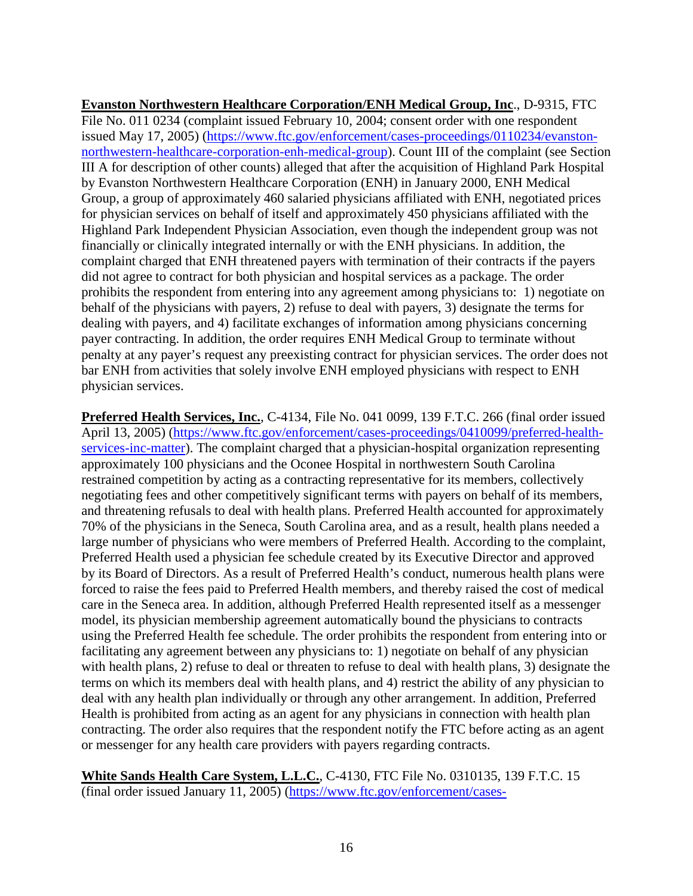**Evanston Northwestern Healthcare Corporation/ENH Medical Group, Inc**., D-9315, FTC File No. 011 0234 (complaint issued February 10, 2004; consent order with one respondent issued May 17, 2005) (https://www.ftc.gov/enforcement/cases-proceedings/0110234/evanston-northwestern-healthcare-corporation-enh-medical-group). Count III of the complaint (see Section III A for description of other counts) alleged that after the acquisition of Highland Park Hospital by Evanston Northwestern Healthcare Corporation (ENH) in January 2000, ENH Medical Group, a group of approximately 460 salaried physicians affiliated with ENH, negotiated prices for physician services on behalf of itself and approximately 450 physicians affiliated with the Highland Park Independent Physician Association, even though the independent group was not financially or clinically integrated internally or with the ENH physicians. In addition, the complaint charged that ENH threatened payers with termination of their contracts if the payers did not agree to contract for both physician and hospital services as a package. The order prohibits the respondent from entering into any agreement among physicians to: 1) negotiate on behalf of the physicians with payers, 2) refuse to deal with payers, 3) designate the terms for dealing with payers, and 4) facilitate exchanges of information among physicians concerning payer contracting. In addition, the order requires ENH Medical Group to terminate without penalty at any payer's request any preexisting contract for physician services. The order does not bar ENH from activities that solely involve ENH employed physicians with respect to ENH physician services.

**Preferred Health Services, Inc.**, C-4134, File No. 041 0099, 139 F.T.C. 266 (final order issued April 13, 2005) (https://www.ftc.gov/enforcement/cases-proceedings/0410099/preferred-health-services-inc-matter). The complaint charged that a physician-hospital organization representing approximately 100 physicians and the Oconee Hospital in northwestern South Carolina restrained competition by acting as a contracting representative for its members, collectively negotiating fees and other competitively significant terms with payers on behalf of its members, and threatening refusals to deal with health plans. Preferred Health accounted for approximately 70% of the physicians in the Seneca, South Carolina area, and as a result, health plans needed a large number of physicians who were members of Preferred Health. According to the complaint, Preferred Health used a physician fee schedule created by its Executive Director and approved by its Board of Directors. As a result of Preferred Health's conduct, numerous health plans were forced to raise the fees paid to Preferred Health members, and thereby raised the cost of medical care in the Seneca area. In addition, although Preferred Health represented itself as a messenger model, its physician membership agreement automatically bound the physicians to contracts using the Preferred Health fee schedule. The order prohibits the respondent from entering into or facilitating any agreement between any physicians to: 1) negotiate on behalf of any physician with health plans, 2) refuse to deal or threaten to refuse to deal with health plans, 3) designate the terms on which its members deal with health plans, and 4) restrict the ability of any physician to deal with any health plan individually or through any other arrangement. In addition, Preferred Health is prohibited from acting as an agent for any physicians in connection with health plan contracting. The order also requires that the respondent notify the FTC before acting as an agent or messenger for any health care providers with payers regarding contracts.

**White Sands Health Care System, L.L.C.**, C-4130, FTC File No. 0310135, 139 F.T.C. 15 (final order issued January 11, 2005) (https://www.ftc.gov/enforcement/cases-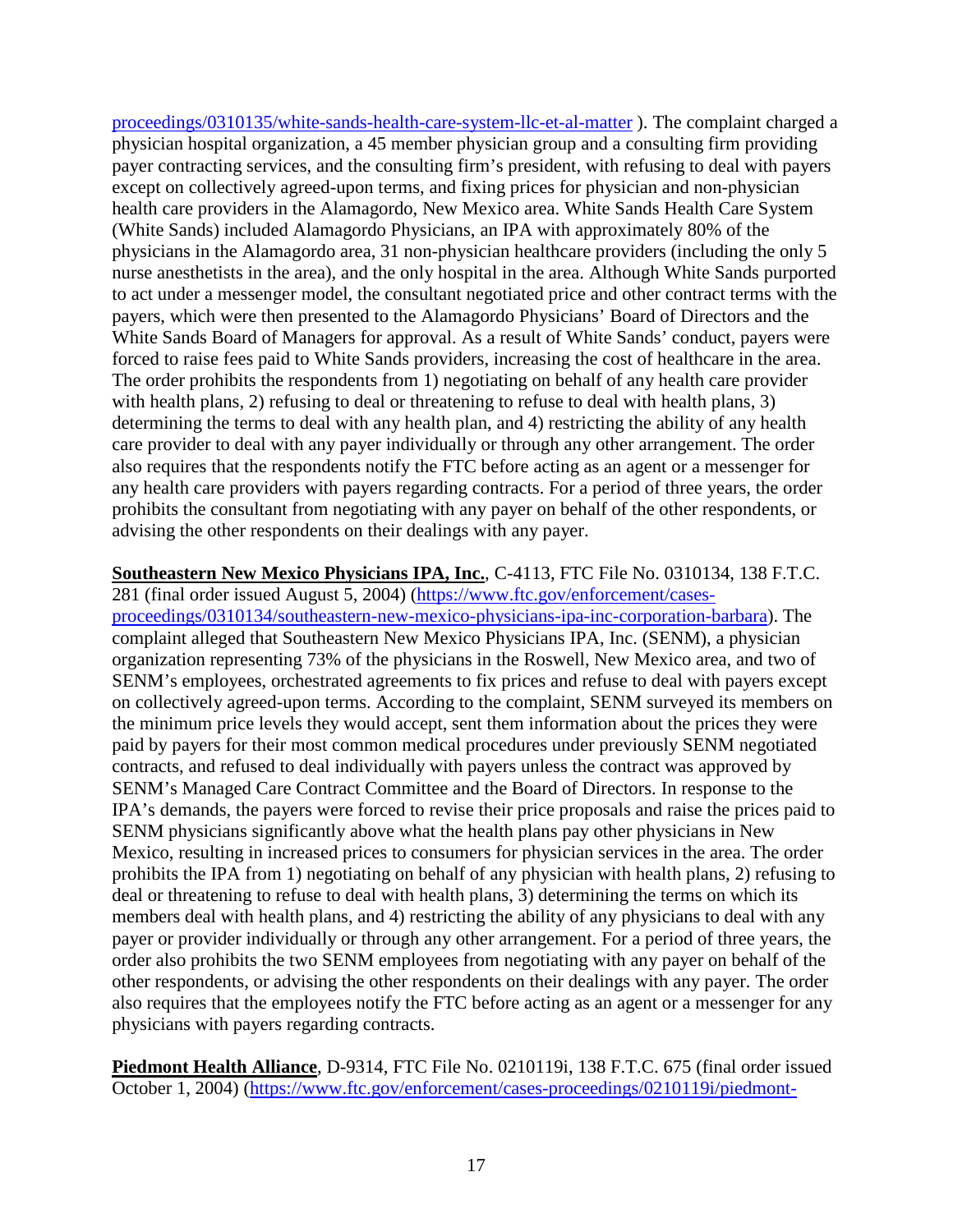proceedings/0310135/white-sands-health-care-system-llc-et-al-matter ). The complaint charged a physician hospital organization, a 45 member physician group and a consulting firm providing payer contracting services, and the consulting firm's president, with refusing to deal with payers except on collectively agreed-upon terms, and fixing prices for physician and non-physician health care providers in the Alamagordo, New Mexico area. White Sands Health Care System (White Sands) included Alamagordo Physicians, an IPA with approximately 80% of the physicians in the Alamagordo area, 31 non-physician healthcare providers (including the only 5 nurse anesthetists in the area), and the only hospital in the area. Although White Sands purported to act under a messenger model, the consultant negotiated price and other contract terms with the payers, which were then presented to the Alamagordo Physicians' Board of Directors and the White Sands Board of Managers for approval. As a result of White Sands' conduct, payers were forced to raise fees paid to White Sands providers, increasing the cost of healthcare in the area. The order prohibits the respondents from 1) negotiating on behalf of any health care provider with health plans, 2) refusing to deal or threatening to refuse to deal with health plans, 3) determining the terms to deal with any health plan, and 4) restricting the ability of any health care provider to deal with any payer individually or through any other arrangement. The order also requires that the respondents notify the FTC before acting as an agent or a messenger for any health care providers with payers regarding contracts. For a period of three years, the order prohibits the consultant from negotiating with any payer on behalf of the other respondents, or advising the other respondents on their dealings with any payer.

**Southeastern New Mexico Physicians IPA, Inc.**, C-4113, FTC File No. 0310134, 138 F.T.C. 281 (final order issued August 5, 2004) (https://www.ftc.gov/enforcement/cases-proceedings/0310134/southeastern-new-mexico-physicians-ipa-inc-corporation-barbara). The complaint alleged that Southeastern New Mexico Physicians IPA, Inc. (SENM), a physician organization representing 73% of the physicians in the Roswell, New Mexico area, and two of SENM's employees, orchestrated agreements to fix prices and refuse to deal with payers except on collectively agreed-upon terms. According to the complaint, SENM surveyed its members on the minimum price levels they would accept, sent them information about the prices they were paid by payers for their most common medical procedures under previously SENM negotiated contracts, and refused to deal individually with payers unless the contract was approved by SENM's Managed Care Contract Committee and the Board of Directors. In response to the IPA's demands, the payers were forced to revise their price proposals and raise the prices paid to SENM physicians significantly above what the health plans pay other physicians in New Mexico, resulting in increased prices to consumers for physician services in the area. The order prohibits the IPA from 1) negotiating on behalf of any physician with health plans, 2) refusing to deal or threatening to refuse to deal with health plans, 3) determining the terms on which its members deal with health plans, and 4) restricting the ability of any physicians to deal with any payer or provider individually or through any other arrangement. For a period of three years, the order also prohibits the two SENM employees from negotiating with any payer on behalf of the other respondents, or advising the other respondents on their dealings with any payer. The order also requires that the employees notify the FTC before acting as an agent or a messenger for any physicians with payers regarding contracts.

**Piedmont Health Alliance**, D-9314, FTC File No. 0210119i, 138 F.T.C. 675 (final order issued October 1, 2004) (https://www.ftc.gov/enforcement/cases-proceedings/0210119i/piedmont-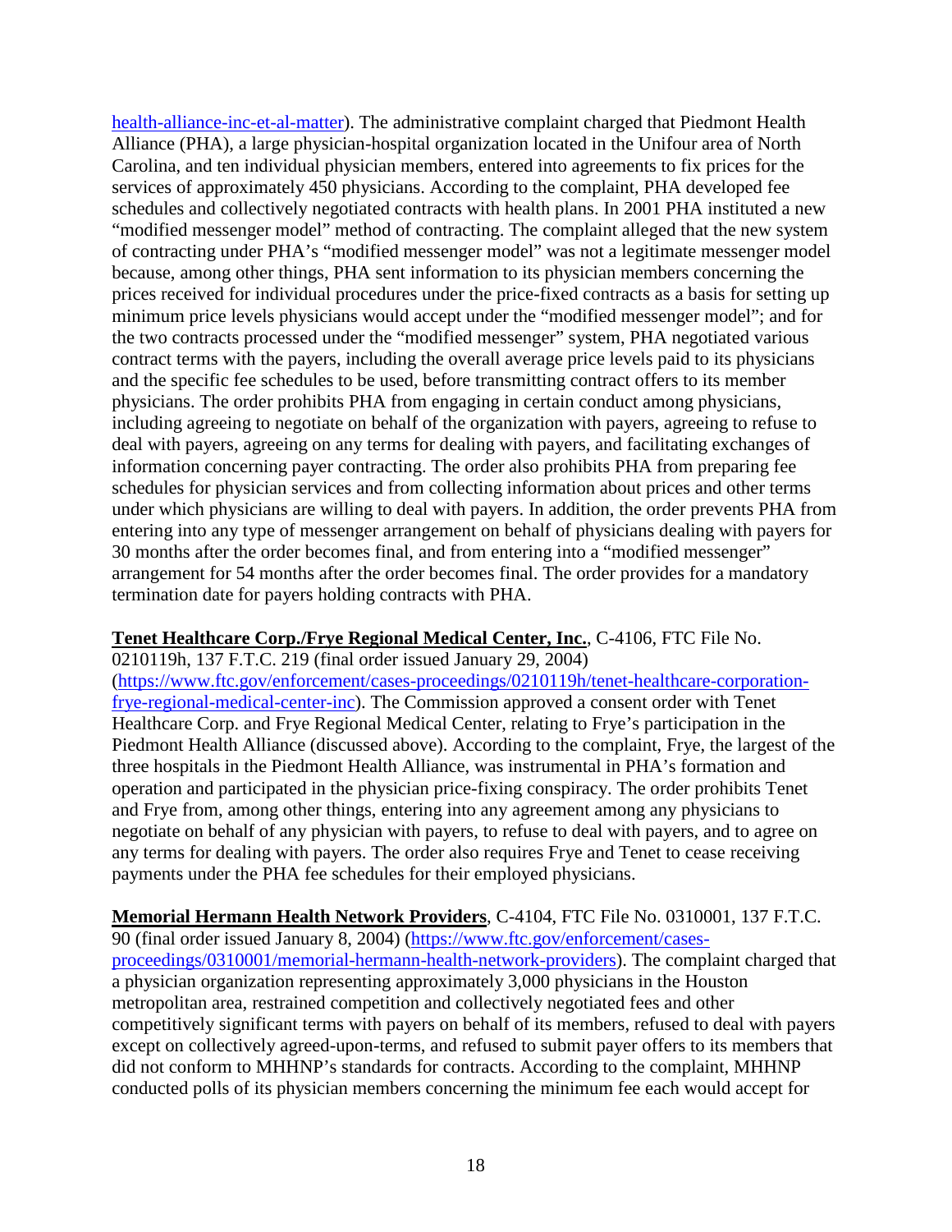[health-alliance-inc-et-al-matter](health-alliance-inc-et-al-matter)). The administrative complaint charged that Piedmont Health Alliance (PHA), a large physician-hospital organization located in the Unifour area of North Carolina, and ten individual physician members, entered into agreements to fix prices for the services of approximately 450 physicians. According to the complaint, PHA developed fee schedules and collectively negotiated contracts with health plans. In 2001 PHA instituted a new "modified messenger model" method of contracting. The complaint alleged that the new system of contracting under PHA's "modified messenger model" was not a legitimate messenger model because, among other things, PHA sent information to its physician members concerning the prices received for individual procedures under the price-fixed contracts as a basis for setting up minimum price levels physicians would accept under the "modified messenger model"; and for the two contracts processed under the "modified messenger" system, PHA negotiated various contract terms with the payers, including the overall average price levels paid to its physicians and the specific fee schedules to be used, before transmitting contract offers to its member physicians. The order prohibits PHA from engaging in certain conduct among physicians, including agreeing to negotiate on behalf of the organization with payers, agreeing to refuse to deal with payers, agreeing on any terms for dealing with payers, and facilitating exchanges of information concerning payer contracting. The order also prohibits PHA from preparing fee schedules for physician services and from collecting information about prices and other terms under which physicians are willing to deal with payers. In addition, the order prevents PHA from entering into any type of messenger arrangement on behalf of physicians dealing with payers for 30 months after the order becomes final, and from entering into a "modified messenger" arrangement for 54 months after the order becomes final. The order provides for a mandatory termination date for payers holding contracts with PHA.

**Tenet Healthcare Corp./Frye Regional Medical Center, Inc.**, C-4106, FTC File No. 0210119h, 137 F.T.C. 219 (final order issued January 29, 2004) ([https://www.ftc.gov/enforcement/cases-proceedings/0210119h/tenet-healthcare-corporation-frye-regional-medical-center-inc](https://www.ftc.gov/enforcement/cases-proceedings/0210119h/tenet-healthcare-corporation-frye-regional-medical-center-inc)). The Commission approved a consent order with Tenet Healthcare Corp. and Frye Regional Medical Center, relating to Frye's participation in the Piedmont Health Alliance (discussed above). According to the complaint, Frye, the largest of the three hospitals in the Piedmont Health Alliance, was instrumental in PHA's formation and operation and participated in the physician price-fixing conspiracy. The order prohibits Tenet and Frye from, among other things, entering into any agreement among any physicians to negotiate on behalf of any physician with payers, to refuse to deal with payers, and to agree on any terms for dealing with payers. The order also requires Frye and Tenet to cease receiving payments under the PHA fee schedules for their employed physicians.

**Memorial Hermann Health Network Providers**, C-4104, FTC File No. 0310001, 137 F.T.C. 90 (final order issued January 8, 2004) ([https://www.ftc.gov/enforcement/cases-proceedings/0310001/memorial-hermann-health-network-providers](https://www.ftc.gov/enforcement/cases-proceedings/0310001/memorial-hermann-health-network-providers)). The complaint charged that a physician organization representing approximately 3,000 physicians in the Houston metropolitan area, restrained competition and collectively negotiated fees and other competitively significant terms with payers on behalf of its members, refused to deal with payers except on collectively agreed-upon-terms, and refused to submit payer offers to its members that did not conform to MHHNP's standards for contracts. According to the complaint, MHHNP conducted polls of its physician members concerning the minimum fee each would accept for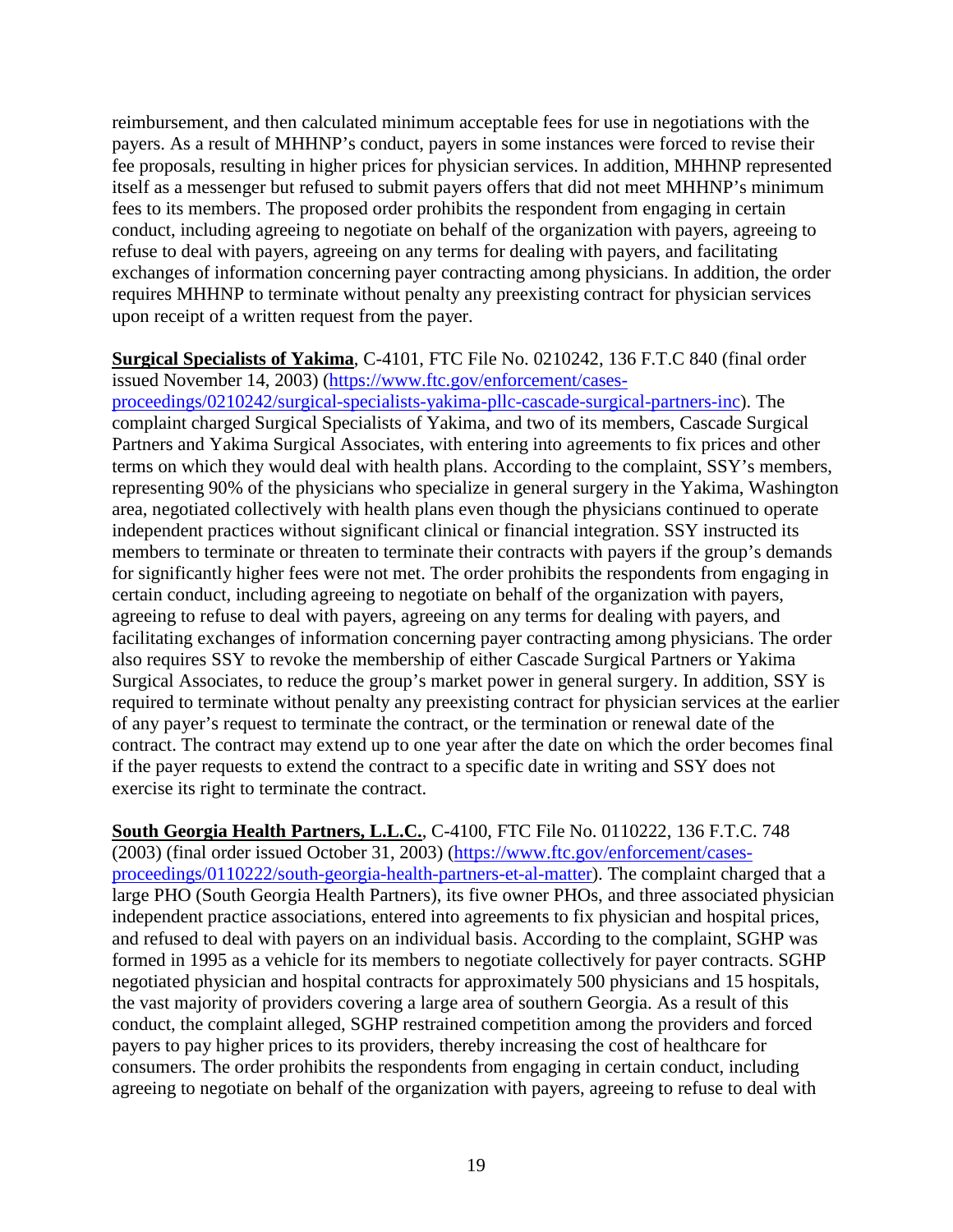reimbursement, and then calculated minimum acceptable fees for use in negotiations with the payers. As a result of MHHNP's conduct, payers in some instances were forced to revise their fee proposals, resulting in higher prices for physician services. In addition, MHHNP represented itself as a messenger but refused to submit payers offers that did not meet MHHNP's minimum fees to its members. The proposed order prohibits the respondent from engaging in certain conduct, including agreeing to negotiate on behalf of the organization with payers, agreeing to refuse to deal with payers, agreeing on any terms for dealing with payers, and facilitating exchanges of information concerning payer contracting among physicians. In addition, the order requires MHHNP to terminate without penalty any preexisting contract for physician services upon receipt of a written request from the payer.

**Surgical Specialists of Yakima**, C-4101, FTC File No. 0210242, 136 F.T.C 840 (final order issued November 14, 2003) (https://www.ftc.gov/enforcement/cases-proceedings/0210242/surgical-specialists-yakima-pllc-cascade-surgical-partners-inc). The complaint charged Surgical Specialists of Yakima, and two of its members, Cascade Surgical Partners and Yakima Surgical Associates, with entering into agreements to fix prices and other terms on which they would deal with health plans. According to the complaint, SSY's members, representing 90% of the physicians who specialize in general surgery in the Yakima, Washington area, negotiated collectively with health plans even though the physicians continued to operate independent practices without significant clinical or financial integration. SSY instructed its members to terminate or threaten to terminate their contracts with payers if the group's demands for significantly higher fees were not met. The order prohibits the respondents from engaging in certain conduct, including agreeing to negotiate on behalf of the organization with payers, agreeing to refuse to deal with payers, agreeing on any terms for dealing with payers, and facilitating exchanges of information concerning payer contracting among physicians. The order also requires SSY to revoke the membership of either Cascade Surgical Partners or Yakima Surgical Associates, to reduce the group's market power in general surgery. In addition, SSY is required to terminate without penalty any preexisting contract for physician services at the earlier of any payer's request to terminate the contract, or the termination or renewal date of the contract. The contract may extend up to one year after the date on which the order becomes final if the payer requests to extend the contract to a specific date in writing and SSY does not exercise its right to terminate the contract.

**South Georgia Health Partners, L.L.C.**, C-4100, FTC File No. 0110222, 136 F.T.C. 748 (2003) (final order issued October 31, 2003) (https://www.ftc.gov/enforcement/cases-proceedings/0110222/south-georgia-health-partners-et-al-matter). The complaint charged that a large PHO (South Georgia Health Partners), its five owner PHOs, and three associated physician independent practice associations, entered into agreements to fix physician and hospital prices, and refused to deal with payers on an individual basis. According to the complaint, SGHP was formed in 1995 as a vehicle for its members to negotiate collectively for payer contracts. SGHP negotiated physician and hospital contracts for approximately 500 physicians and 15 hospitals, the vast majority of providers covering a large area of southern Georgia. As a result of this conduct, the complaint alleged, SGHP restrained competition among the providers and forced payers to pay higher prices to its providers, thereby increasing the cost of healthcare for consumers. The order prohibits the respondents from engaging in certain conduct, including agreeing to negotiate on behalf of the organization with payers, agreeing to refuse to deal with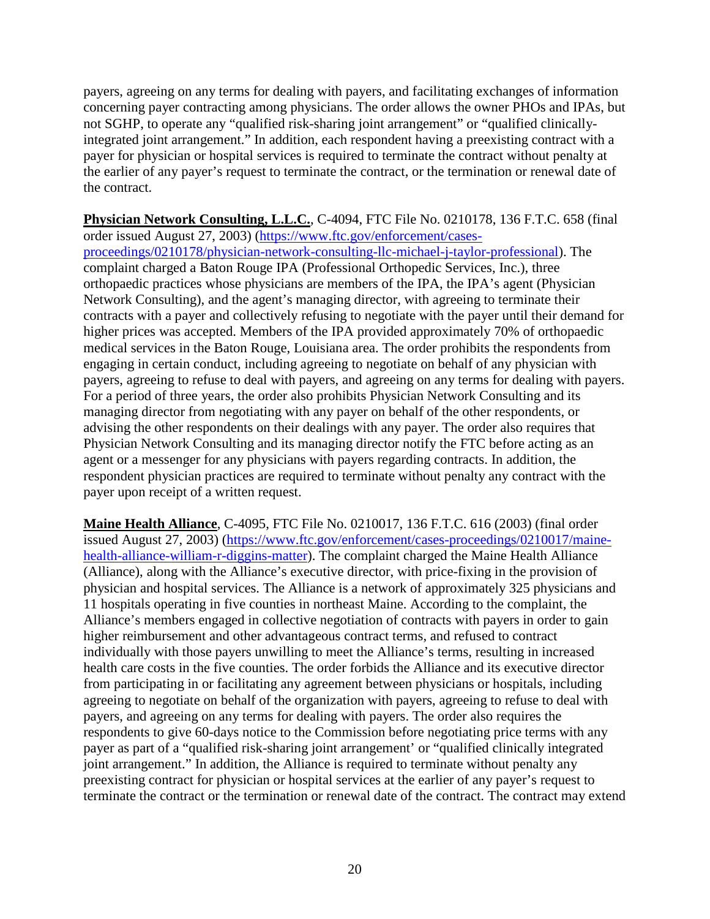payers, agreeing on any terms for dealing with payers, and facilitating exchanges of information concerning payer contracting among physicians. The order allows the owner PHOs and IPAs, but not SGHP, to operate any "qualified risk-sharing joint arrangement" or "qualified clinically-integrated joint arrangement." In addition, each respondent having a preexisting contract with a payer for physician or hospital services is required to terminate the contract without penalty at the earlier of any payer's request to terminate the contract, or the termination or renewal date of the contract.

**Physician Network Consulting, L.L.C.**, C-4094, FTC File No. 0210178, 136 F.T.C. 658 (final order issued August 27, 2003) (https://www.ftc.gov/enforcement/cases-proceedings/0210178/physician-network-consulting-llc-michael-j-taylor-professional). The complaint charged a Baton Rouge IPA (Professional Orthopedic Services, Inc.), three orthopaedic practices whose physicians are members of the IPA, the IPA's agent (Physician Network Consulting), and the agent's managing director, with agreeing to terminate their contracts with a payer and collectively refusing to negotiate with the payer until their demand for higher prices was accepted. Members of the IPA provided approximately 70% of orthopaedic medical services in the Baton Rouge, Louisiana area. The order prohibits the respondents from engaging in certain conduct, including agreeing to negotiate on behalf of any physician with payers, agreeing to refuse to deal with payers, and agreeing on any terms for dealing with payers. For a period of three years, the order also prohibits Physician Network Consulting and its managing director from negotiating with any payer on behalf of the other respondents, or advising the other respondents on their dealings with any payer. The order also requires that Physician Network Consulting and its managing director notify the FTC before acting as an agent or a messenger for any physicians with payers regarding contracts. In addition, the respondent physician practices are required to terminate without penalty any contract with the payer upon receipt of a written request.

**Maine Health Alliance**, C-4095, FTC File No. 0210017, 136 F.T.C. 616 (2003) (final order issued August 27, 2003) (https://www.ftc.gov/enforcement/cases-proceedings/0210017/maine-health-alliance-william-r-diggins-matter). The complaint charged the Maine Health Alliance (Alliance), along with the Alliance's executive director, with price-fixing in the provision of physician and hospital services. The Alliance is a network of approximately 325 physicians and 11 hospitals operating in five counties in northeast Maine. According to the complaint, the Alliance's members engaged in collective negotiation of contracts with payers in order to gain higher reimbursement and other advantageous contract terms, and refused to contract individually with those payers unwilling to meet the Alliance's terms, resulting in increased health care costs in the five counties. The order forbids the Alliance and its executive director from participating in or facilitating any agreement between physicians or hospitals, including agreeing to negotiate on behalf of the organization with payers, agreeing to refuse to deal with payers, and agreeing on any terms for dealing with payers. The order also requires the respondents to give 60-days notice to the Commission before negotiating price terms with any payer as part of a "qualified risk-sharing joint arrangement' or "qualified clinically integrated joint arrangement." In addition, the Alliance is required to terminate without penalty any preexisting contract for physician or hospital services at the earlier of any payer's request to terminate the contract or the termination or renewal date of the contract. The contract may extend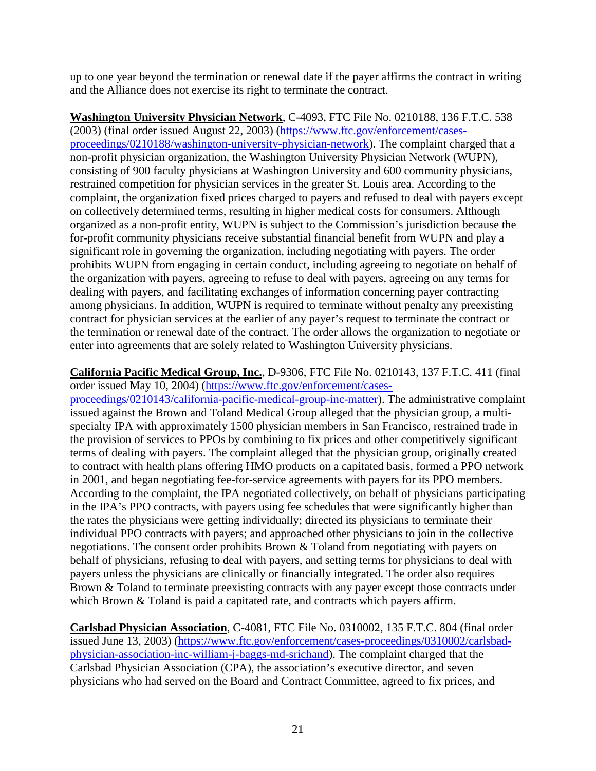up to one year beyond the termination or renewal date if the payer affirms the contract in writing and the Alliance does not exercise its right to terminate the contract.

**Washington University Physician Network**, C-4093, FTC File No. 0210188, 136 F.T.C. 538 (2003) (final order issued August 22, 2003) ([https://www.ftc.gov/enforcement/cases-proceedings/0210188/washington-university-physician-network](https://www.ftc.gov/enforcement/cases-proceedings/0210188/washington-university-physician-network)). The complaint charged that a non-profit physician organization, the Washington University Physician Network (WUPN), consisting of 900 faculty physicians at Washington University and 600 community physicians, restrained competition for physician services in the greater St. Louis area. According to the complaint, the organization fixed prices charged to payers and refused to deal with payers except on collectively determined terms, resulting in higher medical costs for consumers. Although organized as a non-profit entity, WUPN is subject to the Commission's jurisdiction because the for-profit community physicians receive substantial financial benefit from WUPN and play a significant role in governing the organization, including negotiating with payers. The order prohibits WUPN from engaging in certain conduct, including agreeing to negotiate on behalf of the organization with payers, agreeing to refuse to deal with payers, agreeing on any terms for dealing with payers, and facilitating exchanges of information concerning payer contracting among physicians. In addition, WUPN is required to terminate without penalty any preexisting contract for physician services at the earlier of any payer's request to terminate the contract or the termination or renewal date of the contract. The order allows the organization to negotiate or enter into agreements that are solely related to Washington University physicians.

**California Pacific Medical Group, Inc.**, D-9306, FTC File No. 0210143, 137 F.T.C. 411 (final order issued May 10, 2004) ([https://www.ftc.gov/enforcement/cases-proceedings/0210143/california-pacific-medical-group-inc-matter](https://www.ftc.gov/enforcement/cases-proceedings/0210143/california-pacific-medical-group-inc-matter)). The administrative complaint issued against the Brown and Toland Medical Group alleged that the physician group, a multi-specialty IPA with approximately 1500 physician members in San Francisco, restrained trade in the provision of services to PPOs by combining to fix prices and other competitively significant terms of dealing with payers. The complaint alleged that the physician group, originally created to contract with health plans offering HMO products on a capitated basis, formed a PPO network in 2001, and began negotiating fee-for-service agreements with payers for its PPO members. According to the complaint, the IPA negotiated collectively, on behalf of physicians participating in the IPA's PPO contracts, with payers using fee schedules that were significantly higher than the rates the physicians were getting individually; directed its physicians to terminate their individual PPO contracts with payers; and approached other physicians to join in the collective negotiations. The consent order prohibits Brown & Toland from negotiating with payers on behalf of physicians, refusing to deal with payers, and setting terms for physicians to deal with payers unless the physicians are clinically or financially integrated. The order also requires Brown & Toland to terminate preexisting contracts with any payer except those contracts under which Brown & Toland is paid a capitated rate, and contracts which payers affirm.

**Carlsbad Physician Association**, C-4081, FTC File No. 0310002, 135 F.T.C. 804 (final order issued June 13, 2003) ([https://www.ftc.gov/enforcement/cases-proceedings/0310002/carlsbad-physician-association-inc-william-j-baggs-md-srichand](https://www.ftc.gov/enforcement/cases-proceedings/0310002/carlsbad-physician-association-inc-william-j-baggs-md-srichand)). The complaint charged that the Carlsbad Physician Association (CPA), the association's executive director, and seven physicians who had served on the Board and Contract Committee, agreed to fix prices, and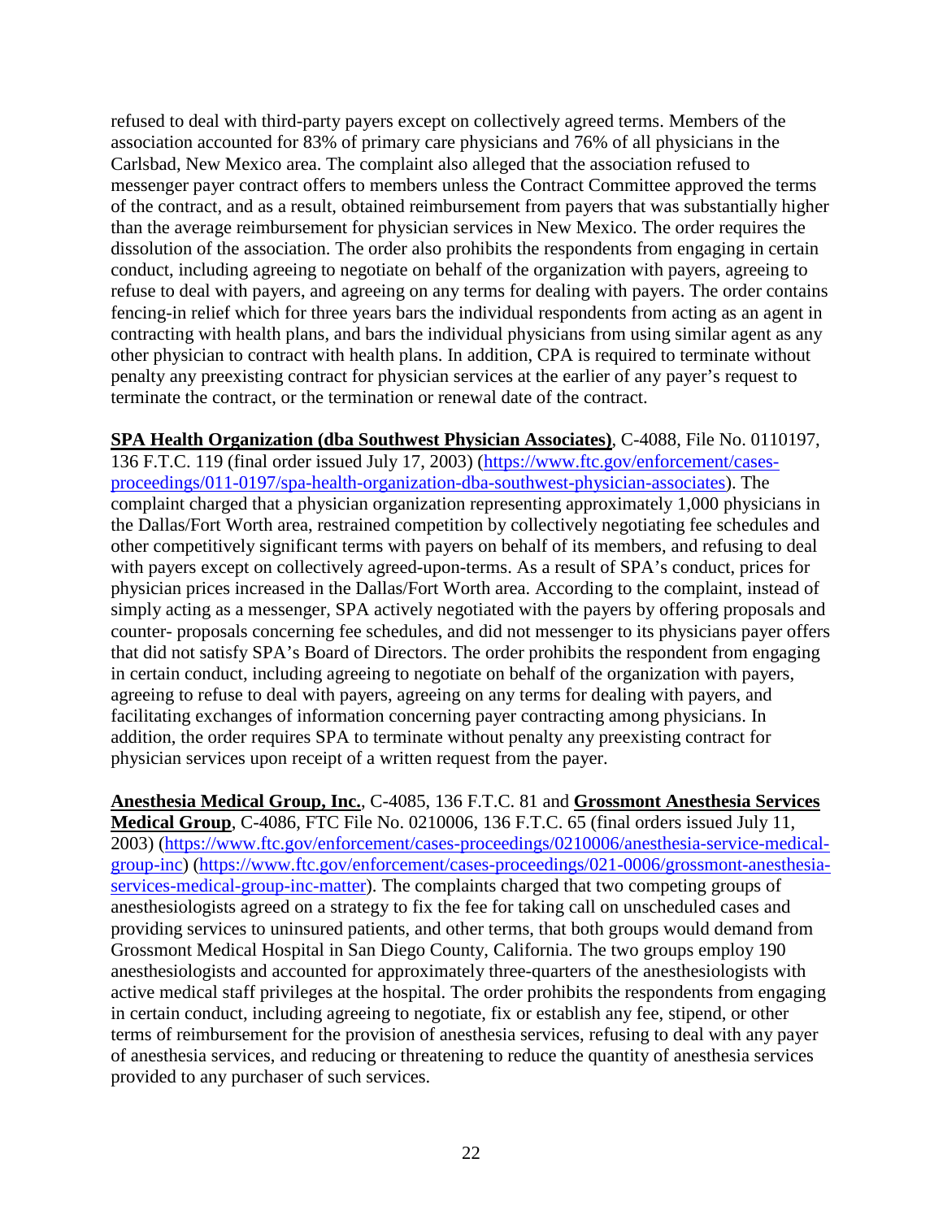refused to deal with third-party payers except on collectively agreed terms. Members of the association accounted for 83% of primary care physicians and 76% of all physicians in the Carlsbad, New Mexico area. The complaint also alleged that the association refused to messenger payer contract offers to members unless the Contract Committee approved the terms of the contract, and as a result, obtained reimbursement from payers that was substantially higher than the average reimbursement for physician services in New Mexico. The order requires the dissolution of the association. The order also prohibits the respondents from engaging in certain conduct, including agreeing to negotiate on behalf of the organization with payers, agreeing to refuse to deal with payers, and agreeing on any terms for dealing with payers. The order contains fencing-in relief which for three years bars the individual respondents from acting as an agent in contracting with health plans, and bars the individual physicians from using similar agent as any other physician to contract with health plans. In addition, CPA is required to terminate without penalty any preexisting contract for physician services at the earlier of any payer's request to terminate the contract, or the termination or renewal date of the contract.

**SPA Health Organization (dba Southwest Physician Associates)**, C-4088, File No. 0110197, 136 F.T.C. 119 (final order issued July 17, 2003) (https://www.ftc.gov/enforcement/cases-proceedings/011-0197/spa-health-organization-dba-southwest-physician-associates). The complaint charged that a physician organization representing approximately 1,000 physicians in the Dallas/Fort Worth area, restrained competition by collectively negotiating fee schedules and other competitively significant terms with payers on behalf of its members, and refusing to deal with payers except on collectively agreed-upon-terms. As a result of SPA's conduct, prices for physician prices increased in the Dallas/Fort Worth area. According to the complaint, instead of simply acting as a messenger, SPA actively negotiated with the payers by offering proposals and counter- proposals concerning fee schedules, and did not messenger to its physicians payer offers that did not satisfy SPA's Board of Directors. The order prohibits the respondent from engaging in certain conduct, including agreeing to negotiate on behalf of the organization with payers, agreeing to refuse to deal with payers, agreeing on any terms for dealing with payers, and facilitating exchanges of information concerning payer contracting among physicians. In addition, the order requires SPA to terminate without penalty any preexisting contract for physician services upon receipt of a written request from the payer.

**Anesthesia Medical Group, Inc.**, C-4085, 136 F.T.C. 81 and **Grossmont Anesthesia Services Medical Group**, C-4086, FTC File No. 0210006, 136 F.T.C. 65 (final orders issued July 11, 2003) (https://www.ftc.gov/enforcement/cases-proceedings/0210006/anesthesia-service-medical-group-inc) (https://www.ftc.gov/enforcement/cases-proceedings/021-0006/grossmont-anesthesia-services-medical-group-inc-matter). The complaints charged that two competing groups of anesthesiologists agreed on a strategy to fix the fee for taking call on unscheduled cases and providing services to uninsured patients, and other terms, that both groups would demand from Grossmont Medical Hospital in San Diego County, California. The two groups employ 190 anesthesiologists and accounted for approximately three-quarters of the anesthesiologists with active medical staff privileges at the hospital. The order prohibits the respondents from engaging in certain conduct, including agreeing to negotiate, fix or establish any fee, stipend, or other terms of reimbursement for the provision of anesthesia services, refusing to deal with any payer of anesthesia services, and reducing or threatening to reduce the quantity of anesthesia services provided to any purchaser of such services.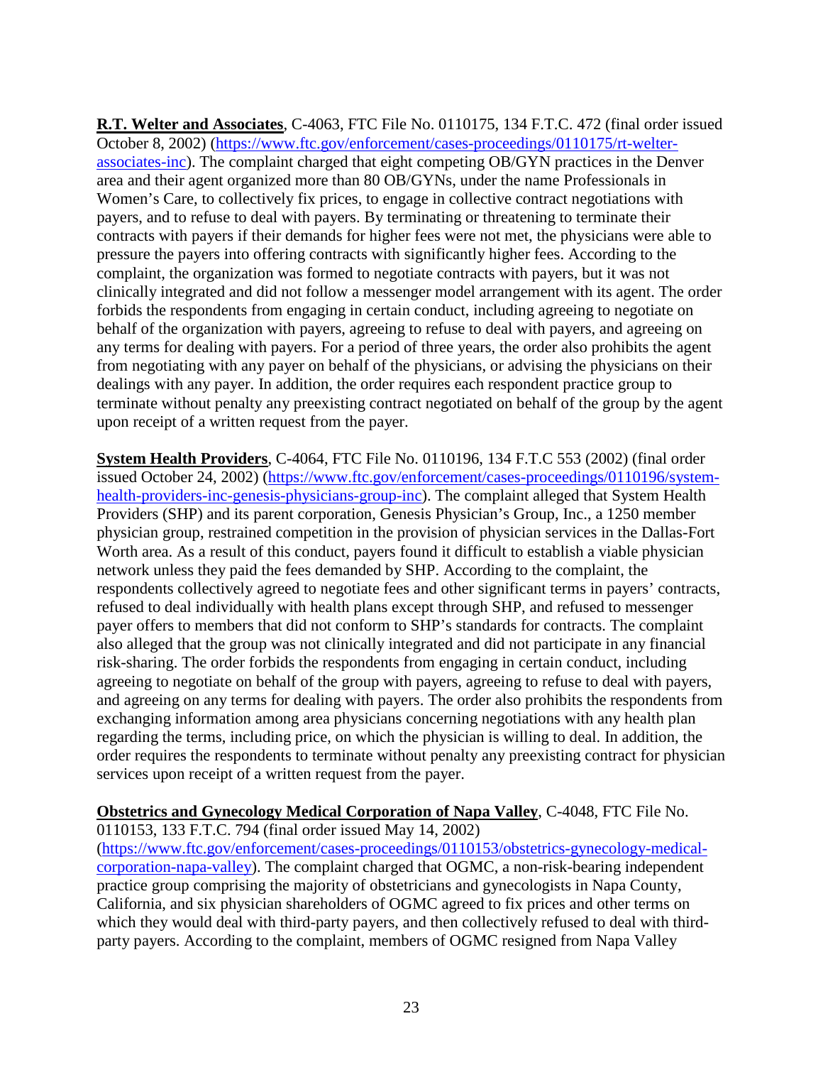**R.T. Welter and Associates**, C-4063, FTC File No. 0110175, 134 F.T.C. 472 (final order issued October 8, 2002) (https://www.ftc.gov/enforcement/cases-proceedings/0110175/rt-welter-associates-inc). The complaint charged that eight competing OB/GYN practices in the Denver area and their agent organized more than 80 OB/GYNs, under the name Professionals in Women's Care, to collectively fix prices, to engage in collective contract negotiations with payers, and to refuse to deal with payers. By terminating or threatening to terminate their contracts with payers if their demands for higher fees were not met, the physicians were able to pressure the payers into offering contracts with significantly higher fees. According to the complaint, the organization was formed to negotiate contracts with payers, but it was not clinically integrated and did not follow a messenger model arrangement with its agent. The order forbids the respondents from engaging in certain conduct, including agreeing to negotiate on behalf of the organization with payers, agreeing to refuse to deal with payers, and agreeing on any terms for dealing with payers. For a period of three years, the order also prohibits the agent from negotiating with any payer on behalf of the physicians, or advising the physicians on their dealings with any payer. In addition, the order requires each respondent practice group to terminate without penalty any preexisting contract negotiated on behalf of the group by the agent upon receipt of a written request from the payer.

**System Health Providers**, C-4064, FTC File No. 0110196, 134 F.T.C 553 (2002) (final order issued October 24, 2002) (https://www.ftc.gov/enforcement/cases-proceedings/0110196/system-health-providers-inc-genesis-physicians-group-inc). The complaint alleged that System Health Providers (SHP) and its parent corporation, Genesis Physician's Group, Inc., a 1250 member physician group, restrained competition in the provision of physician services in the Dallas-Fort Worth area. As a result of this conduct, payers found it difficult to establish a viable physician network unless they paid the fees demanded by SHP. According to the complaint, the respondents collectively agreed to negotiate fees and other significant terms in payers' contracts, refused to deal individually with health plans except through SHP, and refused to messenger payer offers to members that did not conform to SHP's standards for contracts. The complaint also alleged that the group was not clinically integrated and did not participate in any financial risk-sharing. The order forbids the respondents from engaging in certain conduct, including agreeing to negotiate on behalf of the group with payers, agreeing to refuse to deal with payers, and agreeing on any terms for dealing with payers. The order also prohibits the respondents from exchanging information among area physicians concerning negotiations with any health plan regarding the terms, including price, on which the physician is willing to deal. In addition, the order requires the respondents to terminate without penalty any preexisting contract for physician services upon receipt of a written request from the payer.

**Obstetrics and Gynecology Medical Corporation of Napa Valley**, C-4048, FTC File No. 0110153, 133 F.T.C. 794 (final order issued May 14, 2002) (https://www.ftc.gov/enforcement/cases-proceedings/0110153/obstetrics-gynecology-medical-corporation-napa-valley). The complaint charged that OGMC, a non-risk-bearing independent practice group comprising the majority of obstetricians and gynecologists in Napa County, California, and six physician shareholders of OGMC agreed to fix prices and other terms on which they would deal with third-party payers, and then collectively refused to deal with third-party payers. According to the complaint, members of OGMC resigned from Napa Valley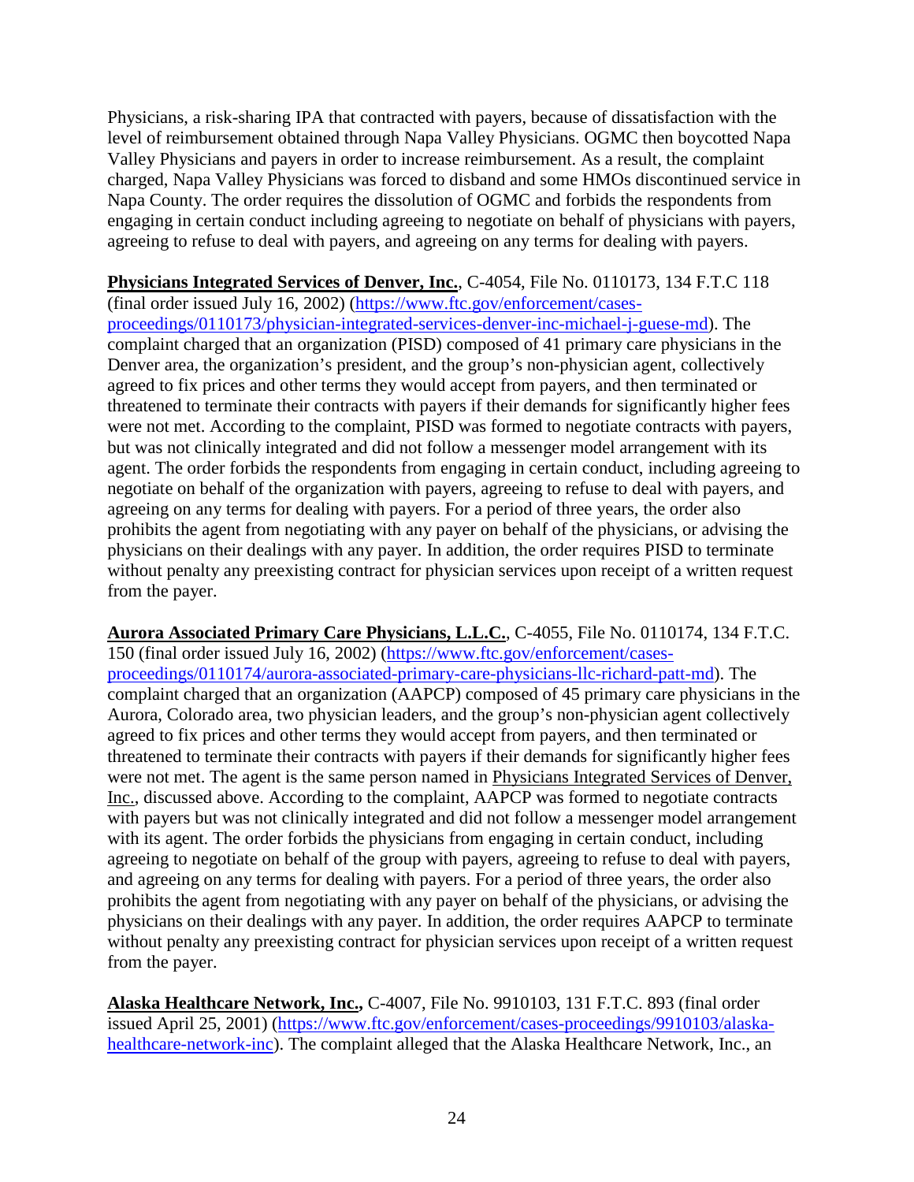Physicians, a risk-sharing IPA that contracted with payers, because of dissatisfaction with the level of reimbursement obtained through Napa Valley Physicians. OGMC then boycotted Napa Valley Physicians and payers in order to increase reimbursement. As a result, the complaint charged, Napa Valley Physicians was forced to disband and some HMOs discontinued service in Napa County. The order requires the dissolution of OGMC and forbids the respondents from engaging in certain conduct including agreeing to negotiate on behalf of physicians with payers, agreeing to refuse to deal with payers, and agreeing on any terms for dealing with payers.

**Physicians Integrated Services of Denver, Inc.**, C-4054, File No. 0110173, 134 F.T.C 118 (final order issued July 16, 2002) (https://www.ftc.gov/enforcement/cases-proceedings/0110173/physician-integrated-services-denver-inc-michael-j-guese-md). The complaint charged that an organization (PISD) composed of 41 primary care physicians in the Denver area, the organization's president, and the group's non-physician agent, collectively agreed to fix prices and other terms they would accept from payers, and then terminated or threatened to terminate their contracts with payers if their demands for significantly higher fees were not met. According to the complaint, PISD was formed to negotiate contracts with payers, but was not clinically integrated and did not follow a messenger model arrangement with its agent. The order forbids the respondents from engaging in certain conduct, including agreeing to negotiate on behalf of the organization with payers, agreeing to refuse to deal with payers, and agreeing on any terms for dealing with payers. For a period of three years, the order also prohibits the agent from negotiating with any payer on behalf of the physicians, or advising the physicians on their dealings with any payer. In addition, the order requires PISD to terminate without penalty any preexisting contract for physician services upon receipt of a written request from the payer.

**Aurora Associated Primary Care Physicians, L.L.C.**, C-4055, File No. 0110174, 134 F.T.C. 150 (final order issued July 16, 2002) (https://www.ftc.gov/enforcement/cases-proceedings/0110174/aurora-associated-primary-care-physicians-llc-richard-patt-md). The complaint charged that an organization (AAPCP) composed of 45 primary care physicians in the Aurora, Colorado area, two physician leaders, and the group's non-physician agent collectively agreed to fix prices and other terms they would accept from payers, and then terminated or threatened to terminate their contracts with payers if their demands for significantly higher fees were not met. The agent is the same person named in Physicians Integrated Services of Denver, Inc., discussed above. According to the complaint, AAPCP was formed to negotiate contracts with payers but was not clinically integrated and did not follow a messenger model arrangement with its agent. The order forbids the physicians from engaging in certain conduct, including agreeing to negotiate on behalf of the group with payers, agreeing to refuse to deal with payers, and agreeing on any terms for dealing with payers. For a period of three years, the order also prohibits the agent from negotiating with any payer on behalf of the physicians, or advising the physicians on their dealings with any payer. In addition, the order requires AAPCP to terminate without penalty any preexisting contract for physician services upon receipt of a written request from the payer.

**Alaska Healthcare Network, Inc.,** C-4007, File No. 9910103, 131 F.T.C. 893 (final order issued April 25, 2001) (https://www.ftc.gov/enforcement/cases-proceedings/9910103/alaska-healthcare-network-inc). The complaint alleged that the Alaska Healthcare Network, Inc., an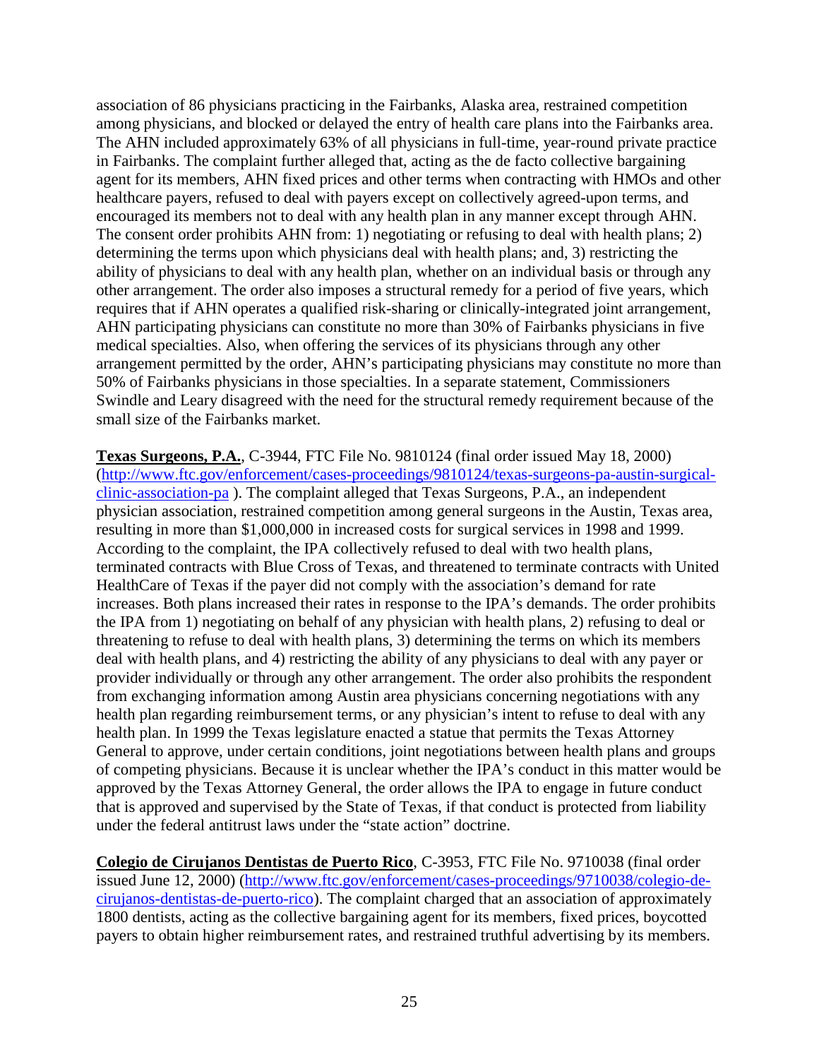association of 86 physicians practicing in the Fairbanks, Alaska area, restrained competition among physicians, and blocked or delayed the entry of health care plans into the Fairbanks area. The AHN included approximately 63% of all physicians in full-time, year-round private practice in Fairbanks. The complaint further alleged that, acting as the de facto collective bargaining agent for its members, AHN fixed prices and other terms when contracting with HMOs and other healthcare payers, refused to deal with payers except on collectively agreed-upon terms, and encouraged its members not to deal with any health plan in any manner except through AHN. The consent order prohibits AHN from: 1) negotiating or refusing to deal with health plans; 2) determining the terms upon which physicians deal with health plans; and, 3) restricting the ability of physicians to deal with any health plan, whether on an individual basis or through any other arrangement. The order also imposes a structural remedy for a period of five years, which requires that if AHN operates a qualified risk-sharing or clinically-integrated joint arrangement, AHN participating physicians can constitute no more than 30% of Fairbanks physicians in five medical specialties. Also, when offering the services of its physicians through any other arrangement permitted by the order, AHN's participating physicians may constitute no more than 50% of Fairbanks physicians in those specialties. In a separate statement, Commissioners Swindle and Leary disagreed with the need for the structural remedy requirement because of the small size of the Fairbanks market.

**Texas Surgeons, P.A.**, C-3944, FTC File No. 9810124 (final order issued May 18, 2000) (http://www.ftc.gov/enforcement/cases-proceedings/9810124/texas-surgeons-pa-austin-surgical-clinic-association-pa ). The complaint alleged that Texas Surgeons, P.A., an independent physician association, restrained competition among general surgeons in the Austin, Texas area, resulting in more than $1,000,000 in increased costs for surgical services in 1998 and 1999. According to the complaint, the IPA collectively refused to deal with two health plans, terminated contracts with Blue Cross of Texas, and threatened to terminate contracts with United HealthCare of Texas if the payer did not comply with the association's demand for rate increases. Both plans increased their rates in response to the IPA's demands. The order prohibits the IPA from 1) negotiating on behalf of any physician with health plans, 2) refusing to deal or threatening to refuse to deal with health plans, 3) determining the terms on which its members deal with health plans, and 4) restricting the ability of any physicians to deal with any payer or provider individually or through any other arrangement. The order also prohibits the respondent from exchanging information among Austin area physicians concerning negotiations with any health plan regarding reimbursement terms, or any physician's intent to refuse to deal with any health plan. In 1999 the Texas legislature enacted a statue that permits the Texas Attorney General to approve, under certain conditions, joint negotiations between health plans and groups of competing physicians. Because it is unclear whether the IPA's conduct in this matter would be approved by the Texas Attorney General, the order allows the IPA to engage in future conduct that is approved and supervised by the State of Texas, if that conduct is protected from liability under the federal antitrust laws under the "state action" doctrine.

**Colegio de Cirujanos Dentistas de Puerto Rico**, C-3953, FTC File No. 9710038 (final order issued June 12, 2000) (http://www.ftc.gov/enforcement/cases-proceedings/9710038/colegio-de-cirujanos-dentistas-de-puerto-rico). The complaint charged that an association of approximately 1800 dentists, acting as the collective bargaining agent for its members, fixed prices, boycotted payers to obtain higher reimbursement rates, and restrained truthful advertising by its members.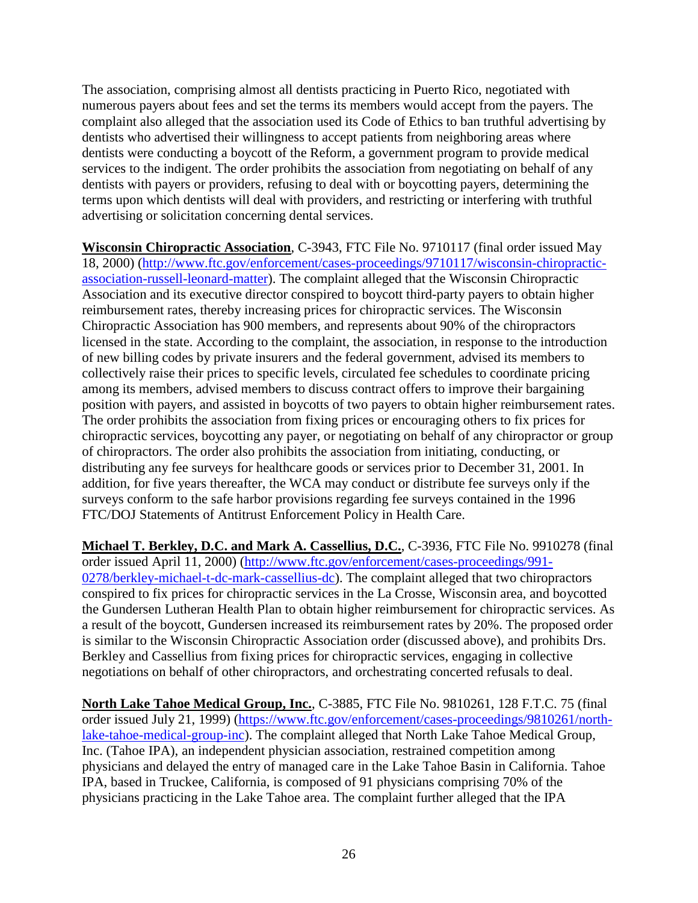The association, comprising almost all dentists practicing in Puerto Rico, negotiated with numerous payers about fees and set the terms its members would accept from the payers. The complaint also alleged that the association used its Code of Ethics to ban truthful advertising by dentists who advertised their willingness to accept patients from neighboring areas where dentists were conducting a boycott of the Reform, a government program to provide medical services to the indigent. The order prohibits the association from negotiating on behalf of any dentists with payers or providers, refusing to deal with or boycotting payers, determining the terms upon which dentists will deal with providers, and restricting or interfering with truthful advertising or solicitation concerning dental services.

**Wisconsin Chiropractic Association**, C-3943, FTC File No. 9710117 (final order issued May 18, 2000) ([http://www.ftc.gov/enforcement/cases-proceedings/9710117/wisconsin-chiropractic-association-russell-leonard-matter](http://www.ftc.gov/enforcement/cases-proceedings/9710117/wisconsin-chiropractic-association-russell-leonard-matter)). The complaint alleged that the Wisconsin Chiropractic Association and its executive director conspired to boycott third-party payers to obtain higher reimbursement rates, thereby increasing prices for chiropractic services. The Wisconsin Chiropractic Association has 900 members, and represents about 90% of the chiropractors licensed in the state. According to the complaint, the association, in response to the introduction of new billing codes by private insurers and the federal government, advised its members to collectively raise their prices to specific levels, circulated fee schedules to coordinate pricing among its members, advised members to discuss contract offers to improve their bargaining position with payers, and assisted in boycotts of two payers to obtain higher reimbursement rates. The order prohibits the association from fixing prices or encouraging others to fix prices for chiropractic services, boycotting any payer, or negotiating on behalf of any chiropractor or group of chiropractors. The order also prohibits the association from initiating, conducting, or distributing any fee surveys for healthcare goods or services prior to December 31, 2001. In addition, for five years thereafter, the WCA may conduct or distribute fee surveys only if the surveys conform to the safe harbor provisions regarding fee surveys contained in the 1996 FTC/DOJ Statements of Antitrust Enforcement Policy in Health Care.

**Michael T. Berkley, D.C. and Mark A. Cassellius, D.C.**, C-3936, FTC File No. 9910278 (final order issued April 11, 2000) ([http://www.ftc.gov/enforcement/cases-proceedings/991-0278/berkley-michael-t-dc-mark-cassellius-dc](http://www.ftc.gov/enforcement/cases-proceedings/991-0278/berkley-michael-t-dc-mark-cassellius-dc)). The complaint alleged that two chiropractors conspired to fix prices for chiropractic services in the La Crosse, Wisconsin area, and boycotted the Gundersen Lutheran Health Plan to obtain higher reimbursement for chiropractic services. As a result of the boycott, Gundersen increased its reimbursement rates by 20%. The proposed order is similar to the Wisconsin Chiropractic Association order (discussed above), and prohibits Drs. Berkley and Cassellius from fixing prices for chiropractic services, engaging in collective negotiations on behalf of other chiropractors, and orchestrating concerted refusals to deal.

**North Lake Tahoe Medical Group, Inc.**, C-3885, FTC File No. 9810261, 128 F.T.C. 75 (final order issued July 21, 1999) ([https://www.ftc.gov/enforcement/cases-proceedings/9810261/north-lake-tahoe-medical-group-inc](https://www.ftc.gov/enforcement/cases-proceedings/9810261/north-lake-tahoe-medical-group-inc)). The complaint alleged that North Lake Tahoe Medical Group, Inc. (Tahoe IPA), an independent physician association, restrained competition among physicians and delayed the entry of managed care in the Lake Tahoe Basin in California. Tahoe IPA, based in Truckee, California, is composed of 91 physicians comprising 70% of the physicians practicing in the Lake Tahoe area. The complaint further alleged that the IPA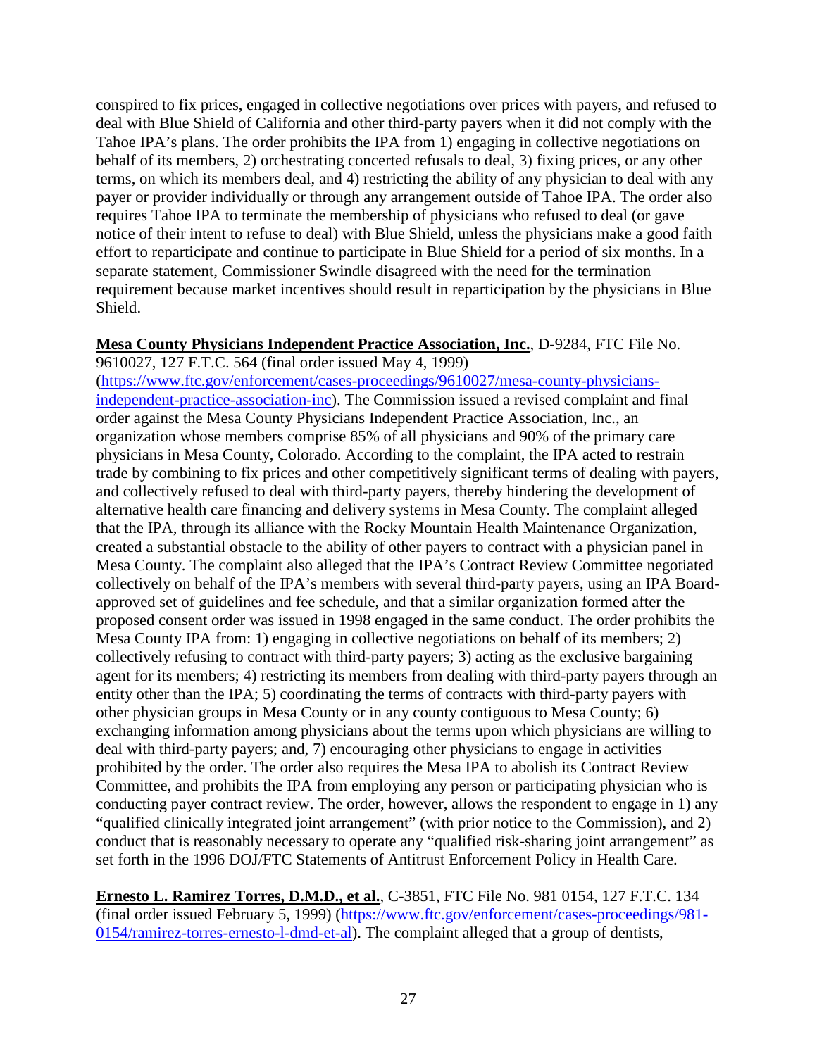conspired to fix prices, engaged in collective negotiations over prices with payers, and refused to deal with Blue Shield of California and other third-party payers when it did not comply with the Tahoe IPA's plans. The order prohibits the IPA from 1) engaging in collective negotiations on behalf of its members, 2) orchestrating concerted refusals to deal, 3) fixing prices, or any other terms, on which its members deal, and 4) restricting the ability of any physician to deal with any payer or provider individually or through any arrangement outside of Tahoe IPA. The order also requires Tahoe IPA to terminate the membership of physicians who refused to deal (or gave notice of their intent to refuse to deal) with Blue Shield, unless the physicians make a good faith effort to reparticipate and continue to participate in Blue Shield for a period of six months. In a separate statement, Commissioner Swindle disagreed with the need for the termination requirement because market incentives should result in reparticipation by the physicians in Blue Shield.

**Mesa County Physicians Independent Practice Association, Inc.**, D-9284, FTC File No. 9610027, 127 F.T.C. 564 (final order issued May 4, 1999) (https://www.ftc.gov/enforcement/cases-proceedings/9610027/mesa-county-physicians-independent-practice-association-inc). The Commission issued a revised complaint and final order against the Mesa County Physicians Independent Practice Association, Inc., an organization whose members comprise 85% of all physicians and 90% of the primary care physicians in Mesa County, Colorado. According to the complaint, the IPA acted to restrain trade by combining to fix prices and other competitively significant terms of dealing with payers, and collectively refused to deal with third-party payers, thereby hindering the development of alternative health care financing and delivery systems in Mesa County. The complaint alleged that the IPA, through its alliance with the Rocky Mountain Health Maintenance Organization, created a substantial obstacle to the ability of other payers to contract with a physician panel in Mesa County. The complaint also alleged that the IPA's Contract Review Committee negotiated collectively on behalf of the IPA's members with several third-party payers, using an IPA Board-approved set of guidelines and fee schedule, and that a similar organization formed after the proposed consent order was issued in 1998 engaged in the same conduct. The order prohibits the Mesa County IPA from: 1) engaging in collective negotiations on behalf of its members; 2) collectively refusing to contract with third-party payers; 3) acting as the exclusive bargaining agent for its members; 4) restricting its members from dealing with third-party payers through an entity other than the IPA; 5) coordinating the terms of contracts with third-party payers with other physician groups in Mesa County or in any county contiguous to Mesa County; 6) exchanging information among physicians about the terms upon which physicians are willing to deal with third-party payers; and, 7) encouraging other physicians to engage in activities prohibited by the order. The order also requires the Mesa IPA to abolish its Contract Review Committee, and prohibits the IPA from employing any person or participating physician who is conducting payer contract review. The order, however, allows the respondent to engage in 1) any "qualified clinically integrated joint arrangement" (with prior notice to the Commission), and 2) conduct that is reasonably necessary to operate any "qualified risk-sharing joint arrangement" as set forth in the 1996 DOJ/FTC Statements of Antitrust Enforcement Policy in Health Care.

**Ernesto L. Ramirez Torres, D.M.D., et al.**, C-3851, FTC File No. 981 0154, 127 F.T.C. 134 (final order issued February 5, 1999) (https://www.ftc.gov/enforcement/cases-proceedings/981-0154/ramirez-torres-ernesto-l-dmd-et-al). The complaint alleged that a group of dentists,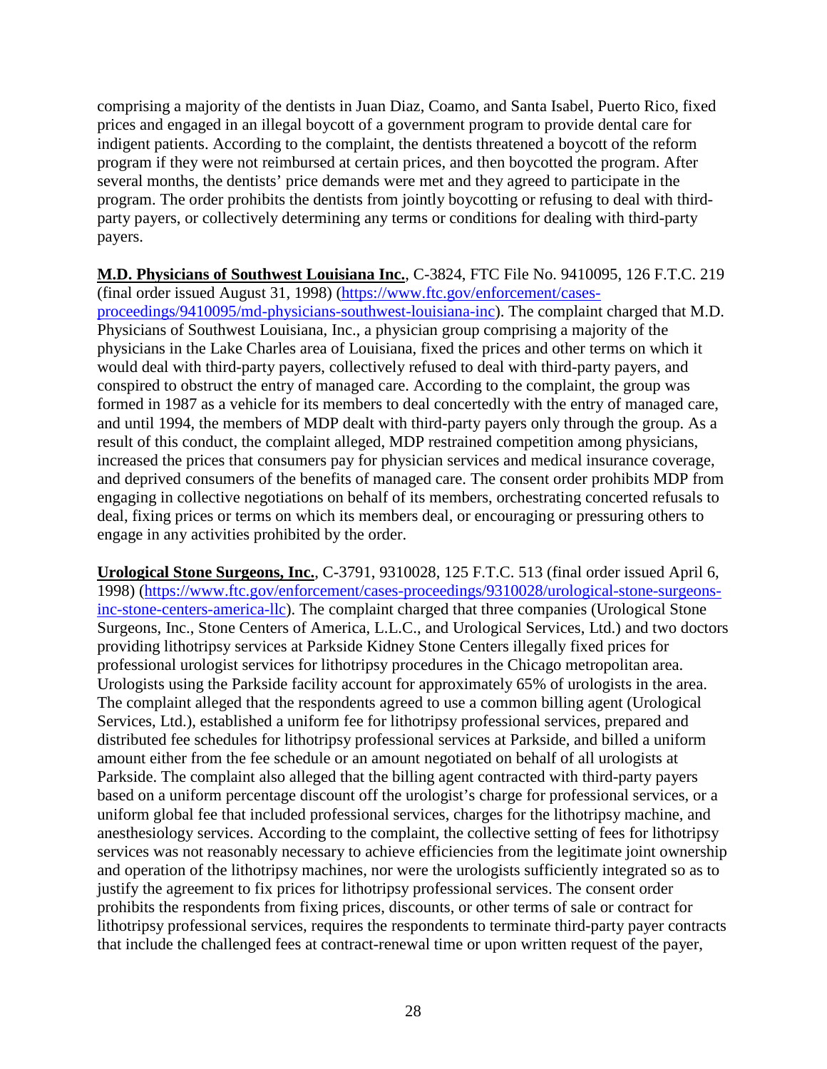comprising a majority of the dentists in Juan Diaz, Coamo, and Santa Isabel, Puerto Rico, fixed prices and engaged in an illegal boycott of a government program to provide dental care for indigent patients. According to the complaint, the dentists threatened a boycott of the reform program if they were not reimbursed at certain prices, and then boycotted the program. After several months, the dentists' price demands were met and they agreed to participate in the program. The order prohibits the dentists from jointly boycotting or refusing to deal with third-party payers, or collectively determining any terms or conditions for dealing with third-party payers.

**M.D. Physicians of Southwest Louisiana Inc.**, C-3824, FTC File No. 9410095, 126 F.T.C. 219 (final order issued August 31, 1998) (https://www.ftc.gov/enforcement/cases-proceedings/9410095/md-physicians-southwest-louisiana-inc). The complaint charged that M.D. Physicians of Southwest Louisiana, Inc., a physician group comprising a majority of the physicians in the Lake Charles area of Louisiana, fixed the prices and other terms on which it would deal with third-party payers, collectively refused to deal with third-party payers, and conspired to obstruct the entry of managed care. According to the complaint, the group was formed in 1987 as a vehicle for its members to deal concertedly with the entry of managed care, and until 1994, the members of MDP dealt with third-party payers only through the group. As a result of this conduct, the complaint alleged, MDP restrained competition among physicians, increased the prices that consumers pay for physician services and medical insurance coverage, and deprived consumers of the benefits of managed care. The consent order prohibits MDP from engaging in collective negotiations on behalf of its members, orchestrating concerted refusals to deal, fixing prices or terms on which its members deal, or encouraging or pressuring others to engage in any activities prohibited by the order.

**Urological Stone Surgeons, Inc.**, C-3791, 9310028, 125 F.T.C. 513 (final order issued April 6, 1998) (https://www.ftc.gov/enforcement/cases-proceedings/9310028/urological-stone-surgeons-inc-stone-centers-america-llc). The complaint charged that three companies (Urological Stone Surgeons, Inc., Stone Centers of America, L.L.C., and Urological Services, Ltd.) and two doctors providing lithotripsy services at Parkside Kidney Stone Centers illegally fixed prices for professional urologist services for lithotripsy procedures in the Chicago metropolitan area. Urologists using the Parkside facility account for approximately 65% of urologists in the area. The complaint alleged that the respondents agreed to use a common billing agent (Urological Services, Ltd.), established a uniform fee for lithotripsy professional services, prepared and distributed fee schedules for lithotripsy professional services at Parkside, and billed a uniform amount either from the fee schedule or an amount negotiated on behalf of all urologists at Parkside. The complaint also alleged that the billing agent contracted with third-party payers based on a uniform percentage discount off the urologist's charge for professional services, or a uniform global fee that included professional services, charges for the lithotripsy machine, and anesthesiology services. According to the complaint, the collective setting of fees for lithotripsy services was not reasonably necessary to achieve efficiencies from the legitimate joint ownership and operation of the lithotripsy machines, nor were the urologists sufficiently integrated so as to justify the agreement to fix prices for lithotripsy professional services. The consent order prohibits the respondents from fixing prices, discounts, or other terms of sale or contract for lithotripsy professional services, requires the respondents to terminate third-party payer contracts that include the challenged fees at contract-renewal time or upon written request of the payer,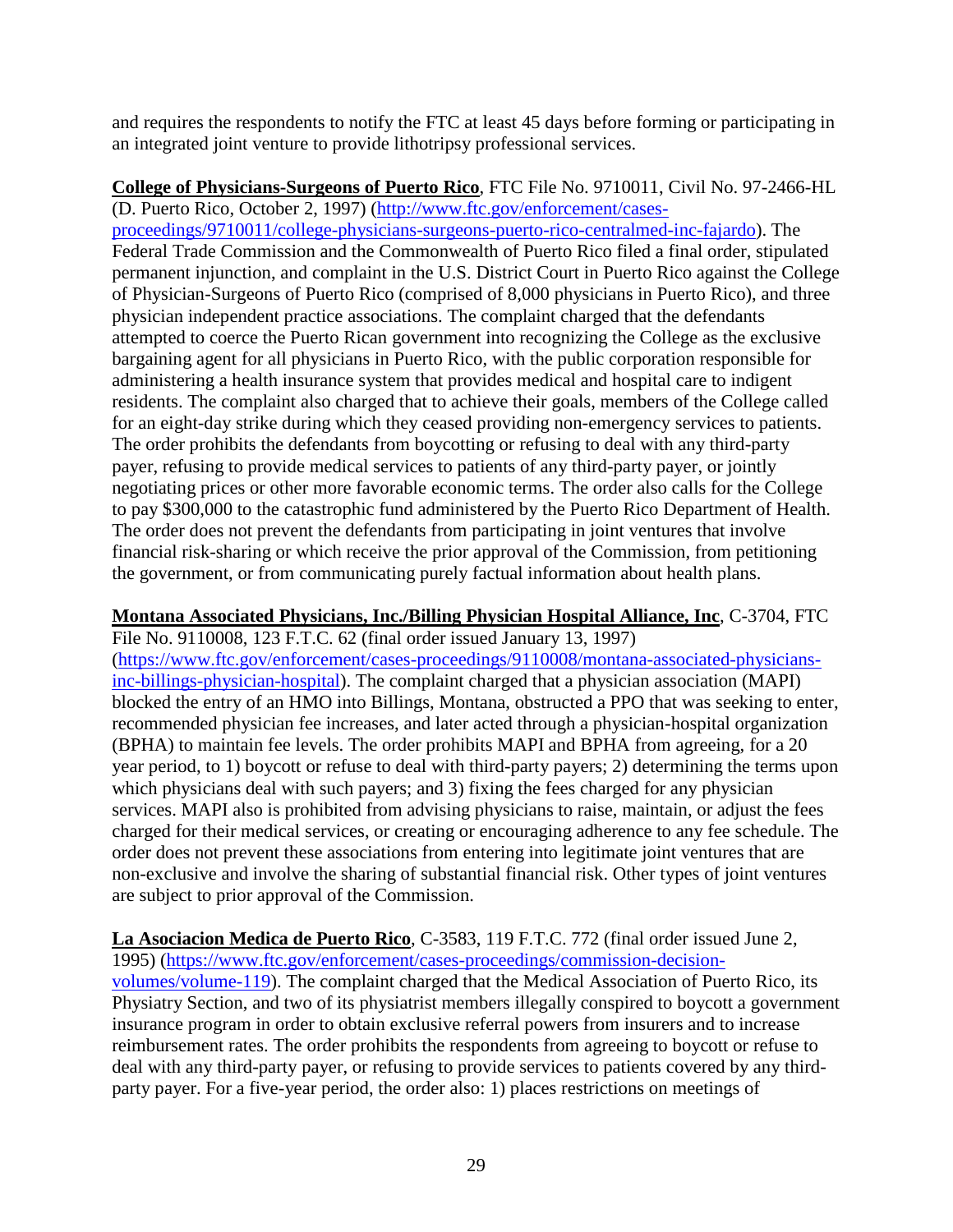and requires the respondents to notify the FTC at least 45 days before forming or participating in an integrated joint venture to provide lithotripsy professional services.

**College of Physicians-Surgeons of Puerto Rico**, FTC File No. 9710011, Civil No. 97-2466-HL (D. Puerto Rico, October 2, 1997) (http://www.ftc.gov/enforcement/cases-proceedings/9710011/college-physicians-surgeons-puerto-rico-centralmed-inc-fajardo). The Federal Trade Commission and the Commonwealth of Puerto Rico filed a final order, stipulated permanent injunction, and complaint in the U.S. District Court in Puerto Rico against the College of Physician-Surgeons of Puerto Rico (comprised of 8,000 physicians in Puerto Rico), and three physician independent practice associations. The complaint charged that the defendants attempted to coerce the Puerto Rican government into recognizing the College as the exclusive bargaining agent for all physicians in Puerto Rico, with the public corporation responsible for administering a health insurance system that provides medical and hospital care to indigent residents. The complaint also charged that to achieve their goals, members of the College called for an eight-day strike during which they ceased providing non-emergency services to patients. The order prohibits the defendants from boycotting or refusing to deal with any third-party payer, refusing to provide medical services to patients of any third-party payer, or jointly negotiating prices or other more favorable economic terms. The order also calls for the College to pay $300,000 to the catastrophic fund administered by the Puerto Rico Department of Health. The order does not prevent the defendants from participating in joint ventures that involve financial risk-sharing or which receive the prior approval of the Commission, from petitioning the government, or from communicating purely factual information about health plans.

**Montana Associated Physicians, Inc./Billing Physician Hospital Alliance, Inc**, C-3704, FTC File No. 9110008, 123 F.T.C. 62 (final order issued January 13, 1997) (https://www.ftc.gov/enforcement/cases-proceedings/9110008/montana-associated-physicians-inc-billings-physician-hospital). The complaint charged that a physician association (MAPI) blocked the entry of an HMO into Billings, Montana, obstructed a PPO that was seeking to enter, recommended physician fee increases, and later acted through a physician-hospital organization (BPHA) to maintain fee levels. The order prohibits MAPI and BPHA from agreeing, for a 20 year period, to 1) boycott or refuse to deal with third-party payers; 2) determining the terms upon which physicians deal with such payers; and 3) fixing the fees charged for any physician services. MAPI also is prohibited from advising physicians to raise, maintain, or adjust the fees charged for their medical services, or creating or encouraging adherence to any fee schedule. The order does not prevent these associations from entering into legitimate joint ventures that are non-exclusive and involve the sharing of substantial financial risk. Other types of joint ventures are subject to prior approval of the Commission.

**La Asociacion Medica de Puerto Rico**, C-3583, 119 F.T.C. 772 (final order issued June 2, 1995) (https://www.ftc.gov/enforcement/cases-proceedings/commission-decision-volumes/volume-119). The complaint charged that the Medical Association of Puerto Rico, its Physiatry Section, and two of its physiatrist members illegally conspired to boycott a government insurance program in order to obtain exclusive referral powers from insurers and to increase reimbursement rates. The order prohibits the respondents from agreeing to boycott or refuse to deal with any third-party payer, or refusing to provide services to patients covered by any third-party payer. For a five-year period, the order also: 1) places restrictions on meetings of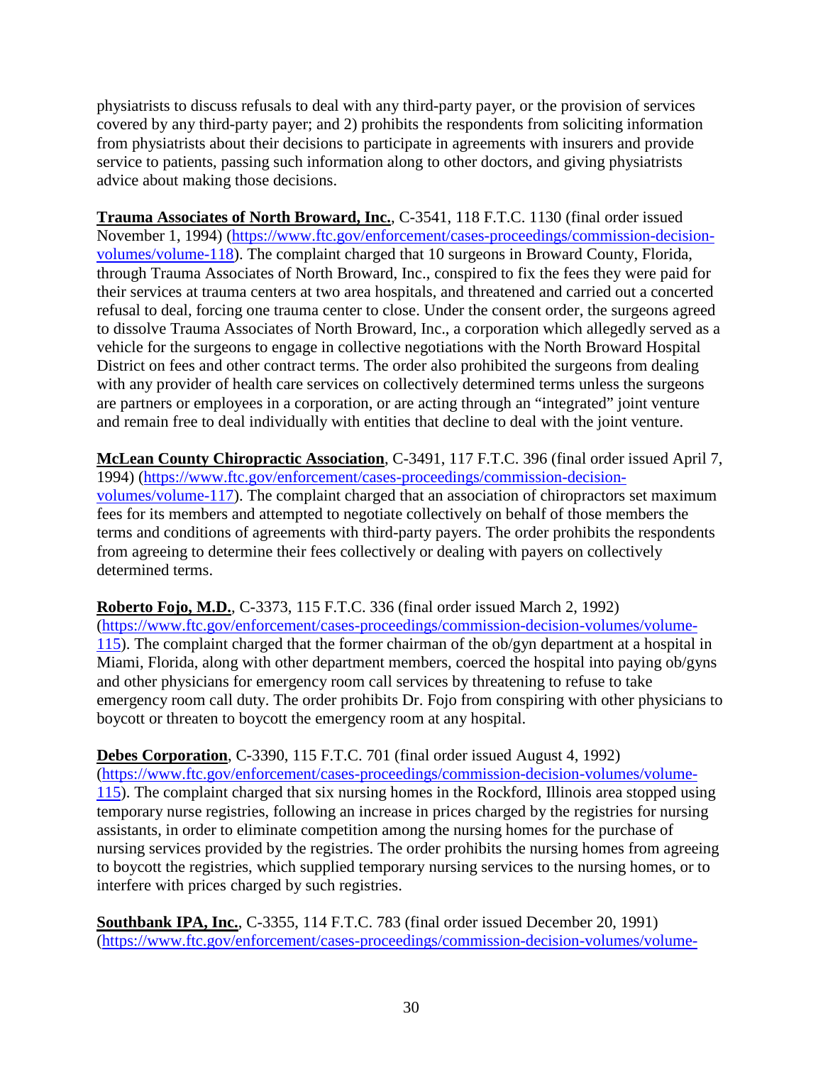physiatrists to discuss refusals to deal with any third-party payer, or the provision of services covered by any third-party payer; and 2) prohibits the respondents from soliciting information from physiatrists about their decisions to participate in agreements with insurers and provide service to patients, passing such information along to other doctors, and giving physiatrists advice about making those decisions.

**Trauma Associates of North Broward, Inc.**, C-3541, 118 F.T.C. 1130 (final order issued November 1, 1994) (https://www.ftc.gov/enforcement/cases-proceedings/commission-decision-volumes/volume-118). The complaint charged that 10 surgeons in Broward County, Florida, through Trauma Associates of North Broward, Inc., conspired to fix the fees they were paid for their services at trauma centers at two area hospitals, and threatened and carried out a concerted refusal to deal, forcing one trauma center to close. Under the consent order, the surgeons agreed to dissolve Trauma Associates of North Broward, Inc., a corporation which allegedly served as a vehicle for the surgeons to engage in collective negotiations with the North Broward Hospital District on fees and other contract terms. The order also prohibited the surgeons from dealing with any provider of health care services on collectively determined terms unless the surgeons are partners or employees in a corporation, or are acting through an "integrated" joint venture and remain free to deal individually with entities that decline to deal with the joint venture.

**McLean County Chiropractic Association**, C-3491, 117 F.T.C. 396 (final order issued April 7, 1994) (https://www.ftc.gov/enforcement/cases-proceedings/commission-decision-volumes/volume-117). The complaint charged that an association of chiropractors set maximum fees for its members and attempted to negotiate collectively on behalf of those members the terms and conditions of agreements with third-party payers. The order prohibits the respondents from agreeing to determine their fees collectively or dealing with payers on collectively determined terms.

**Roberto Fojo, M.D.**, C-3373, 115 F.T.C. 336 (final order issued March 2, 1992) (https://www.ftc.gov/enforcement/cases-proceedings/commission-decision-volumes/volume-115). The complaint charged that the former chairman of the ob/gyn department at a hospital in Miami, Florida, along with other department members, coerced the hospital into paying ob/gyns and other physicians for emergency room call services by threatening to refuse to take emergency room call duty. The order prohibits Dr. Fojo from conspiring with other physicians to boycott or threaten to boycott the emergency room at any hospital.

**Debes Corporation**, C-3390, 115 F.T.C. 701 (final order issued August 4, 1992) (https://www.ftc.gov/enforcement/cases-proceedings/commission-decision-volumes/volume-115). The complaint charged that six nursing homes in the Rockford, Illinois area stopped using temporary nurse registries, following an increase in prices charged by the registries for nursing assistants, in order to eliminate competition among the nursing homes for the purchase of nursing services provided by the registries. The order prohibits the nursing homes from agreeing to boycott the registries, which supplied temporary nursing services to the nursing homes, or to interfere with prices charged by such registries.

**Southbank IPA, Inc.**, C-3355, 114 F.T.C. 783 (final order issued December 20, 1991) (https://www.ftc.gov/enforcement/cases-proceedings/commission-decision-volumes/volume-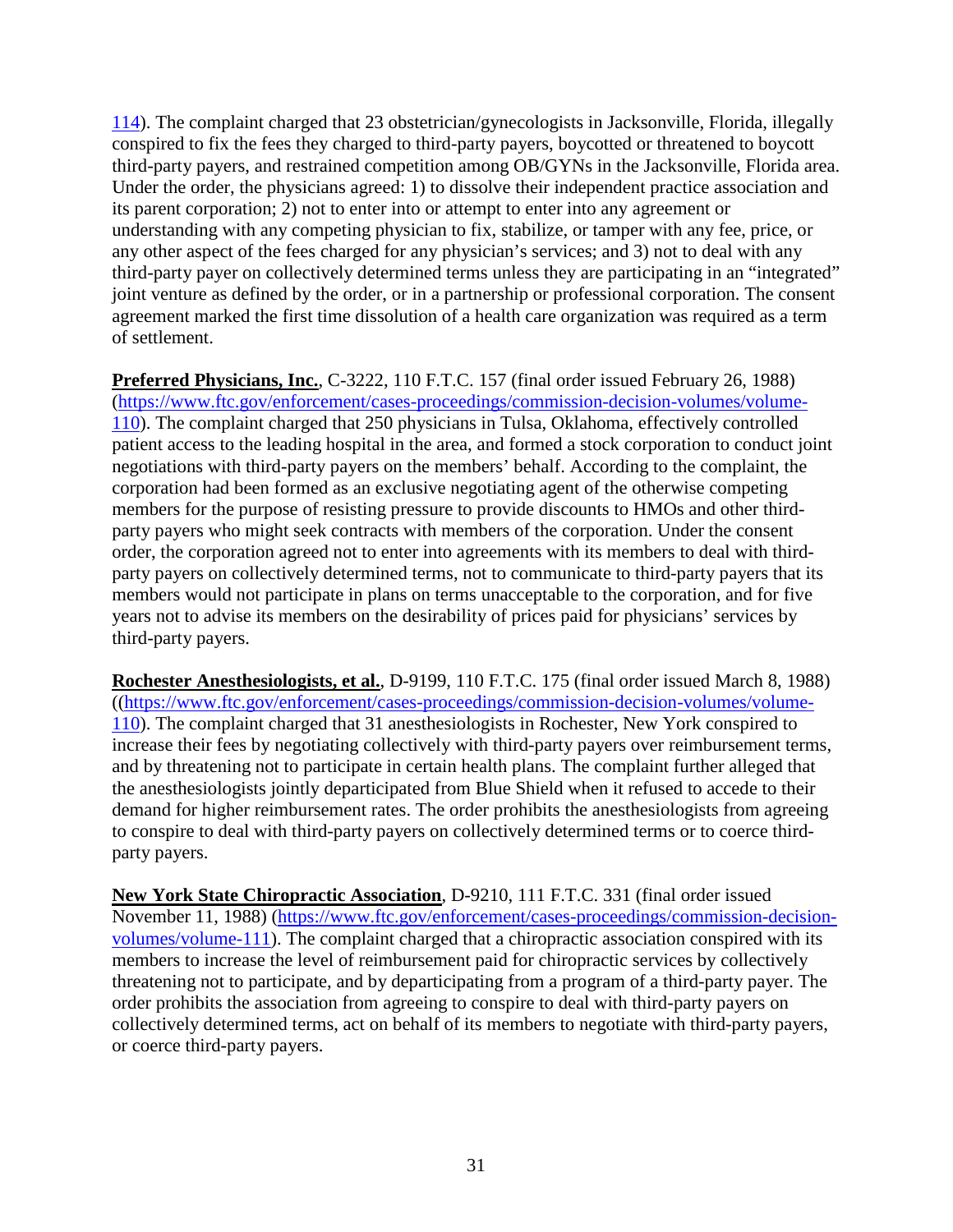114). The complaint charged that 23 obstetrician/gynecologists in Jacksonville, Florida, illegally conspired to fix the fees they charged to third-party payers, boycotted or threatened to boycott third-party payers, and restrained competition among OB/GYNs in the Jacksonville, Florida area. Under the order, the physicians agreed: 1) to dissolve their independent practice association and its parent corporation; 2) not to enter into or attempt to enter into any agreement or understanding with any competing physician to fix, stabilize, or tamper with any fee, price, or any other aspect of the fees charged for any physician's services; and 3) not to deal with any third-party payer on collectively determined terms unless they are participating in an "integrated" joint venture as defined by the order, or in a partnership or professional corporation. The consent agreement marked the first time dissolution of a health care organization was required as a term of settlement.

**Preferred Physicians, Inc.**, C-3222, 110 F.T.C. 157 (final order issued February 26, 1988) (https://www.ftc.gov/enforcement/cases-proceedings/commission-decision-volumes/volume-110). The complaint charged that 250 physicians in Tulsa, Oklahoma, effectively controlled patient access to the leading hospital in the area, and formed a stock corporation to conduct joint negotiations with third-party payers on the members' behalf. According to the complaint, the corporation had been formed as an exclusive negotiating agent of the otherwise competing members for the purpose of resisting pressure to provide discounts to HMOs and other third-party payers who might seek contracts with members of the corporation. Under the consent order, the corporation agreed not to enter into agreements with its members to deal with third-party payers on collectively determined terms, not to communicate to third-party payers that its members would not participate in plans on terms unacceptable to the corporation, and for five years not to advise its members on the desirability of prices paid for physicians' services by third-party payers.

**Rochester Anesthesiologists, et al.**, D-9199, 110 F.T.C. 175 (final order issued March 8, 1988) ((https://www.ftc.gov/enforcement/cases-proceedings/commission-decision-volumes/volume-110). The complaint charged that 31 anesthesiologists in Rochester, New York conspired to increase their fees by negotiating collectively with third-party payers over reimbursement terms, and by threatening not to participate in certain health plans. The complaint further alleged that the anesthesiologists jointly departicipated from Blue Shield when it refused to accede to their demand for higher reimbursement rates. The order prohibits the anesthesiologists from agreeing to conspire to deal with third-party payers on collectively determined terms or to coerce third-party payers.

**New York State Chiropractic Association**, D-9210, 111 F.T.C. 331 (final order issued November 11, 1988) (https://www.ftc.gov/enforcement/cases-proceedings/commission-decision-volumes/volume-111). The complaint charged that a chiropractic association conspired with its members to increase the level of reimbursement paid for chiropractic services by collectively threatening not to participate, and by departicipating from a program of a third-party payer. The order prohibits the association from agreeing to conspire to deal with third-party payers on collectively determined terms, act on behalf of its members to negotiate with third-party payers, or coerce third-party payers.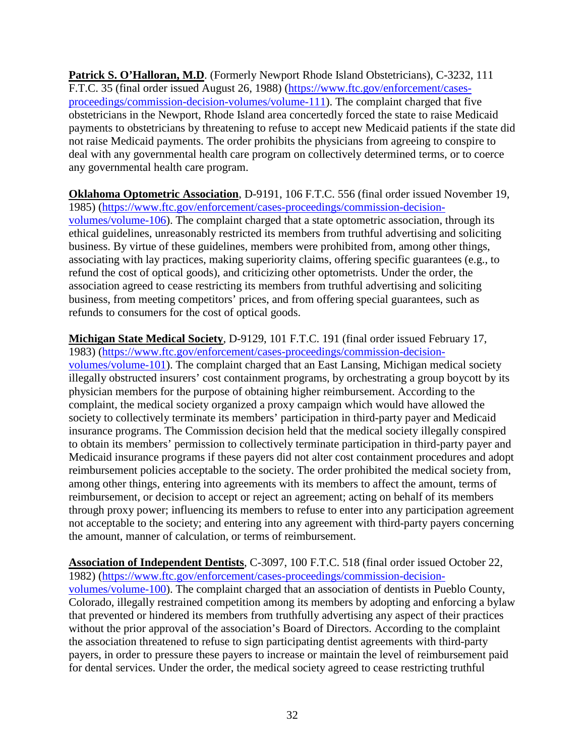**Patrick S. O'Halloran, M.D**. (Formerly Newport Rhode Island Obstetricians), C-3232, 111 F.T.C. 35 (final order issued August 26, 1988) (https://www.ftc.gov/enforcement/cases-proceedings/commission-decision-volumes/volume-111). The complaint charged that five obstetricians in the Newport, Rhode Island area concertedly forced the state to raise Medicaid payments to obstetricians by threatening to refuse to accept new Medicaid patients if the state did not raise Medicaid payments. The order prohibits the physicians from agreeing to conspire to deal with any governmental health care program on collectively determined terms, or to coerce any governmental health care program.

**Oklahoma Optometric Association**, D-9191, 106 F.T.C. 556 (final order issued November 19, 1985) (https://www.ftc.gov/enforcement/cases-proceedings/commission-decision-volumes/volume-106). The complaint charged that a state optometric association, through its ethical guidelines, unreasonably restricted its members from truthful advertising and soliciting business. By virtue of these guidelines, members were prohibited from, among other things, associating with lay practices, making superiority claims, offering specific guarantees (e.g., to refund the cost of optical goods), and criticizing other optometrists. Under the order, the association agreed to cease restricting its members from truthful advertising and soliciting business, from meeting competitors' prices, and from offering special guarantees, such as refunds to consumers for the cost of optical goods.

**Michigan State Medical Society**, D-9129, 101 F.T.C. 191 (final order issued February 17, 1983) (https://www.ftc.gov/enforcement/cases-proceedings/commission-decision-volumes/volume-101). The complaint charged that an East Lansing, Michigan medical society illegally obstructed insurers' cost containment programs, by orchestrating a group boycott by its physician members for the purpose of obtaining higher reimbursement. According to the complaint, the medical society organized a proxy campaign which would have allowed the society to collectively terminate its members' participation in third-party payer and Medicaid insurance programs. The Commission decision held that the medical society illegally conspired to obtain its members' permission to collectively terminate participation in third-party payer and Medicaid insurance programs if these payers did not alter cost containment procedures and adopt reimbursement policies acceptable to the society. The order prohibited the medical society from, among other things, entering into agreements with its members to affect the amount, terms of reimbursement, or decision to accept or reject an agreement; acting on behalf of its members through proxy power; influencing its members to refuse to enter into any participation agreement not acceptable to the society; and entering into any agreement with third-party payers concerning the amount, manner of calculation, or terms of reimbursement.

**Association of Independent Dentists**, C-3097, 100 F.T.C. 518 (final order issued October 22, 1982) (https://www.ftc.gov/enforcement/cases-proceedings/commission-decision-volumes/volume-100). The complaint charged that an association of dentists in Pueblo County, Colorado, illegally restrained competition among its members by adopting and enforcing a bylaw that prevented or hindered its members from truthfully advertising any aspect of their practices without the prior approval of the association's Board of Directors. According to the complaint the association threatened to refuse to sign participating dentist agreements with third-party payers, in order to pressure these payers to increase or maintain the level of reimbursement paid for dental services. Under the order, the medical society agreed to cease restricting truthful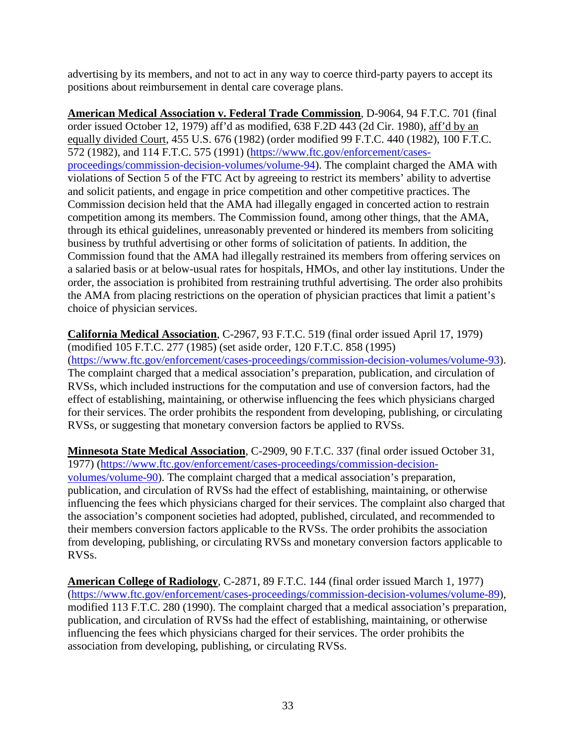advertising by its members, and not to act in any way to coerce third-party payers to accept its positions about reimbursement in dental care coverage plans.

**American Medical Association v. Federal Trade Commission**, D-9064, 94 F.T.C. 701 (final order issued October 12, 1979) aff'd as modified, 638 F.2D 443 (2d Cir. 1980), aff'd by an equally divided Court, 455 U.S. 676 (1982) (order modified 99 F.T.C. 440 (1982), 100 F.T.C. 572 (1982), and 114 F.T.C. 575 (1991) (https://www.ftc.gov/enforcement/cases-proceedings/commission-decision-volumes/volume-94). The complaint charged the AMA with violations of Section 5 of the FTC Act by agreeing to restrict its members' ability to advertise and solicit patients, and engage in price competition and other competitive practices. The Commission decision held that the AMA had illegally engaged in concerted action to restrain competition among its members. The Commission found, among other things, that the AMA, through its ethical guidelines, unreasonably prevented or hindered its members from soliciting business by truthful advertising or other forms of solicitation of patients. In addition, the Commission found that the AMA had illegally restrained its members from offering services on a salaried basis or at below-usual rates for hospitals, HMOs, and other lay institutions. Under the order, the association is prohibited from restraining truthful advertising. The order also prohibits the AMA from placing restrictions on the operation of physician practices that limit a patient's choice of physician services.

**California Medical Association**, C-2967, 93 F.T.C. 519 (final order issued April 17, 1979) (modified 105 F.T.C. 277 (1985) (set aside order, 120 F.T.C. 858 (1995) (https://www.ftc.gov/enforcement/cases-proceedings/commission-decision-volumes/volume-93). The complaint charged that a medical association's preparation, publication, and circulation of RVSs, which included instructions for the computation and use of conversion factors, had the effect of establishing, maintaining, or otherwise influencing the fees which physicians charged for their services. The order prohibits the respondent from developing, publishing, or circulating RVSs, or suggesting that monetary conversion factors be applied to RVSs.

**Minnesota State Medical Association**, C-2909, 90 F.T.C. 337 (final order issued October 31, 1977) (https://www.ftc.gov/enforcement/cases-proceedings/commission-decision-volumes/volume-90). The complaint charged that a medical association's preparation, publication, and circulation of RVSs had the effect of establishing, maintaining, or otherwise influencing the fees which physicians charged for their services. The complaint also charged that the association's component societies had adopted, published, circulated, and recommended to their members conversion factors applicable to the RVSs. The order prohibits the association from developing, publishing, or circulating RVSs and monetary conversion factors applicable to RVSs.

**American College of Radiology**, C-2871, 89 F.T.C. 144 (final order issued March 1, 1977) (https://www.ftc.gov/enforcement/cases-proceedings/commission-decision-volumes/volume-89), modified 113 F.T.C. 280 (1990). The complaint charged that a medical association's preparation, publication, and circulation of RVSs had the effect of establishing, maintaining, or otherwise influencing the fees which physicians charged for their services. The order prohibits the association from developing, publishing, or circulating RVSs.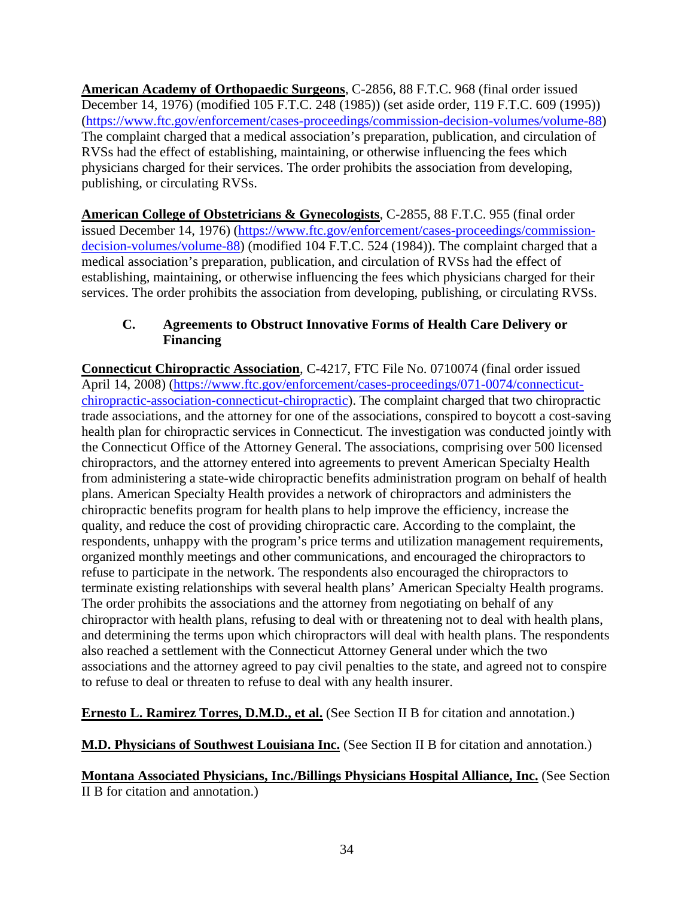**American Academy of Orthopaedic Surgeons**, C-2856, 88 F.T.C. 968 (final order issued December 14, 1976) (modified 105 F.T.C. 248 (1985)) (set aside order, 119 F.T.C. 609 (1995)) (https://www.ftc.gov/enforcement/cases-proceedings/commission-decision-volumes/volume-88) The complaint charged that a medical association's preparation, publication, and circulation of RVSs had the effect of establishing, maintaining, or otherwise influencing the fees which physicians charged for their services. The order prohibits the association from developing, publishing, or circulating RVSs.

**American College of Obstetricians & Gynecologists**, C-2855, 88 F.T.C. 955 (final order issued December 14, 1976) (https://www.ftc.gov/enforcement/cases-proceedings/commission-decision-volumes/volume-88) (modified 104 F.T.C. 524 (1984)). The complaint charged that a medical association's preparation, publication, and circulation of RVSs had the effect of establishing, maintaining, or otherwise influencing the fees which physicians charged for their services. The order prohibits the association from developing, publishing, or circulating RVSs.

### C. Agreements to Obstruct Innovative Forms of Health Care Delivery or Financing

**Connecticut Chiropractic Association**, C-4217, FTC File No. 0710074 (final order issued April 14, 2008) (https://www.ftc.gov/enforcement/cases-proceedings/071-0074/connecticut-chiropractic-association-connecticut-chiropractic). The complaint charged that two chiropractic trade associations, and the attorney for one of the associations, conspired to boycott a cost-saving health plan for chiropractic services in Connecticut. The investigation was conducted jointly with the Connecticut Office of the Attorney General. The associations, comprising over 500 licensed chiropractors, and the attorney entered into agreements to prevent American Specialty Health from administering a state-wide chiropractic benefits administration program on behalf of health plans. American Specialty Health provides a network of chiropractors and administers the chiropractic benefits program for health plans to help improve the efficiency, increase the quality, and reduce the cost of providing chiropractic care. According to the complaint, the respondents, unhappy with the program's price terms and utilization management requirements, organized monthly meetings and other communications, and encouraged the chiropractors to refuse to participate in the network. The respondents also encouraged the chiropractors to terminate existing relationships with several health plans' American Specialty Health programs. The order prohibits the associations and the attorney from negotiating on behalf of any chiropractor with health plans, refusing to deal with or threatening not to deal with health plans, and determining the terms upon which chiropractors will deal with health plans. The respondents also reached a settlement with the Connecticut Attorney General under which the two associations and the attorney agreed to pay civil penalties to the state, and agreed not to conspire to refuse to deal or threaten to refuse to deal with any health insurer.

**Ernesto L. Ramirez Torres, D.M.D., et al.** (See Section II B for citation and annotation.)

**M.D. Physicians of Southwest Louisiana Inc.** (See Section II B for citation and annotation.)

**Montana Associated Physicians, Inc./Billings Physicians Hospital Alliance, Inc.** (See Section II B for citation and annotation.)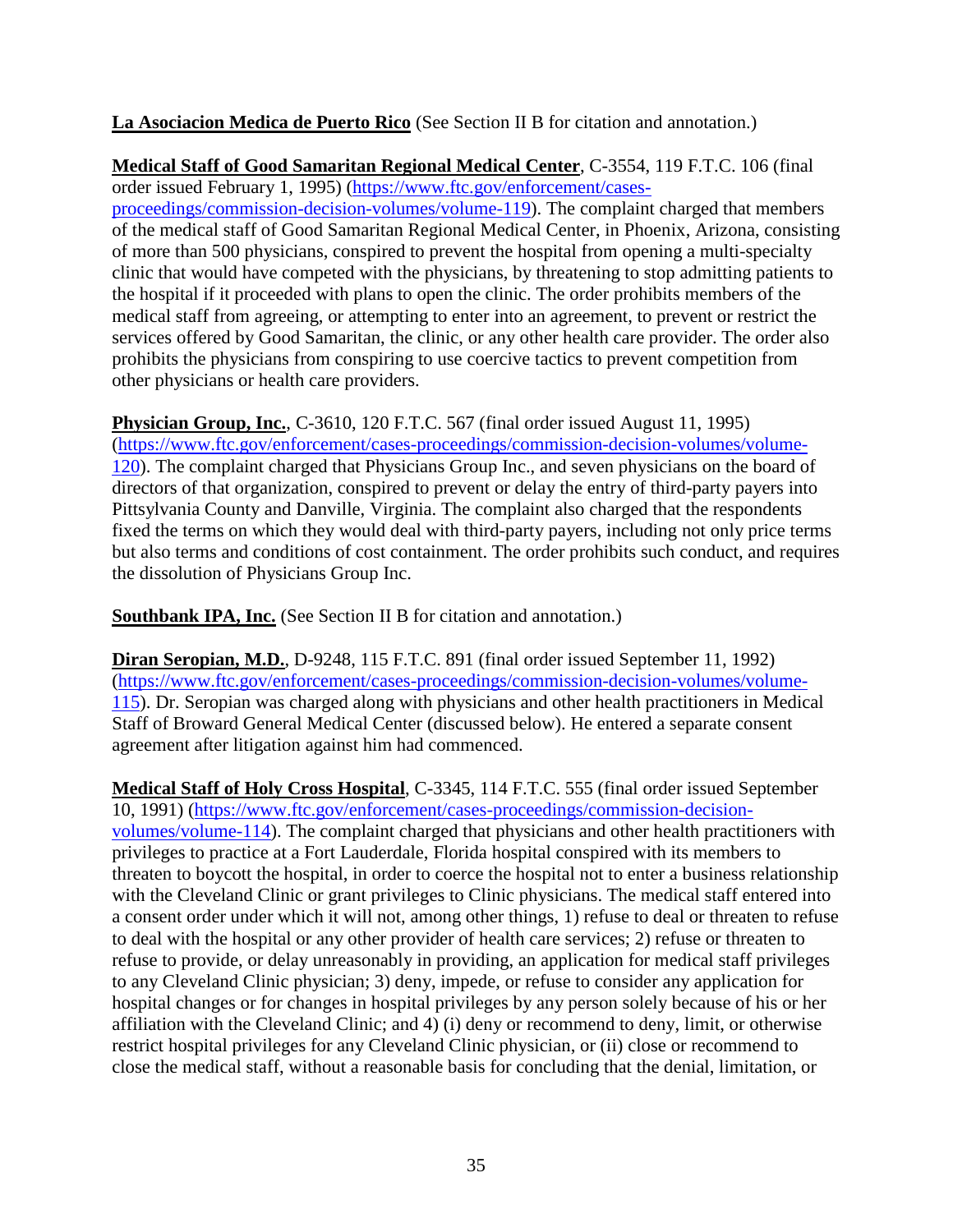**La Asociacion Medica de Puerto Rico** (See Section II B for citation and annotation.)

**Medical Staff of Good Samaritan Regional Medical Center**, C-3554, 119 F.T.C. 106 (final order issued February 1, 1995) (https://www.ftc.gov/enforcement/cases-proceedings/commission-decision-volumes/volume-119). The complaint charged that members of the medical staff of Good Samaritan Regional Medical Center, in Phoenix, Arizona, consisting of more than 500 physicians, conspired to prevent the hospital from opening a multi-specialty clinic that would have competed with the physicians, by threatening to stop admitting patients to the hospital if it proceeded with plans to open the clinic. The order prohibits members of the medical staff from agreeing, or attempting to enter into an agreement, to prevent or restrict the services offered by Good Samaritan, the clinic, or any other health care provider. The order also prohibits the physicians from conspiring to use coercive tactics to prevent competition from other physicians or health care providers.

**Physician Group, Inc.**, C-3610, 120 F.T.C. 567 (final order issued August 11, 1995) (https://www.ftc.gov/enforcement/cases-proceedings/commission-decision-volumes/volume-120). The complaint charged that Physicians Group Inc., and seven physicians on the board of directors of that organization, conspired to prevent or delay the entry of third-party payers into Pittsylvania County and Danville, Virginia. The complaint also charged that the respondents fixed the terms on which they would deal with third-party payers, including not only price terms but also terms and conditions of cost containment. The order prohibits such conduct, and requires the dissolution of Physicians Group Inc.

**Southbank IPA, Inc.** (See Section II B for citation and annotation.)

**Diran Seropian, M.D.**, D-9248, 115 F.T.C. 891 (final order issued September 11, 1992) (https://www.ftc.gov/enforcement/cases-proceedings/commission-decision-volumes/volume-115). Dr. Seropian was charged along with physicians and other health practitioners in Medical Staff of Broward General Medical Center (discussed below). He entered a separate consent agreement after litigation against him had commenced.

**Medical Staff of Holy Cross Hospital**, C-3345, 114 F.T.C. 555 (final order issued September 10, 1991) (https://www.ftc.gov/enforcement/cases-proceedings/commission-decision-volumes/volume-114). The complaint charged that physicians and other health practitioners with privileges to practice at a Fort Lauderdale, Florida hospital conspired with its members to threaten to boycott the hospital, in order to coerce the hospital not to enter a business relationship with the Cleveland Clinic or grant privileges to Clinic physicians. The medical staff entered into a consent order under which it will not, among other things, 1) refuse to deal or threaten to refuse to deal with the hospital or any other provider of health care services; 2) refuse or threaten to refuse to provide, or delay unreasonably in providing, an application for medical staff privileges to any Cleveland Clinic physician; 3) deny, impede, or refuse to consider any application for hospital changes or for changes in hospital privileges by any person solely because of his or her affiliation with the Cleveland Clinic; and 4) (i) deny or recommend to deny, limit, or otherwise restrict hospital privileges for any Cleveland Clinic physician, or (ii) close or recommend to close the medical staff, without a reasonable basis for concluding that the denial, limitation, or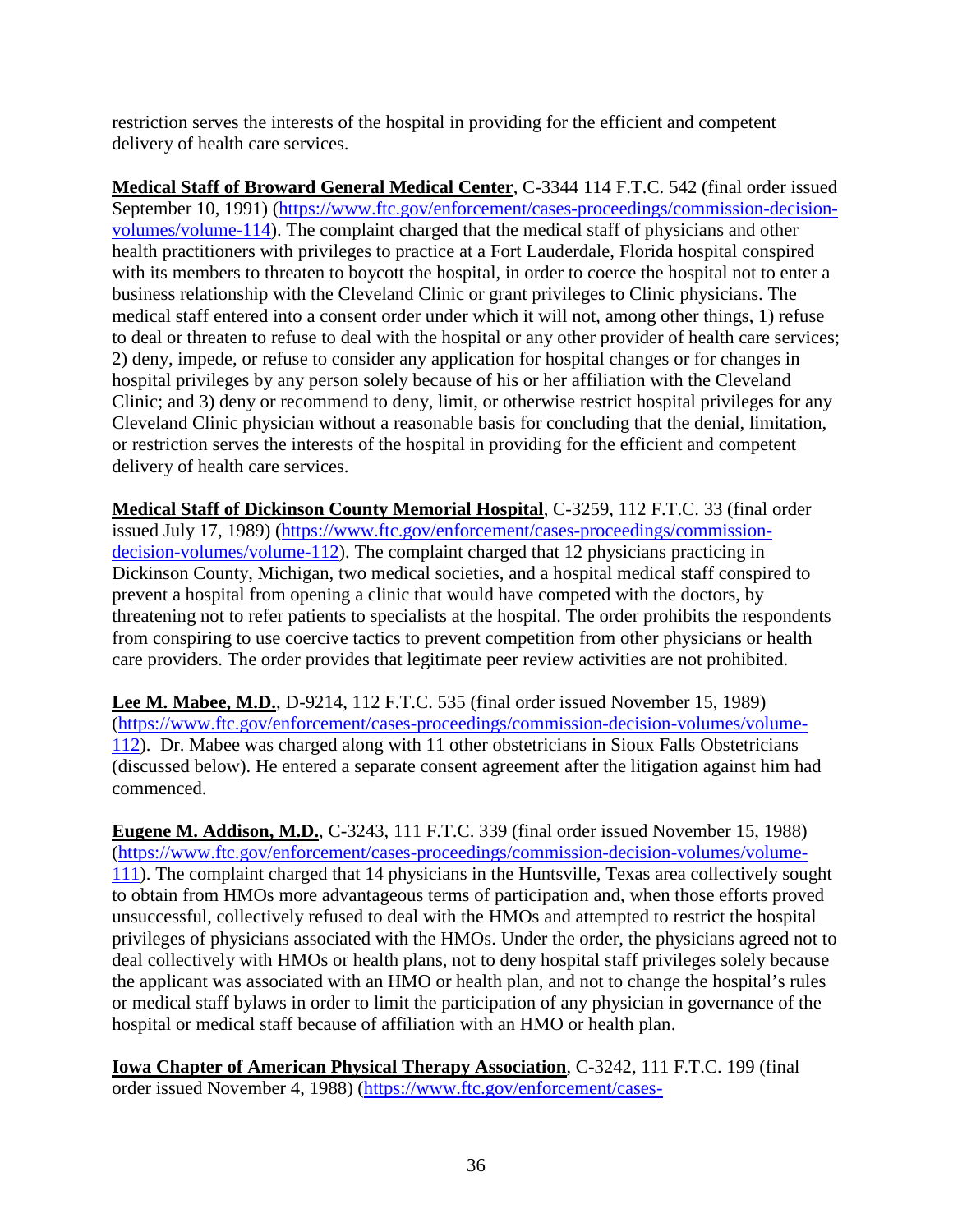restriction serves the interests of the hospital in providing for the efficient and competent delivery of health care services.

**Medical Staff of Broward General Medical Center**, C-3344 114 F.T.C. 542 (final order issued September 10, 1991) (https://www.ftc.gov/enforcement/cases-proceedings/commission-decision-volumes/volume-114). The complaint charged that the medical staff of physicians and other health practitioners with privileges to practice at a Fort Lauderdale, Florida hospital conspired with its members to threaten to boycott the hospital, in order to coerce the hospital not to enter a business relationship with the Cleveland Clinic or grant privileges to Clinic physicians. The medical staff entered into a consent order under which it will not, among other things, 1) refuse to deal or threaten to refuse to deal with the hospital or any other provider of health care services; 2) deny, impede, or refuse to consider any application for hospital changes or for changes in hospital privileges by any person solely because of his or her affiliation with the Cleveland Clinic; and 3) deny or recommend to deny, limit, or otherwise restrict hospital privileges for any Cleveland Clinic physician without a reasonable basis for concluding that the denial, limitation, or restriction serves the interests of the hospital in providing for the efficient and competent delivery of health care services.

**Medical Staff of Dickinson County Memorial Hospital**, C-3259, 112 F.T.C. 33 (final order issued July 17, 1989) (https://www.ftc.gov/enforcement/cases-proceedings/commission-decision-volumes/volume-112). The complaint charged that 12 physicians practicing in Dickinson County, Michigan, two medical societies, and a hospital medical staff conspired to prevent a hospital from opening a clinic that would have competed with the doctors, by threatening not to refer patients to specialists at the hospital. The order prohibits the respondents from conspiring to use coercive tactics to prevent competition from other physicians or health care providers. The order provides that legitimate peer review activities are not prohibited.

**Lee M. Mabee, M.D.**, D-9214, 112 F.T.C. 535 (final order issued November 15, 1989) (https://www.ftc.gov/enforcement/cases-proceedings/commission-decision-volumes/volume-112). Dr. Mabee was charged along with 11 other obstetricians in Sioux Falls Obstetricians (discussed below). He entered a separate consent agreement after the litigation against him had commenced.

**Eugene M. Addison, M.D.**, C-3243, 111 F.T.C. 339 (final order issued November 15, 1988) (https://www.ftc.gov/enforcement/cases-proceedings/commission-decision-volumes/volume-111). The complaint charged that 14 physicians in the Huntsville, Texas area collectively sought to obtain from HMOs more advantageous terms of participation and, when those efforts proved unsuccessful, collectively refused to deal with the HMOs and attempted to restrict the hospital privileges of physicians associated with the HMOs. Under the order, the physicians agreed not to deal collectively with HMOs or health plans, not to deny hospital staff privileges solely because the applicant was associated with an HMO or health plan, and not to change the hospital's rules or medical staff bylaws in order to limit the participation of any physician in governance of the hospital or medical staff because of affiliation with an HMO or health plan.

**Iowa Chapter of American Physical Therapy Association**, C-3242, 111 F.T.C. 199 (final order issued November 4, 1988) (https://www.ftc.gov/enforcement/cases-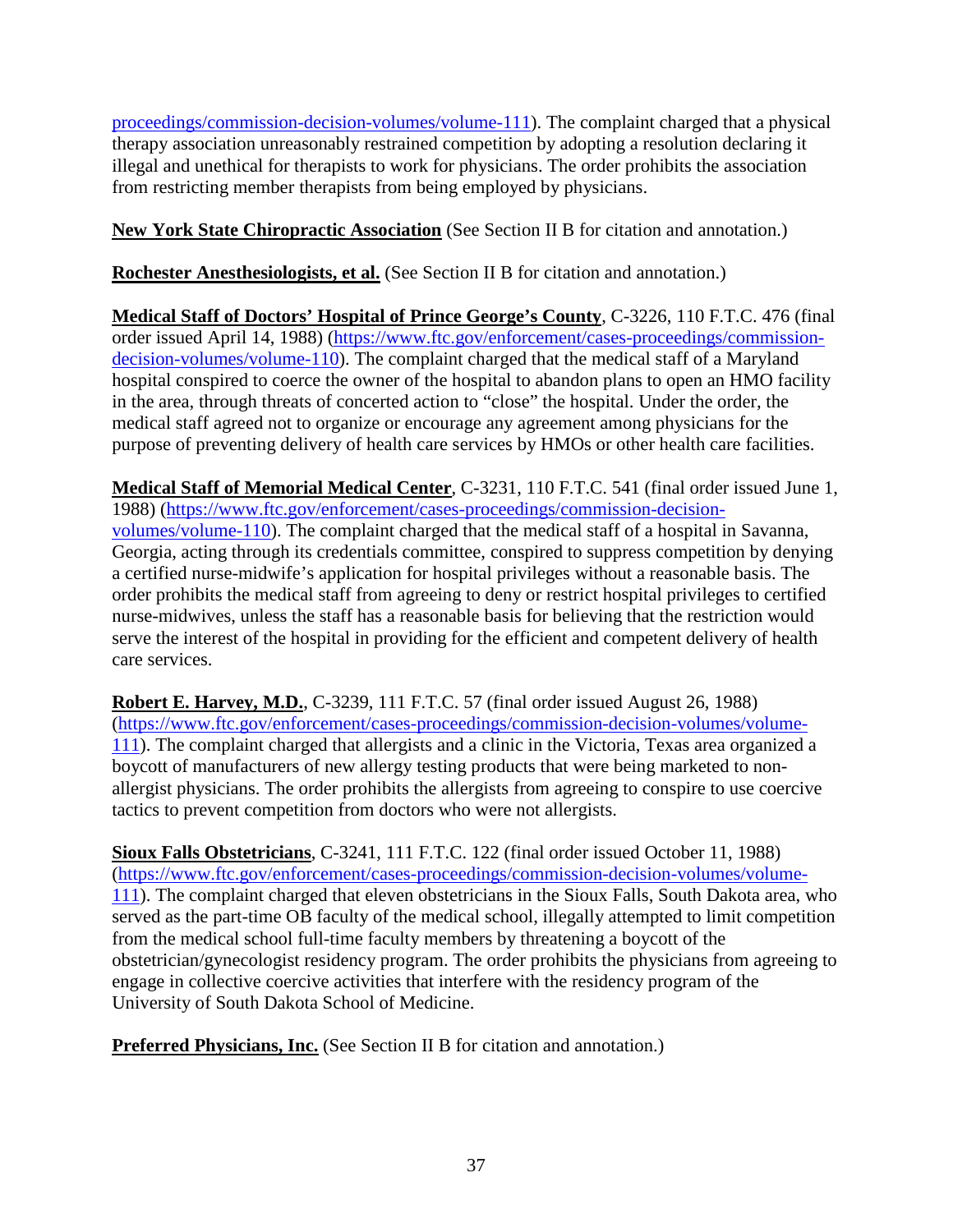proceedings/commission-decision-volumes/volume-111). The complaint charged that a physical therapy association unreasonably restrained competition by adopting a resolution declaring it illegal and unethical for therapists to work for physicians. The order prohibits the association from restricting member therapists from being employed by physicians.

**New York State Chiropractic Association** (See Section II B for citation and annotation.)

**Rochester Anesthesiologists, et al.** (See Section II B for citation and annotation.)

**Medical Staff of Doctors' Hospital of Prince George's County**, C-3226, 110 F.T.C. 476 (final order issued April 14, 1988) (https://www.ftc.gov/enforcement/cases-proceedings/commission-decision-volumes/volume-110). The complaint charged that the medical staff of a Maryland hospital conspired to coerce the owner of the hospital to abandon plans to open an HMO facility in the area, through threats of concerted action to "close" the hospital. Under the order, the medical staff agreed not to organize or encourage any agreement among physicians for the purpose of preventing delivery of health care services by HMOs or other health care facilities.

**Medical Staff of Memorial Medical Center**, C-3231, 110 F.T.C. 541 (final order issued June 1, 1988) (https://www.ftc.gov/enforcement/cases-proceedings/commission-decision-volumes/volume-110). The complaint charged that the medical staff of a hospital in Savanna, Georgia, acting through its credentials committee, conspired to suppress competition by denying a certified nurse-midwife's application for hospital privileges without a reasonable basis. The order prohibits the medical staff from agreeing to deny or restrict hospital privileges to certified nurse-midwives, unless the staff has a reasonable basis for believing that the restriction would serve the interest of the hospital in providing for the efficient and competent delivery of health care services.

**Robert E. Harvey, M.D.**, C-3239, 111 F.T.C. 57 (final order issued August 26, 1988) (https://www.ftc.gov/enforcement/cases-proceedings/commission-decision-volumes/volume-111). The complaint charged that allergists and a clinic in the Victoria, Texas area organized a boycott of manufacturers of new allergy testing products that were being marketed to non-allergist physicians. The order prohibits the allergists from agreeing to conspire to use coercive tactics to prevent competition from doctors who were not allergists.

**Sioux Falls Obstetricians**, C-3241, 111 F.T.C. 122 (final order issued October 11, 1988) (https://www.ftc.gov/enforcement/cases-proceedings/commission-decision-volumes/volume-111). The complaint charged that eleven obstetricians in the Sioux Falls, South Dakota area, who served as the part-time OB faculty of the medical school, illegally attempted to limit competition from the medical school full-time faculty members by threatening a boycott of the obstetrician/gynecologist residency program. The order prohibits the physicians from agreeing to engage in collective coercive activities that interfere with the residency program of the University of South Dakota School of Medicine.

**Preferred Physicians, Inc.** (See Section II B for citation and annotation.)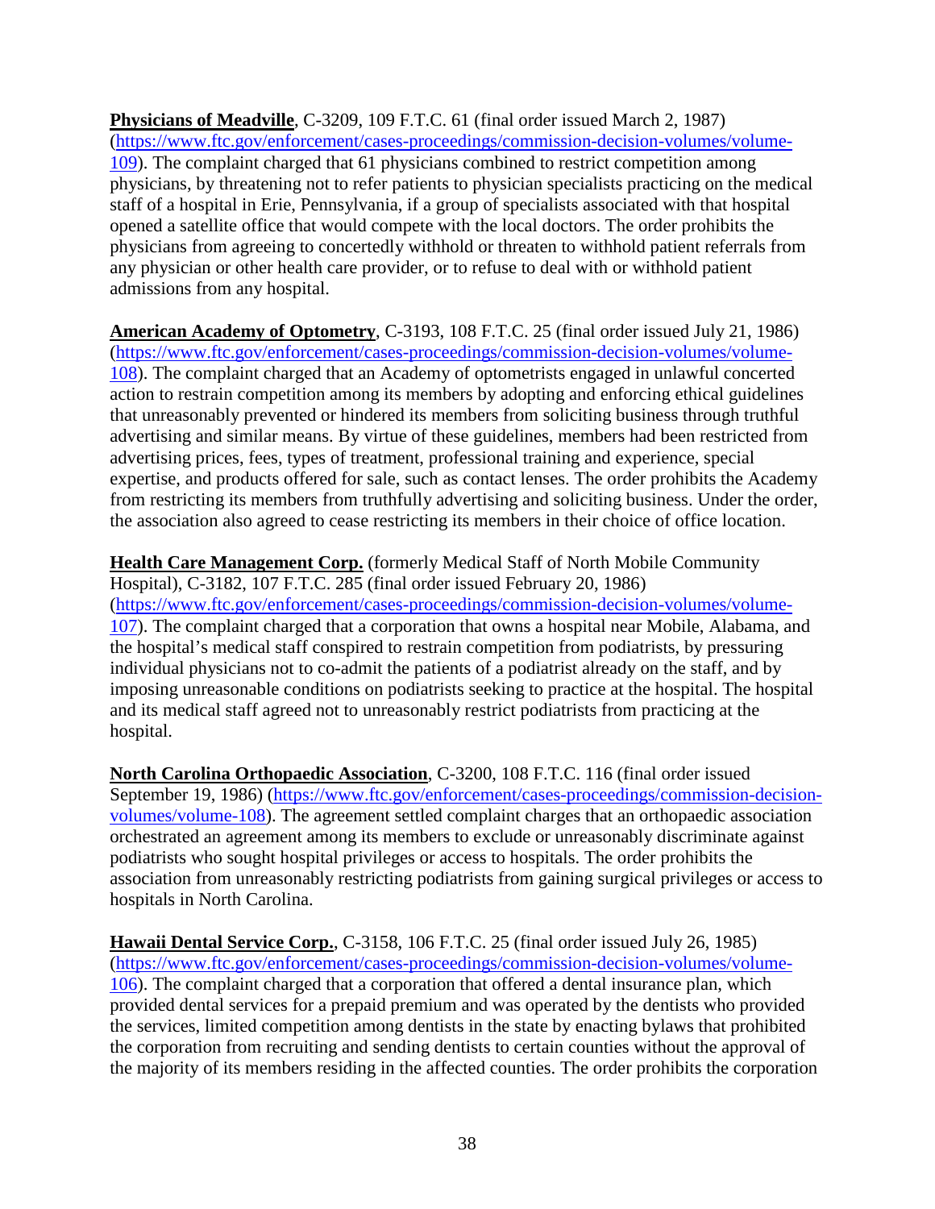**Physicians of Meadville**, C-3209, 109 F.T.C. 61 (final order issued March 2, 1987) (https://www.ftc.gov/enforcement/cases-proceedings/commission-decision-volumes/volume-109). The complaint charged that 61 physicians combined to restrict competition among physicians, by threatening not to refer patients to physician specialists practicing on the medical staff of a hospital in Erie, Pennsylvania, if a group of specialists associated with that hospital opened a satellite office that would compete with the local doctors. The order prohibits the physicians from agreeing to concertedly withhold or threaten to withhold patient referrals from any physician or other health care provider, or to refuse to deal with or withhold patient admissions from any hospital.

**American Academy of Optometry**, C-3193, 108 F.T.C. 25 (final order issued July 21, 1986) (https://www.ftc.gov/enforcement/cases-proceedings/commission-decision-volumes/volume-108). The complaint charged that an Academy of optometrists engaged in unlawful concerted action to restrain competition among its members by adopting and enforcing ethical guidelines that unreasonably prevented or hindered its members from soliciting business through truthful advertising and similar means. By virtue of these guidelines, members had been restricted from advertising prices, fees, types of treatment, professional training and experience, special expertise, and products offered for sale, such as contact lenses. The order prohibits the Academy from restricting its members from truthfully advertising and soliciting business. Under the order, the association also agreed to cease restricting its members in their choice of office location.

**Health Care Management Corp.** (formerly Medical Staff of North Mobile Community Hospital), C-3182, 107 F.T.C. 285 (final order issued February 20, 1986) (https://www.ftc.gov/enforcement/cases-proceedings/commission-decision-volumes/volume-107). The complaint charged that a corporation that owns a hospital near Mobile, Alabama, and the hospital's medical staff conspired to restrain competition from podiatrists, by pressuring individual physicians not to co-admit the patients of a podiatrist already on the staff, and by imposing unreasonable conditions on podiatrists seeking to practice at the hospital. The hospital and its medical staff agreed not to unreasonably restrict podiatrists from practicing at the hospital.

**North Carolina Orthopaedic Association**, C-3200, 108 F.T.C. 116 (final order issued September 19, 1986) (https://www.ftc.gov/enforcement/cases-proceedings/commission-decision-volumes/volume-108). The agreement settled complaint charges that an orthopaedic association orchestrated an agreement among its members to exclude or unreasonably discriminate against podiatrists who sought hospital privileges or access to hospitals. The order prohibits the association from unreasonably restricting podiatrists from gaining surgical privileges or access to hospitals in North Carolina.

**Hawaii Dental Service Corp.**, C-3158, 106 F.T.C. 25 (final order issued July 26, 1985) (https://www.ftc.gov/enforcement/cases-proceedings/commission-decision-volumes/volume-106). The complaint charged that a corporation that offered a dental insurance plan, which provided dental services for a prepaid premium and was operated by the dentists who provided the services, limited competition among dentists in the state by enacting bylaws that prohibited the corporation from recruiting and sending dentists to certain counties without the approval of the majority of its members residing in the affected counties. The order prohibits the corporation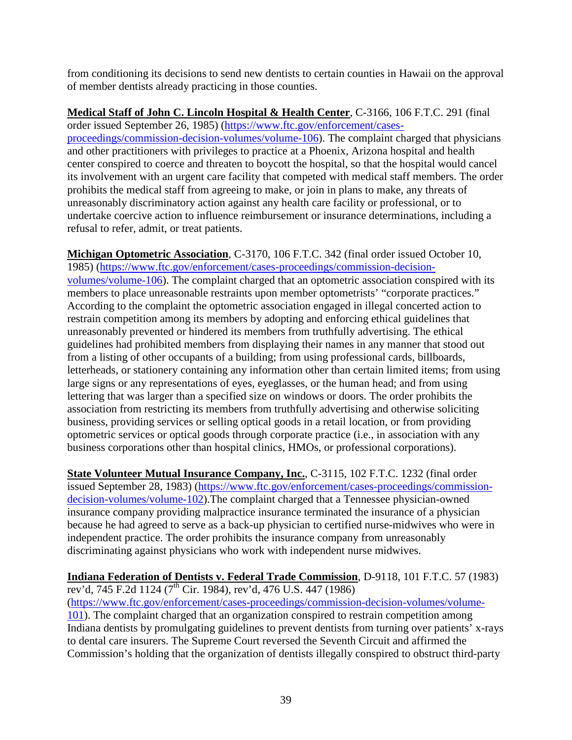from conditioning its decisions to send new dentists to certain counties in Hawaii on the approval of member dentists already practicing in those counties.

**Medical Staff of John C. Lincoln Hospital & Health Center**, C-3166, 106 F.T.C. 291 (final order issued September 26, 1985) ([https://www.ftc.gov/enforcement/cases-proceedings/commission-decision-volumes/volume-106](https://www.ftc.gov/enforcement/cases-proceedings/commission-decision-volumes/volume-106)). The complaint charged that physicians and other practitioners with privileges to practice at a Phoenix, Arizona hospital and health center conspired to coerce and threaten to boycott the hospital, so that the hospital would cancel its involvement with an urgent care facility that competed with medical staff members. The order prohibits the medical staff from agreeing to make, or join in plans to make, any threats of unreasonably discriminatory action against any health care facility or professional, or to undertake coercive action to influence reimbursement or insurance determinations, including a refusal to refer, admit, or treat patients.

**Michigan Optometric Association**, C-3170, 106 F.T.C. 342 (final order issued October 10, 1985) ([https://www.ftc.gov/enforcement/cases-proceedings/commission-decision-volumes/volume-106](https://www.ftc.gov/enforcement/cases-proceedings/commission-decision-volumes/volume-106)). The complaint charged that an optometric association conspired with its members to place unreasonable restraints upon member optometrists' "corporate practices." According to the complaint the optometric association engaged in illegal concerted action to restrain competition among its members by adopting and enforcing ethical guidelines that unreasonably prevented or hindered its members from truthfully advertising. The ethical guidelines had prohibited members from displaying their names in any manner that stood out from a listing of other occupants of a building; from using professional cards, billboards, letterheads, or stationery containing any information other than certain limited items; from using large signs or any representations of eyes, eyeglasses, or the human head; and from using lettering that was larger than a specified size on windows or doors. The order prohibits the association from restricting its members from truthfully advertising and otherwise soliciting business, providing services or selling optical goods in a retail location, or from providing optometric services or optical goods through corporate practice (i.e., in association with any business corporations other than hospital clinics, HMOs, or professional corporations).

**State Volunteer Mutual Insurance Company, Inc.**, C-3115, 102 F.T.C. 1232 (final order issued September 28, 1983) ([https://www.ftc.gov/enforcement/cases-proceedings/commission-decision-volumes/volume-102](https://www.ftc.gov/enforcement/cases-proceedings/commission-decision-volumes/volume-102)).The complaint charged that a Tennessee physician-owned insurance company providing malpractice insurance terminated the insurance of a physician because he had agreed to serve as a back-up physician to certified nurse-midwives who were in independent practice. The order prohibits the insurance company from unreasonably discriminating against physicians who work with independent nurse midwives.

**Indiana Federation of Dentists v. Federal Trade Commission**, D-9118, 101 F.T.C. 57 (1983) rev'd, 745 F.2d 1124 (7th Cir. 1984), rev'd, 476 U.S. 447 (1986) ([https://www.ftc.gov/enforcement/cases-proceedings/commission-decision-volumes/volume-101](https://www.ftc.gov/enforcement/cases-proceedings/commission-decision-volumes/volume-101)). The complaint charged that an organization conspired to restrain competition among Indiana dentists by promulgating guidelines to prevent dentists from turning over patients' x-rays to dental care insurers. The Supreme Court reversed the Seventh Circuit and affirmed the Commission's holding that the organization of dentists illegally conspired to obstruct third-party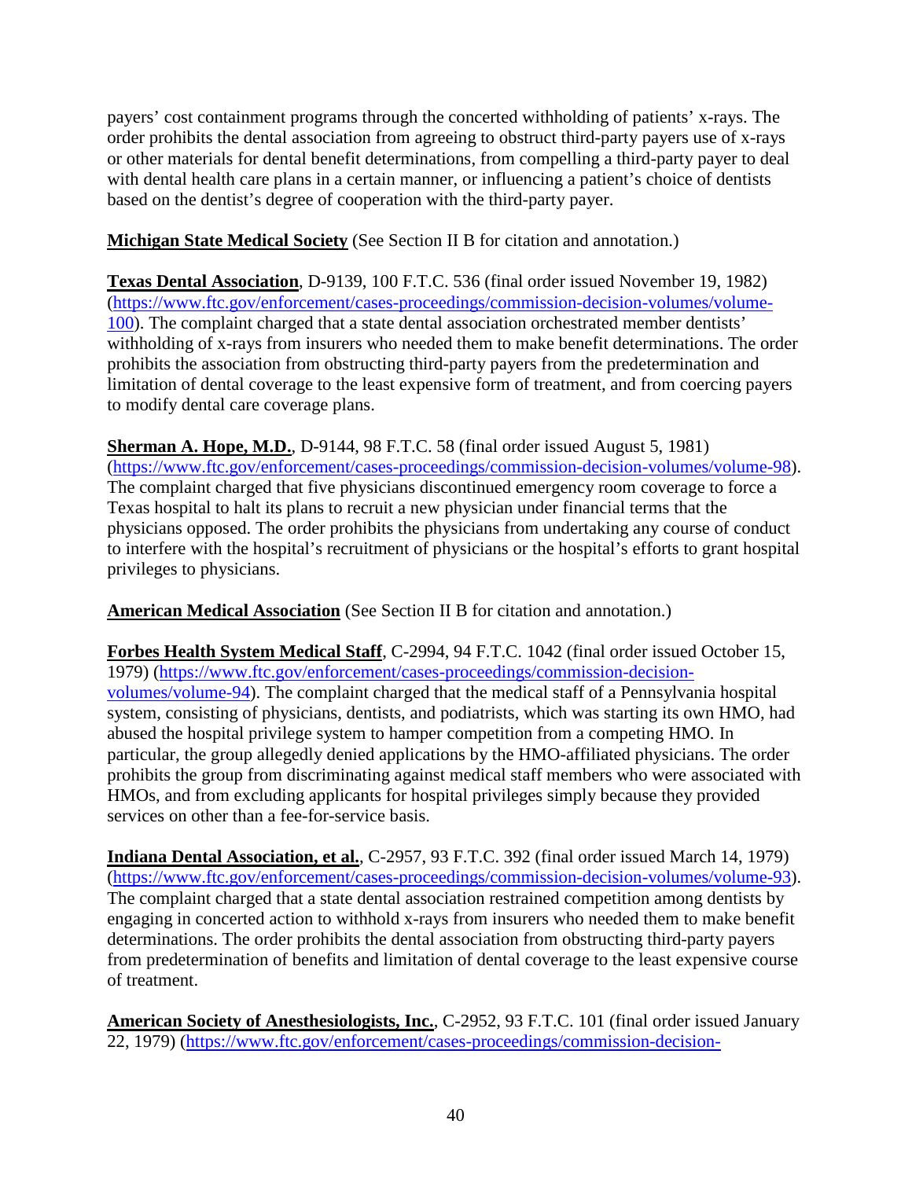payers' cost containment programs through the concerted withholding of patients' x-rays. The order prohibits the dental association from agreeing to obstruct third-party payers use of x-rays or other materials for dental benefit determinations, from compelling a third-party payer to deal with dental health care plans in a certain manner, or influencing a patient's choice of dentists based on the dentist's degree of cooperation with the third-party payer.

**Michigan State Medical Society** (See Section II B for citation and annotation.)

**Texas Dental Association**, D-9139, 100 F.T.C. 536 (final order issued November 19, 1982) (https://www.ftc.gov/enforcement/cases-proceedings/commission-decision-volumes/volume-100). The complaint charged that a state dental association orchestrated member dentists' withholding of x-rays from insurers who needed them to make benefit determinations. The order prohibits the association from obstructing third-party payers from the predetermination and limitation of dental coverage to the least expensive form of treatment, and from coercing payers to modify dental care coverage plans.

**Sherman A. Hope, M.D.**, D-9144, 98 F.T.C. 58 (final order issued August 5, 1981) (https://www.ftc.gov/enforcement/cases-proceedings/commission-decision-volumes/volume-98). The complaint charged that five physicians discontinued emergency room coverage to force a Texas hospital to halt its plans to recruit a new physician under financial terms that the physicians opposed. The order prohibits the physicians from undertaking any course of conduct to interfere with the hospital's recruitment of physicians or the hospital's efforts to grant hospital privileges to physicians.

**American Medical Association** (See Section II B for citation and annotation.)

**Forbes Health System Medical Staff**, C-2994, 94 F.T.C. 1042 (final order issued October 15, 1979) (https://www.ftc.gov/enforcement/cases-proceedings/commission-decision-volumes/volume-94). The complaint charged that the medical staff of a Pennsylvania hospital system, consisting of physicians, dentists, and podiatrists, which was starting its own HMO, had abused the hospital privilege system to hamper competition from a competing HMO. In particular, the group allegedly denied applications by the HMO-affiliated physicians. The order prohibits the group from discriminating against medical staff members who were associated with HMOs, and from excluding applicants for hospital privileges simply because they provided services on other than a fee-for-service basis.

**Indiana Dental Association, et al.**, C-2957, 93 F.T.C. 392 (final order issued March 14, 1979) (https://www.ftc.gov/enforcement/cases-proceedings/commission-decision-volumes/volume-93). The complaint charged that a state dental association restrained competition among dentists by engaging in concerted action to withhold x-rays from insurers who needed them to make benefit determinations. The order prohibits the dental association from obstructing third-party payers from predetermination of benefits and limitation of dental coverage to the least expensive course of treatment.

**American Society of Anesthesiologists, Inc.**, C-2952, 93 F.T.C. 101 (final order issued January 22, 1979) (https://www.ftc.gov/enforcement/cases-proceedings/commission-decision-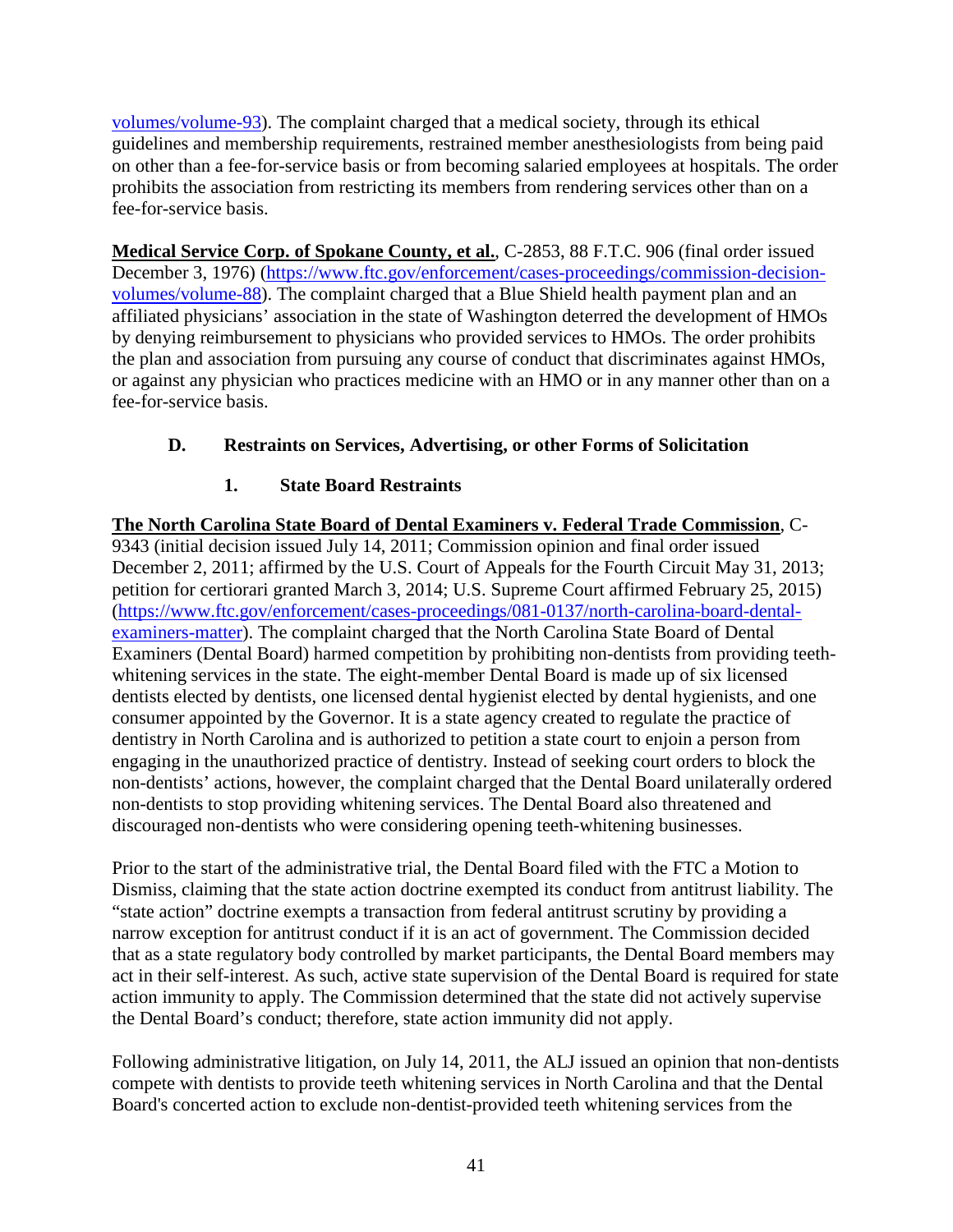volumes/volume-93). The complaint charged that a medical society, through its ethical guidelines and membership requirements, restrained member anesthesiologists from being paid on other than a fee-for-service basis or from becoming salaried employees at hospitals. The order prohibits the association from restricting its members from rendering services other than on a fee-for-service basis.

**Medical Service Corp. of Spokane County, et al.**, C-2853, 88 F.T.C. 906 (final order issued December 3, 1976) (https://www.ftc.gov/enforcement/cases-proceedings/commission-decision-volumes/volume-88). The complaint charged that a Blue Shield health payment plan and an affiliated physicians' association in the state of Washington deterred the development of HMOs by denying reimbursement to physicians who provided services to HMOs. The order prohibits the plan and association from pursuing any course of conduct that discriminates against HMOs, or against any physician who practices medicine with an HMO or in any manner other than on a fee-for-service basis.

### D. Restraints on Services, Advertising, or other Forms of Solicitation

#### 1. State Board Restraints

**The North Carolina State Board of Dental Examiners v. Federal Trade Commission**, C-9343 (initial decision issued July 14, 2011; Commission opinion and final order issued December 2, 2011; affirmed by the U.S. Court of Appeals for the Fourth Circuit May 31, 2013; petition for certiorari granted March 3, 2014; U.S. Supreme Court affirmed February 25, 2015) (https://www.ftc.gov/enforcement/cases-proceedings/081-0137/north-carolina-board-dental-examiners-matter). The complaint charged that the North Carolina State Board of Dental Examiners (Dental Board) harmed competition by prohibiting non-dentists from providing teeth-whitening services in the state. The eight-member Dental Board is made up of six licensed dentists elected by dentists, one licensed dental hygienist elected by dental hygienists, and one consumer appointed by the Governor. It is a state agency created to regulate the practice of dentistry in North Carolina and is authorized to petition a state court to enjoin a person from engaging in the unauthorized practice of dentistry. Instead of seeking court orders to block the non-dentists' actions, however, the complaint charged that the Dental Board unilaterally ordered non-dentists to stop providing whitening services. The Dental Board also threatened and discouraged non-dentists who were considering opening teeth-whitening businesses.

Prior to the start of the administrative trial, the Dental Board filed with the FTC a Motion to Dismiss, claiming that the state action doctrine exempted its conduct from antitrust liability. The "state action" doctrine exempts a transaction from federal antitrust scrutiny by providing a narrow exception for antitrust conduct if it is an act of government. The Commission decided that as a state regulatory body controlled by market participants, the Dental Board members may act in their self-interest. As such, active state supervision of the Dental Board is required for state action immunity to apply. The Commission determined that the state did not actively supervise the Dental Board's conduct; therefore, state action immunity did not apply.

Following administrative litigation, on July 14, 2011, the ALJ issued an opinion that non-dentists compete with dentists to provide teeth whitening services in North Carolina and that the Dental Board's concerted action to exclude non-dentist-provided teeth whitening services from the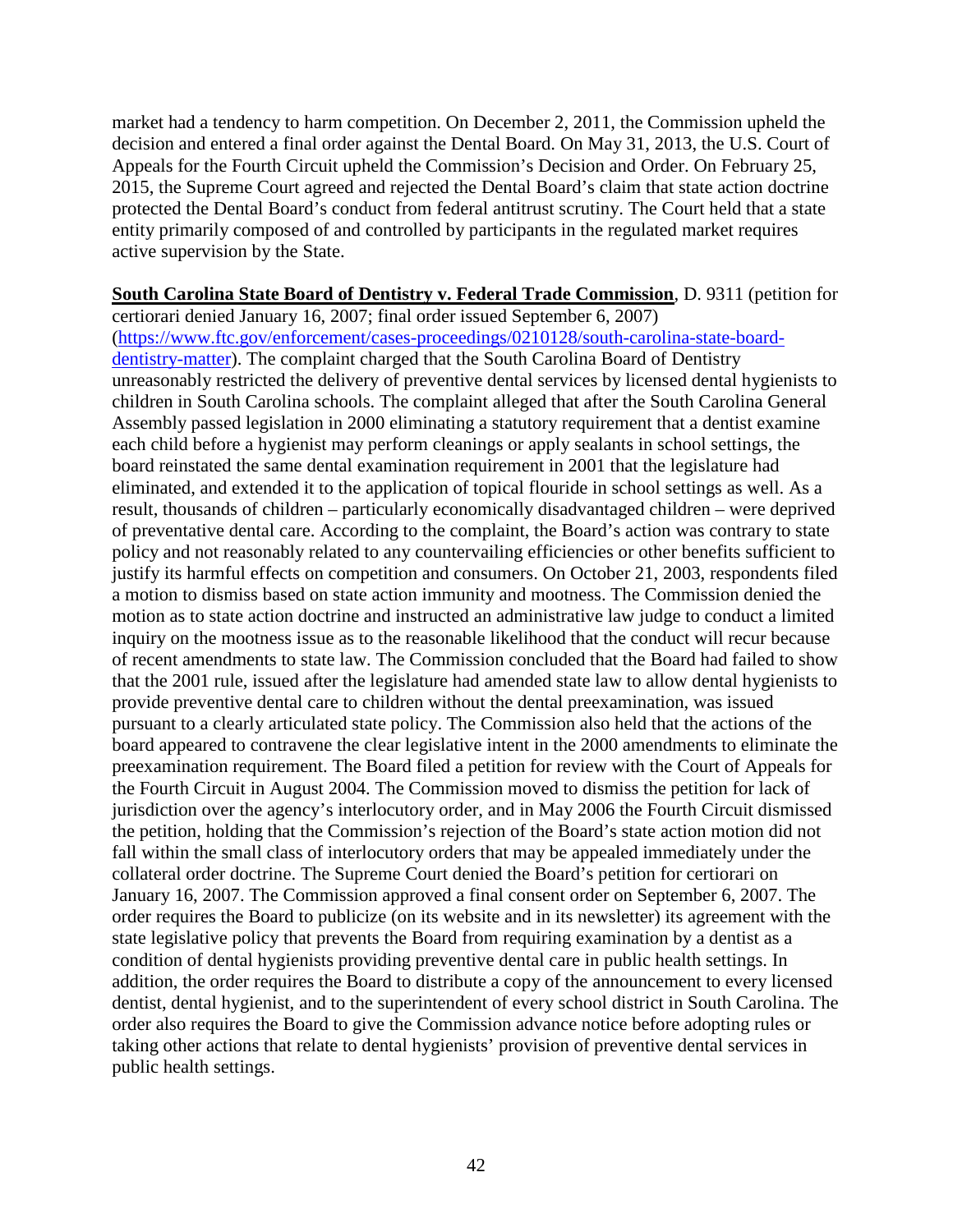market had a tendency to harm competition. On December 2, 2011, the Commission upheld the decision and entered a final order against the Dental Board. On May 31, 2013, the U.S. Court of Appeals for the Fourth Circuit upheld the Commission's Decision and Order. On February 25, 2015, the Supreme Court agreed and rejected the Dental Board's claim that state action doctrine protected the Dental Board's conduct from federal antitrust scrutiny. The Court held that a state entity primarily composed of and controlled by participants in the regulated market requires active supervision by the State.

**South Carolina State Board of Dentistry v. Federal Trade Commission**, D. 9311 (petition for certiorari denied January 16, 2007; final order issued September 6, 2007) (https://www.ftc.gov/enforcement/cases-proceedings/0210128/south-carolina-state-board-dentistry-matter). The complaint charged that the South Carolina Board of Dentistry unreasonably restricted the delivery of preventive dental services by licensed dental hygienists to children in South Carolina schools. The complaint alleged that after the South Carolina General Assembly passed legislation in 2000 eliminating a statutory requirement that a dentist examine each child before a hygienist may perform cleanings or apply sealants in school settings, the board reinstated the same dental examination requirement in 2001 that the legislature had eliminated, and extended it to the application of topical flouride in school settings as well. As a result, thousands of children – particularly economically disadvantaged children – were deprived of preventative dental care. According to the complaint, the Board's action was contrary to state policy and not reasonably related to any countervailing efficiencies or other benefits sufficient to justify its harmful effects on competition and consumers. On October 21, 2003, respondents filed a motion to dismiss based on state action immunity and mootness. The Commission denied the motion as to state action doctrine and instructed an administrative law judge to conduct a limited inquiry on the mootness issue as to the reasonable likelihood that the conduct will recur because of recent amendments to state law. The Commission concluded that the Board had failed to show that the 2001 rule, issued after the legislature had amended state law to allow dental hygienists to provide preventive dental care to children without the dental preexamination, was issued pursuant to a clearly articulated state policy. The Commission also held that the actions of the board appeared to contravene the clear legislative intent in the 2000 amendments to eliminate the preexamination requirement. The Board filed a petition for review with the Court of Appeals for the Fourth Circuit in August 2004. The Commission moved to dismiss the petition for lack of jurisdiction over the agency's interlocutory order, and in May 2006 the Fourth Circuit dismissed the petition, holding that the Commission's rejection of the Board's state action motion did not fall within the small class of interlocutory orders that may be appealed immediately under the collateral order doctrine. The Supreme Court denied the Board's petition for certiorari on January 16, 2007. The Commission approved a final consent order on September 6, 2007. The order requires the Board to publicize (on its website and in its newsletter) its agreement with the state legislative policy that prevents the Board from requiring examination by a dentist as a condition of dental hygienists providing preventive dental care in public health settings. In addition, the order requires the Board to distribute a copy of the announcement to every licensed dentist, dental hygienist, and to the superintendent of every school district in South Carolina. The order also requires the Board to give the Commission advance notice before adopting rules or taking other actions that relate to dental hygienists' provision of preventive dental services in public health settings.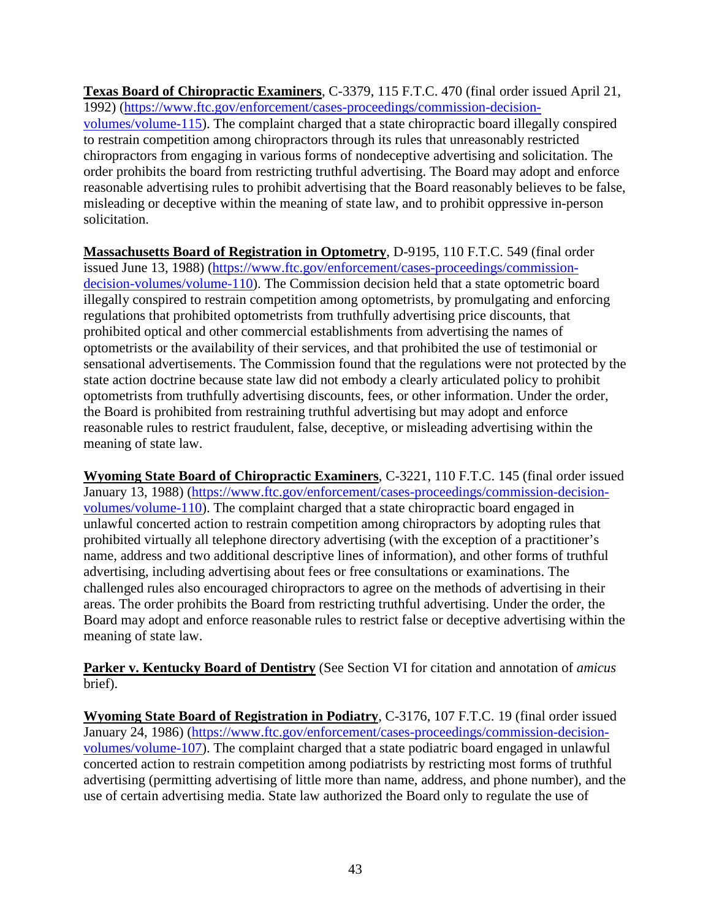**Texas Board of Chiropractic Examiners**, C-3379, 115 F.T.C. 470 (final order issued April 21, 1992) (https://www.ftc.gov/enforcement/cases-proceedings/commission-decision-volumes/volume-115). The complaint charged that a state chiropractic board illegally conspired to restrain competition among chiropractors through its rules that unreasonably restricted chiropractors from engaging in various forms of nondeceptive advertising and solicitation. The order prohibits the board from restricting truthful advertising. The Board may adopt and enforce reasonable advertising rules to prohibit advertising that the Board reasonably believes to be false, misleading or deceptive within the meaning of state law, and to prohibit oppressive in-person solicitation.

**Massachusetts Board of Registration in Optometry**, D-9195, 110 F.T.C. 549 (final order issued June 13, 1988) (https://www.ftc.gov/enforcement/cases-proceedings/commission-decision-volumes/volume-110). The Commission decision held that a state optometric board illegally conspired to restrain competition among optometrists, by promulgating and enforcing regulations that prohibited optometrists from truthfully advertising price discounts, that prohibited optical and other commercial establishments from advertising the names of optometrists or the availability of their services, and that prohibited the use of testimonial or sensational advertisements. The Commission found that the regulations were not protected by the state action doctrine because state law did not embody a clearly articulated policy to prohibit optometrists from truthfully advertising discounts, fees, or other information. Under the order, the Board is prohibited from restraining truthful advertising but may adopt and enforce reasonable rules to restrict fraudulent, false, deceptive, or misleading advertising within the meaning of state law.

**Wyoming State Board of Chiropractic Examiners**, C-3221, 110 F.T.C. 145 (final order issued January 13, 1988) (https://www.ftc.gov/enforcement/cases-proceedings/commission-decision-volumes/volume-110). The complaint charged that a state chiropractic board engaged in unlawful concerted action to restrain competition among chiropractors by adopting rules that prohibited virtually all telephone directory advertising (with the exception of a practitioner's name, address and two additional descriptive lines of information), and other forms of truthful advertising, including advertising about fees or free consultations or examinations. The challenged rules also encouraged chiropractors to agree on the methods of advertising in their areas. The order prohibits the Board from restricting truthful advertising. Under the order, the Board may adopt and enforce reasonable rules to restrict false or deceptive advertising within the meaning of state law.

**Parker v. Kentucky Board of Dentistry** (See Section VI for citation and annotation of *amicus* brief).

**Wyoming State Board of Registration in Podiatry**, C-3176, 107 F.T.C. 19 (final order issued January 24, 1986) (https://www.ftc.gov/enforcement/cases-proceedings/commission-decision-volumes/volume-107). The complaint charged that a state podiatric board engaged in unlawful concerted action to restrain competition among podiatrists by restricting most forms of truthful advertising (permitting advertising of little more than name, address, and phone number), and the use of certain advertising media. State law authorized the Board only to regulate the use of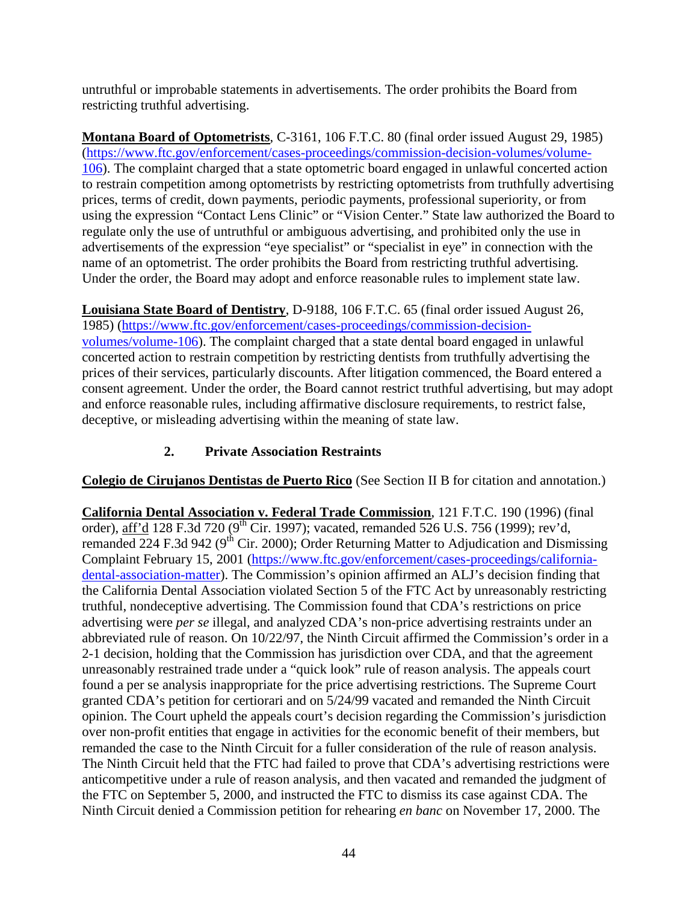untruthful or improbable statements in advertisements. The order prohibits the Board from restricting truthful advertising.

**Montana Board of Optometrists**, C-3161, 106 F.T.C. 80 (final order issued August 29, 1985) (https://www.ftc.gov/enforcement/cases-proceedings/commission-decision-volumes/volume-106). The complaint charged that a state optometric board engaged in unlawful concerted action to restrain competition among optometrists by restricting optometrists from truthfully advertising prices, terms of credit, down payments, periodic payments, professional superiority, or from using the expression "Contact Lens Clinic" or "Vision Center." State law authorized the Board to regulate only the use of untruthful or ambiguous advertising, and prohibited only the use in advertisements of the expression "eye specialist" or "specialist in eye" in connection with the name of an optometrist. The order prohibits the Board from restricting truthful advertising. Under the order, the Board may adopt and enforce reasonable rules to implement state law.

**Louisiana State Board of Dentistry**, D-9188, 106 F.T.C. 65 (final order issued August 26, 1985) (https://www.ftc.gov/enforcement/cases-proceedings/commission-decision-volumes/volume-106). The complaint charged that a state dental board engaged in unlawful concerted action to restrain competition by restricting dentists from truthfully advertising the prices of their services, particularly discounts. After litigation commenced, the Board entered a consent agreement. Under the order, the Board cannot restrict truthful advertising, but may adopt and enforce reasonable rules, including affirmative disclosure requirements, to restrict false, deceptive, or misleading advertising within the meaning of state law.

### 2. Private Association Restraints

**Colegio de Cirujanos Dentistas de Puerto Rico** (See Section II B for citation and annotation.)

**California Dental Association v. Federal Trade Commission**, 121 F.T.C. 190 (1996) (final order), aff'd 128 F.3d 720 (9th Cir. 1997); vacated, remanded 526 U.S. 756 (1999); rev'd, remanded 224 F.3d 942 (9th Cir. 2000); Order Returning Matter to Adjudication and Dismissing Complaint February 15, 2001 (https://www.ftc.gov/enforcement/cases-proceedings/california-dental-association-matter). The Commission's opinion affirmed an ALJ's decision finding that the California Dental Association violated Section 5 of the FTC Act by unreasonably restricting truthful, nondeceptive advertising. The Commission found that CDA's restrictions on price advertising were *per se* illegal, and analyzed CDA's non-price advertising restraints under an abbreviated rule of reason. On 10/22/97, the Ninth Circuit affirmed the Commission's order in a 2-1 decision, holding that the Commission has jurisdiction over CDA, and that the agreement unreasonably restrained trade under a "quick look" rule of reason analysis. The appeals court found a per se analysis inappropriate for the price advertising restrictions. The Supreme Court granted CDA's petition for certiorari and on 5/24/99 vacated and remanded the Ninth Circuit opinion. The Court upheld the appeals court's decision regarding the Commission's jurisdiction over non-profit entities that engage in activities for the economic benefit of their members, but remanded the case to the Ninth Circuit for a fuller consideration of the rule of reason analysis. The Ninth Circuit held that the FTC had failed to prove that CDA's advertising restrictions were anticompetitive under a rule of reason analysis, and then vacated and remanded the judgment of the FTC on September 5, 2000, and instructed the FTC to dismiss its case against CDA. The Ninth Circuit denied a Commission petition for rehearing *en banc* on November 17, 2000. The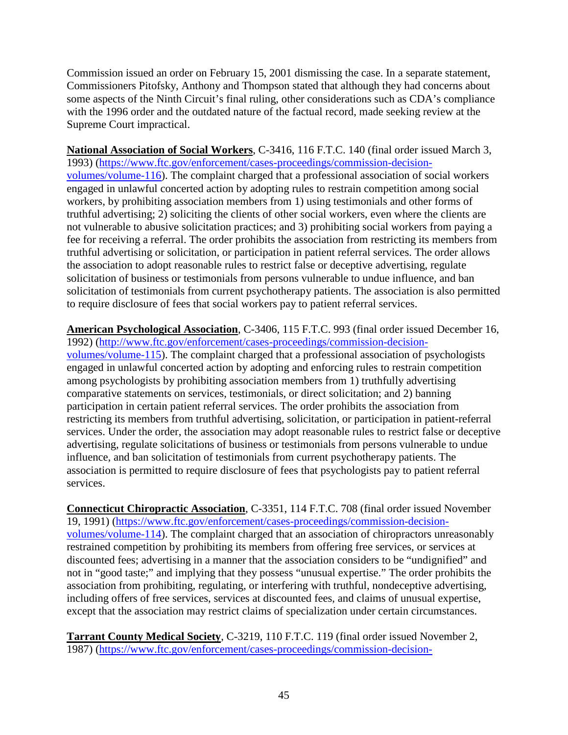Commission issued an order on February 15, 2001 dismissing the case. In a separate statement, Commissioners Pitofsky, Anthony and Thompson stated that although they had concerns about some aspects of the Ninth Circuit's final ruling, other considerations such as CDA's compliance with the 1996 order and the outdated nature of the factual record, made seeking review at the Supreme Court impractical.

**National Association of Social Workers**, C-3416, 116 F.T.C. 140 (final order issued March 3, 1993) (https://www.ftc.gov/enforcement/cases-proceedings/commission-decision-volumes/volume-116). The complaint charged that a professional association of social workers engaged in unlawful concerted action by adopting rules to restrain competition among social workers, by prohibiting association members from 1) using testimonials and other forms of truthful advertising; 2) soliciting the clients of other social workers, even where the clients are not vulnerable to abusive solicitation practices; and 3) prohibiting social workers from paying a fee for receiving a referral. The order prohibits the association from restricting its members from truthful advertising or solicitation, or participation in patient referral services. The order allows the association to adopt reasonable rules to restrict false or deceptive advertising, regulate solicitation of business or testimonials from persons vulnerable to undue influence, and ban solicitation of testimonials from current psychotherapy patients. The association is also permitted to require disclosure of fees that social workers pay to patient referral services.

**American Psychological Association**, C-3406, 115 F.T.C. 993 (final order issued December 16, 1992) (http://www.ftc.gov/enforcement/cases-proceedings/commission-decision-volumes/volume-115). The complaint charged that a professional association of psychologists engaged in unlawful concerted action by adopting and enforcing rules to restrain competition among psychologists by prohibiting association members from 1) truthfully advertising comparative statements on services, testimonials, or direct solicitation; and 2) banning participation in certain patient referral services. The order prohibits the association from restricting its members from truthful advertising, solicitation, or participation in patient-referral services. Under the order, the association may adopt reasonable rules to restrict false or deceptive advertising, regulate solicitations of business or testimonials from persons vulnerable to undue influence, and ban solicitation of testimonials from current psychotherapy patients. The association is permitted to require disclosure of fees that psychologists pay to patient referral services.

**Connecticut Chiropractic Association**, C-3351, 114 F.T.C. 708 (final order issued November 19, 1991) (https://www.ftc.gov/enforcement/cases-proceedings/commission-decision-volumes/volume-114). The complaint charged that an association of chiropractors unreasonably restrained competition by prohibiting its members from offering free services, or services at discounted fees; advertising in a manner that the association considers to be "undignified" and not in "good taste;" and implying that they possess "unusual expertise." The order prohibits the association from prohibiting, regulating, or interfering with truthful, nondeceptive advertising, including offers of free services, services at discounted fees, and claims of unusual expertise, except that the association may restrict claims of specialization under certain circumstances.

**Tarrant County Medical Society**, C-3219, 110 F.T.C. 119 (final order issued November 2, 1987) (https://www.ftc.gov/enforcement/cases-proceedings/commission-decision-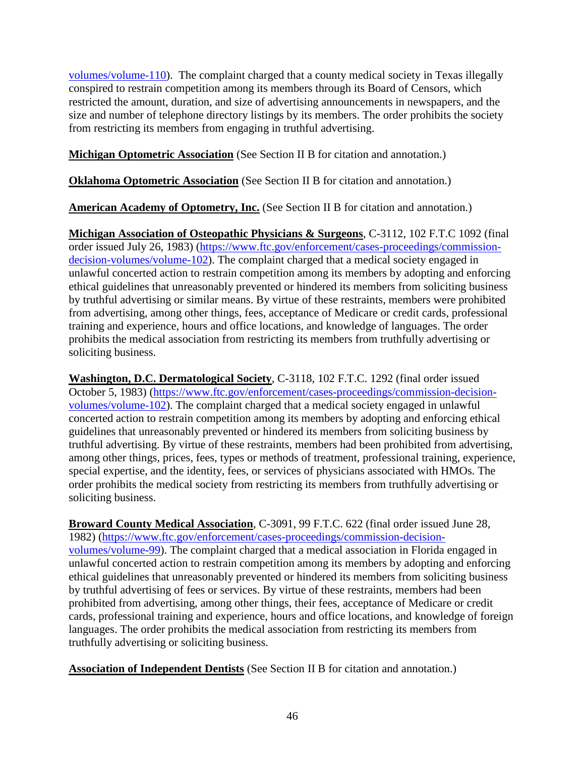volumes/volume-110).  The complaint charged that a county medical society in Texas illegally conspired to restrain competition among its members through its Board of Censors, which restricted the amount, duration, and size of advertising announcements in newspapers, and the size and number of telephone directory listings by its members. The order prohibits the society from restricting its members from engaging in truthful advertising.

**Michigan Optometric Association** (See Section II B for citation and annotation.)

**Oklahoma Optometric Association** (See Section II B for citation and annotation.)

**American Academy of Optometry, Inc.** (See Section II B for citation and annotation.)

**Michigan Association of Osteopathic Physicians & Surgeons**, C-3112, 102 F.T.C 1092 (final order issued July 26, 1983) (https://www.ftc.gov/enforcement/cases-proceedings/commission-decision-volumes/volume-102). The complaint charged that a medical society engaged in unlawful concerted action to restrain competition among its members by adopting and enforcing ethical guidelines that unreasonably prevented or hindered its members from soliciting business by truthful advertising or similar means. By virtue of these restraints, members were prohibited from advertising, among other things, fees, acceptance of Medicare or credit cards, professional training and experience, hours and office locations, and knowledge of languages. The order prohibits the medical association from restricting its members from truthfully advertising or soliciting business.

**Washington, D.C. Dermatological Society**, C-3118, 102 F.T.C. 1292 (final order issued October 5, 1983) (https://www.ftc.gov/enforcement/cases-proceedings/commission-decision-volumes/volume-102). The complaint charged that a medical society engaged in unlawful concerted action to restrain competition among its members by adopting and enforcing ethical guidelines that unreasonably prevented or hindered its members from soliciting business by truthful advertising. By virtue of these restraints, members had been prohibited from advertising, among other things, prices, fees, types or methods of treatment, professional training, experience, special expertise, and the identity, fees, or services of physicians associated with HMOs. The order prohibits the medical society from restricting its members from truthfully advertising or soliciting business.

**Broward County Medical Association**, C-3091, 99 F.T.C. 622 (final order issued June 28, 1982) (https://www.ftc.gov/enforcement/cases-proceedings/commission-decision-volumes/volume-99). The complaint charged that a medical association in Florida engaged in unlawful concerted action to restrain competition among its members by adopting and enforcing ethical guidelines that unreasonably prevented or hindered its members from soliciting business by truthful advertising of fees or services. By virtue of these restraints, members had been prohibited from advertising, among other things, their fees, acceptance of Medicare or credit cards, professional training and experience, hours and office locations, and knowledge of foreign languages. The order prohibits the medical association from restricting its members from truthfully advertising or soliciting business.

**Association of Independent Dentists** (See Section II B for citation and annotation.)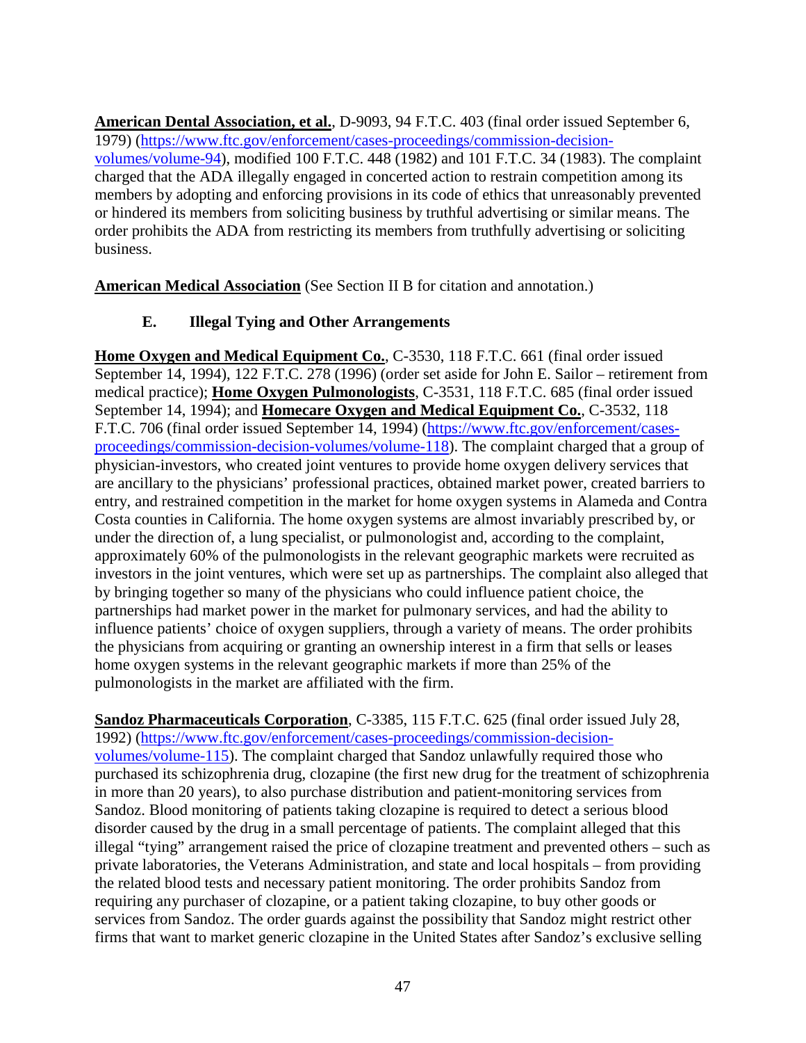**American Dental Association, et al.**, D-9093, 94 F.T.C. 403 (final order issued September 6, 1979) (https://www.ftc.gov/enforcement/cases-proceedings/commission-decision-volumes/volume-94), modified 100 F.T.C. 448 (1982) and 101 F.T.C. 34 (1983). The complaint charged that the ADA illegally engaged in concerted action to restrain competition among its members by adopting and enforcing provisions in its code of ethics that unreasonably prevented or hindered its members from soliciting business by truthful advertising or similar means. The order prohibits the ADA from restricting its members from truthfully advertising or soliciting business.

**American Medical Association** (See Section II B for citation and annotation.)

### E. Illegal Tying and Other Arrangements

**Home Oxygen and Medical Equipment Co.**, C-3530, 118 F.T.C. 661 (final order issued September 14, 1994), 122 F.T.C. 278 (1996) (order set aside for John E. Sailor – retirement from medical practice); **Home Oxygen Pulmonologists**, C-3531, 118 F.T.C. 685 (final order issued September 14, 1994); and **Homecare Oxygen and Medical Equipment Co.**, C-3532, 118 F.T.C. 706 (final order issued September 14, 1994) (https://www.ftc.gov/enforcement/cases-proceedings/commission-decision-volumes/volume-118). The complaint charged that a group of physician-investors, who created joint ventures to provide home oxygen delivery services that are ancillary to the physicians' professional practices, obtained market power, created barriers to entry, and restrained competition in the market for home oxygen systems in Alameda and Contra Costa counties in California. The home oxygen systems are almost invariably prescribed by, or under the direction of, a lung specialist, or pulmonologist and, according to the complaint, approximately 60% of the pulmonologists in the relevant geographic markets were recruited as investors in the joint ventures, which were set up as partnerships. The complaint also alleged that by bringing together so many of the physicians who could influence patient choice, the partnerships had market power in the market for pulmonary services, and had the ability to influence patients' choice of oxygen suppliers, through a variety of means. The order prohibits the physicians from acquiring or granting an ownership interest in a firm that sells or leases home oxygen systems in the relevant geographic markets if more than 25% of the pulmonologists in the market are affiliated with the firm.

**Sandoz Pharmaceuticals Corporation**, C-3385, 115 F.T.C. 625 (final order issued July 28, 1992) (https://www.ftc.gov/enforcement/cases-proceedings/commission-decision-volumes/volume-115). The complaint charged that Sandoz unlawfully required those who purchased its schizophrenia drug, clozapine (the first new drug for the treatment of schizophrenia in more than 20 years), to also purchase distribution and patient-monitoring services from Sandoz. Blood monitoring of patients taking clozapine is required to detect a serious blood disorder caused by the drug in a small percentage of patients. The complaint alleged that this illegal "tying" arrangement raised the price of clozapine treatment and prevented others – such as private laboratories, the Veterans Administration, and state and local hospitals – from providing the related blood tests and necessary patient monitoring. The order prohibits Sandoz from requiring any purchaser of clozapine, or a patient taking clozapine, to buy other goods or services from Sandoz. The order guards against the possibility that Sandoz might restrict other firms that want to market generic clozapine in the United States after Sandoz's exclusive selling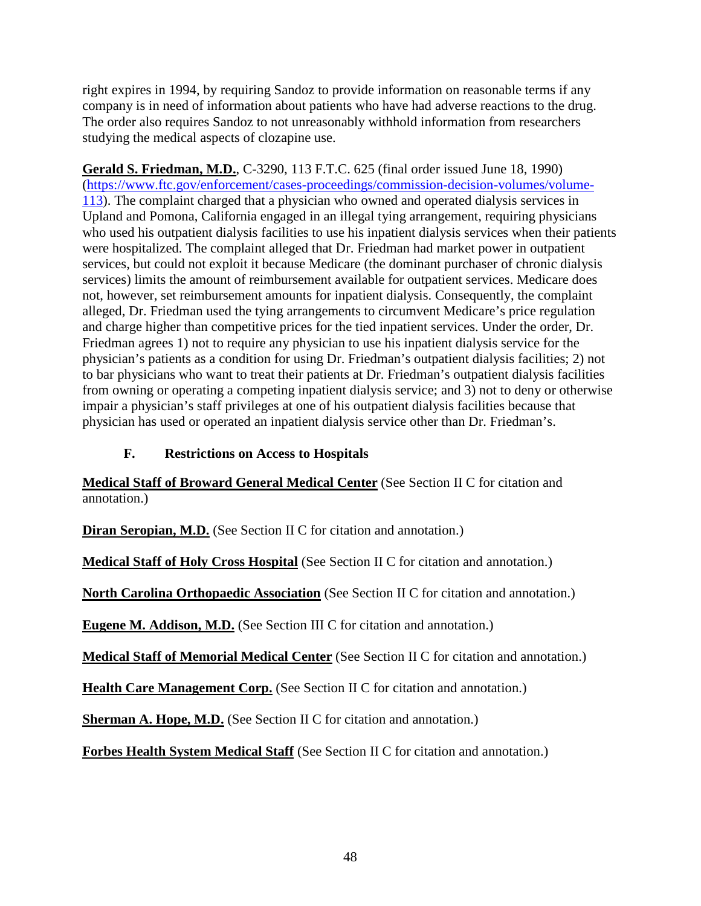right expires in 1994, by requiring Sandoz to provide information on reasonable terms if any company is in need of information about patients who have had adverse reactions to the drug. The order also requires Sandoz to not unreasonably withhold information from researchers studying the medical aspects of clozapine use.

**Gerald S. Friedman, M.D.**, C-3290, 113 F.T.C. 625 (final order issued June 18, 1990) (https://www.ftc.gov/enforcement/cases-proceedings/commission-decision-volumes/volume-113). The complaint charged that a physician who owned and operated dialysis services in Upland and Pomona, California engaged in an illegal tying arrangement, requiring physicians who used his outpatient dialysis facilities to use his inpatient dialysis services when their patients were hospitalized. The complaint alleged that Dr. Friedman had market power in outpatient services, but could not exploit it because Medicare (the dominant purchaser of chronic dialysis services) limits the amount of reimbursement available for outpatient services. Medicare does not, however, set reimbursement amounts for inpatient dialysis. Consequently, the complaint alleged, Dr. Friedman used the tying arrangements to circumvent Medicare's price regulation and charge higher than competitive prices for the tied inpatient services. Under the order, Dr. Friedman agrees 1) not to require any physician to use his inpatient dialysis service for the physician's patients as a condition for using Dr. Friedman's outpatient dialysis facilities; 2) not to bar physicians who want to treat their patients at Dr. Friedman's outpatient dialysis facilities from owning or operating a competing inpatient dialysis service; and 3) not to deny or otherwise impair a physician's staff privileges at one of his outpatient dialysis facilities because that physician has used or operated an inpatient dialysis service other than Dr. Friedman's.

### F. Restrictions on Access to Hospitals

**Medical Staff of Broward General Medical Center** (See Section II C for citation and annotation.)

**Diran Seropian, M.D.** (See Section II C for citation and annotation.)

**Medical Staff of Holy Cross Hospital** (See Section II C for citation and annotation.)

**North Carolina Orthopaedic Association** (See Section II C for citation and annotation.)

**Eugene M. Addison, M.D.** (See Section III C for citation and annotation.)

**Medical Staff of Memorial Medical Center** (See Section II C for citation and annotation.)

**Health Care Management Corp.** (See Section II C for citation and annotation.)

**Sherman A. Hope, M.D.** (See Section II C for citation and annotation.)

**Forbes Health System Medical Staff** (See Section II C for citation and annotation.)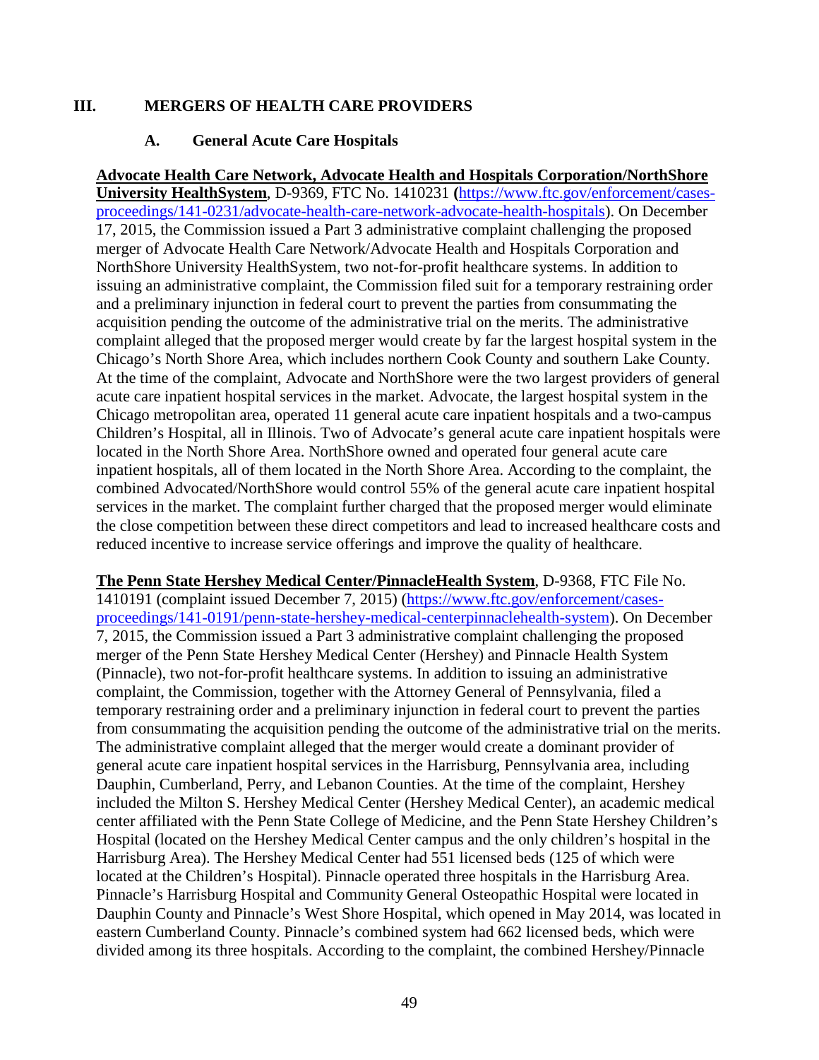## III. MERGERS OF HEALTH CARE PROVIDERS

### A. General Acute Care Hospitals

**Advocate Health Care Network, Advocate Health and Hospitals Corporation/NorthShore University HealthSystem**, D-9369, FTC No. 1410231 (https://www.ftc.gov/enforcement/cases-proceedings/141-0231/advocate-health-care-network-advocate-health-hospitals). On December 17, 2015, the Commission issued a Part 3 administrative complaint challenging the proposed merger of Advocate Health Care Network/Advocate Health and Hospitals Corporation and NorthShore University HealthSystem, two not-for-profit healthcare systems. In addition to issuing an administrative complaint, the Commission filed suit for a temporary restraining order and a preliminary injunction in federal court to prevent the parties from consummating the acquisition pending the outcome of the administrative trial on the merits. The administrative complaint alleged that the proposed merger would create by far the largest hospital system in the Chicago's North Shore Area, which includes northern Cook County and southern Lake County. At the time of the complaint, Advocate and NorthShore were the two largest providers of general acute care inpatient hospital services in the market. Advocate, the largest hospital system in the Chicago metropolitan area, operated 11 general acute care inpatient hospitals and a two-campus Children's Hospital, all in Illinois. Two of Advocate's general acute care inpatient hospitals were located in the North Shore Area. NorthShore owned and operated four general acute care inpatient hospitals, all of them located in the North Shore Area. According to the complaint, the combined Advocated/NorthShore would control 55% of the general acute care inpatient hospital services in the market. The complaint further charged that the proposed merger would eliminate the close competition between these direct competitors and lead to increased healthcare costs and reduced incentive to increase service offerings and improve the quality of healthcare.

**The Penn State Hershey Medical Center/PinnacleHealth System**, D-9368, FTC File No. 1410191 (complaint issued December 7, 2015) (https://www.ftc.gov/enforcement/cases-proceedings/141-0191/penn-state-hershey-medical-centerpinnaclehealth-system). On December 7, 2015, the Commission issued a Part 3 administrative complaint challenging the proposed merger of the Penn State Hershey Medical Center (Hershey) and Pinnacle Health System (Pinnacle), two not-for-profit healthcare systems. In addition to issuing an administrative complaint, the Commission, together with the Attorney General of Pennsylvania, filed a temporary restraining order and a preliminary injunction in federal court to prevent the parties from consummating the acquisition pending the outcome of the administrative trial on the merits. The administrative complaint alleged that the merger would create a dominant provider of general acute care inpatient hospital services in the Harrisburg, Pennsylvania area, including Dauphin, Cumberland, Perry, and Lebanon Counties. At the time of the complaint, Hershey included the Milton S. Hershey Medical Center (Hershey Medical Center), an academic medical center affiliated with the Penn State College of Medicine, and the Penn State Hershey Children's Hospital (located on the Hershey Medical Center campus and the only children's hospital in the Harrisburg Area). The Hershey Medical Center had 551 licensed beds (125 of which were located at the Children's Hospital). Pinnacle operated three hospitals in the Harrisburg Area. Pinnacle's Harrisburg Hospital and Community General Osteopathic Hospital were located in Dauphin County and Pinnacle's West Shore Hospital, which opened in May 2014, was located in eastern Cumberland County. Pinnacle's combined system had 662 licensed beds, which were divided among its three hospitals. According to the complaint, the combined Hershey/Pinnacle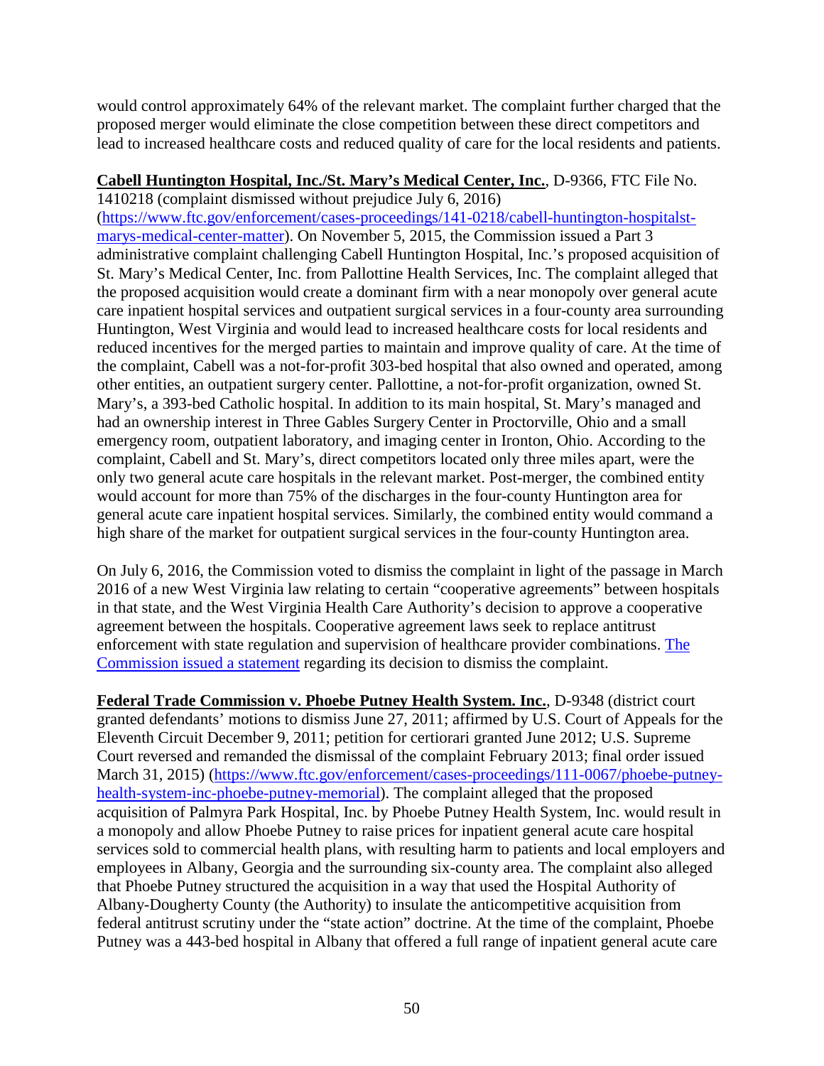would control approximately 64% of the relevant market. The complaint further charged that the proposed merger would eliminate the close competition between these direct competitors and lead to increased healthcare costs and reduced quality of care for the local residents and patients.

**Cabell Huntington Hospital, Inc./St. Mary's Medical Center, Inc.**, D-9366, FTC File No. 1410218 (complaint dismissed without prejudice July 6, 2016) (https://www.ftc.gov/enforcement/cases-proceedings/141-0218/cabell-huntington-hospitalst-marys-medical-center-matter). On November 5, 2015, the Commission issued a Part 3 administrative complaint challenging Cabell Huntington Hospital, Inc.'s proposed acquisition of St. Mary's Medical Center, Inc. from Pallottine Health Services, Inc. The complaint alleged that the proposed acquisition would create a dominant firm with a near monopoly over general acute care inpatient hospital services and outpatient surgical services in a four-county area surrounding Huntington, West Virginia and would lead to increased healthcare costs for local residents and reduced incentives for the merged parties to maintain and improve quality of care. At the time of the complaint, Cabell was a not-for-profit 303-bed hospital that also owned and operated, among other entities, an outpatient surgery center. Pallottine, a not-for-profit organization, owned St. Mary's, a 393-bed Catholic hospital. In addition to its main hospital, St. Mary's managed and had an ownership interest in Three Gables Surgery Center in Proctorville, Ohio and a small emergency room, outpatient laboratory, and imaging center in Ironton, Ohio. According to the complaint, Cabell and St. Mary's, direct competitors located only three miles apart, were the only two general acute care hospitals in the relevant market. Post-merger, the combined entity would account for more than 75% of the discharges in the four-county Huntington area for general acute care inpatient hospital services. Similarly, the combined entity would command a high share of the market for outpatient surgical services in the four-county Huntington area.

On July 6, 2016, the Commission voted to dismiss the complaint in light of the passage in March 2016 of a new West Virginia law relating to certain "cooperative agreements" between hospitals in that state, and the West Virginia Health Care Authority's decision to approve a cooperative agreement between the hospitals. Cooperative agreement laws seek to replace antitrust enforcement with state regulation and supervision of healthcare provider combinations. The Commission issued a statement regarding its decision to dismiss the complaint.

**Federal Trade Commission v. Phoebe Putney Health System. Inc.**, D-9348 (district court granted defendants' motions to dismiss June 27, 2011; affirmed by U.S. Court of Appeals for the Eleventh Circuit December 9, 2011; petition for certiorari granted June 2012; U.S. Supreme Court reversed and remanded the dismissal of the complaint February 2013; final order issued March 31, 2015) (https://www.ftc.gov/enforcement/cases-proceedings/111-0067/phoebe-putney-health-system-inc-phoebe-putney-memorial). The complaint alleged that the proposed acquisition of Palmyra Park Hospital, Inc. by Phoebe Putney Health System, Inc. would result in a monopoly and allow Phoebe Putney to raise prices for inpatient general acute care hospital services sold to commercial health plans, with resulting harm to patients and local employers and employees in Albany, Georgia and the surrounding six-county area. The complaint also alleged that Phoebe Putney structured the acquisition in a way that used the Hospital Authority of Albany-Dougherty County (the Authority) to insulate the anticompetitive acquisition from federal antitrust scrutiny under the "state action" doctrine. At the time of the complaint, Phoebe Putney was a 443-bed hospital in Albany that offered a full range of inpatient general acute care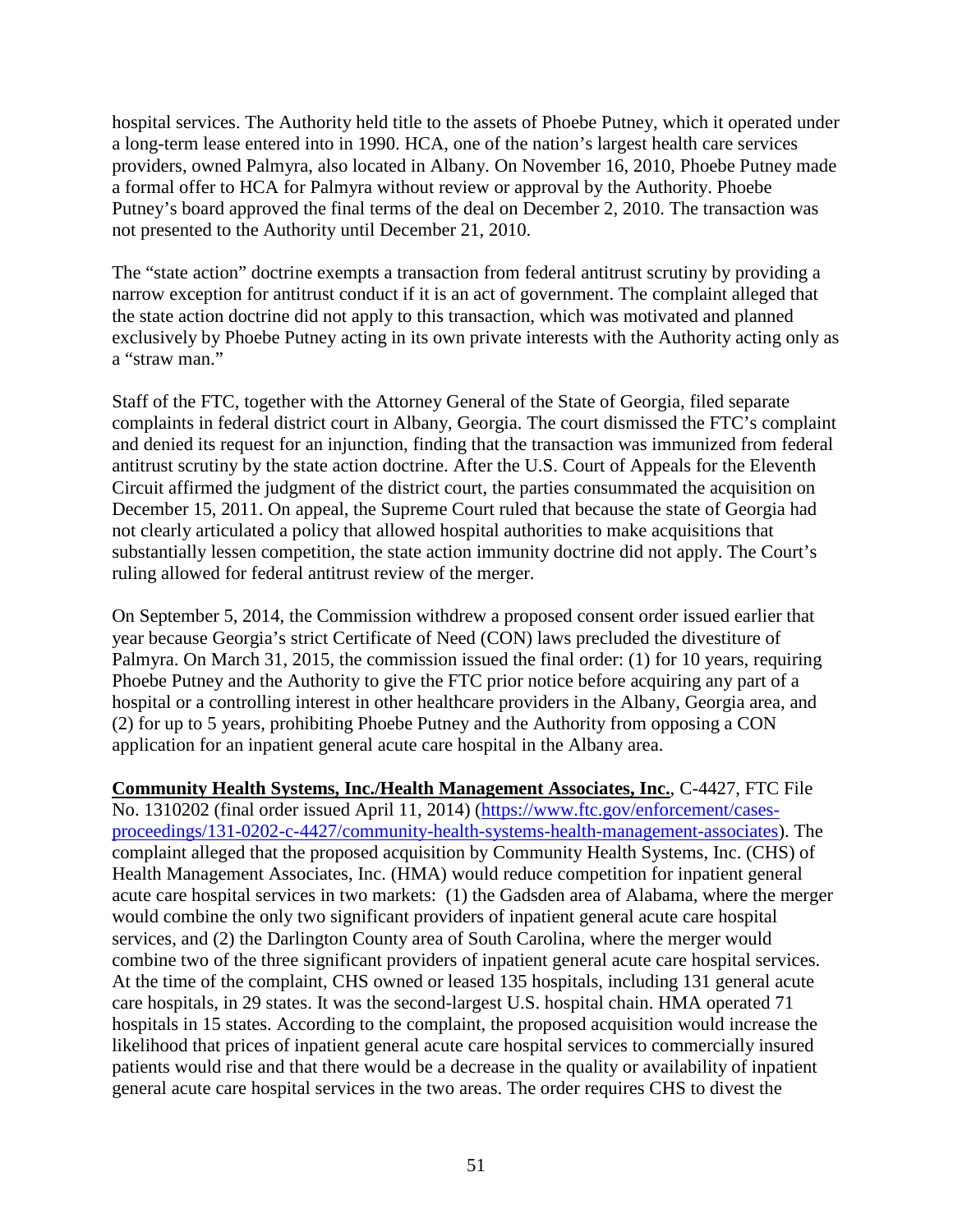hospital services. The Authority held title to the assets of Phoebe Putney, which it operated under a long-term lease entered into in 1990. HCA, one of the nation's largest health care services providers, owned Palmyra, also located in Albany. On November 16, 2010, Phoebe Putney made a formal offer to HCA for Palmyra without review or approval by the Authority. Phoebe Putney's board approved the final terms of the deal on December 2, 2010. The transaction was not presented to the Authority until December 21, 2010.

The "state action" doctrine exempts a transaction from federal antitrust scrutiny by providing a narrow exception for antitrust conduct if it is an act of government. The complaint alleged that the state action doctrine did not apply to this transaction, which was motivated and planned exclusively by Phoebe Putney acting in its own private interests with the Authority acting only as a "straw man."

Staff of the FTC, together with the Attorney General of the State of Georgia, filed separate complaints in federal district court in Albany, Georgia. The court dismissed the FTC's complaint and denied its request for an injunction, finding that the transaction was immunized from federal antitrust scrutiny by the state action doctrine. After the U.S. Court of Appeals for the Eleventh Circuit affirmed the judgment of the district court, the parties consummated the acquisition on December 15, 2011. On appeal, the Supreme Court ruled that because the state of Georgia had not clearly articulated a policy that allowed hospital authorities to make acquisitions that substantially lessen competition, the state action immunity doctrine did not apply. The Court's ruling allowed for federal antitrust review of the merger.

On September 5, 2014, the Commission withdrew a proposed consent order issued earlier that year because Georgia's strict Certificate of Need (CON) laws precluded the divestiture of Palmyra. On March 31, 2015, the commission issued the final order: (1) for 10 years, requiring Phoebe Putney and the Authority to give the FTC prior notice before acquiring any part of a hospital or a controlling interest in other healthcare providers in the Albany, Georgia area, and (2) for up to 5 years, prohibiting Phoebe Putney and the Authority from opposing a CON application for an inpatient general acute care hospital in the Albany area.

**Community Health Systems, Inc./Health Management Associates, Inc.**, C-4427, FTC File No. 1310202 (final order issued April 11, 2014) (https://www.ftc.gov/enforcement/cases-proceedings/131-0202-c-4427/community-health-systems-health-management-associates). The complaint alleged that the proposed acquisition by Community Health Systems, Inc. (CHS) of Health Management Associates, Inc. (HMA) would reduce competition for inpatient general acute care hospital services in two markets: (1) the Gadsden area of Alabama, where the merger would combine the only two significant providers of inpatient general acute care hospital services, and (2) the Darlington County area of South Carolina, where the merger would combine two of the three significant providers of inpatient general acute care hospital services. At the time of the complaint, CHS owned or leased 135 hospitals, including 131 general acute care hospitals, in 29 states. It was the second-largest U.S. hospital chain. HMA operated 71 hospitals in 15 states. According to the complaint, the proposed acquisition would increase the likelihood that prices of inpatient general acute care hospital services to commercially insured patients would rise and that there would be a decrease in the quality or availability of inpatient general acute care hospital services in the two areas. The order requires CHS to divest the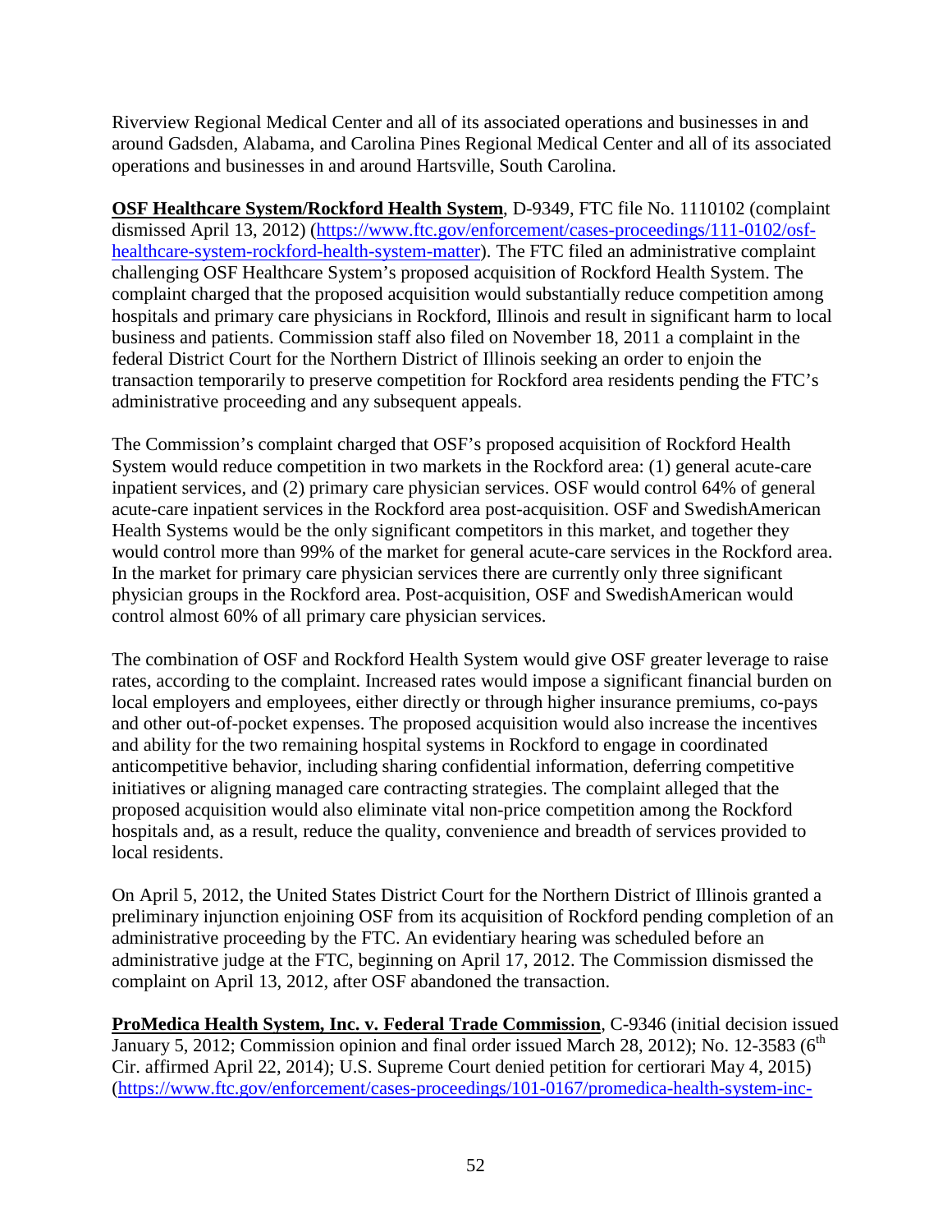Riverview Regional Medical Center and all of its associated operations and businesses in and around Gadsden, Alabama, and Carolina Pines Regional Medical Center and all of its associated operations and businesses in and around Hartsville, South Carolina.

**OSF Healthcare System/Rockford Health System**, D-9349, FTC file No. 1110102 (complaint dismissed April 13, 2012) (https://www.ftc.gov/enforcement/cases-proceedings/111-0102/osf-healthcare-system-rockford-health-system-matter). The FTC filed an administrative complaint challenging OSF Healthcare System's proposed acquisition of Rockford Health System. The complaint charged that the proposed acquisition would substantially reduce competition among hospitals and primary care physicians in Rockford, Illinois and result in significant harm to local business and patients. Commission staff also filed on November 18, 2011 a complaint in the federal District Court for the Northern District of Illinois seeking an order to enjoin the transaction temporarily to preserve competition for Rockford area residents pending the FTC's administrative proceeding and any subsequent appeals.

The Commission's complaint charged that OSF's proposed acquisition of Rockford Health System would reduce competition in two markets in the Rockford area: (1) general acute-care inpatient services, and (2) primary care physician services. OSF would control 64% of general acute-care inpatient services in the Rockford area post-acquisition. OSF and SwedishAmerican Health Systems would be the only significant competitors in this market, and together they would control more than 99% of the market for general acute-care services in the Rockford area. In the market for primary care physician services there are currently only three significant physician groups in the Rockford area. Post-acquisition, OSF and SwedishAmerican would control almost 60% of all primary care physician services.

The combination of OSF and Rockford Health System would give OSF greater leverage to raise rates, according to the complaint. Increased rates would impose a significant financial burden on local employers and employees, either directly or through higher insurance premiums, co-pays and other out-of-pocket expenses. The proposed acquisition would also increase the incentives and ability for the two remaining hospital systems in Rockford to engage in coordinated anticompetitive behavior, including sharing confidential information, deferring competitive initiatives or aligning managed care contracting strategies. The complaint alleged that the proposed acquisition would also eliminate vital non-price competition among the Rockford hospitals and, as a result, reduce the quality, convenience and breadth of services provided to local residents.

On April 5, 2012, the United States District Court for the Northern District of Illinois granted a preliminary injunction enjoining OSF from its acquisition of Rockford pending completion of an administrative proceeding by the FTC. An evidentiary hearing was scheduled before an administrative judge at the FTC, beginning on April 17, 2012. The Commission dismissed the complaint on April 13, 2012, after OSF abandoned the transaction.

**ProMedica Health System, Inc. v. Federal Trade Commission**, C-9346 (initial decision issued January 5, 2012; Commission opinion and final order issued March 28, 2012); No. 12-3583 (6th Cir. affirmed April 22, 2014); U.S. Supreme Court denied petition for certiorari May 4, 2015) (https://www.ftc.gov/enforcement/cases-proceedings/101-0167/promedica-health-system-inc-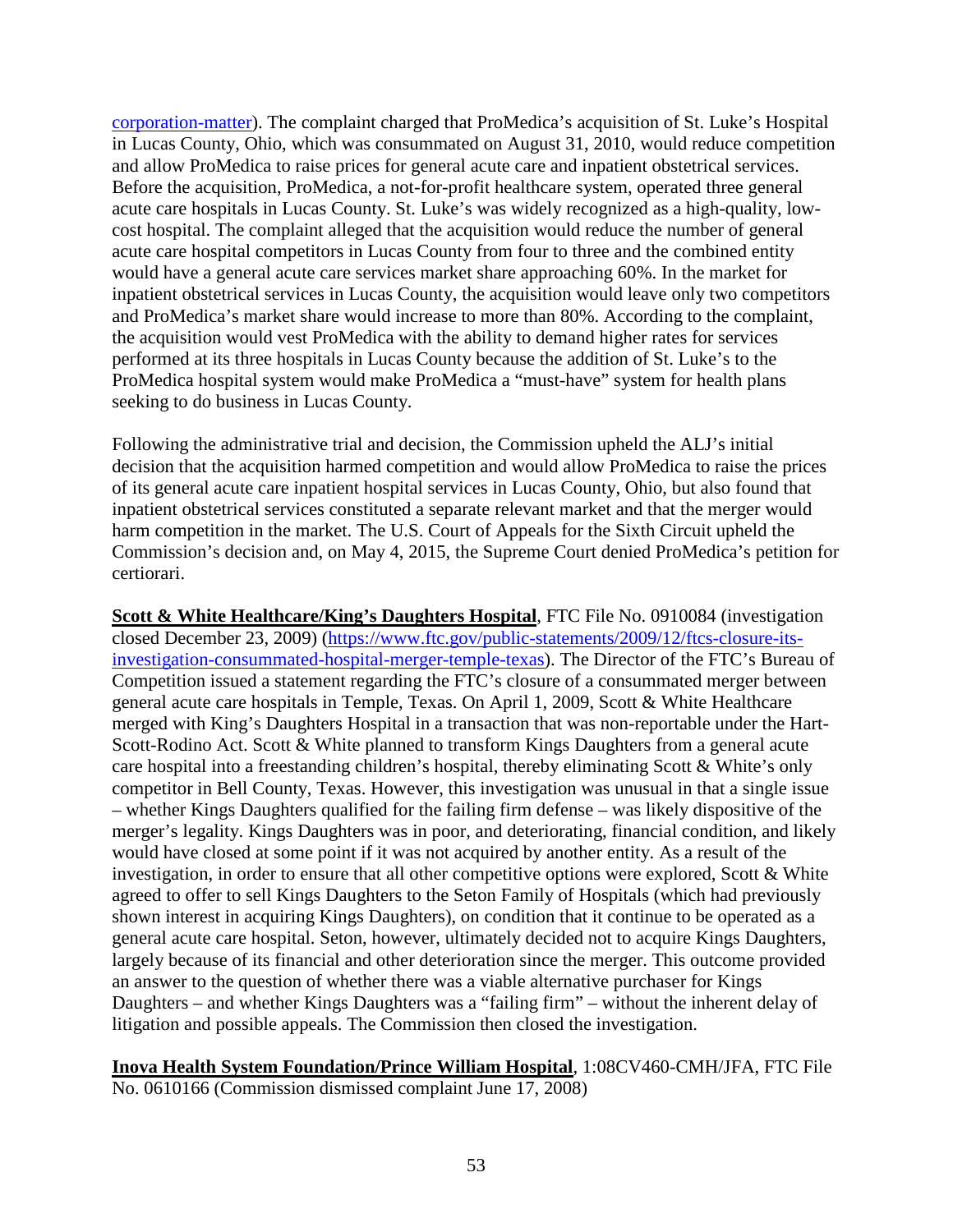corporation-matter). The complaint charged that ProMedica's acquisition of St. Luke's Hospital in Lucas County, Ohio, which was consummated on August 31, 2010, would reduce competition and allow ProMedica to raise prices for general acute care and inpatient obstetrical services. Before the acquisition, ProMedica, a not-for-profit healthcare system, operated three general acute care hospitals in Lucas County. St. Luke's was widely recognized as a high-quality, low-cost hospital. The complaint alleged that the acquisition would reduce the number of general acute care hospital competitors in Lucas County from four to three and the combined entity would have a general acute care services market share approaching 60%. In the market for inpatient obstetrical services in Lucas County, the acquisition would leave only two competitors and ProMedica's market share would increase to more than 80%. According to the complaint, the acquisition would vest ProMedica with the ability to demand higher rates for services performed at its three hospitals in Lucas County because the addition of St. Luke's to the ProMedica hospital system would make ProMedica a "must-have" system for health plans seeking to do business in Lucas County.

Following the administrative trial and decision, the Commission upheld the ALJ's initial decision that the acquisition harmed competition and would allow ProMedica to raise the prices of its general acute care inpatient hospital services in Lucas County, Ohio, but also found that inpatient obstetrical services constituted a separate relevant market and that the merger would harm competition in the market. The U.S. Court of Appeals for the Sixth Circuit upheld the Commission's decision and, on May 4, 2015, the Supreme Court denied ProMedica's petition for certiorari.

**Scott & White Healthcare/King's Daughters Hospital**, FTC File No. 0910084 (investigation closed December 23, 2009) (https://www.ftc.gov/public-statements/2009/12/ftcs-closure-its-investigation-consummated-hospital-merger-temple-texas). The Director of the FTC's Bureau of Competition issued a statement regarding the FTC's closure of a consummated merger between general acute care hospitals in Temple, Texas. On April 1, 2009, Scott & White Healthcare merged with King's Daughters Hospital in a transaction that was non-reportable under the Hart-Scott-Rodino Act. Scott & White planned to transform Kings Daughters from a general acute care hospital into a freestanding children's hospital, thereby eliminating Scott & White's only competitor in Bell County, Texas. However, this investigation was unusual in that a single issue – whether Kings Daughters qualified for the failing firm defense – was likely dispositive of the merger's legality. Kings Daughters was in poor, and deteriorating, financial condition, and likely would have closed at some point if it was not acquired by another entity. As a result of the investigation, in order to ensure that all other competitive options were explored, Scott & White agreed to offer to sell Kings Daughters to the Seton Family of Hospitals (which had previously shown interest in acquiring Kings Daughters), on condition that it continue to be operated as a general acute care hospital. Seton, however, ultimately decided not to acquire Kings Daughters, largely because of its financial and other deterioration since the merger. This outcome provided an answer to the question of whether there was a viable alternative purchaser for Kings Daughters – and whether Kings Daughters was a "failing firm" – without the inherent delay of litigation and possible appeals. The Commission then closed the investigation.

**Inova Health System Foundation/Prince William Hospital**, 1:08CV460-CMH/JFA, FTC File No. 0610166 (Commission dismissed complaint June 17, 2008)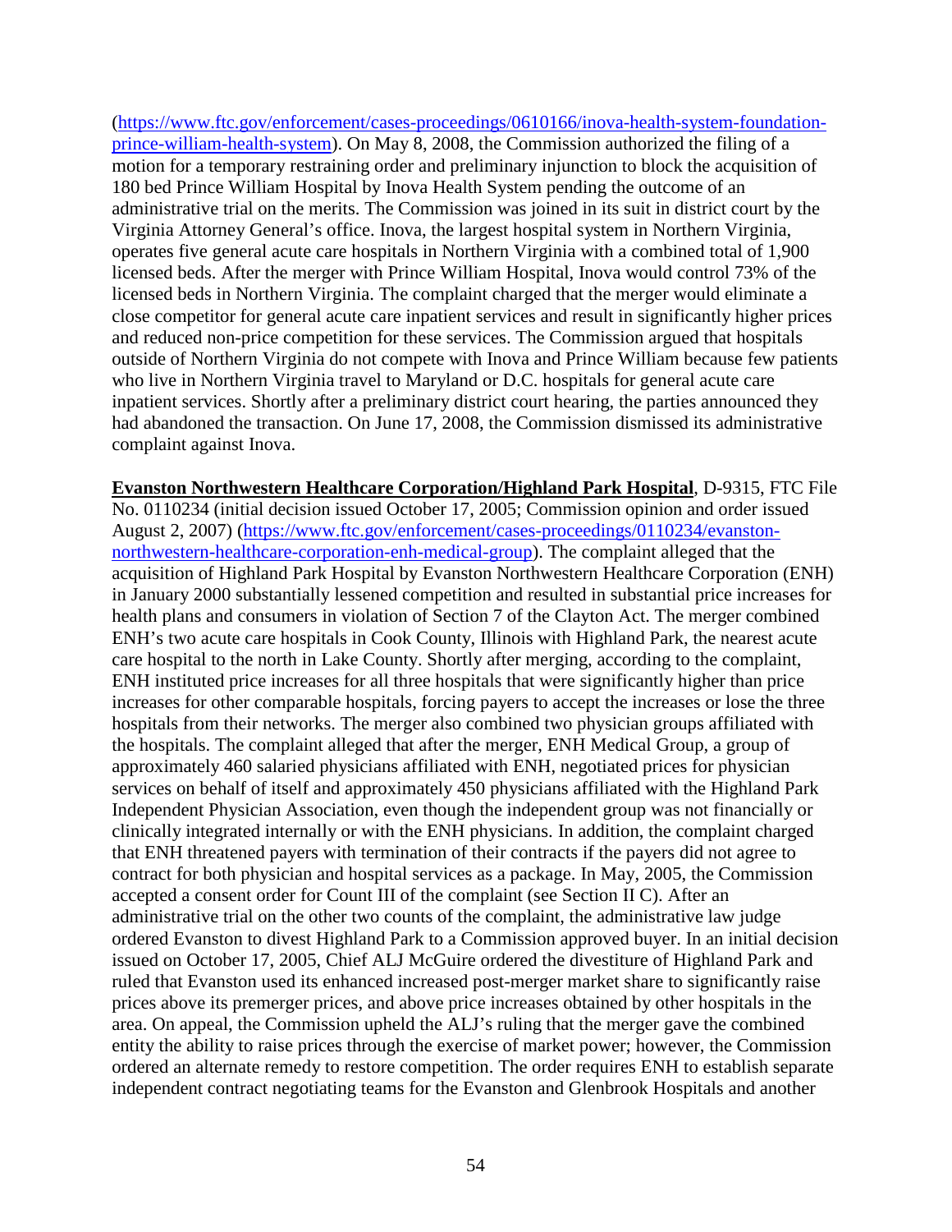(https://www.ftc.gov/enforcement/cases-proceedings/0610166/inova-health-system-foundation-prince-william-health-system). On May 8, 2008, the Commission authorized the filing of a motion for a temporary restraining order and preliminary injunction to block the acquisition of 180 bed Prince William Hospital by Inova Health System pending the outcome of an administrative trial on the merits. The Commission was joined in its suit in district court by the Virginia Attorney General's office. Inova, the largest hospital system in Northern Virginia, operates five general acute care hospitals in Northern Virginia with a combined total of 1,900 licensed beds. After the merger with Prince William Hospital, Inova would control 73% of the licensed beds in Northern Virginia. The complaint charged that the merger would eliminate a close competitor for general acute care inpatient services and result in significantly higher prices and reduced non-price competition for these services. The Commission argued that hospitals outside of Northern Virginia do not compete with Inova and Prince William because few patients who live in Northern Virginia travel to Maryland or D.C. hospitals for general acute care inpatient services. Shortly after a preliminary district court hearing, the parties announced they had abandoned the transaction. On June 17, 2008, the Commission dismissed its administrative complaint against Inova.

**Evanston Northwestern Healthcare Corporation/Highland Park Hospital**, D-9315, FTC File No. 0110234 (initial decision issued October 17, 2005; Commission opinion and order issued August 2, 2007) (https://www.ftc.gov/enforcement/cases-proceedings/0110234/evanston-northwestern-healthcare-corporation-enh-medical-group). The complaint alleged that the acquisition of Highland Park Hospital by Evanston Northwestern Healthcare Corporation (ENH) in January 2000 substantially lessened competition and resulted in substantial price increases for health plans and consumers in violation of Section 7 of the Clayton Act. The merger combined ENH's two acute care hospitals in Cook County, Illinois with Highland Park, the nearest acute care hospital to the north in Lake County. Shortly after merging, according to the complaint, ENH instituted price increases for all three hospitals that were significantly higher than price increases for other comparable hospitals, forcing payers to accept the increases or lose the three hospitals from their networks. The merger also combined two physician groups affiliated with the hospitals. The complaint alleged that after the merger, ENH Medical Group, a group of approximately 460 salaried physicians affiliated with ENH, negotiated prices for physician services on behalf of itself and approximately 450 physicians affiliated with the Highland Park Independent Physician Association, even though the independent group was not financially or clinically integrated internally or with the ENH physicians. In addition, the complaint charged that ENH threatened payers with termination of their contracts if the payers did not agree to contract for both physician and hospital services as a package. In May, 2005, the Commission accepted a consent order for Count III of the complaint (see Section II C). After an administrative trial on the other two counts of the complaint, the administrative law judge ordered Evanston to divest Highland Park to a Commission approved buyer. In an initial decision issued on October 17, 2005, Chief ALJ McGuire ordered the divestiture of Highland Park and ruled that Evanston used its enhanced increased post-merger market share to significantly raise prices above its premerger prices, and above price increases obtained by other hospitals in the area. On appeal, the Commission upheld the ALJ's ruling that the merger gave the combined entity the ability to raise prices through the exercise of market power; however, the Commission ordered an alternate remedy to restore competition. The order requires ENH to establish separate independent contract negotiating teams for the Evanston and Glenbrook Hospitals and another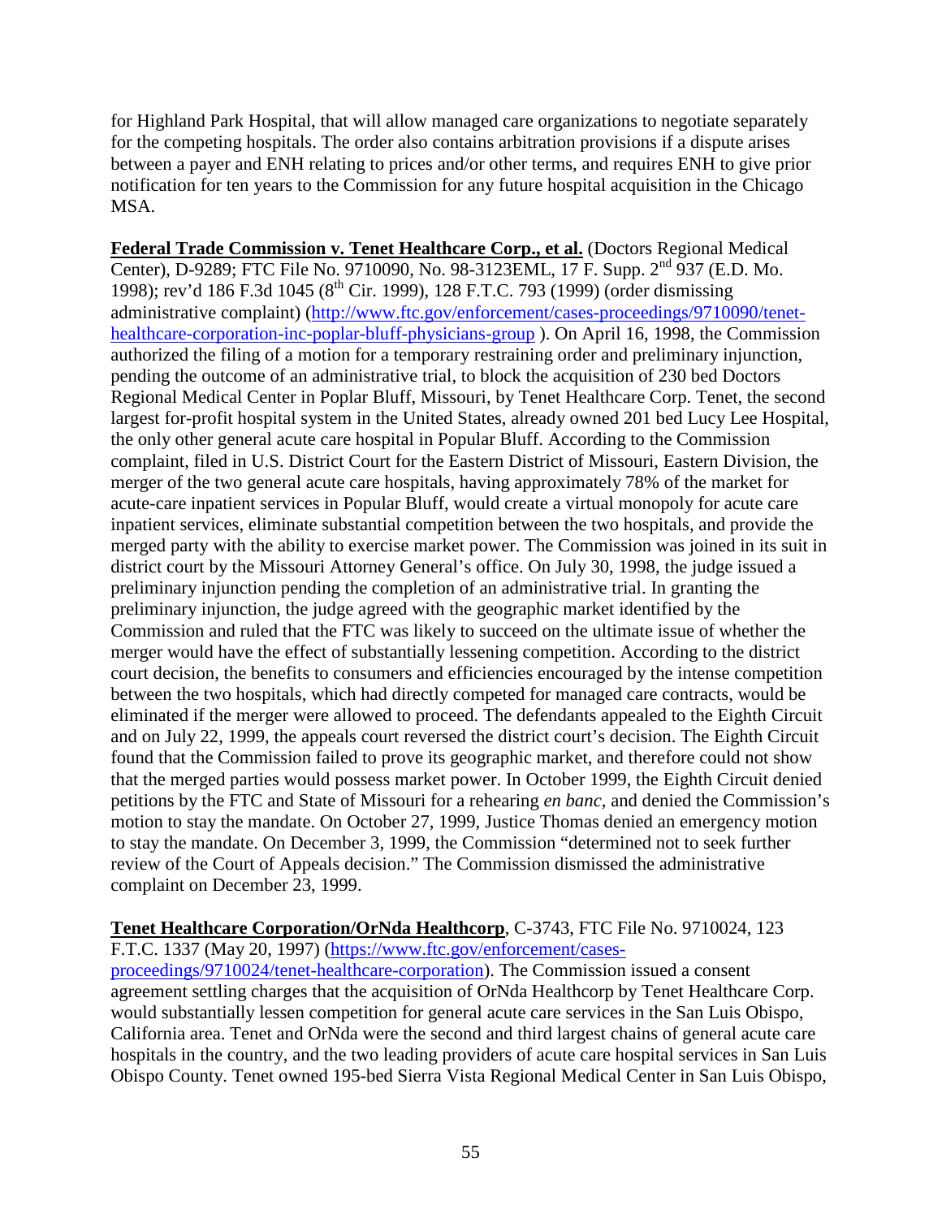for Highland Park Hospital, that will allow managed care organizations to negotiate separately for the competing hospitals. The order also contains arbitration provisions if a dispute arises between a payer and ENH relating to prices and/or other terms, and requires ENH to give prior notification for ten years to the Commission for any future hospital acquisition in the Chicago MSA.

**Federal Trade Commission v. Tenet Healthcare Corp., et al.** (Doctors Regional Medical Center), D-9289; FTC File No. 9710090, No. 98-3123EML, 17 F. Supp. 2nd 937 (E.D. Mo. 1998); rev'd 186 F.3d 1045 (8th Cir. 1999), 128 F.T.C. 793 (1999) (order dismissing administrative complaint) (http://www.ftc.gov/enforcement/cases-proceedings/9710090/tenet-healthcare-corporation-inc-poplar-bluff-physicians-group ). On April 16, 1998, the Commission authorized the filing of a motion for a temporary restraining order and preliminary injunction, pending the outcome of an administrative trial, to block the acquisition of 230 bed Doctors Regional Medical Center in Poplar Bluff, Missouri, by Tenet Healthcare Corp. Tenet, the second largest for-profit hospital system in the United States, already owned 201 bed Lucy Lee Hospital, the only other general acute care hospital in Popular Bluff. According to the Commission complaint, filed in U.S. District Court for the Eastern District of Missouri, Eastern Division, the merger of the two general acute care hospitals, having approximately 78% of the market for acute-care inpatient services in Popular Bluff, would create a virtual monopoly for acute care inpatient services, eliminate substantial competition between the two hospitals, and provide the merged party with the ability to exercise market power. The Commission was joined in its suit in district court by the Missouri Attorney General's office. On July 30, 1998, the judge issued a preliminary injunction pending the completion of an administrative trial. In granting the preliminary injunction, the judge agreed with the geographic market identified by the Commission and ruled that the FTC was likely to succeed on the ultimate issue of whether the merger would have the effect of substantially lessening competition. According to the district court decision, the benefits to consumers and efficiencies encouraged by the intense competition between the two hospitals, which had directly competed for managed care contracts, would be eliminated if the merger were allowed to proceed. The defendants appealed to the Eighth Circuit and on July 22, 1999, the appeals court reversed the district court's decision. The Eighth Circuit found that the Commission failed to prove its geographic market, and therefore could not show that the merged parties would possess market power. In October 1999, the Eighth Circuit denied petitions by the FTC and State of Missouri for a rehearing *en banc*, and denied the Commission's motion to stay the mandate. On October 27, 1999, Justice Thomas denied an emergency motion to stay the mandate. On December 3, 1999, the Commission "determined not to seek further review of the Court of Appeals decision." The Commission dismissed the administrative complaint on December 23, 1999.

**Tenet Healthcare Corporation/OrNda Healthcorp**, C-3743, FTC File No. 9710024, 123 F.T.C. 1337 (May 20, 1997) (https://www.ftc.gov/enforcement/cases-proceedings/9710024/tenet-healthcare-corporation). The Commission issued a consent agreement settling charges that the acquisition of OrNda Healthcorp by Tenet Healthcare Corp. would substantially lessen competition for general acute care services in the San Luis Obispo, California area. Tenet and OrNda were the second and third largest chains of general acute care hospitals in the country, and the two leading providers of acute care hospital services in San Luis Obispo County. Tenet owned 195-bed Sierra Vista Regional Medical Center in San Luis Obispo,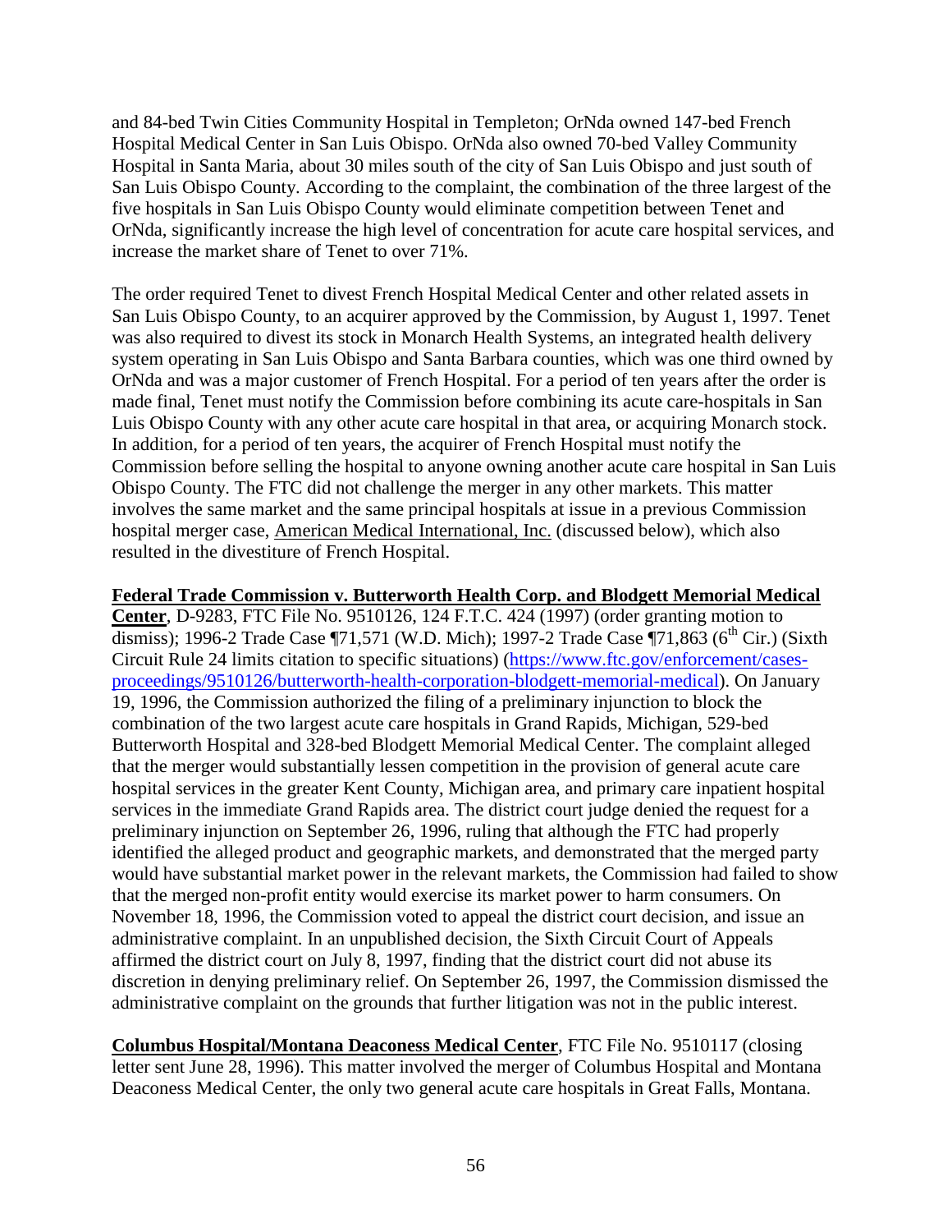and 84-bed Twin Cities Community Hospital in Templeton; OrNda owned 147-bed French Hospital Medical Center in San Luis Obispo. OrNda also owned 70-bed Valley Community Hospital in Santa Maria, about 30 miles south of the city of San Luis Obispo and just south of San Luis Obispo County. According to the complaint, the combination of the three largest of the five hospitals in San Luis Obispo County would eliminate competition between Tenet and OrNda, significantly increase the high level of concentration for acute care hospital services, and increase the market share of Tenet to over 71%.

The order required Tenet to divest French Hospital Medical Center and other related assets in San Luis Obispo County, to an acquirer approved by the Commission, by August 1, 1997. Tenet was also required to divest its stock in Monarch Health Systems, an integrated health delivery system operating in San Luis Obispo and Santa Barbara counties, which was one third owned by OrNda and was a major customer of French Hospital. For a period of ten years after the order is made final, Tenet must notify the Commission before combining its acute care-hospitals in San Luis Obispo County with any other acute care hospital in that area, or acquiring Monarch stock. In addition, for a period of ten years, the acquirer of French Hospital must notify the Commission before selling the hospital to anyone owning another acute care hospital in San Luis Obispo County. The FTC did not challenge the merger in any other markets. This matter involves the same market and the same principal hospitals at issue in a previous Commission hospital merger case, American Medical International, Inc. (discussed below), which also resulted in the divestiture of French Hospital.

**Federal Trade Commission v. Butterworth Health Corp. and Blodgett Memorial Medical Center**, D-9283, FTC File No. 9510126, 124 F.T.C. 424 (1997) (order granting motion to dismiss); 1996-2 Trade Case ¶71,571 (W.D. Mich); 1997-2 Trade Case ¶71,863 (6th Cir.) (Sixth Circuit Rule 24 limits citation to specific situations) (https://www.ftc.gov/enforcement/cases-proceedings/9510126/butterworth-health-corporation-blodgett-memorial-medical). On January 19, 1996, the Commission authorized the filing of a preliminary injunction to block the combination of the two largest acute care hospitals in Grand Rapids, Michigan, 529-bed Butterworth Hospital and 328-bed Blodgett Memorial Medical Center. The complaint alleged that the merger would substantially lessen competition in the provision of general acute care hospital services in the greater Kent County, Michigan area, and primary care inpatient hospital services in the immediate Grand Rapids area. The district court judge denied the request for a preliminary injunction on September 26, 1996, ruling that although the FTC had properly identified the alleged product and geographic markets, and demonstrated that the merged party would have substantial market power in the relevant markets, the Commission had failed to show that the merged non-profit entity would exercise its market power to harm consumers. On November 18, 1996, the Commission voted to appeal the district court decision, and issue an administrative complaint. In an unpublished decision, the Sixth Circuit Court of Appeals affirmed the district court on July 8, 1997, finding that the district court did not abuse its discretion in denying preliminary relief. On September 26, 1997, the Commission dismissed the administrative complaint on the grounds that further litigation was not in the public interest.

**Columbus Hospital/Montana Deaconess Medical Center**, FTC File No. 9510117 (closing letter sent June 28, 1996). This matter involved the merger of Columbus Hospital and Montana Deaconess Medical Center, the only two general acute care hospitals in Great Falls, Montana.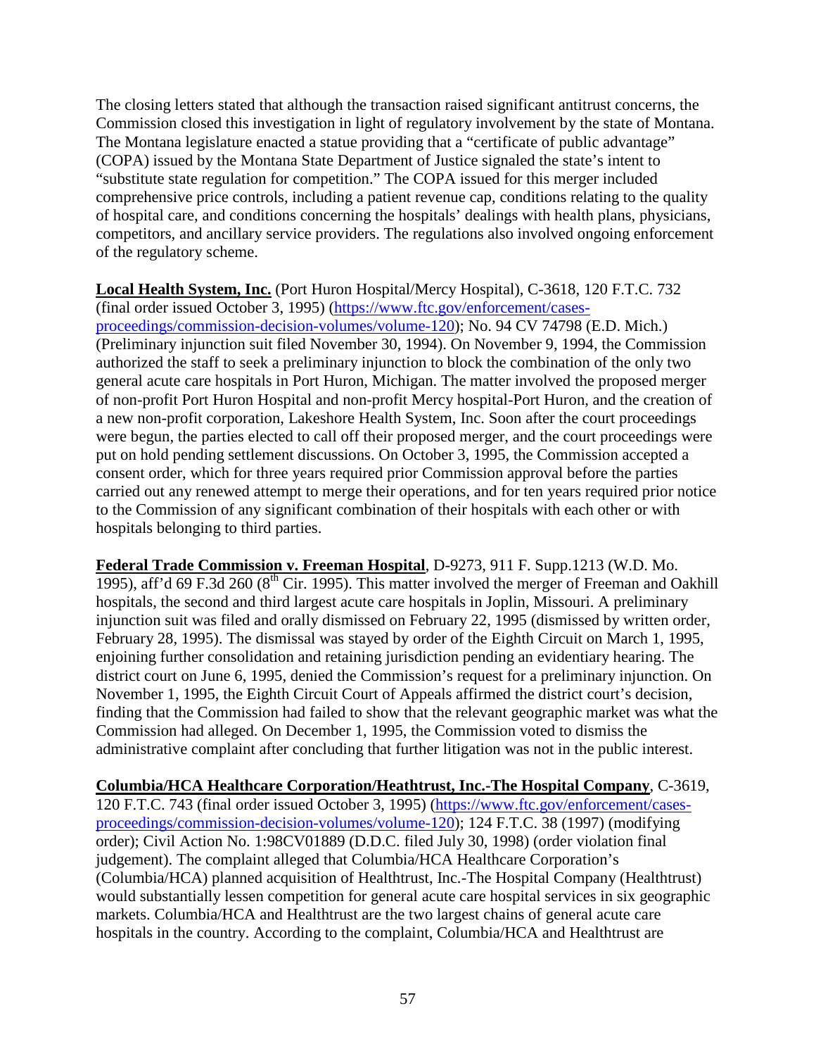The closing letters stated that although the transaction raised significant antitrust concerns, the Commission closed this investigation in light of regulatory involvement by the state of Montana. The Montana legislature enacted a statue providing that a "certificate of public advantage" (COPA) issued by the Montana State Department of Justice signaled the state's intent to "substitute state regulation for competition." The COPA issued for this merger included comprehensive price controls, including a patient revenue cap, conditions relating to the quality of hospital care, and conditions concerning the hospitals' dealings with health plans, physicians, competitors, and ancillary service providers. The regulations also involved ongoing enforcement of the regulatory scheme.

**Local Health System, Inc.** (Port Huron Hospital/Mercy Hospital), C-3618, 120 F.T.C. 732 (final order issued October 3, 1995) (https://www.ftc.gov/enforcement/cases-proceedings/commission-decision-volumes/volume-120); No. 94 CV 74798 (E.D. Mich.) (Preliminary injunction suit filed November 30, 1994). On November 9, 1994, the Commission authorized the staff to seek a preliminary injunction to block the combination of the only two general acute care hospitals in Port Huron, Michigan. The matter involved the proposed merger of non-profit Port Huron Hospital and non-profit Mercy hospital-Port Huron, and the creation of a new non-profit corporation, Lakeshore Health System, Inc. Soon after the court proceedings were begun, the parties elected to call off their proposed merger, and the court proceedings were put on hold pending settlement discussions. On October 3, 1995, the Commission accepted a consent order, which for three years required prior Commission approval before the parties carried out any renewed attempt to merge their operations, and for ten years required prior notice to the Commission of any significant combination of their hospitals with each other or with hospitals belonging to third parties.

**Federal Trade Commission v. Freeman Hospital**, D-9273, 911 F. Supp.1213 (W.D. Mo. 1995), aff'd 69 F.3d 260 (8th Cir. 1995). This matter involved the merger of Freeman and Oakhill hospitals, the second and third largest acute care hospitals in Joplin, Missouri. A preliminary injunction suit was filed and orally dismissed on February 22, 1995 (dismissed by written order, February 28, 1995). The dismissal was stayed by order of the Eighth Circuit on March 1, 1995, enjoining further consolidation and retaining jurisdiction pending an evidentiary hearing. The district court on June 6, 1995, denied the Commission's request for a preliminary injunction. On November 1, 1995, the Eighth Circuit Court of Appeals affirmed the district court's decision, finding that the Commission had failed to show that the relevant geographic market was what the Commission had alleged. On December 1, 1995, the Commission voted to dismiss the administrative complaint after concluding that further litigation was not in the public interest.

**Columbia/HCA Healthcare Corporation/Heathtrust, Inc.-The Hospital Company**, C-3619, 120 F.T.C. 743 (final order issued October 3, 1995) (https://www.ftc.gov/enforcement/cases-proceedings/commission-decision-volumes/volume-120); 124 F.T.C. 38 (1997) (modifying order); Civil Action No. 1:98CV01889 (D.D.C. filed July 30, 1998) (order violation final judgement). The complaint alleged that Columbia/HCA Healthcare Corporation's (Columbia/HCA) planned acquisition of Healthtrust, Inc.-The Hospital Company (Healthtrust) would substantially lessen competition for general acute care hospital services in six geographic markets. Columbia/HCA and Healthtrust are the two largest chains of general acute care hospitals in the country. According to the complaint, Columbia/HCA and Healthtrust are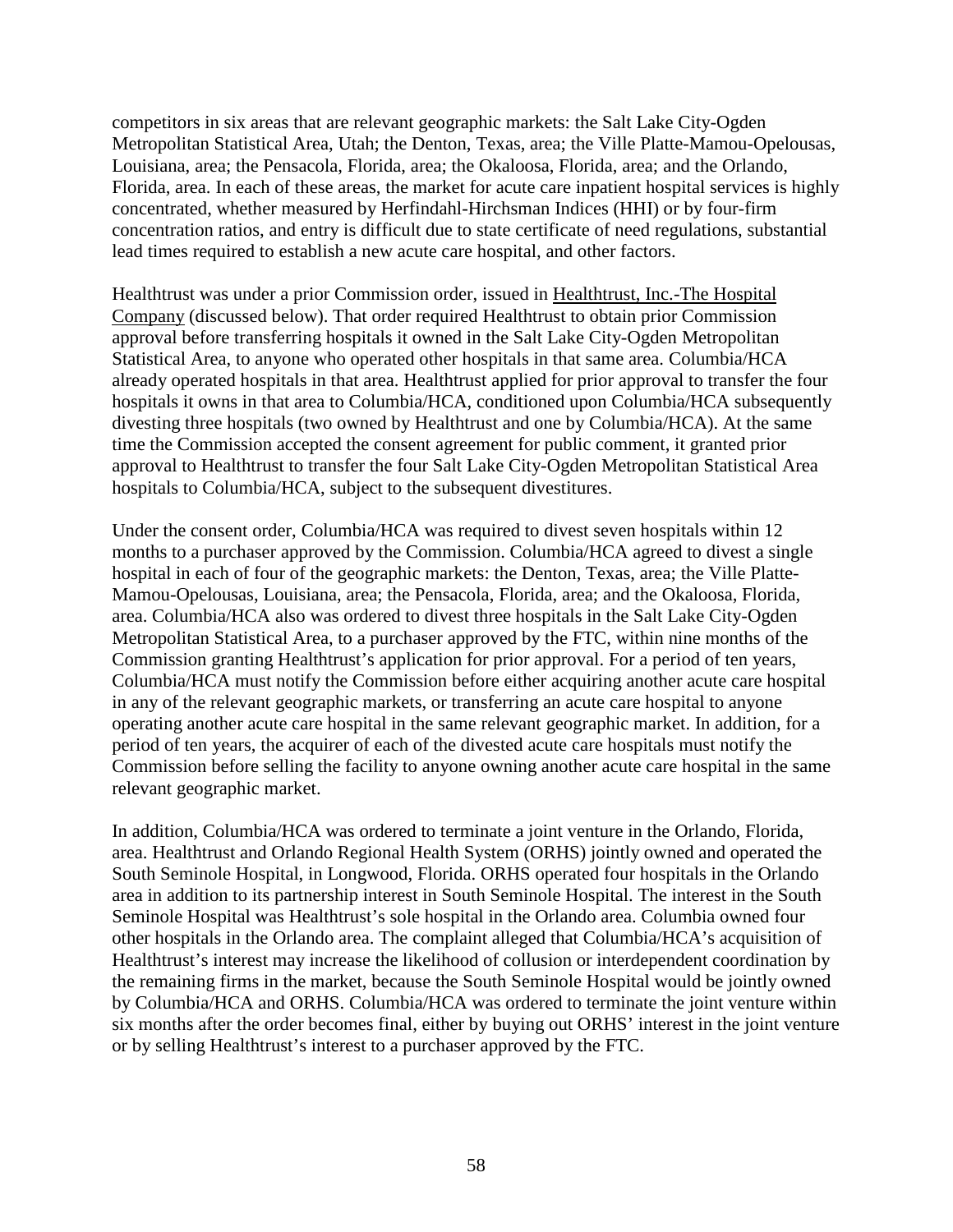competitors in six areas that are relevant geographic markets: the Salt Lake City-Ogden Metropolitan Statistical Area, Utah; the Denton, Texas, area; the Ville Platte-Mamou-Opelousas, Louisiana, area; the Pensacola, Florida, area; the Okaloosa, Florida, area; and the Orlando, Florida, area. In each of these areas, the market for acute care inpatient hospital services is highly concentrated, whether measured by Herfindahl-Hirschsman Indices (HHI) or by four-firm concentration ratios, and entry is difficult due to state certificate of need regulations, substantial lead times required to establish a new acute care hospital, and other factors.

Healthtrust was under a prior Commission order, issued in Healthtrust, Inc.-The Hospital Company (discussed below). That order required Healthtrust to obtain prior Commission approval before transferring hospitals it owned in the Salt Lake City-Ogden Metropolitan Statistical Area, to anyone who operated other hospitals in that same area. Columbia/HCA already operated hospitals in that area. Healthtrust applied for prior approval to transfer the four hospitals it owns in that area to Columbia/HCA, conditioned upon Columbia/HCA subsequently divesting three hospitals (two owned by Healthtrust and one by Columbia/HCA). At the same time the Commission accepted the consent agreement for public comment, it granted prior approval to Healthtrust to transfer the four Salt Lake City-Ogden Metropolitan Statistical Area hospitals to Columbia/HCA, subject to the subsequent divestitures.

Under the consent order, Columbia/HCA was required to divest seven hospitals within 12 months to a purchaser approved by the Commission. Columbia/HCA agreed to divest a single hospital in each of four of the geographic markets: the Denton, Texas, area; the Ville Platte-Mamou-Opelousas, Louisiana, area; the Pensacola, Florida, area; and the Okaloosa, Florida, area. Columbia/HCA also was ordered to divest three hospitals in the Salt Lake City-Ogden Metropolitan Statistical Area, to a purchaser approved by the FTC, within nine months of the Commission granting Healthtrust's application for prior approval. For a period of ten years, Columbia/HCA must notify the Commission before either acquiring another acute care hospital in any of the relevant geographic markets, or transferring an acute care hospital to anyone operating another acute care hospital in the same relevant geographic market. In addition, for a period of ten years, the acquirer of each of the divested acute care hospitals must notify the Commission before selling the facility to anyone owning another acute care hospital in the same relevant geographic market.

In addition, Columbia/HCA was ordered to terminate a joint venture in the Orlando, Florida, area. Healthtrust and Orlando Regional Health System (ORHS) jointly owned and operated the South Seminole Hospital, in Longwood, Florida. ORHS operated four hospitals in the Orlando area in addition to its partnership interest in South Seminole Hospital. The interest in the South Seminole Hospital was Healthtrust's sole hospital in the Orlando area. Columbia owned four other hospitals in the Orlando area. The complaint alleged that Columbia/HCA's acquisition of Healthtrust's interest may increase the likelihood of collusion or interdependent coordination by the remaining firms in the market, because the South Seminole Hospital would be jointly owned by Columbia/HCA and ORHS. Columbia/HCA was ordered to terminate the joint venture within six months after the order becomes final, either by buying out ORHS' interest in the joint venture or by selling Healthtrust's interest to a purchaser approved by the FTC.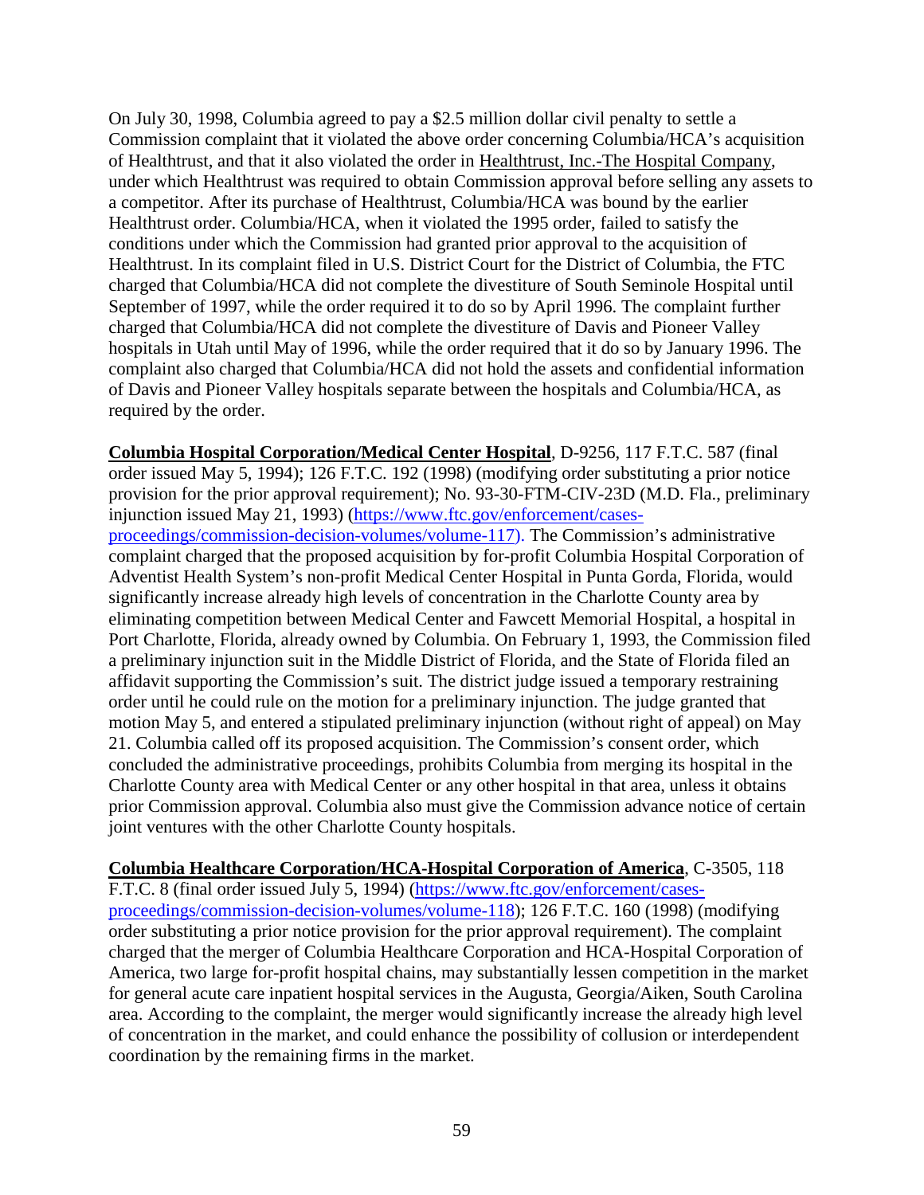On July 30, 1998, Columbia agreed to pay a $2.5 million dollar civil penalty to settle a Commission complaint that it violated the above order concerning Columbia/HCA's acquisition of Healthtrust, and that it also violated the order in Healthtrust, Inc.-The Hospital Company, under which Healthtrust was required to obtain Commission approval before selling any assets to a competitor. After its purchase of Healthtrust, Columbia/HCA was bound by the earlier Healthtrust order. Columbia/HCA, when it violated the 1995 order, failed to satisfy the conditions under which the Commission had granted prior approval to the acquisition of Healthtrust. In its complaint filed in U.S. District Court for the District of Columbia, the FTC charged that Columbia/HCA did not complete the divestiture of South Seminole Hospital until September of 1997, while the order required it to do so by April 1996. The complaint further charged that Columbia/HCA did not complete the divestiture of Davis and Pioneer Valley hospitals in Utah until May of 1996, while the order required that it do so by January 1996. The complaint also charged that Columbia/HCA did not hold the assets and confidential information of Davis and Pioneer Valley hospitals separate between the hospitals and Columbia/HCA, as required by the order.

**Columbia Hospital Corporation/Medical Center Hospital**, D-9256, 117 F.T.C. 587 (final order issued May 5, 1994); 126 F.T.C. 192 (1998) (modifying order substituting a prior notice provision for the prior approval requirement); No. 93-30-FTM-CIV-23D (M.D. Fla., preliminary injunction issued May 21, 1993) (https://www.ftc.gov/enforcement/cases-proceedings/commission-decision-volumes/volume-117). The Commission's administrative complaint charged that the proposed acquisition by for-profit Columbia Hospital Corporation of Adventist Health System's non-profit Medical Center Hospital in Punta Gorda, Florida, would significantly increase already high levels of concentration in the Charlotte County area by eliminating competition between Medical Center and Fawcett Memorial Hospital, a hospital in Port Charlotte, Florida, already owned by Columbia. On February 1, 1993, the Commission filed a preliminary injunction suit in the Middle District of Florida, and the State of Florida filed an affidavit supporting the Commission's suit. The district judge issued a temporary restraining order until he could rule on the motion for a preliminary injunction. The judge granted that motion May 5, and entered a stipulated preliminary injunction (without right of appeal) on May 21. Columbia called off its proposed acquisition. The Commission's consent order, which concluded the administrative proceedings, prohibits Columbia from merging its hospital in the Charlotte County area with Medical Center or any other hospital in that area, unless it obtains prior Commission approval. Columbia also must give the Commission advance notice of certain joint ventures with the other Charlotte County hospitals.

**Columbia Healthcare Corporation/HCA-Hospital Corporation of America**, C-3505, 118 F.T.C. 8 (final order issued July 5, 1994) (https://www.ftc.gov/enforcement/cases-proceedings/commission-decision-volumes/volume-118); 126 F.T.C. 160 (1998) (modifying order substituting a prior notice provision for the prior approval requirement). The complaint charged that the merger of Columbia Healthcare Corporation and HCA-Hospital Corporation of America, two large for-profit hospital chains, may substantially lessen competition in the market for general acute care inpatient hospital services in the Augusta, Georgia/Aiken, South Carolina area. According to the complaint, the merger would significantly increase the already high level of concentration in the market, and could enhance the possibility of collusion or interdependent coordination by the remaining firms in the market.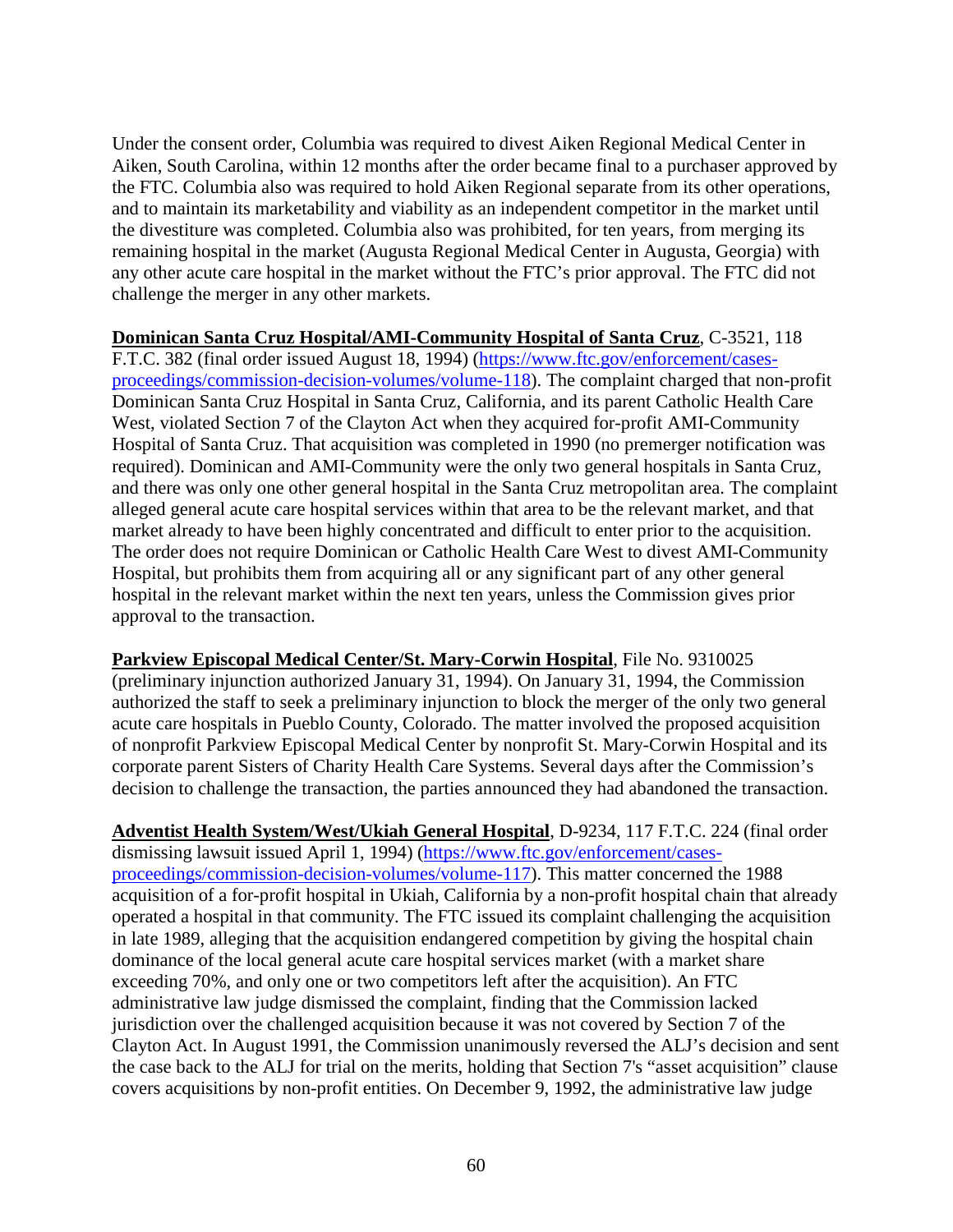Under the consent order, Columbia was required to divest Aiken Regional Medical Center in Aiken, South Carolina, within 12 months after the order became final to a purchaser approved by the FTC. Columbia also was required to hold Aiken Regional separate from its other operations, and to maintain its marketability and viability as an independent competitor in the market until the divestiture was completed. Columbia also was prohibited, for ten years, from merging its remaining hospital in the market (Augusta Regional Medical Center in Augusta, Georgia) with any other acute care hospital in the market without the FTC's prior approval. The FTC did not challenge the merger in any other markets.

**Dominican Santa Cruz Hospital/AMI-Community Hospital of Santa Cruz**, C-3521, 118 F.T.C. 382 (final order issued August 18, 1994) (https://www.ftc.gov/enforcement/cases-proceedings/commission-decision-volumes/volume-118). The complaint charged that non-profit Dominican Santa Cruz Hospital in Santa Cruz, California, and its parent Catholic Health Care West, violated Section 7 of the Clayton Act when they acquired for-profit AMI-Community Hospital of Santa Cruz. That acquisition was completed in 1990 (no premerger notification was required). Dominican and AMI-Community were the only two general hospitals in Santa Cruz, and there was only one other general hospital in the Santa Cruz metropolitan area. The complaint alleged general acute care hospital services within that area to be the relevant market, and that market already to have been highly concentrated and difficult to enter prior to the acquisition. The order does not require Dominican or Catholic Health Care West to divest AMI-Community Hospital, but prohibits them from acquiring all or any significant part of any other general hospital in the relevant market within the next ten years, unless the Commission gives prior approval to the transaction.

**Parkview Episcopal Medical Center/St. Mary-Corwin Hospital**, File No. 9310025 (preliminary injunction authorized January 31, 1994). On January 31, 1994, the Commission authorized the staff to seek a preliminary injunction to block the merger of the only two general acute care hospitals in Pueblo County, Colorado. The matter involved the proposed acquisition of nonprofit Parkview Episcopal Medical Center by nonprofit St. Mary-Corwin Hospital and its corporate parent Sisters of Charity Health Care Systems. Several days after the Commission's decision to challenge the transaction, the parties announced they had abandoned the transaction.

**Adventist Health System/West/Ukiah General Hospital**, D-9234, 117 F.T.C. 224 (final order dismissing lawsuit issued April 1, 1994) (https://www.ftc.gov/enforcement/cases-proceedings/commission-decision-volumes/volume-117). This matter concerned the 1988 acquisition of a for-profit hospital in Ukiah, California by a non-profit hospital chain that already operated a hospital in that community. The FTC issued its complaint challenging the acquisition in late 1989, alleging that the acquisition endangered competition by giving the hospital chain dominance of the local general acute care hospital services market (with a market share exceeding 70%, and only one or two competitors left after the acquisition). An FTC administrative law judge dismissed the complaint, finding that the Commission lacked jurisdiction over the challenged acquisition because it was not covered by Section 7 of the Clayton Act. In August 1991, the Commission unanimously reversed the ALJ's decision and sent the case back to the ALJ for trial on the merits, holding that Section 7's "asset acquisition" clause covers acquisitions by non-profit entities. On December 9, 1992, the administrative law judge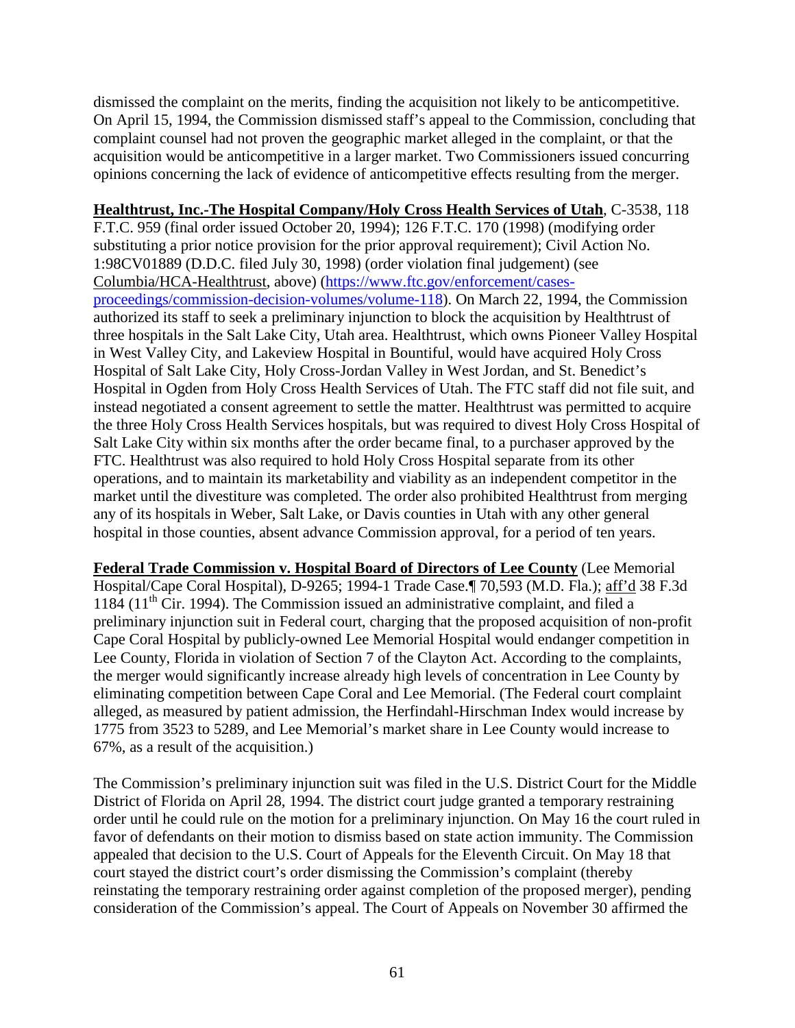dismissed the complaint on the merits, finding the acquisition not likely to be anticompetitive. On April 15, 1994, the Commission dismissed staff's appeal to the Commission, concluding that complaint counsel had not proven the geographic market alleged in the complaint, or that the acquisition would be anticompetitive in a larger market. Two Commissioners issued concurring opinions concerning the lack of evidence of anticompetitive effects resulting from the merger.

**Healthtrust, Inc.-The Hospital Company/Holy Cross Health Services of Utah**, C-3538, 118 F.T.C. 959 (final order issued October 20, 1994); 126 F.T.C. 170 (1998) (modifying order substituting a prior notice provision for the prior approval requirement); Civil Action No. 1:98CV01889 (D.D.C. filed July 30, 1998) (order violation final judgement) (see Columbia/HCA-Healthtrust, above) (https://www.ftc.gov/enforcement/cases-proceedings/commission-decision-volumes/volume-118). On March 22, 1994, the Commission authorized its staff to seek a preliminary injunction to block the acquisition by Healthtrust of three hospitals in the Salt Lake City, Utah area. Healthtrust, which owns Pioneer Valley Hospital in West Valley City, and Lakeview Hospital in Bountiful, would have acquired Holy Cross Hospital of Salt Lake City, Holy Cross-Jordan Valley in West Jordan, and St. Benedict's Hospital in Ogden from Holy Cross Health Services of Utah. The FTC staff did not file suit, and instead negotiated a consent agreement to settle the matter. Healthtrust was permitted to acquire the three Holy Cross Health Services hospitals, but was required to divest Holy Cross Hospital of Salt Lake City within six months after the order became final, to a purchaser approved by the FTC. Healthtrust was also required to hold Holy Cross Hospital separate from its other operations, and to maintain its marketability and viability as an independent competitor in the market until the divestiture was completed. The order also prohibited Healthtrust from merging any of its hospitals in Weber, Salt Lake, or Davis counties in Utah with any other general hospital in those counties, absent advance Commission approval, for a period of ten years.

**Federal Trade Commission v. Hospital Board of Directors of Lee County** (Lee Memorial Hospital/Cape Coral Hospital), D-9265; 1994-1 Trade Case.¶ 70,593 (M.D. Fla.); aff'd 38 F.3d 1184 (11th Cir. 1994). The Commission issued an administrative complaint, and filed a preliminary injunction suit in Federal court, charging that the proposed acquisition of non-profit Cape Coral Hospital by publicly-owned Lee Memorial Hospital would endanger competition in Lee County, Florida in violation of Section 7 of the Clayton Act. According to the complaints, the merger would significantly increase already high levels of concentration in Lee County by eliminating competition between Cape Coral and Lee Memorial. (The Federal court complaint alleged, as measured by patient admission, the Herfindahl-Hirschman Index would increase by 1775 from 3523 to 5289, and Lee Memorial's market share in Lee County would increase to 67%, as a result of the acquisition.)

The Commission's preliminary injunction suit was filed in the U.S. District Court for the Middle District of Florida on April 28, 1994. The district court judge granted a temporary restraining order until he could rule on the motion for a preliminary injunction. On May 16 the court ruled in favor of defendants on their motion to dismiss based on state action immunity. The Commission appealed that decision to the U.S. Court of Appeals for the Eleventh Circuit. On May 18 that court stayed the district court's order dismissing the Commission's complaint (thereby reinstating the temporary restraining order against completion of the proposed merger), pending consideration of the Commission's appeal. The Court of Appeals on November 30 affirmed the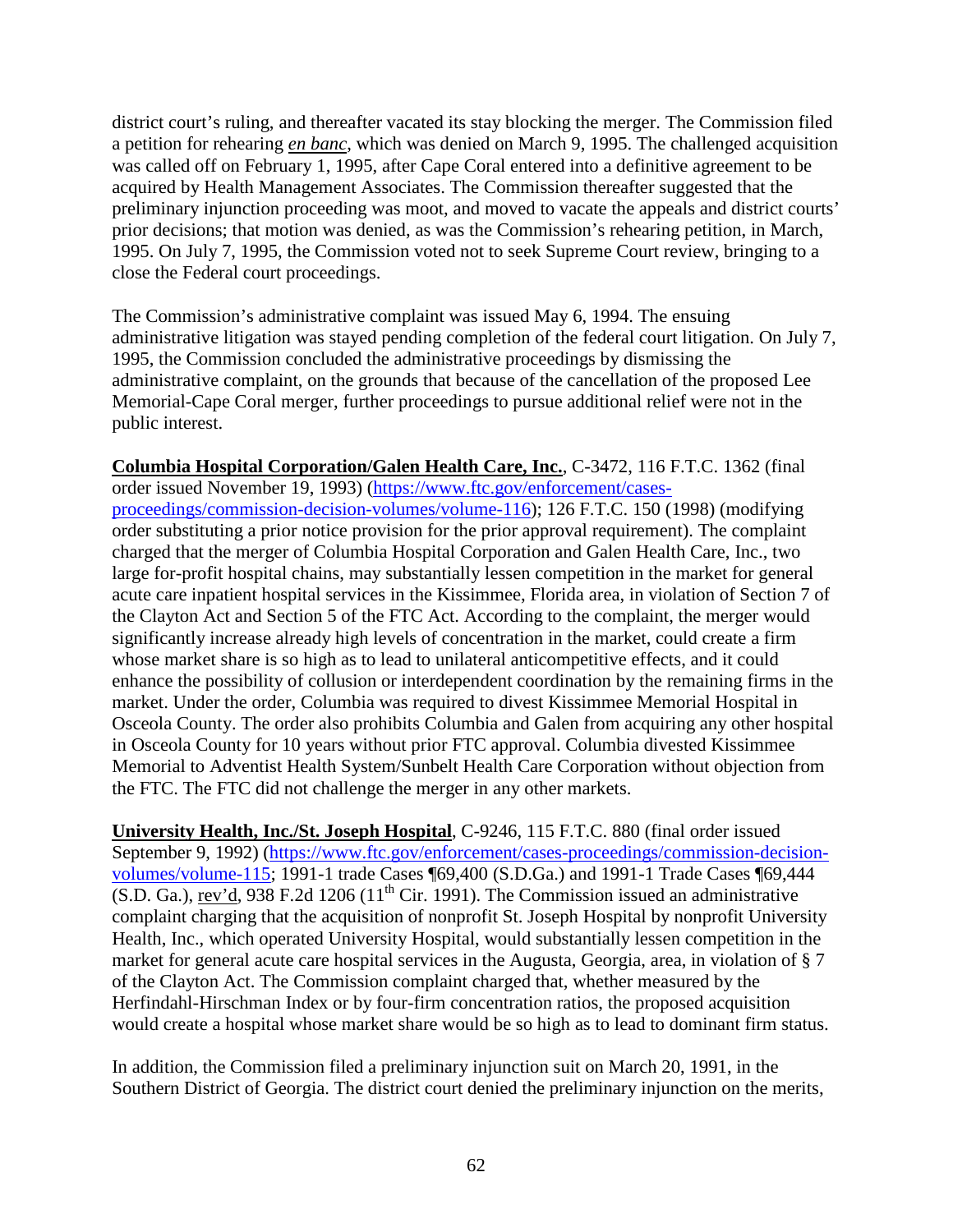district court's ruling, and thereafter vacated its stay blocking the merger. The Commission filed a petition for rehearing *en banc*, which was denied on March 9, 1995. The challenged acquisition was called off on February 1, 1995, after Cape Coral entered into a definitive agreement to be acquired by Health Management Associates. The Commission thereafter suggested that the preliminary injunction proceeding was moot, and moved to vacate the appeals and district courts' prior decisions; that motion was denied, as was the Commission's rehearing petition, in March, 1995. On July 7, 1995, the Commission voted not to seek Supreme Court review, bringing to a close the Federal court proceedings.

The Commission's administrative complaint was issued May 6, 1994. The ensuing administrative litigation was stayed pending completion of the federal court litigation. On July 7, 1995, the Commission concluded the administrative proceedings by dismissing the administrative complaint, on the grounds that because of the cancellation of the proposed Lee Memorial-Cape Coral merger, further proceedings to pursue additional relief were not in the public interest.

**Columbia Hospital Corporation/Galen Health Care, Inc.**, C-3472, 116 F.T.C. 1362 (final order issued November 19, 1993) (https://www.ftc.gov/enforcement/cases-proceedings/commission-decision-volumes/volume-116); 126 F.T.C. 150 (1998) (modifying order substituting a prior notice provision for the prior approval requirement). The complaint charged that the merger of Columbia Hospital Corporation and Galen Health Care, Inc., two large for-profit hospital chains, may substantially lessen competition in the market for general acute care inpatient hospital services in the Kissimmee, Florida area, in violation of Section 7 of the Clayton Act and Section 5 of the FTC Act. According to the complaint, the merger would significantly increase already high levels of concentration in the market, could create a firm whose market share is so high as to lead to unilateral anticompetitive effects, and it could enhance the possibility of collusion or interdependent coordination by the remaining firms in the market. Under the order, Columbia was required to divest Kissimmee Memorial Hospital in Osceola County. The order also prohibits Columbia and Galen from acquiring any other hospital in Osceola County for 10 years without prior FTC approval. Columbia divested Kissimmee Memorial to Adventist Health System/Sunbelt Health Care Corporation without objection from the FTC. The FTC did not challenge the merger in any other markets.

**University Health, Inc./St. Joseph Hospital**, C-9246, 115 F.T.C. 880 (final order issued September 9, 1992) (https://www.ftc.gov/enforcement/cases-proceedings/commission-decision-volumes/volume-115; 1991-1 trade Cases ¶69,400 (S.D.Ga.) and 1991-1 Trade Cases ¶69,444 (S.D. Ga.), rev'd, 938 F.2d 1206 (11th Cir. 1991). The Commission issued an administrative complaint charging that the acquisition of nonprofit St. Joseph Hospital by nonprofit University Health, Inc., which operated University Hospital, would substantially lessen competition in the market for general acute care hospital services in the Augusta, Georgia, area, in violation of § 7 of the Clayton Act. The Commission complaint charged that, whether measured by the Herfindahl-Hirschman Index or by four-firm concentration ratios, the proposed acquisition would create a hospital whose market share would be so high as to lead to dominant firm status.

In addition, the Commission filed a preliminary injunction suit on March 20, 1991, in the Southern District of Georgia. The district court denied the preliminary injunction on the merits,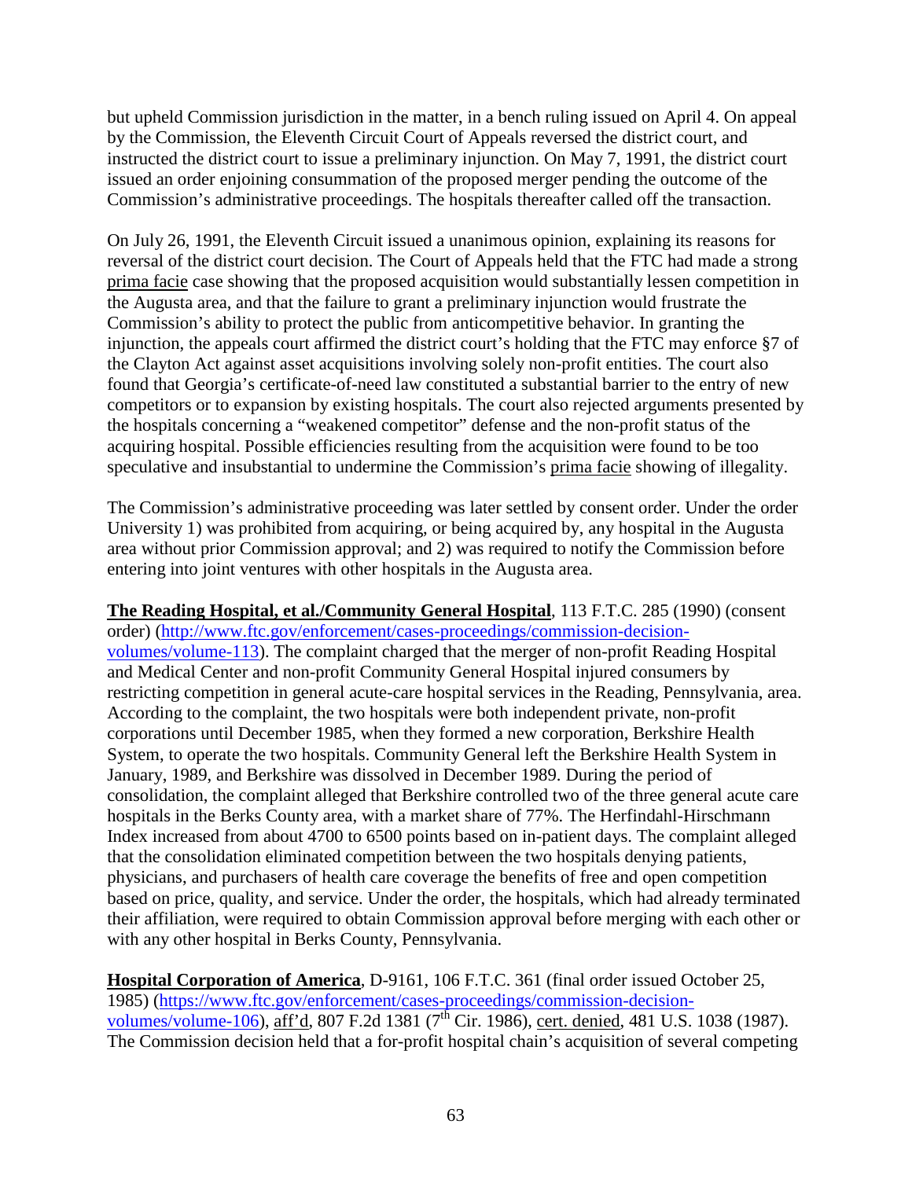but upheld Commission jurisdiction in the matter, in a bench ruling issued on April 4. On appeal by the Commission, the Eleventh Circuit Court of Appeals reversed the district court, and instructed the district court to issue a preliminary injunction. On May 7, 1991, the district court issued an order enjoining consummation of the proposed merger pending the outcome of the Commission's administrative proceedings. The hospitals thereafter called off the transaction.

On July 26, 1991, the Eleventh Circuit issued a unanimous opinion, explaining its reasons for reversal of the district court decision. The Court of Appeals held that the FTC had made a strong prima facie case showing that the proposed acquisition would substantially lessen competition in the Augusta area, and that the failure to grant a preliminary injunction would frustrate the Commission's ability to protect the public from anticompetitive behavior. In granting the injunction, the appeals court affirmed the district court's holding that the FTC may enforce §7 of the Clayton Act against asset acquisitions involving solely non-profit entities. The court also found that Georgia's certificate-of-need law constituted a substantial barrier to the entry of new competitors or to expansion by existing hospitals. The court also rejected arguments presented by the hospitals concerning a "weakened competitor" defense and the non-profit status of the acquiring hospital. Possible efficiencies resulting from the acquisition were found to be too speculative and insubstantial to undermine the Commission's prima facie showing of illegality.

The Commission's administrative proceeding was later settled by consent order. Under the order University 1) was prohibited from acquiring, or being acquired by, any hospital in the Augusta area without prior Commission approval; and 2) was required to notify the Commission before entering into joint ventures with other hospitals in the Augusta area.

**The Reading Hospital, et al./Community General Hospital**, 113 F.T.C. 285 (1990) (consent order) (http://www.ftc.gov/enforcement/cases-proceedings/commission-decision-volumes/volume-113). The complaint charged that the merger of non-profit Reading Hospital and Medical Center and non-profit Community General Hospital injured consumers by restricting competition in general acute-care hospital services in the Reading, Pennsylvania, area. According to the complaint, the two hospitals were both independent private, non-profit corporations until December 1985, when they formed a new corporation, Berkshire Health System, to operate the two hospitals. Community General left the Berkshire Health System in January, 1989, and Berkshire was dissolved in December 1989. During the period of consolidation, the complaint alleged that Berkshire controlled two of the three general acute care hospitals in the Berks County area, with a market share of 77%. The Herfindahl-Hirschmann Index increased from about 4700 to 6500 points based on in-patient days. The complaint alleged that the consolidation eliminated competition between the two hospitals denying patients, physicians, and purchasers of health care coverage the benefits of free and open competition based on price, quality, and service. Under the order, the hospitals, which had already terminated their affiliation, were required to obtain Commission approval before merging with each other or with any other hospital in Berks County, Pennsylvania.

**Hospital Corporation of America**, D-9161, 106 F.T.C. 361 (final order issued October 25, 1985) (https://www.ftc.gov/enforcement/cases-proceedings/commission-decision-volumes/volume-106), aff'd, 807 F.2d 1381 (7th Cir. 1986), cert. denied, 481 U.S. 1038 (1987). The Commission decision held that a for-profit hospital chain's acquisition of several competing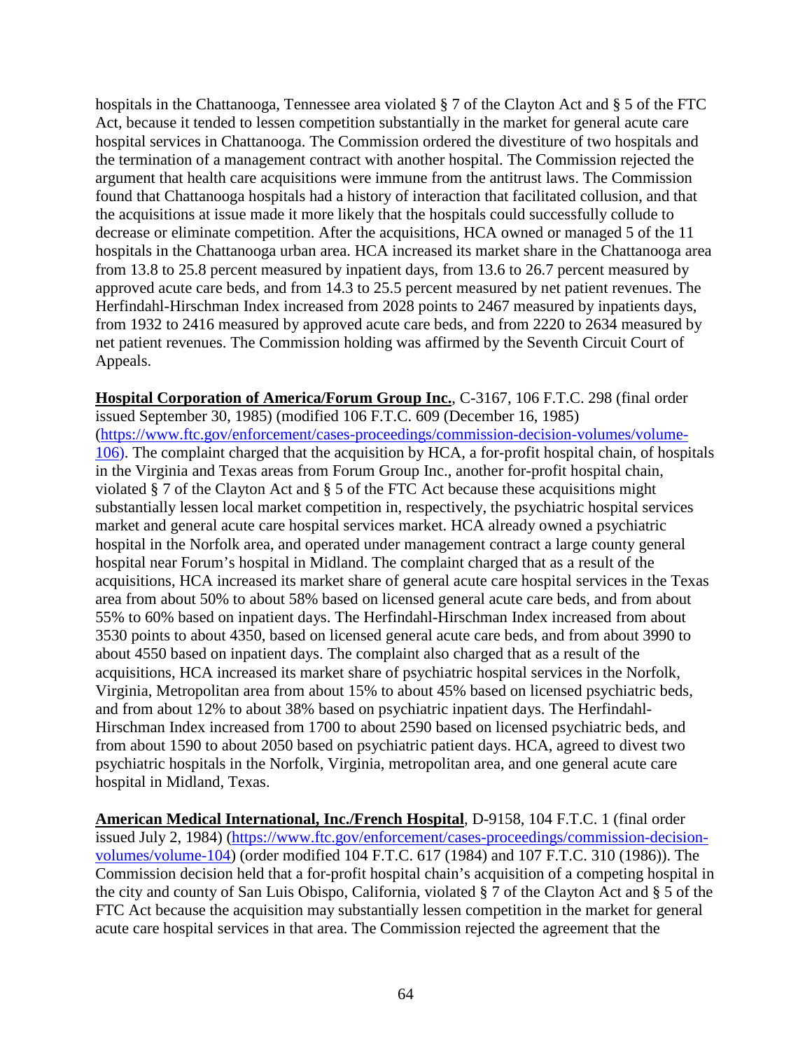hospitals in the Chattanooga, Tennessee area violated § 7 of the Clayton Act and § 5 of the FTC Act, because it tended to lessen competition substantially in the market for general acute care hospital services in Chattanooga. The Commission ordered the divestiture of two hospitals and the termination of a management contract with another hospital. The Commission rejected the argument that health care acquisitions were immune from the antitrust laws. The Commission found that Chattanooga hospitals had a history of interaction that facilitated collusion, and that the acquisitions at issue made it more likely that the hospitals could successfully collude to decrease or eliminate competition. After the acquisitions, HCA owned or managed 5 of the 11 hospitals in the Chattanooga urban area. HCA increased its market share in the Chattanooga area from 13.8 to 25.8 percent measured by inpatient days, from 13.6 to 26.7 percent measured by approved acute care beds, and from 14.3 to 25.5 percent measured by net patient revenues. The Herfindahl-Hirschman Index increased from 2028 points to 2467 measured by inpatients days, from 1932 to 2416 measured by approved acute care beds, and from 2220 to 2634 measured by net patient revenues. The Commission holding was affirmed by the Seventh Circuit Court of Appeals.

**Hospital Corporation of America/Forum Group Inc.**, C-3167, 106 F.T.C. 298 (final order issued September 30, 1985) (modified 106 F.T.C. 609 (December 16, 1985) (https://www.ftc.gov/enforcement/cases-proceedings/commission-decision-volumes/volume-106). The complaint charged that the acquisition by HCA, a for-profit hospital chain, of hospitals in the Virginia and Texas areas from Forum Group Inc., another for-profit hospital chain, violated § 7 of the Clayton Act and § 5 of the FTC Act because these acquisitions might substantially lessen local market competition in, respectively, the psychiatric hospital services market and general acute care hospital services market. HCA already owned a psychiatric hospital in the Norfolk area, and operated under management contract a large county general hospital near Forum's hospital in Midland. The complaint charged that as a result of the acquisitions, HCA increased its market share of general acute care hospital services in the Texas area from about 50% to about 58% based on licensed general acute care beds, and from about 55% to 60% based on inpatient days. The Herfindahl-Hirschman Index increased from about 3530 points to about 4350, based on licensed general acute care beds, and from about 3990 to about 4550 based on inpatient days. The complaint also charged that as a result of the acquisitions, HCA increased its market share of psychiatric hospital services in the Norfolk, Virginia, Metropolitan area from about 15% to about 45% based on licensed psychiatric beds, and from about 12% to about 38% based on psychiatric inpatient days. The Herfindahl-Hirschman Index increased from 1700 to about 2590 based on licensed psychiatric beds, and from about 1590 to about 2050 based on psychiatric patient days. HCA, agreed to divest two psychiatric hospitals in the Norfolk, Virginia, metropolitan area, and one general acute care hospital in Midland, Texas.

**American Medical International, Inc./French Hospital**, D-9158, 104 F.T.C. 1 (final order issued July 2, 1984) (https://www.ftc.gov/enforcement/cases-proceedings/commission-decision-volumes/volume-104) (order modified 104 F.T.C. 617 (1984) and 107 F.T.C. 310 (1986)). The Commission decision held that a for-profit hospital chain's acquisition of a competing hospital in the city and county of San Luis Obispo, California, violated § 7 of the Clayton Act and § 5 of the FTC Act because the acquisition may substantially lessen competition in the market for general acute care hospital services in that area. The Commission rejected the agreement that the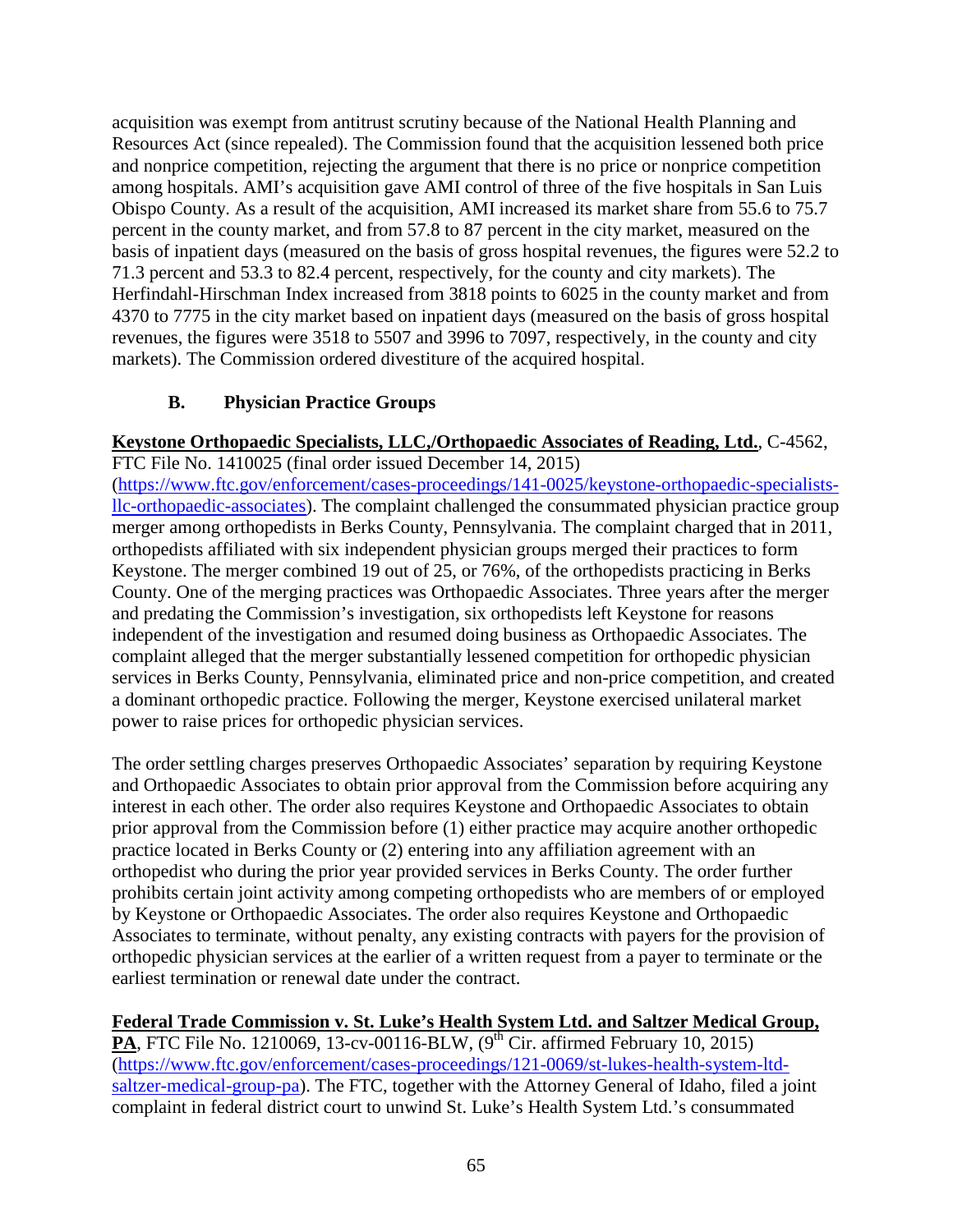acquisition was exempt from antitrust scrutiny because of the National Health Planning and Resources Act (since repealed). The Commission found that the acquisition lessened both price and nonprice competition, rejecting the argument that there is no price or nonprice competition among hospitals. AMI's acquisition gave AMI control of three of the five hospitals in San Luis Obispo County. As a result of the acquisition, AMI increased its market share from 55.6 to 75.7 percent in the county market, and from 57.8 to 87 percent in the city market, measured on the basis of inpatient days (measured on the basis of gross hospital revenues, the figures were 52.2 to 71.3 percent and 53.3 to 82.4 percent, respectively, for the county and city markets). The Herfindahl-Hirschman Index increased from 3818 points to 6025 in the county market and from 4370 to 7775 in the city market based on inpatient days (measured on the basis of gross hospital revenues, the figures were 3518 to 5507 and 3996 to 7097, respectively, in the county and city markets). The Commission ordered divestiture of the acquired hospital.

## B. Physician Practice Groups

**Keystone Orthopaedic Specialists, LLC,/Orthopaedic Associates of Reading, Ltd.**, C-4562, FTC File No. 1410025 (final order issued December 14, 2015) (https://www.ftc.gov/enforcement/cases-proceedings/141-0025/keystone-orthopaedic-specialists-llc-orthopaedic-associates). The complaint challenged the consummated physician practice group merger among orthopedists in Berks County, Pennsylvania. The complaint charged that in 2011, orthopedists affiliated with six independent physician groups merged their practices to form Keystone. The merger combined 19 out of 25, or 76%, of the orthopedists practicing in Berks County. One of the merging practices was Orthopaedic Associates. Three years after the merger and predating the Commission's investigation, six orthopedists left Keystone for reasons independent of the investigation and resumed doing business as Orthopaedic Associates. The complaint alleged that the merger substantially lessened competition for orthopedic physician services in Berks County, Pennsylvania, eliminated price and non-price competition, and created a dominant orthopedic practice. Following the merger, Keystone exercised unilateral market power to raise prices for orthopedic physician services.

The order settling charges preserves Orthopaedic Associates' separation by requiring Keystone and Orthopaedic Associates to obtain prior approval from the Commission before acquiring any interest in each other. The order also requires Keystone and Orthopaedic Associates to obtain prior approval from the Commission before (1) either practice may acquire another orthopedic practice located in Berks County or (2) entering into any affiliation agreement with an orthopedist who during the prior year provided services in Berks County. The order further prohibits certain joint activity among competing orthopedists who are members of or employed by Keystone or Orthopaedic Associates. The order also requires Keystone and Orthopaedic Associates to terminate, without penalty, any existing contracts with payers for the provision of orthopedic physician services at the earlier of a written request from a payer to terminate or the earliest termination or renewal date under the contract.

**Federal Trade Commission v. St. Luke's Health System Ltd. and Saltzer Medical Group, PA**, FTC File No. 1210069, 13-cv-00116-BLW, (9th Cir. affirmed February 10, 2015) (https://www.ftc.gov/enforcement/cases-proceedings/121-0069/st-lukes-health-system-ltd-saltzer-medical-group-pa). The FTC, together with the Attorney General of Idaho, filed a joint complaint in federal district court to unwind St. Luke's Health System Ltd.'s consummated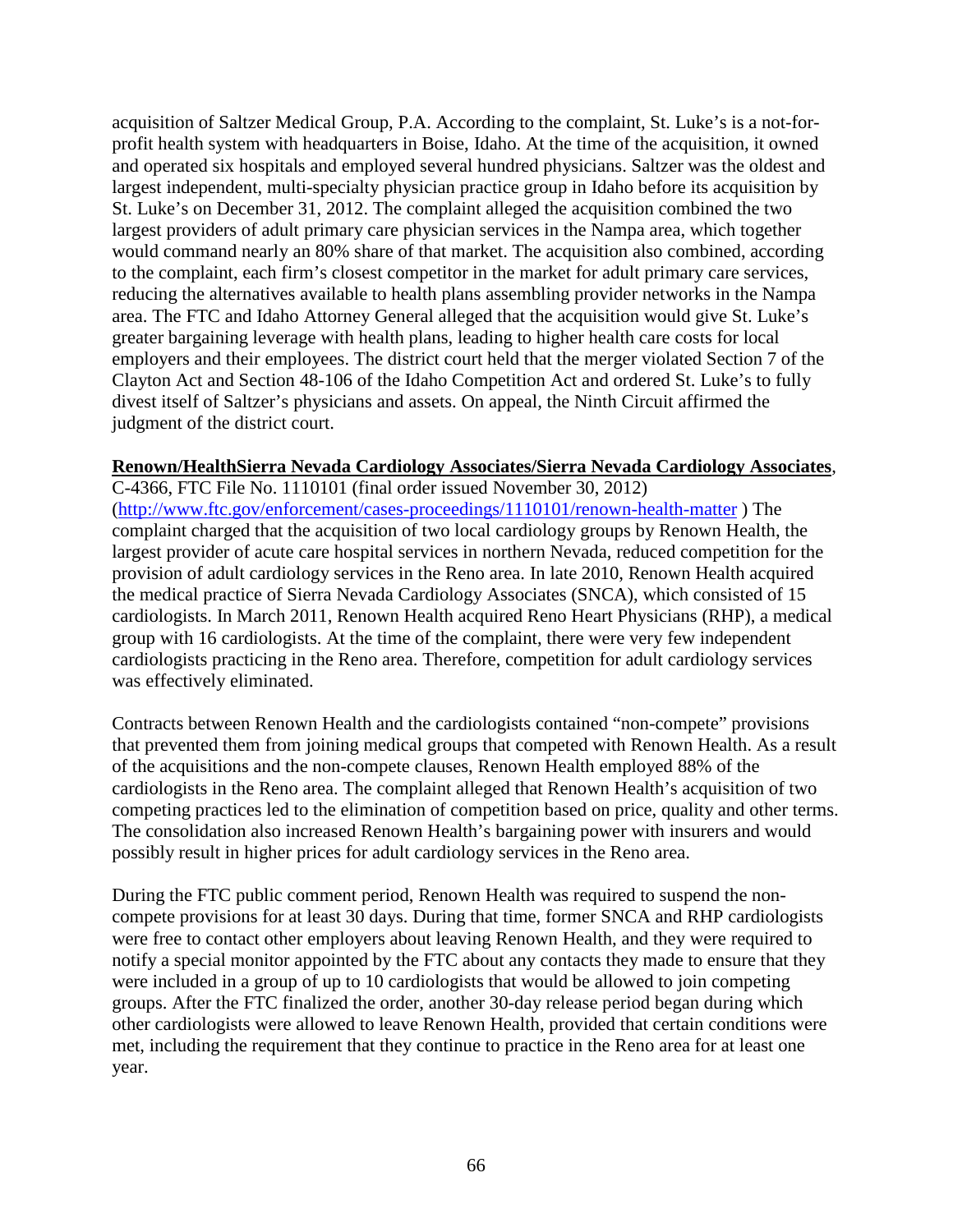acquisition of Saltzer Medical Group, P.A. According to the complaint, St. Luke's is a not-for-profit health system with headquarters in Boise, Idaho. At the time of the acquisition, it owned and operated six hospitals and employed several hundred physicians. Saltzer was the oldest and largest independent, multi-specialty physician practice group in Idaho before its acquisition by St. Luke's on December 31, 2012. The complaint alleged the acquisition combined the two largest providers of adult primary care physician services in the Nampa area, which together would command nearly an 80% share of that market. The acquisition also combined, according to the complaint, each firm's closest competitor in the market for adult primary care services, reducing the alternatives available to health plans assembling provider networks in the Nampa area. The FTC and Idaho Attorney General alleged that the acquisition would give St. Luke's greater bargaining leverage with health plans, leading to higher health care costs for local employers and their employees. The district court held that the merger violated Section 7 of the Clayton Act and Section 48-106 of the Idaho Competition Act and ordered St. Luke's to fully divest itself of Saltzer's physicians and assets. On appeal, the Ninth Circuit affirmed the judgment of the district court.

**Renown/HealthSierra Nevada Cardiology Associates/Sierra Nevada Cardiology Associates**, C-4366, FTC File No. 1110101 (final order issued November 30, 2012) (http://www.ftc.gov/enforcement/cases-proceedings/1110101/renown-health-matter ) The complaint charged that the acquisition of two local cardiology groups by Renown Health, the largest provider of acute care hospital services in northern Nevada, reduced competition for the provision of adult cardiology services in the Reno area. In late 2010, Renown Health acquired the medical practice of Sierra Nevada Cardiology Associates (SNCA), which consisted of 15 cardiologists. In March 2011, Renown Health acquired Reno Heart Physicians (RHP), a medical group with 16 cardiologists. At the time of the complaint, there were very few independent cardiologists practicing in the Reno area. Therefore, competition for adult cardiology services was effectively eliminated.

Contracts between Renown Health and the cardiologists contained "non-compete" provisions that prevented them from joining medical groups that competed with Renown Health. As a result of the acquisitions and the non-compete clauses, Renown Health employed 88% of the cardiologists in the Reno area. The complaint alleged that Renown Health's acquisition of two competing practices led to the elimination of competition based on price, quality and other terms. The consolidation also increased Renown Health's bargaining power with insurers and would possibly result in higher prices for adult cardiology services in the Reno area.

During the FTC public comment period, Renown Health was required to suspend the non-compete provisions for at least 30 days. During that time, former SNCA and RHP cardiologists were free to contact other employers about leaving Renown Health, and they were required to notify a special monitor appointed by the FTC about any contacts they made to ensure that they were included in a group of up to 10 cardiologists that would be allowed to join competing groups. After the FTC finalized the order, another 30-day release period began during which other cardiologists were allowed to leave Renown Health, provided that certain conditions were met, including the requirement that they continue to practice in the Reno area for at least one year.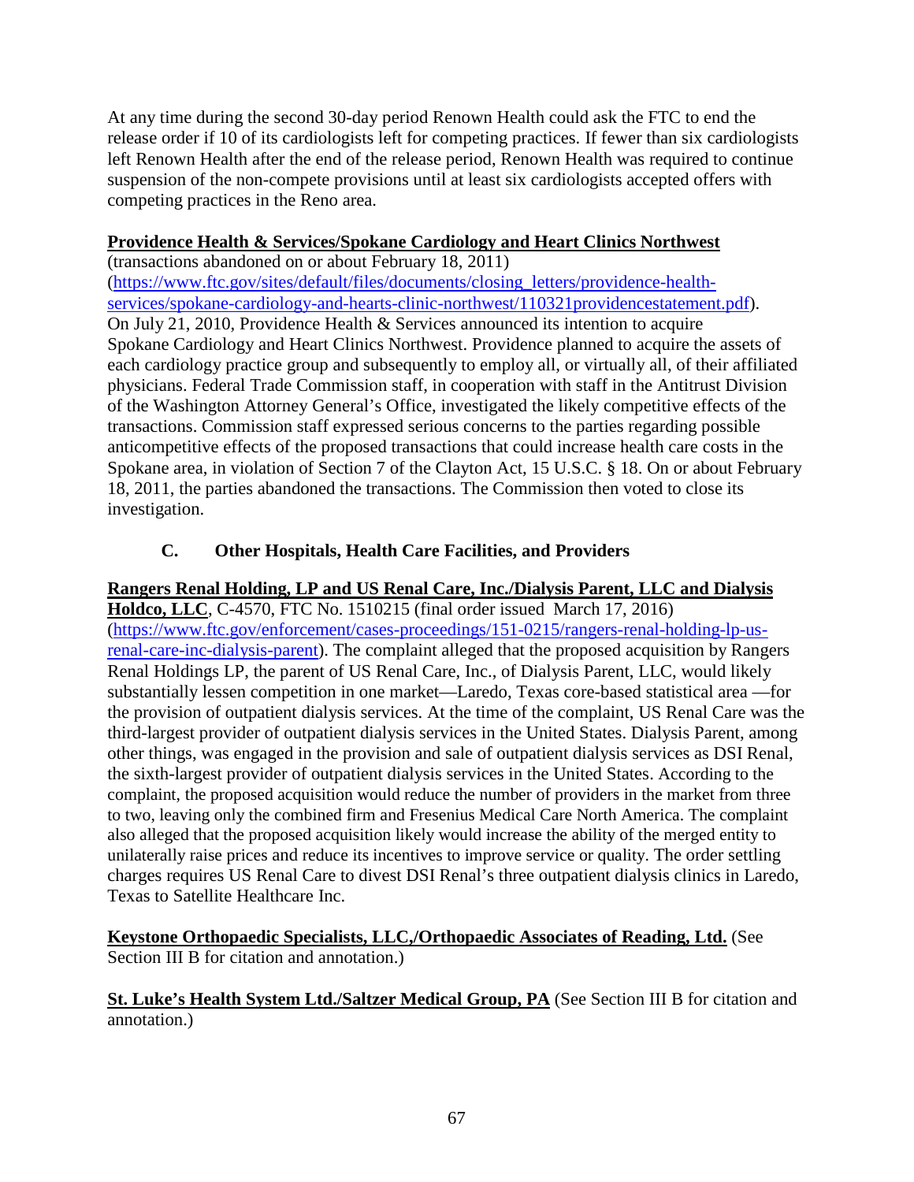At any time during the second 30-day period Renown Health could ask the FTC to end the release order if 10 of its cardiologists left for competing practices. If fewer than six cardiologists left Renown Health after the end of the release period, Renown Health was required to continue suspension of the non-compete provisions until at least six cardiologists accepted offers with competing practices in the Reno area.

**Providence Health & Services/Spokane Cardiology and Heart Clinics Northwest**
(transactions abandoned on or about February 18, 2011)
(https://www.ftc.gov/sites/default/files/documents/closing_letters/providence-health-services/spokane-cardiology-and-hearts-clinic-northwest/110321providencestatement.pdf).
On July 21, 2010, Providence Health & Services announced its intention to acquire Spokane Cardiology and Heart Clinics Northwest. Providence planned to acquire the assets of each cardiology practice group and subsequently to employ all, or virtually all, of their affiliated physicians. Federal Trade Commission staff, in cooperation with staff in the Antitrust Division of the Washington Attorney General's Office, investigated the likely competitive effects of the transactions. Commission staff expressed serious concerns to the parties regarding possible anticompetitive effects of the proposed transactions that could increase health care costs in the Spokane area, in violation of Section 7 of the Clayton Act, 15 U.S.C. § 18. On or about February 18, 2011, the parties abandoned the transactions. The Commission then voted to close its investigation.

### C. Other Hospitals, Health Care Facilities, and Providers

**Rangers Renal Holding, LP and US Renal Care, Inc./Dialysis Parent, LLC and Dialysis Holdco, LLC**, C-4570, FTC No. 1510215 (final order issued March 17, 2016) (https://www.ftc.gov/enforcement/cases-proceedings/151-0215/rangers-renal-holding-lp-us-renal-care-inc-dialysis-parent). The complaint alleged that the proposed acquisition by Rangers Renal Holdings LP, the parent of US Renal Care, Inc., of Dialysis Parent, LLC, would likely substantially lessen competition in one market—Laredo, Texas core-based statistical area —for the provision of outpatient dialysis services. At the time of the complaint, US Renal Care was the third-largest provider of outpatient dialysis services in the United States. Dialysis Parent, among other things, was engaged in the provision and sale of outpatient dialysis services as DSI Renal, the sixth-largest provider of outpatient dialysis services in the United States. According to the complaint, the proposed acquisition would reduce the number of providers in the market from three to two, leaving only the combined firm and Fresenius Medical Care North America. The complaint also alleged that the proposed acquisition likely would increase the ability of the merged entity to unilaterally raise prices and reduce its incentives to improve service or quality. The order settling charges requires US Renal Care to divest DSI Renal's three outpatient dialysis clinics in Laredo, Texas to Satellite Healthcare Inc.

**Keystone Orthopaedic Specialists, LLC,/Orthopaedic Associates of Reading, Ltd.** (See Section III B for citation and annotation.)

**St. Luke's Health System Ltd./Saltzer Medical Group, PA** (See Section III B for citation and annotation.)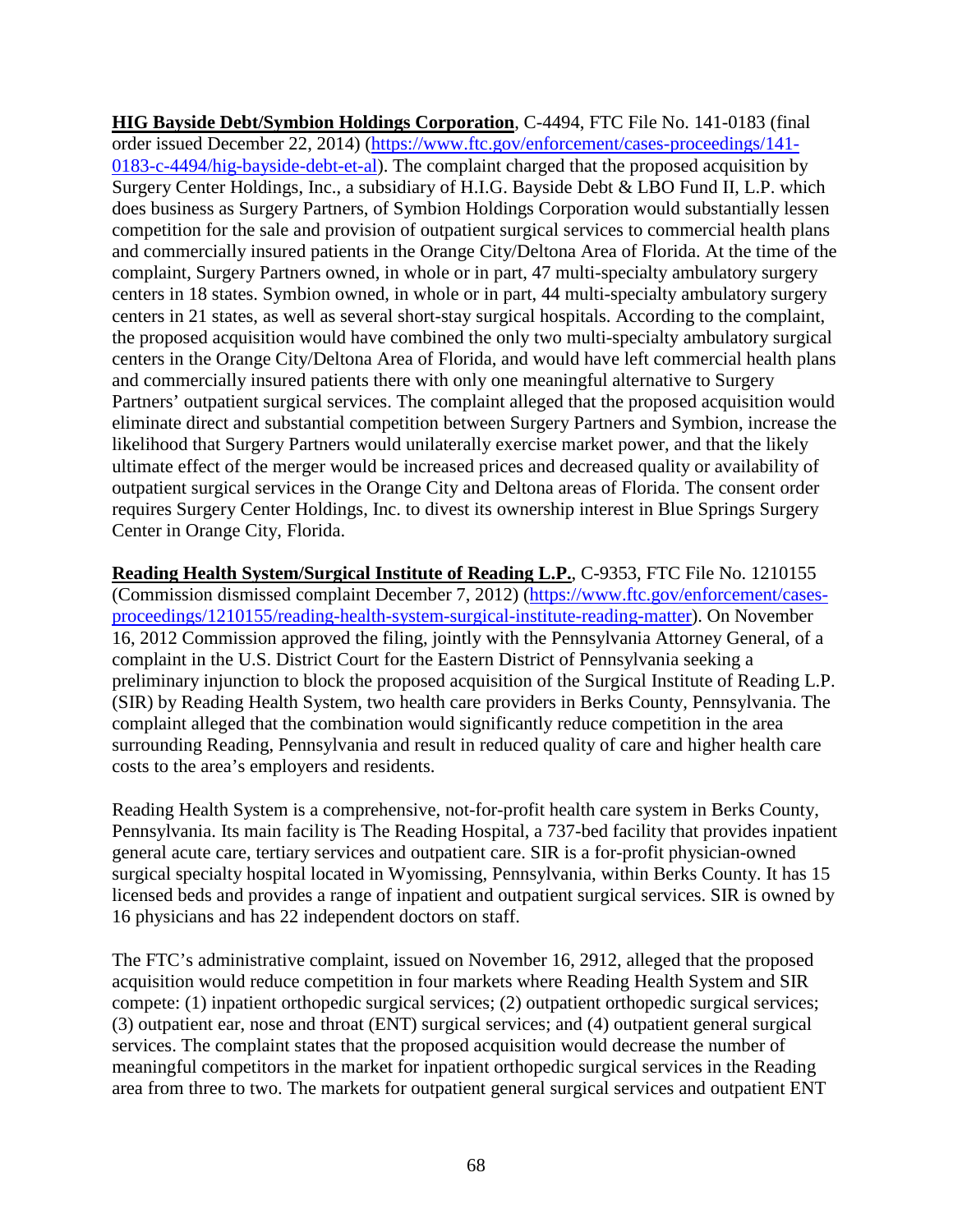**HIG Bayside Debt/Symbion Holdings Corporation**, C-4494, FTC File No. 141-0183 (final order issued December 22, 2014) (https://www.ftc.gov/enforcement/cases-proceedings/141-0183-c-4494/hig-bayside-debt-et-al). The complaint charged that the proposed acquisition by Surgery Center Holdings, Inc., a subsidiary of H.I.G. Bayside Debt & LBO Fund II, L.P. which does business as Surgery Partners, of Symbion Holdings Corporation would substantially lessen competition for the sale and provision of outpatient surgical services to commercial health plans and commercially insured patients in the Orange City/Deltona Area of Florida. At the time of the complaint, Surgery Partners owned, in whole or in part, 47 multi-specialty ambulatory surgery centers in 18 states. Symbion owned, in whole or in part, 44 multi-specialty ambulatory surgery centers in 21 states, as well as several short-stay surgical hospitals. According to the complaint, the proposed acquisition would have combined the only two multi-specialty ambulatory surgical centers in the Orange City/Deltona Area of Florida, and would have left commercial health plans and commercially insured patients there with only one meaningful alternative to Surgery Partners' outpatient surgical services. The complaint alleged that the proposed acquisition would eliminate direct and substantial competition between Surgery Partners and Symbion, increase the likelihood that Surgery Partners would unilaterally exercise market power, and that the likely ultimate effect of the merger would be increased prices and decreased quality or availability of outpatient surgical services in the Orange City and Deltona areas of Florida. The consent order requires Surgery Center Holdings, Inc. to divest its ownership interest in Blue Springs Surgery Center in Orange City, Florida.

**Reading Health System/Surgical Institute of Reading L.P.**, C-9353, FTC File No. 1210155 (Commission dismissed complaint December 7, 2012) (https://www.ftc.gov/enforcement/cases-proceedings/1210155/reading-health-system-surgical-institute-reading-matter). On November 16, 2012 Commission approved the filing, jointly with the Pennsylvania Attorney General, of a complaint in the U.S. District Court for the Eastern District of Pennsylvania seeking a preliminary injunction to block the proposed acquisition of the Surgical Institute of Reading L.P. (SIR) by Reading Health System, two health care providers in Berks County, Pennsylvania. The complaint alleged that the combination would significantly reduce competition in the area surrounding Reading, Pennsylvania and result in reduced quality of care and higher health care costs to the area's employers and residents.

Reading Health System is a comprehensive, not-for-profit health care system in Berks County, Pennsylvania. Its main facility is The Reading Hospital, a 737-bed facility that provides inpatient general acute care, tertiary services and outpatient care. SIR is a for-profit physician-owned surgical specialty hospital located in Wyomissing, Pennsylvania, within Berks County. It has 15 licensed beds and provides a range of inpatient and outpatient surgical services. SIR is owned by 16 physicians and has 22 independent doctors on staff.

The FTC's administrative complaint, issued on November 16, 2912, alleged that the proposed acquisition would reduce competition in four markets where Reading Health System and SIR compete: (1) inpatient orthopedic surgical services; (2) outpatient orthopedic surgical services; (3) outpatient ear, nose and throat (ENT) surgical services; and (4) outpatient general surgical services. The complaint states that the proposed acquisition would decrease the number of meaningful competitors in the market for inpatient orthopedic surgical services in the Reading area from three to two. The markets for outpatient general surgical services and outpatient ENT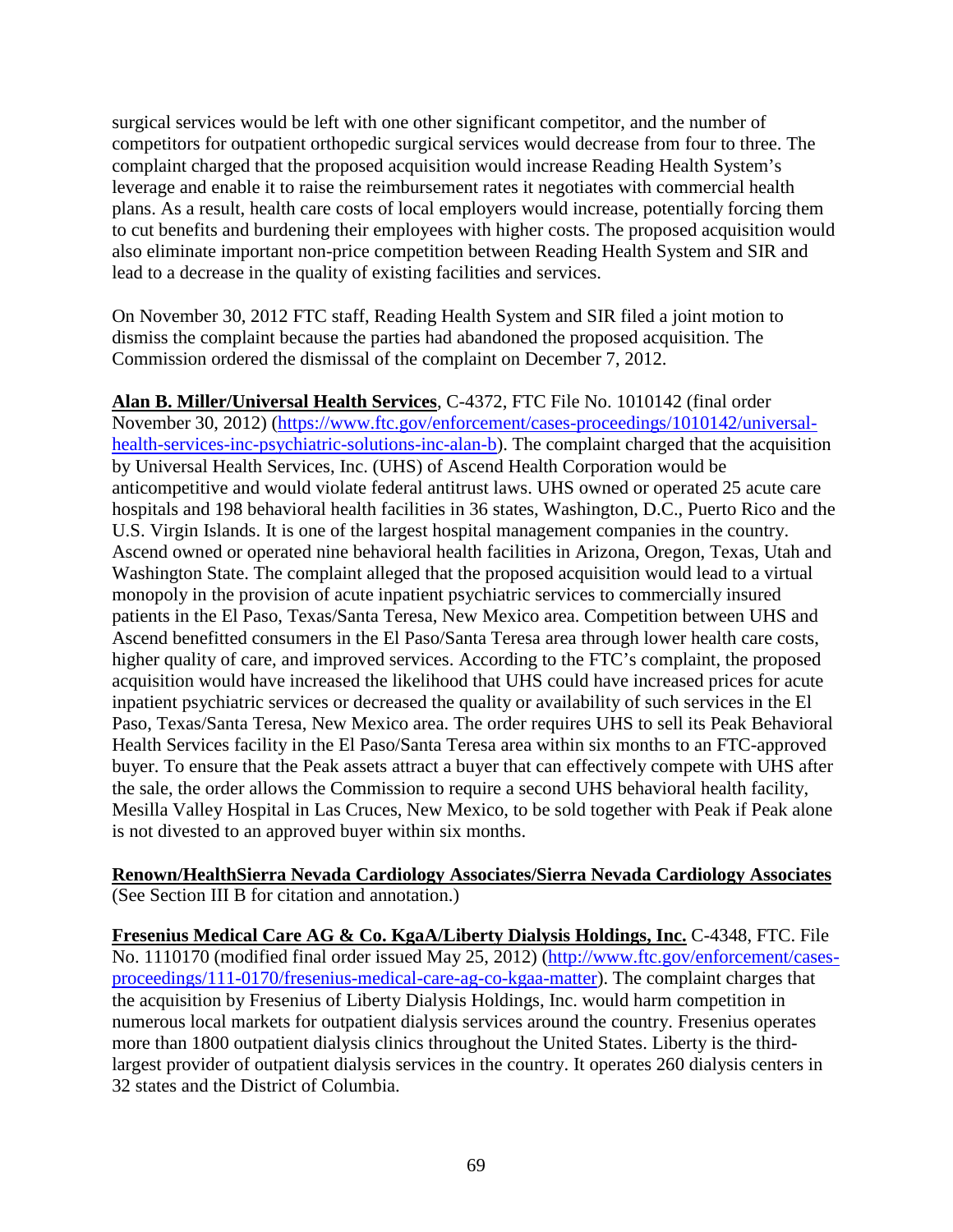surgical services would be left with one other significant competitor, and the number of competitors for outpatient orthopedic surgical services would decrease from four to three. The complaint charged that the proposed acquisition would increase Reading Health System's leverage and enable it to raise the reimbursement rates it negotiates with commercial health plans. As a result, health care costs of local employers would increase, potentially forcing them to cut benefits and burdening their employees with higher costs. The proposed acquisition would also eliminate important non-price competition between Reading Health System and SIR and lead to a decrease in the quality of existing facilities and services.

On November 30, 2012 FTC staff, Reading Health System and SIR filed a joint motion to dismiss the complaint because the parties had abandoned the proposed acquisition. The Commission ordered the dismissal of the complaint on December 7, 2012.

**Alan B. Miller/Universal Health Services**, C-4372, FTC File No. 1010142 (final order November 30, 2012) (https://www.ftc.gov/enforcement/cases-proceedings/1010142/universal-health-services-inc-psychiatric-solutions-inc-alan-b). The complaint charged that the acquisition by Universal Health Services, Inc. (UHS) of Ascend Health Corporation would be anticompetitive and would violate federal antitrust laws. UHS owned or operated 25 acute care hospitals and 198 behavioral health facilities in 36 states, Washington, D.C., Puerto Rico and the U.S. Virgin Islands. It is one of the largest hospital management companies in the country. Ascend owned or operated nine behavioral health facilities in Arizona, Oregon, Texas, Utah and Washington State. The complaint alleged that the proposed acquisition would lead to a virtual monopoly in the provision of acute inpatient psychiatric services to commercially insured patients in the El Paso, Texas/Santa Teresa, New Mexico area. Competition between UHS and Ascend benefitted consumers in the El Paso/Santa Teresa area through lower health care costs, higher quality of care, and improved services. According to the FTC's complaint, the proposed acquisition would have increased the likelihood that UHS could have increased prices for acute inpatient psychiatric services or decreased the quality or availability of such services in the El Paso, Texas/Santa Teresa, New Mexico area. The order requires UHS to sell its Peak Behavioral Health Services facility in the El Paso/Santa Teresa area within six months to an FTC-approved buyer. To ensure that the Peak assets attract a buyer that can effectively compete with UHS after the sale, the order allows the Commission to require a second UHS behavioral health facility, Mesilla Valley Hospital in Las Cruces, New Mexico, to be sold together with Peak if Peak alone is not divested to an approved buyer within six months.

**Renown/HealthSierra Nevada Cardiology Associates/Sierra Nevada Cardiology Associates**
(See Section III B for citation and annotation.)

**Fresenius Medical Care AG & Co. KgaA/Liberty Dialysis Holdings, Inc.** C-4348, FTC. File No. 1110170 (modified final order issued May 25, 2012) (http://www.ftc.gov/enforcement/cases-proceedings/111-0170/fresenius-medical-care-ag-co-kgaa-matter). The complaint charges that the acquisition by Fresenius of Liberty Dialysis Holdings, Inc. would harm competition in numerous local markets for outpatient dialysis services around the country. Fresenius operates more than 1800 outpatient dialysis clinics throughout the United States. Liberty is the third-largest provider of outpatient dialysis services in the country. It operates 260 dialysis centers in 32 states and the District of Columbia.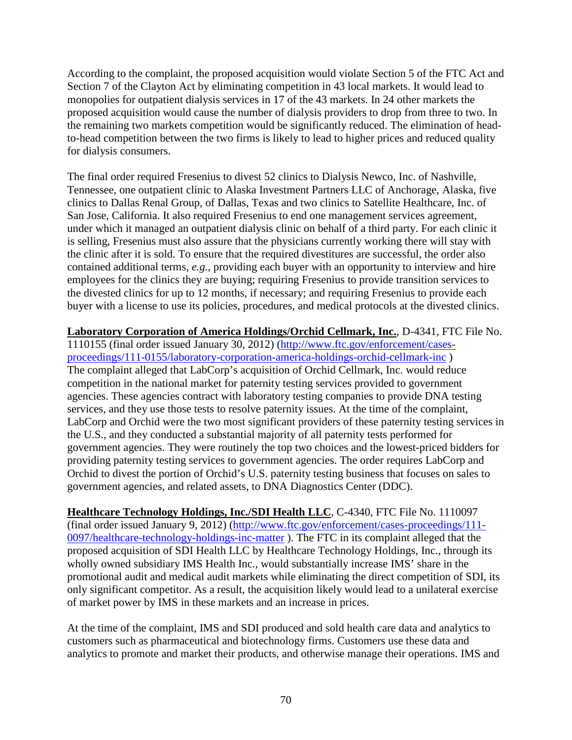According to the complaint, the proposed acquisition would violate Section 5 of the FTC Act and Section 7 of the Clayton Act by eliminating competition in 43 local markets. It would lead to monopolies for outpatient dialysis services in 17 of the 43 markets. In 24 other markets the proposed acquisition would cause the number of dialysis providers to drop from three to two. In the remaining two markets competition would be significantly reduced. The elimination of head-to-head competition between the two firms is likely to lead to higher prices and reduced quality for dialysis consumers.

The final order required Fresenius to divest 52 clinics to Dialysis Newco, Inc. of Nashville, Tennessee, one outpatient clinic to Alaska Investment Partners LLC of Anchorage, Alaska, five clinics to Dallas Renal Group, of Dallas, Texas and two clinics to Satellite Healthcare, Inc. of San Jose, California. It also required Fresenius to end one management services agreement, under which it managed an outpatient dialysis clinic on behalf of a third party. For each clinic it is selling, Fresenius must also assure that the physicians currently working there will stay with the clinic after it is sold. To ensure that the required divestitures are successful, the order also contained additional terms, *e.g.*, providing each buyer with an opportunity to interview and hire employees for the clinics they are buying; requiring Fresenius to provide transition services to the divested clinics for up to 12 months, if necessary; and requiring Fresenius to provide each buyer with a license to use its policies, procedures, and medical protocols at the divested clinics.

**Laboratory Corporation of America Holdings/Orchid Cellmark, Inc.**, D-4341, FTC File No. 1110155 (final order issued January 30, 2012) ([http://www.ftc.gov/enforcement/cases-proceedings/111-0155/laboratory-corporation-america-holdings-orchid-cellmark-inc](http://www.ftc.gov/enforcement/cases-proceedings/111-0155/laboratory-corporation-america-holdings-orchid-cellmark-inc) ) The complaint alleged that LabCorp's acquisition of Orchid Cellmark, Inc. would reduce competition in the national market for paternity testing services provided to government agencies. These agencies contract with laboratory testing companies to provide DNA testing services, and they use those tests to resolve paternity issues. At the time of the complaint, LabCorp and Orchid were the two most significant providers of these paternity testing services in the U.S., and they conducted a substantial majority of all paternity tests performed for government agencies. They were routinely the top two choices and the lowest-priced bidders for providing paternity testing services to government agencies. The order requires LabCorp and Orchid to divest the portion of Orchid's U.S. paternity testing business that focuses on sales to government agencies, and related assets, to DNA Diagnostics Center (DDC).

**Healthcare Technology Holdings, Inc./SDI Health LLC**, C-4340, FTC File No. 1110097 (final order issued January 9, 2012) ([http://www.ftc.gov/enforcement/cases-proceedings/111-0097/healthcare-technology-holdings-inc-matter](http://www.ftc.gov/enforcement/cases-proceedings/111-0097/healthcare-technology-holdings-inc-matter) ). The FTC in its complaint alleged that the proposed acquisition of SDI Health LLC by Healthcare Technology Holdings, Inc., through its wholly owned subsidiary IMS Health Inc., would substantially increase IMS' share in the promotional audit and medical audit markets while eliminating the direct competition of SDI, its only significant competitor. As a result, the acquisition likely would lead to a unilateral exercise of market power by IMS in these markets and an increase in prices.

At the time of the complaint, IMS and SDI produced and sold health care data and analytics to customers such as pharmaceutical and biotechnology firms. Customers use these data and analytics to promote and market their products, and otherwise manage their operations. IMS and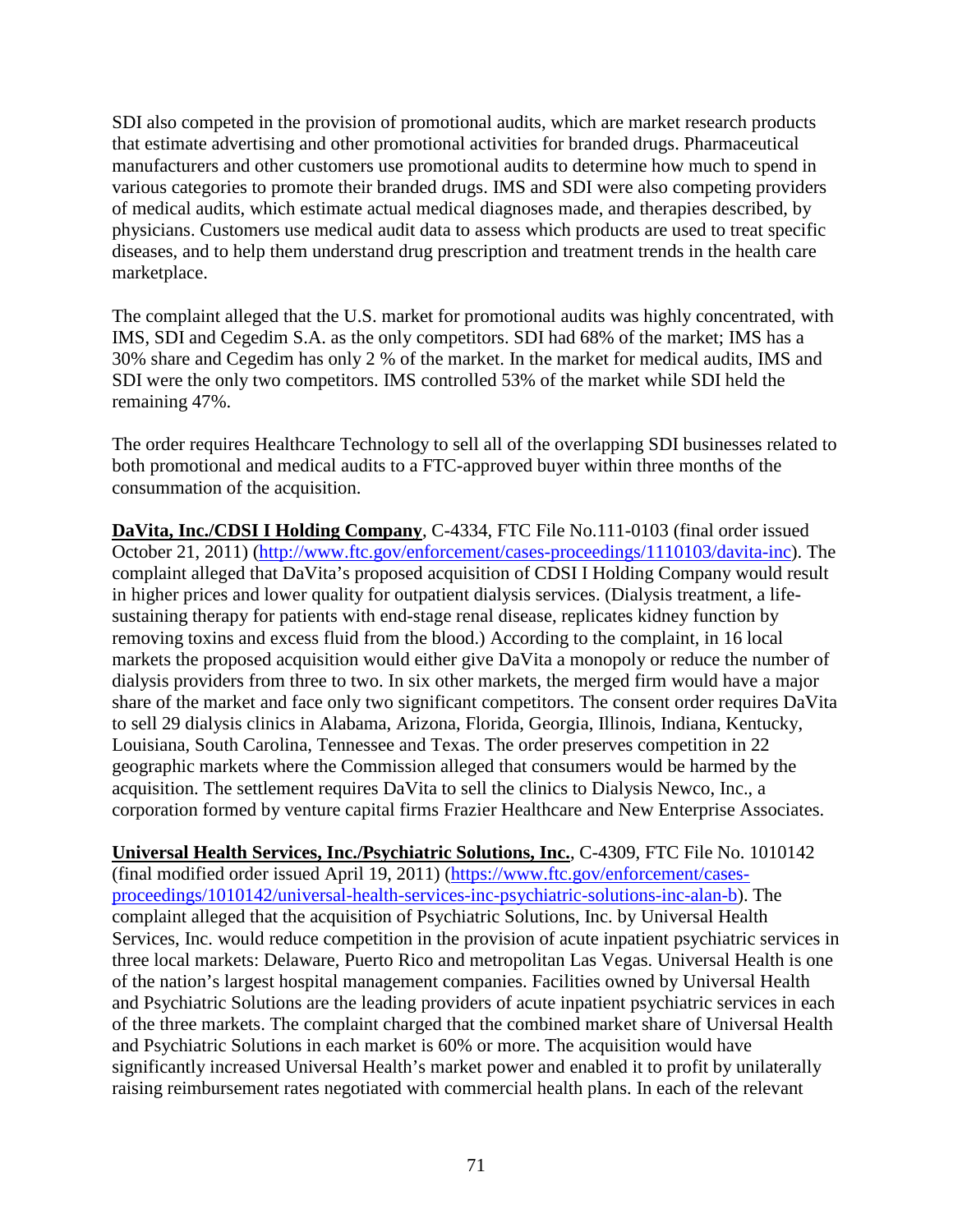SDI also competed in the provision of promotional audits, which are market research products that estimate advertising and other promotional activities for branded drugs. Pharmaceutical manufacturers and other customers use promotional audits to determine how much to spend in various categories to promote their branded drugs. IMS and SDI were also competing providers of medical audits, which estimate actual medical diagnoses made, and therapies described, by physicians. Customers use medical audit data to assess which products are used to treat specific diseases, and to help them understand drug prescription and treatment trends in the health care marketplace.

The complaint alleged that the U.S. market for promotional audits was highly concentrated, with IMS, SDI and Cegedim S.A. as the only competitors. SDI had 68% of the market; IMS has a 30% share and Cegedim has only 2 % of the market. In the market for medical audits, IMS and SDI were the only two competitors. IMS controlled 53% of the market while SDI held the remaining 47%.

The order requires Healthcare Technology to sell all of the overlapping SDI businesses related to both promotional and medical audits to a FTC-approved buyer within three months of the consummation of the acquisition.

**DaVita, Inc./CDSI I Holding Company**, C-4334, FTC File No.111-0103 (final order issued October 21, 2011) (http://www.ftc.gov/enforcement/cases-proceedings/1110103/davita-inc). The complaint alleged that DaVita's proposed acquisition of CDSI I Holding Company would result in higher prices and lower quality for outpatient dialysis services. (Dialysis treatment, a life-sustaining therapy for patients with end-stage renal disease, replicates kidney function by removing toxins and excess fluid from the blood.) According to the complaint, in 16 local markets the proposed acquisition would either give DaVita a monopoly or reduce the number of dialysis providers from three to two. In six other markets, the merged firm would have a major share of the market and face only two significant competitors. The consent order requires DaVita to sell 29 dialysis clinics in Alabama, Arizona, Florida, Georgia, Illinois, Indiana, Kentucky, Louisiana, South Carolina, Tennessee and Texas. The order preserves competition in 22 geographic markets where the Commission alleged that consumers would be harmed by the acquisition. The settlement requires DaVita to sell the clinics to Dialysis Newco, Inc., a corporation formed by venture capital firms Frazier Healthcare and New Enterprise Associates.

**Universal Health Services, Inc./Psychiatric Solutions, Inc.**, C-4309, FTC File No. 1010142 (final modified order issued April 19, 2011) (https://www.ftc.gov/enforcement/cases-proceedings/1010142/universal-health-services-inc-psychiatric-solutions-inc-alan-b). The complaint alleged that the acquisition of Psychiatric Solutions, Inc. by Universal Health Services, Inc. would reduce competition in the provision of acute inpatient psychiatric services in three local markets: Delaware, Puerto Rico and metropolitan Las Vegas. Universal Health is one of the nation's largest hospital management companies. Facilities owned by Universal Health and Psychiatric Solutions are the leading providers of acute inpatient psychiatric services in each of the three markets. The complaint charged that the combined market share of Universal Health and Psychiatric Solutions in each market is 60% or more. The acquisition would have significantly increased Universal Health's market power and enabled it to profit by unilaterally raising reimbursement rates negotiated with commercial health plans. In each of the relevant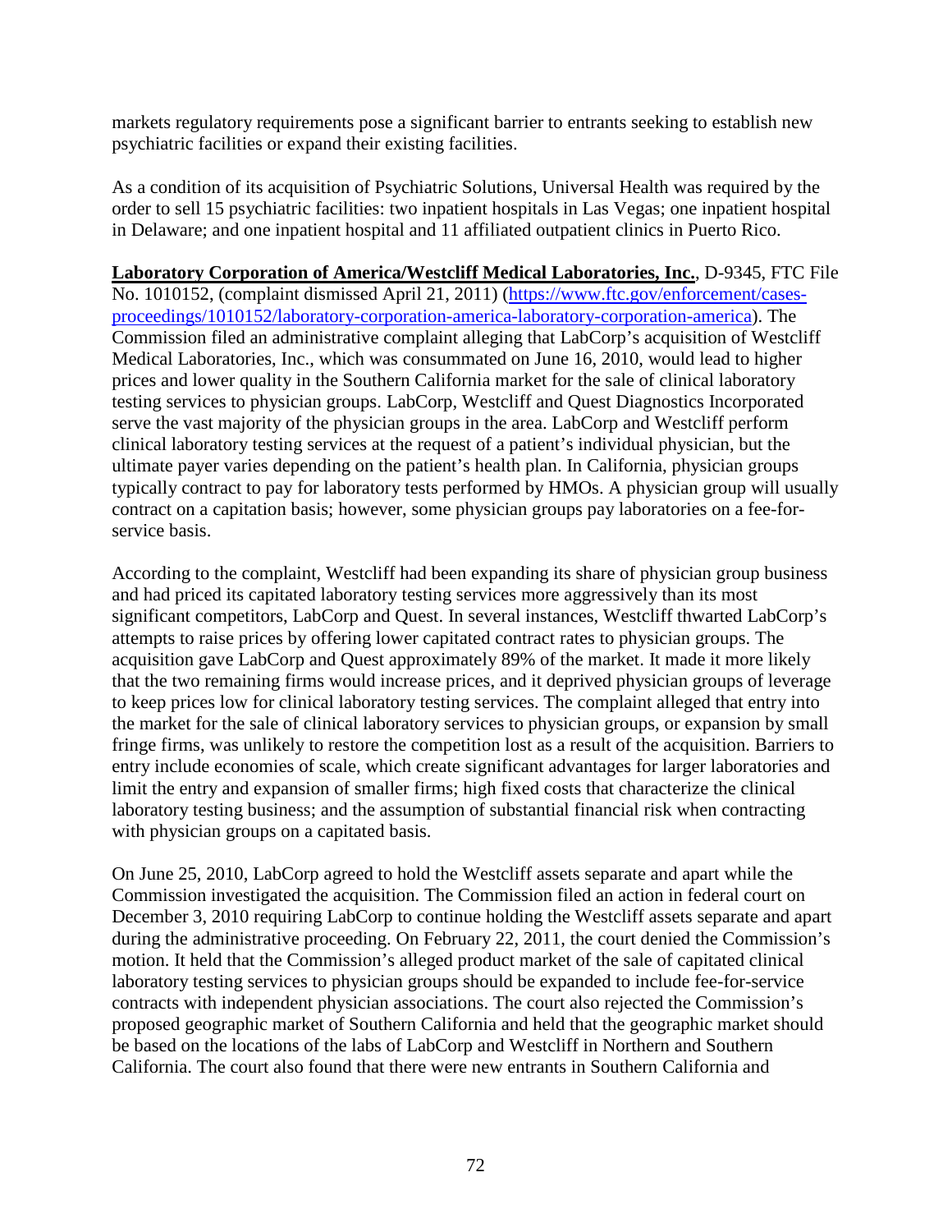markets regulatory requirements pose a significant barrier to entrants seeking to establish new psychiatric facilities or expand their existing facilities.

As a condition of its acquisition of Psychiatric Solutions, Universal Health was required by the order to sell 15 psychiatric facilities: two inpatient hospitals in Las Vegas; one inpatient hospital in Delaware; and one inpatient hospital and 11 affiliated outpatient clinics in Puerto Rico.

**Laboratory Corporation of America/Westcliff Medical Laboratories, Inc.**, D-9345, FTC File No. 1010152, (complaint dismissed April 21, 2011) (https://www.ftc.gov/enforcement/cases-proceedings/1010152/laboratory-corporation-america-laboratory-corporation-america). The Commission filed an administrative complaint alleging that LabCorp's acquisition of Westcliff Medical Laboratories, Inc., which was consummated on June 16, 2010, would lead to higher prices and lower quality in the Southern California market for the sale of clinical laboratory testing services to physician groups. LabCorp, Westcliff and Quest Diagnostics Incorporated serve the vast majority of the physician groups in the area. LabCorp and Westcliff perform clinical laboratory testing services at the request of a patient's individual physician, but the ultimate payer varies depending on the patient's health plan. In California, physician groups typically contract to pay for laboratory tests performed by HMOs. A physician group will usually contract on a capitation basis; however, some physician groups pay laboratories on a fee-for-service basis.

According to the complaint, Westcliff had been expanding its share of physician group business and had priced its capitated laboratory testing services more aggressively than its most significant competitors, LabCorp and Quest. In several instances, Westcliff thwarted LabCorp's attempts to raise prices by offering lower capitated contract rates to physician groups. The acquisition gave LabCorp and Quest approximately 89% of the market. It made it more likely that the two remaining firms would increase prices, and it deprived physician groups of leverage to keep prices low for clinical laboratory testing services. The complaint alleged that entry into the market for the sale of clinical laboratory services to physician groups, or expansion by small fringe firms, was unlikely to restore the competition lost as a result of the acquisition. Barriers to entry include economies of scale, which create significant advantages for larger laboratories and limit the entry and expansion of smaller firms; high fixed costs that characterize the clinical laboratory testing business; and the assumption of substantial financial risk when contracting with physician groups on a capitated basis.

On June 25, 2010, LabCorp agreed to hold the Westcliff assets separate and apart while the Commission investigated the acquisition. The Commission filed an action in federal court on December 3, 2010 requiring LabCorp to continue holding the Westcliff assets separate and apart during the administrative proceeding. On February 22, 2011, the court denied the Commission's motion. It held that the Commission's alleged product market of the sale of capitated clinical laboratory testing services to physician groups should be expanded to include fee-for-service contracts with independent physician associations. The court also rejected the Commission's proposed geographic market of Southern California and held that the geographic market should be based on the locations of the labs of LabCorp and Westcliff in Northern and Southern California. The court also found that there were new entrants in Southern California and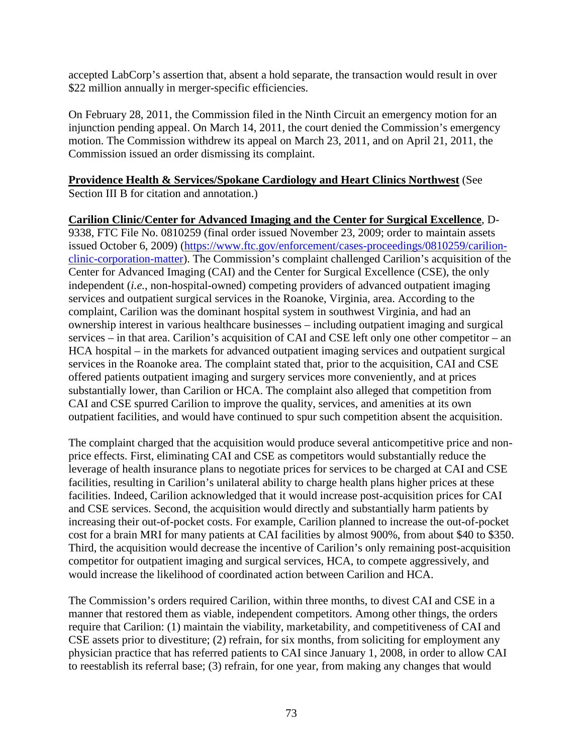accepted LabCorp's assertion that, absent a hold separate, the transaction would result in over $22 million annually in merger-specific efficiencies.

On February 28, 2011, the Commission filed in the Ninth Circuit an emergency motion for an injunction pending appeal. On March 14, 2011, the court denied the Commission's emergency motion. The Commission withdrew its appeal on March 23, 2011, and on April 21, 2011, the Commission issued an order dismissing its complaint.

**Providence Health & Services/Spokane Cardiology and Heart Clinics Northwest** (See Section III B for citation and annotation.)

**Carilion Clinic/Center for Advanced Imaging and the Center for Surgical Excellence**, D-9338, FTC File No. 0810259 (final order issued November 23, 2009; order to maintain assets issued October 6, 2009) (https://www.ftc.gov/enforcement/cases-proceedings/0810259/carilion-clinic-corporation-matter). The Commission's complaint challenged Carilion's acquisition of the Center for Advanced Imaging (CAI) and the Center for Surgical Excellence (CSE), the only independent (*i.e.*, non-hospital-owned) competing providers of advanced outpatient imaging services and outpatient surgical services in the Roanoke, Virginia, area. According to the complaint, Carilion was the dominant hospital system in southwest Virginia, and had an ownership interest in various healthcare businesses – including outpatient imaging and surgical services – in that area. Carilion's acquisition of CAI and CSE left only one other competitor – an HCA hospital – in the markets for advanced outpatient imaging services and outpatient surgical services in the Roanoke area. The complaint stated that, prior to the acquisition, CAI and CSE offered patients outpatient imaging and surgery services more conveniently, and at prices substantially lower, than Carilion or HCA. The complaint also alleged that competition from CAI and CSE spurred Carilion to improve the quality, services, and amenities at its own outpatient facilities, and would have continued to spur such competition absent the acquisition.

The complaint charged that the acquisition would produce several anticompetitive price and non-price effects. First, eliminating CAI and CSE as competitors would substantially reduce the leverage of health insurance plans to negotiate prices for services to be charged at CAI and CSE facilities, resulting in Carilion's unilateral ability to charge health plans higher prices at these facilities. Indeed, Carilion acknowledged that it would increase post-acquisition prices for CAI and CSE services. Second, the acquisition would directly and substantially harm patients by increasing their out-of-pocket costs. For example, Carilion planned to increase the out-of-pocket cost for a brain MRI for many patients at CAI facilities by almost 900%, from about $40 to $350. Third, the acquisition would decrease the incentive of Carilion's only remaining post-acquisition competitor for outpatient imaging and surgical services, HCA, to compete aggressively, and would increase the likelihood of coordinated action between Carilion and HCA.

The Commission's orders required Carilion, within three months, to divest CAI and CSE in a manner that restored them as viable, independent competitors. Among other things, the orders require that Carilion: (1) maintain the viability, marketability, and competitiveness of CAI and CSE assets prior to divestiture; (2) refrain, for six months, from soliciting for employment any physician practice that has referred patients to CAI since January 1, 2008, in order to allow CAI to reestablish its referral base; (3) refrain, for one year, from making any changes that would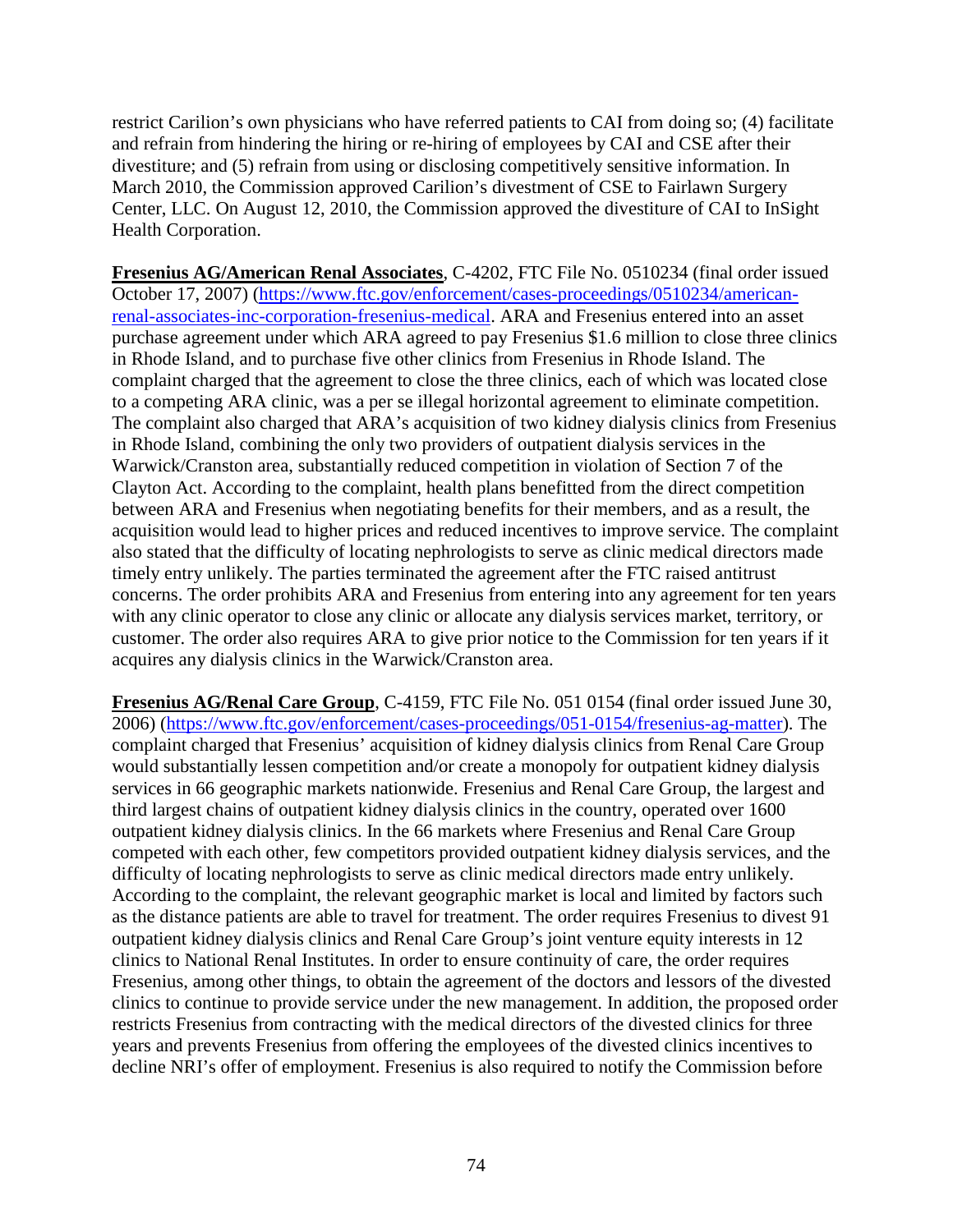restrict Carilion's own physicians who have referred patients to CAI from doing so; (4) facilitate and refrain from hindering the hiring or re-hiring of employees by CAI and CSE after their divestiture; and (5) refrain from using or disclosing competitively sensitive information. In March 2010, the Commission approved Carilion's divestment of CSE to Fairlawn Surgery Center, LLC. On August 12, 2010, the Commission approved the divestiture of CAI to InSight Health Corporation.

**Fresenius AG/American Renal Associates**, C-4202, FTC File No. 0510234 (final order issued October 17, 2007) (https://www.ftc.gov/enforcement/cases-proceedings/0510234/american-renal-associates-inc-corporation-fresenius-medical. ARA and Fresenius entered into an asset purchase agreement under which ARA agreed to pay Fresenius $1.6 million to close three clinics in Rhode Island, and to purchase five other clinics from Fresenius in Rhode Island. The complaint charged that the agreement to close the three clinics, each of which was located close to a competing ARA clinic, was a per se illegal horizontal agreement to eliminate competition. The complaint also charged that ARA's acquisition of two kidney dialysis clinics from Fresenius in Rhode Island, combining the only two providers of outpatient dialysis services in the Warwick/Cranston area, substantially reduced competition in violation of Section 7 of the Clayton Act. According to the complaint, health plans benefitted from the direct competition between ARA and Fresenius when negotiating benefits for their members, and as a result, the acquisition would lead to higher prices and reduced incentives to improve service. The complaint also stated that the difficulty of locating nephrologists to serve as clinic medical directors made timely entry unlikely. The parties terminated the agreement after the FTC raised antitrust concerns. The order prohibits ARA and Fresenius from entering into any agreement for ten years with any clinic operator to close any clinic or allocate any dialysis services market, territory, or customer. The order also requires ARA to give prior notice to the Commission for ten years if it acquires any dialysis clinics in the Warwick/Cranston area.

**Fresenius AG/Renal Care Group**, C-4159, FTC File No. 051 0154 (final order issued June 30, 2006) (https://www.ftc.gov/enforcement/cases-proceedings/051-0154/fresenius-ag-matter). The complaint charged that Fresenius' acquisition of kidney dialysis clinics from Renal Care Group would substantially lessen competition and/or create a monopoly for outpatient kidney dialysis services in 66 geographic markets nationwide. Fresenius and Renal Care Group, the largest and third largest chains of outpatient kidney dialysis clinics in the country, operated over 1600 outpatient kidney dialysis clinics. In the 66 markets where Fresenius and Renal Care Group competed with each other, few competitors provided outpatient kidney dialysis services, and the difficulty of locating nephrologists to serve as clinic medical directors made entry unlikely. According to the complaint, the relevant geographic market is local and limited by factors such as the distance patients are able to travel for treatment. The order requires Fresenius to divest 91 outpatient kidney dialysis clinics and Renal Care Group's joint venture equity interests in 12 clinics to National Renal Institutes. In order to ensure continuity of care, the order requires Fresenius, among other things, to obtain the agreement of the doctors and lessors of the divested clinics to continue to provide service under the new management. In addition, the proposed order restricts Fresenius from contracting with the medical directors of the divested clinics for three years and prevents Fresenius from offering the employees of the divested clinics incentives to decline NRI's offer of employment. Fresenius is also required to notify the Commission before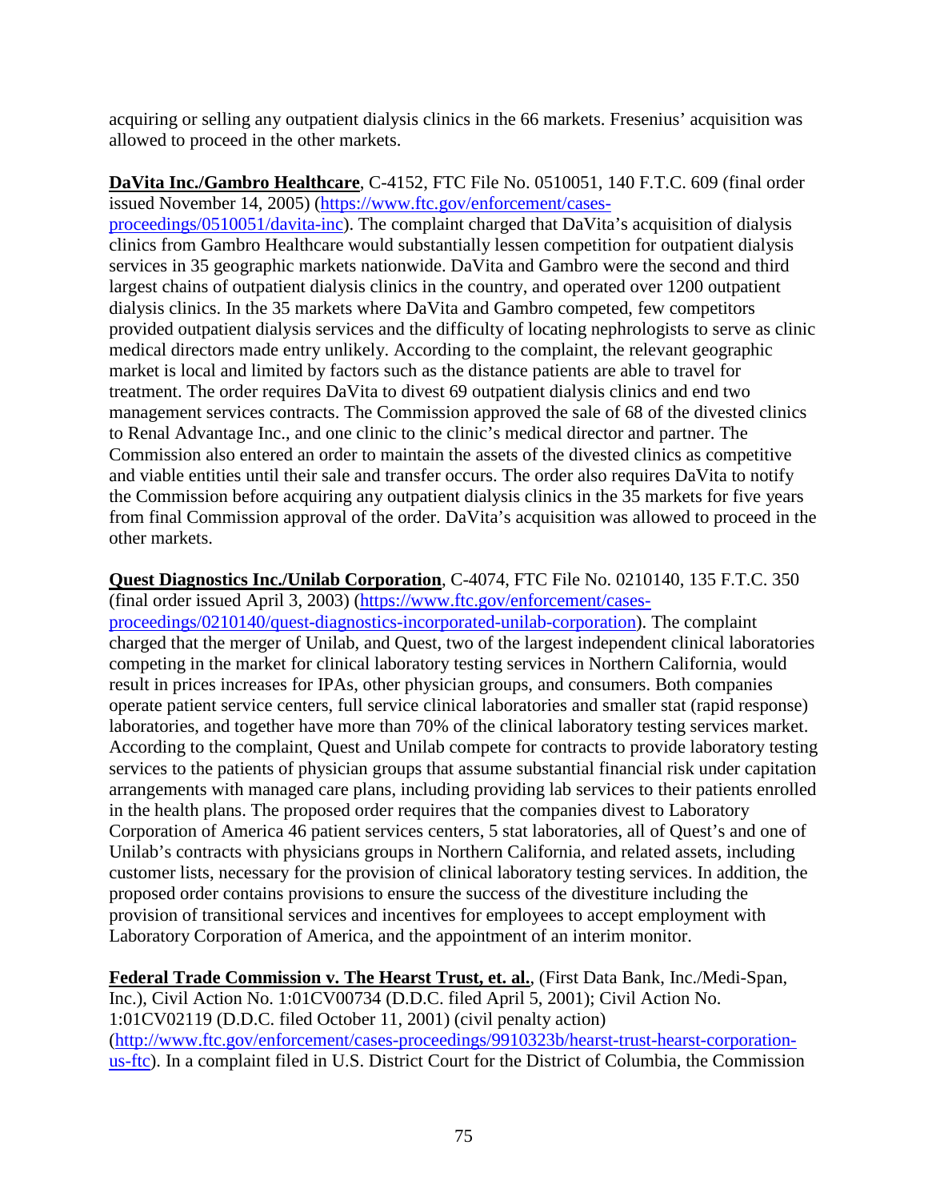acquiring or selling any outpatient dialysis clinics in the 66 markets. Fresenius' acquisition was allowed to proceed in the other markets.

**DaVita Inc./Gambro Healthcare**, C-4152, FTC File No. 0510051, 140 F.T.C. 609 (final order issued November 14, 2005) (https://www.ftc.gov/enforcement/cases-proceedings/0510051/davita-inc). The complaint charged that DaVita's acquisition of dialysis clinics from Gambro Healthcare would substantially lessen competition for outpatient dialysis services in 35 geographic markets nationwide. DaVita and Gambro were the second and third largest chains of outpatient dialysis clinics in the country, and operated over 1200 outpatient dialysis clinics. In the 35 markets where DaVita and Gambro competed, few competitors provided outpatient dialysis services and the difficulty of locating nephrologists to serve as clinic medical directors made entry unlikely. According to the complaint, the relevant geographic market is local and limited by factors such as the distance patients are able to travel for treatment. The order requires DaVita to divest 69 outpatient dialysis clinics and end two management services contracts. The Commission approved the sale of 68 of the divested clinics to Renal Advantage Inc., and one clinic to the clinic's medical director and partner. The Commission also entered an order to maintain the assets of the divested clinics as competitive and viable entities until their sale and transfer occurs. The order also requires DaVita to notify the Commission before acquiring any outpatient dialysis clinics in the 35 markets for five years from final Commission approval of the order. DaVita's acquisition was allowed to proceed in the other markets.

**Quest Diagnostics Inc./Unilab Corporation**, C-4074, FTC File No. 0210140, 135 F.T.C. 350 (final order issued April 3, 2003) (https://www.ftc.gov/enforcement/cases-proceedings/0210140/quest-diagnostics-incorporated-unilab-corporation). The complaint charged that the merger of Unilab, and Quest, two of the largest independent clinical laboratories competing in the market for clinical laboratory testing services in Northern California, would result in prices increases for IPAs, other physician groups, and consumers. Both companies operate patient service centers, full service clinical laboratories and smaller stat (rapid response) laboratories, and together have more than 70% of the clinical laboratory testing services market. According to the complaint, Quest and Unilab compete for contracts to provide laboratory testing services to the patients of physician groups that assume substantial financial risk under capitation arrangements with managed care plans, including providing lab services to their patients enrolled in the health plans. The proposed order requires that the companies divest to Laboratory Corporation of America 46 patient services centers, 5 stat laboratories, all of Quest's and one of Unilab's contracts with physicians groups in Northern California, and related assets, including customer lists, necessary for the provision of clinical laboratory testing services. In addition, the proposed order contains provisions to ensure the success of the divestiture including the provision of transitional services and incentives for employees to accept employment with Laboratory Corporation of America, and the appointment of an interim monitor.

**Federal Trade Commission v. The Hearst Trust, et. al.**, (First Data Bank, Inc./Medi-Span, Inc.), Civil Action No. 1:01CV00734 (D.D.C. filed April 5, 2001); Civil Action No. 1:01CV02119 (D.D.C. filed October 11, 2001) (civil penalty action) (http://www.ftc.gov/enforcement/cases-proceedings/9910323b/hearst-trust-hearst-corporation-us-ftc). In a complaint filed in U.S. District Court for the District of Columbia, the Commission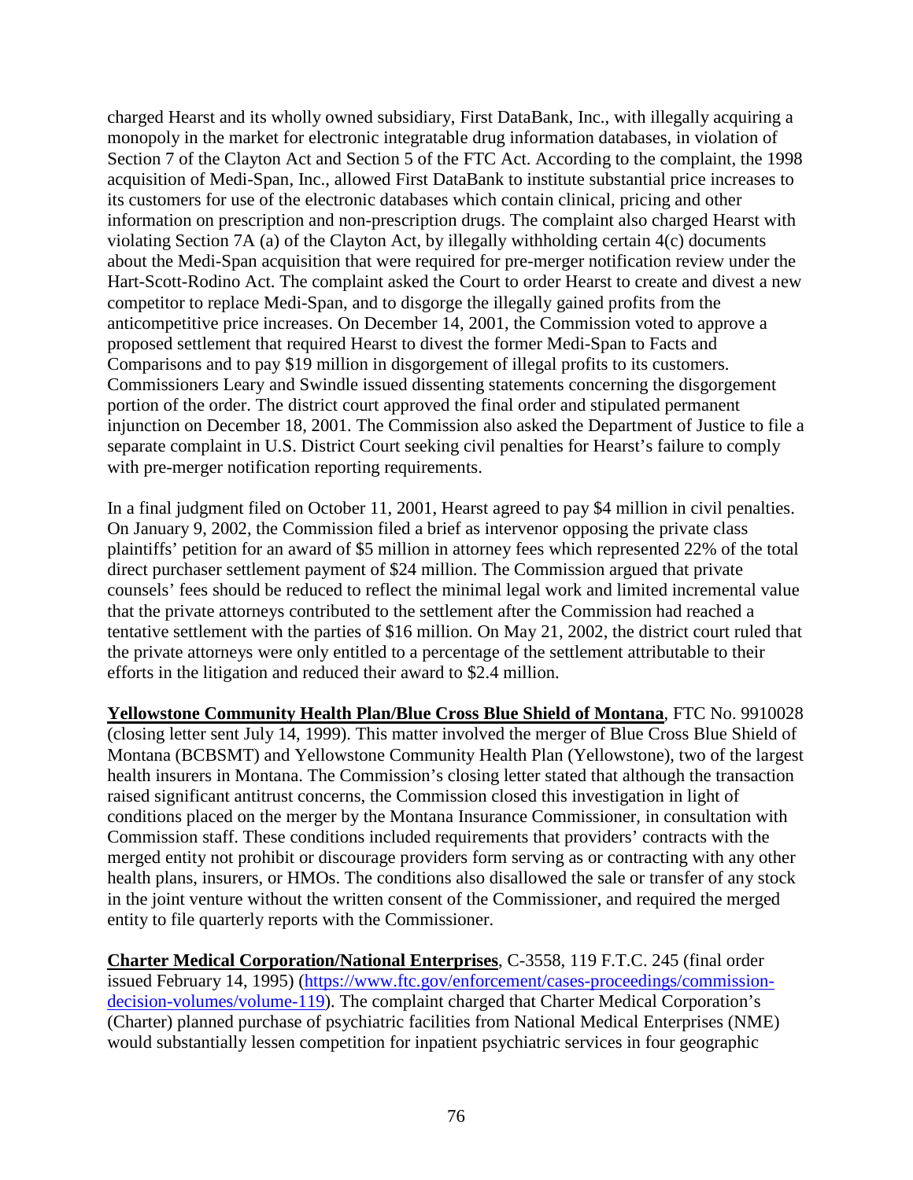charged Hearst and its wholly owned subsidiary, First DataBank, Inc., with illegally acquiring a monopoly in the market for electronic integratable drug information databases, in violation of Section 7 of the Clayton Act and Section 5 of the FTC Act. According to the complaint, the 1998 acquisition of Medi-Span, Inc., allowed First DataBank to institute substantial price increases to its customers for use of the electronic databases which contain clinical, pricing and other information on prescription and non-prescription drugs. The complaint also charged Hearst with violating Section 7A (a) of the Clayton Act, by illegally withholding certain 4(c) documents about the Medi-Span acquisition that were required for pre-merger notification review under the Hart-Scott-Rodino Act. The complaint asked the Court to order Hearst to create and divest a new competitor to replace Medi-Span, and to disgorge the illegally gained profits from the anticompetitive price increases. On December 14, 2001, the Commission voted to approve a proposed settlement that required Hearst to divest the former Medi-Span to Facts and Comparisons and to pay $19 million in disgorgement of illegal profits to its customers. Commissioners Leary and Swindle issued dissenting statements concerning the disgorgement portion of the order. The district court approved the final order and stipulated permanent injunction on December 18, 2001. The Commission also asked the Department of Justice to file a separate complaint in U.S. District Court seeking civil penalties for Hearst's failure to comply with pre-merger notification reporting requirements.

In a final judgment filed on October 11, 2001, Hearst agreed to pay $4 million in civil penalties. On January 9, 2002, the Commission filed a brief as intervenor opposing the private class plaintiffs' petition for an award of $5 million in attorney fees which represented 22% of the total direct purchaser settlement payment of $24 million. The Commission argued that private counsels' fees should be reduced to reflect the minimal legal work and limited incremental value that the private attorneys contributed to the settlement after the Commission had reached a tentative settlement with the parties of $16 million. On May 21, 2002, the district court ruled that the private attorneys were only entitled to a percentage of the settlement attributable to their efforts in the litigation and reduced their award to $2.4 million.

**Yellowstone Community Health Plan/Blue Cross Blue Shield of Montana**, FTC No. 9910028 (closing letter sent July 14, 1999). This matter involved the merger of Blue Cross Blue Shield of Montana (BCBSMT) and Yellowstone Community Health Plan (Yellowstone), two of the largest health insurers in Montana. The Commission's closing letter stated that although the transaction raised significant antitrust concerns, the Commission closed this investigation in light of conditions placed on the merger by the Montana Insurance Commissioner, in consultation with Commission staff. These conditions included requirements that providers' contracts with the merged entity not prohibit or discourage providers form serving as or contracting with any other health plans, insurers, or HMOs. The conditions also disallowed the sale or transfer of any stock in the joint venture without the written consent of the Commissioner, and required the merged entity to file quarterly reports with the Commissioner.

**Charter Medical Corporation/National Enterprises**, C-3558, 119 F.T.C. 245 (final order issued February 14, 1995) (https://www.ftc.gov/enforcement/cases-proceedings/commission-decision-volumes/volume-119). The complaint charged that Charter Medical Corporation's (Charter) planned purchase of psychiatric facilities from National Medical Enterprises (NME) would substantially lessen competition for inpatient psychiatric services in four geographic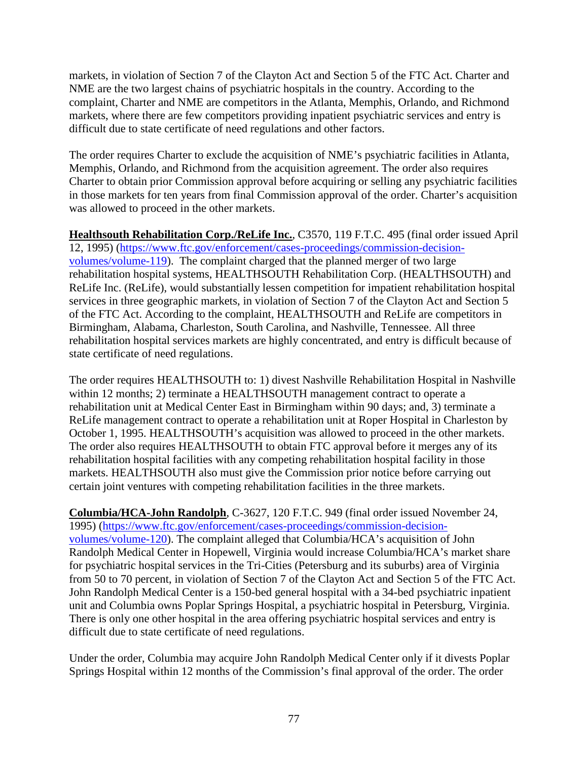markets, in violation of Section 7 of the Clayton Act and Section 5 of the FTC Act. Charter and NME are the two largest chains of psychiatric hospitals in the country. According to the complaint, Charter and NME are competitors in the Atlanta, Memphis, Orlando, and Richmond markets, where there are few competitors providing inpatient psychiatric services and entry is difficult due to state certificate of need regulations and other factors.

The order requires Charter to exclude the acquisition of NME's psychiatric facilities in Atlanta, Memphis, Orlando, and Richmond from the acquisition agreement. The order also requires Charter to obtain prior Commission approval before acquiring or selling any psychiatric facilities in those markets for ten years from final Commission approval of the order. Charter's acquisition was allowed to proceed in the other markets.

**Healthsouth Rehabilitation Corp./ReLife Inc.**, C3570, 119 F.T.C. 495 (final order issued April 12, 1995) (https://www.ftc.gov/enforcement/cases-proceedings/commission-decision-volumes/volume-119). The complaint charged that the planned merger of two large rehabilitation hospital systems, HEALTHSOUTH Rehabilitation Corp. (HEALTHSOUTH) and ReLife Inc. (ReLife), would substantially lessen competition for inpatient rehabilitation hospital services in three geographic markets, in violation of Section 7 of the Clayton Act and Section 5 of the FTC Act. According to the complaint, HEALTHSOUTH and ReLife are competitors in Birmingham, Alabama, Charleston, South Carolina, and Nashville, Tennessee. All three rehabilitation hospital services markets are highly concentrated, and entry is difficult because of state certificate of need regulations.

The order requires HEALTHSOUTH to: 1) divest Nashville Rehabilitation Hospital in Nashville within 12 months; 2) terminate a HEALTHSOUTH management contract to operate a rehabilitation unit at Medical Center East in Birmingham within 90 days; and, 3) terminate a ReLife management contract to operate a rehabilitation unit at Roper Hospital in Charleston by October 1, 1995. HEALTHSOUTH's acquisition was allowed to proceed in the other markets. The order also requires HEALTHSOUTH to obtain FTC approval before it merges any of its rehabilitation hospital facilities with any competing rehabilitation hospital facility in those markets. HEALTHSOUTH also must give the Commission prior notice before carrying out certain joint ventures with competing rehabilitation facilities in the three markets.

**Columbia/HCA-John Randolph**, C-3627, 120 F.T.C. 949 (final order issued November 24, 1995) (https://www.ftc.gov/enforcement/cases-proceedings/commission-decision-volumes/volume-120). The complaint alleged that Columbia/HCA's acquisition of John Randolph Medical Center in Hopewell, Virginia would increase Columbia/HCA's market share for psychiatric hospital services in the Tri-Cities (Petersburg and its suburbs) area of Virginia from 50 to 70 percent, in violation of Section 7 of the Clayton Act and Section 5 of the FTC Act. John Randolph Medical Center is a 150-bed general hospital with a 34-bed psychiatric inpatient unit and Columbia owns Poplar Springs Hospital, a psychiatric hospital in Petersburg, Virginia. There is only one other hospital in the area offering psychiatric hospital services and entry is difficult due to state certificate of need regulations.

Under the order, Columbia may acquire John Randolph Medical Center only if it divests Poplar Springs Hospital within 12 months of the Commission's final approval of the order. The order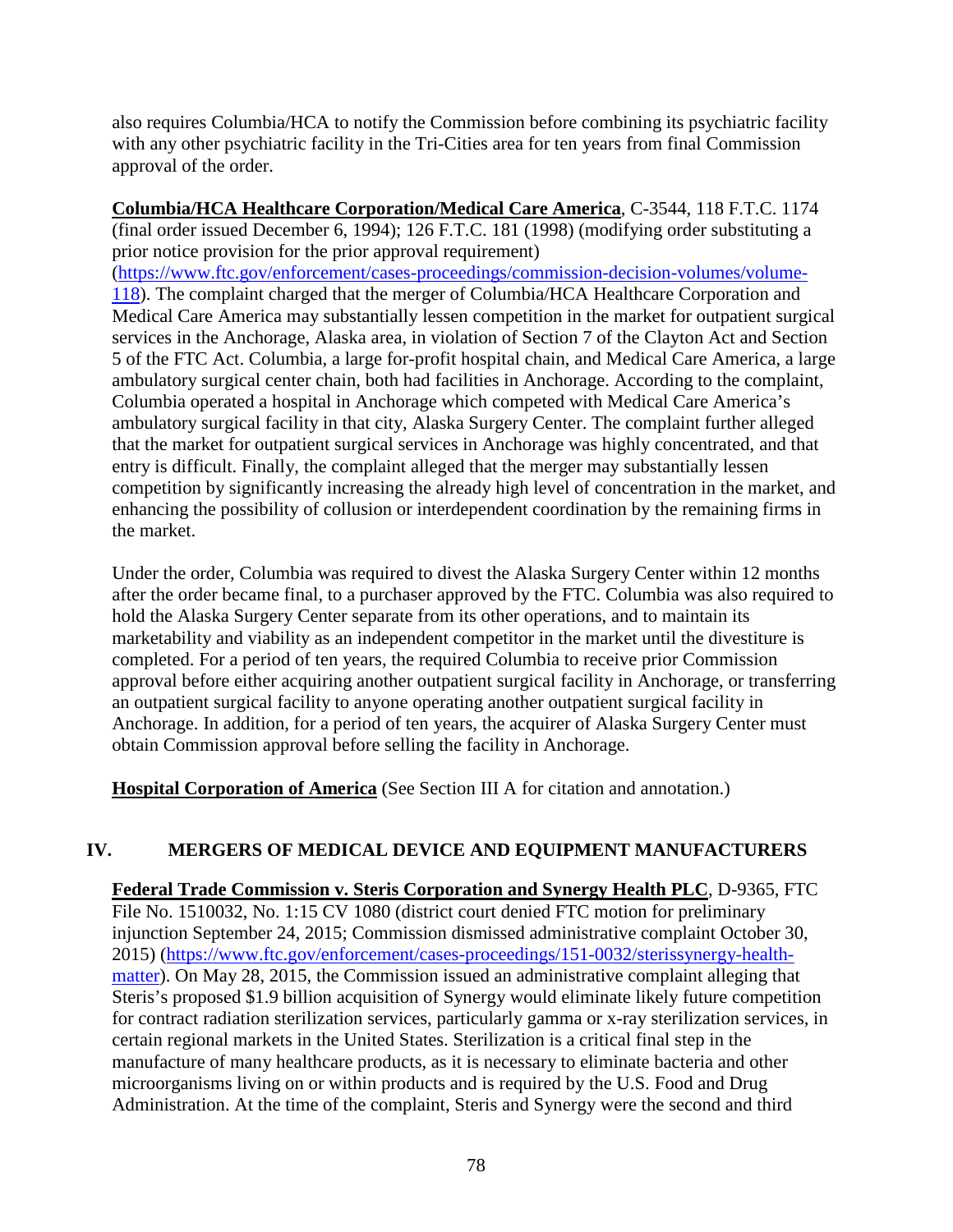also requires Columbia/HCA to notify the Commission before combining its psychiatric facility with any other psychiatric facility in the Tri-Cities area for ten years from final Commission approval of the order.

**Columbia/HCA Healthcare Corporation/Medical Care America**, C-3544, 118 F.T.C. 1174 (final order issued December 6, 1994); 126 F.T.C. 181 (1998) (modifying order substituting a prior notice provision for the prior approval requirement) (https://www.ftc.gov/enforcement/cases-proceedings/commission-decision-volumes/volume-118). The complaint charged that the merger of Columbia/HCA Healthcare Corporation and Medical Care America may substantially lessen competition in the market for outpatient surgical services in the Anchorage, Alaska area, in violation of Section 7 of the Clayton Act and Section 5 of the FTC Act. Columbia, a large for-profit hospital chain, and Medical Care America, a large ambulatory surgical center chain, both had facilities in Anchorage. According to the complaint, Columbia operated a hospital in Anchorage which competed with Medical Care America's ambulatory surgical facility in that city, Alaska Surgery Center. The complaint further alleged that the market for outpatient surgical services in Anchorage was highly concentrated, and that entry is difficult. Finally, the complaint alleged that the merger may substantially lessen competition by significantly increasing the already high level of concentration in the market, and enhancing the possibility of collusion or interdependent coordination by the remaining firms in the market.

Under the order, Columbia was required to divest the Alaska Surgery Center within 12 months after the order became final, to a purchaser approved by the FTC. Columbia was also required to hold the Alaska Surgery Center separate from its other operations, and to maintain its marketability and viability as an independent competitor in the market until the divestiture is completed. For a period of ten years, the required Columbia to receive prior Commission approval before either acquiring another outpatient surgical facility in Anchorage, or transferring an outpatient surgical facility to anyone operating another outpatient surgical facility in Anchorage. In addition, for a period of ten years, the acquirer of Alaska Surgery Center must obtain Commission approval before selling the facility in Anchorage.

**Hospital Corporation of America** (See Section III A for citation and annotation.)

## IV. MERGERS OF MEDICAL DEVICE AND EQUIPMENT MANUFACTURERS

**Federal Trade Commission v. Steris Corporation and Synergy Health PLC**, D-9365, FTC File No. 1510032, No. 1:15 CV 1080 (district court denied FTC motion for preliminary injunction September 24, 2015; Commission dismissed administrative complaint October 30, 2015) (https://www.ftc.gov/enforcement/cases-proceedings/151-0032/sterissynergy-health-matter). On May 28, 2015, the Commission issued an administrative complaint alleging that Steris's proposed $1.9 billion acquisition of Synergy would eliminate likely future competition for contract radiation sterilization services, particularly gamma or x-ray sterilization services, in certain regional markets in the United States. Sterilization is a critical final step in the manufacture of many healthcare products, as it is necessary to eliminate bacteria and other microorganisms living on or within products and is required by the U.S. Food and Drug Administration. At the time of the complaint, Steris and Synergy were the second and third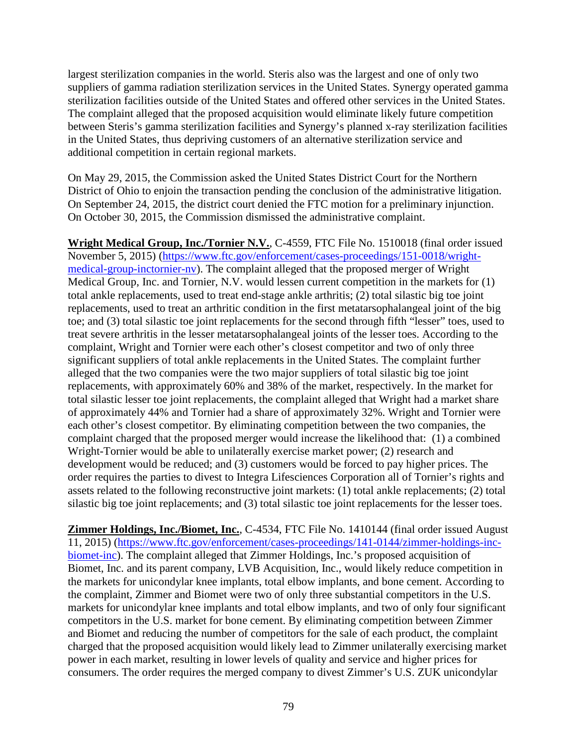largest sterilization companies in the world. Steris also was the largest and one of only two suppliers of gamma radiation sterilization services in the United States. Synergy operated gamma sterilization facilities outside of the United States and offered other services in the United States. The complaint alleged that the proposed acquisition would eliminate likely future competition between Steris's gamma sterilization facilities and Synergy's planned x-ray sterilization facilities in the United States, thus depriving customers of an alternative sterilization service and additional competition in certain regional markets.

On May 29, 2015, the Commission asked the United States District Court for the Northern District of Ohio to enjoin the transaction pending the conclusion of the administrative litigation. On September 24, 2015, the district court denied the FTC motion for a preliminary injunction. On October 30, 2015, the Commission dismissed the administrative complaint.

**Wright Medical Group, Inc./Tornier N.V.**, C-4559, FTC File No. 1510018 (final order issued November 5, 2015) (https://www.ftc.gov/enforcement/cases-proceedings/151-0018/wright-medical-group-inctornier-nv). The complaint alleged that the proposed merger of Wright Medical Group, Inc. and Tornier, N.V. would lessen current competition in the markets for (1) total ankle replacements, used to treat end-stage ankle arthritis; (2) total silastic big toe joint replacements, used to treat an arthritic condition in the first metatarsophalangeal joint of the big toe; and (3) total silastic toe joint replacements for the second through fifth "lesser" toes, used to treat severe arthritis in the lesser metatarsophalangeal joints of the lesser toes. According to the complaint, Wright and Tornier were each other's closest competitor and two of only three significant suppliers of total ankle replacements in the United States. The complaint further alleged that the two companies were the two major suppliers of total silastic big toe joint replacements, with approximately 60% and 38% of the market, respectively. In the market for total silastic lesser toe joint replacements, the complaint alleged that Wright had a market share of approximately 44% and Tornier had a share of approximately 32%. Wright and Tornier were each other's closest competitor. By eliminating competition between the two companies, the complaint charged that the proposed merger would increase the likelihood that: (1) a combined Wright-Tornier would be able to unilaterally exercise market power; (2) research and development would be reduced; and (3) customers would be forced to pay higher prices. The order requires the parties to divest to Integra Lifesciences Corporation all of Tornier's rights and assets related to the following reconstructive joint markets: (1) total ankle replacements; (2) total silastic big toe joint replacements; and (3) total silastic toe joint replacements for the lesser toes.

**Zimmer Holdings, Inc./Biomet, Inc.**, C-4534, FTC File No. 1410144 (final order issued August 11, 2015) (https://www.ftc.gov/enforcement/cases-proceedings/141-0144/zimmer-holdings-inc-biomet-inc). The complaint alleged that Zimmer Holdings, Inc.'s proposed acquisition of Biomet, Inc. and its parent company, LVB Acquisition, Inc., would likely reduce competition in the markets for unicondylar knee implants, total elbow implants, and bone cement. According to the complaint, Zimmer and Biomet were two of only three substantial competitors in the U.S. markets for unicondylar knee implants and total elbow implants, and two of only four significant competitors in the U.S. market for bone cement. By eliminating competition between Zimmer and Biomet and reducing the number of competitors for the sale of each product, the complaint charged that the proposed acquisition would likely lead to Zimmer unilaterally exercising market power in each market, resulting in lower levels of quality and service and higher prices for consumers. The order requires the merged company to divest Zimmer's U.S. ZUK unicondylar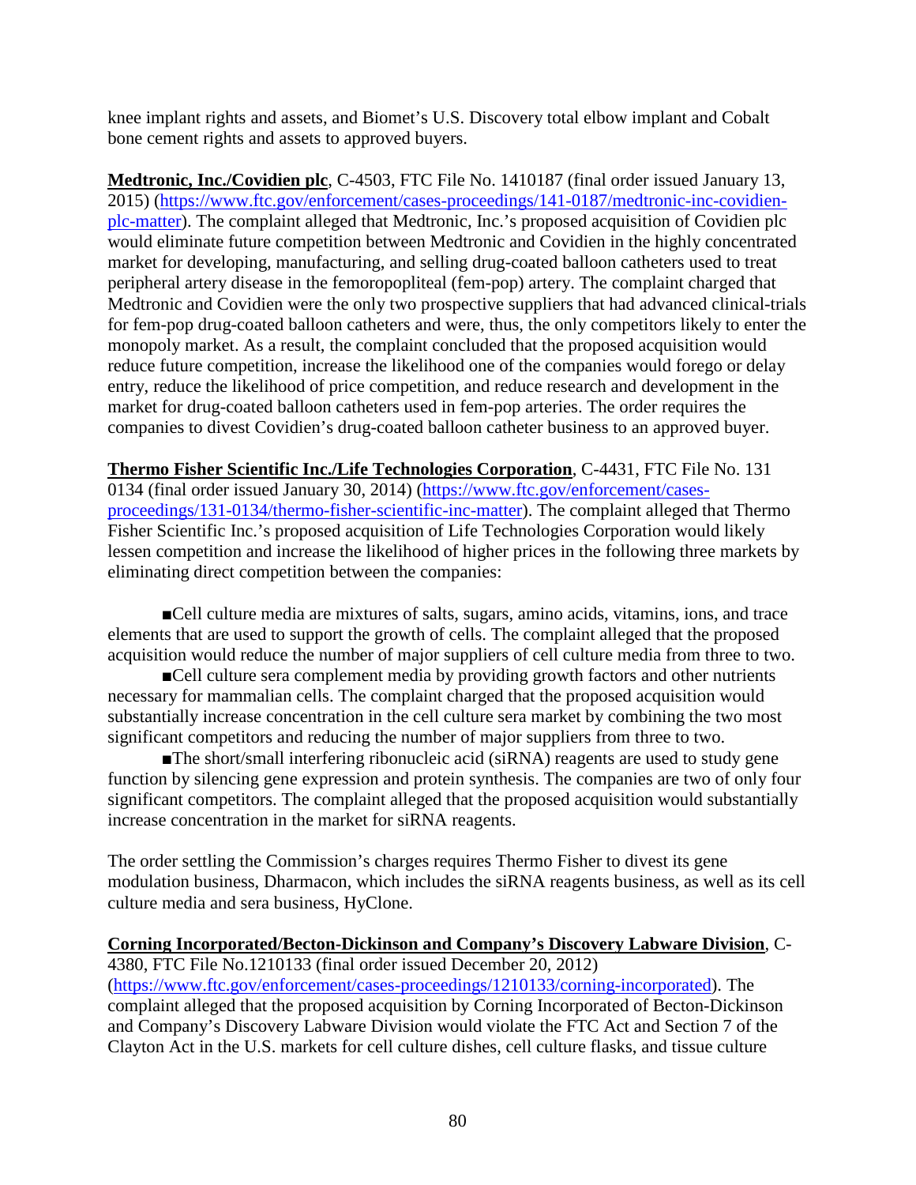knee implant rights and assets, and Biomet's U.S. Discovery total elbow implant and Cobalt bone cement rights and assets to approved buyers.

**Medtronic, Inc./Covidien plc**, C-4503, FTC File No. 1410187 (final order issued January 13, 2015) (https://www.ftc.gov/enforcement/cases-proceedings/141-0187/medtronic-inc-covidien-plc-matter). The complaint alleged that Medtronic, Inc.'s proposed acquisition of Covidien plc would eliminate future competition between Medtronic and Covidien in the highly concentrated market for developing, manufacturing, and selling drug-coated balloon catheters used to treat peripheral artery disease in the femoropopliteal (fem-pop) artery. The complaint charged that Medtronic and Covidien were the only two prospective suppliers that had advanced clinical-trials for fem-pop drug-coated balloon catheters and were, thus, the only competitors likely to enter the monopoly market. As a result, the complaint concluded that the proposed acquisition would reduce future competition, increase the likelihood one of the companies would forego or delay entry, reduce the likelihood of price competition, and reduce research and development in the market for drug-coated balloon catheters used in fem-pop arteries. The order requires the companies to divest Covidien's drug-coated balloon catheter business to an approved buyer.

**Thermo Fisher Scientific Inc./Life Technologies Corporation**, C-4431, FTC File No. 131 0134 (final order issued January 30, 2014) (https://www.ftc.gov/enforcement/cases-proceedings/131-0134/thermo-fisher-scientific-inc-matter). The complaint alleged that Thermo Fisher Scientific Inc.'s proposed acquisition of Life Technologies Corporation would likely lessen competition and increase the likelihood of higher prices in the following three markets by eliminating direct competition between the companies:

- Cell culture media are mixtures of salts, sugars, amino acids, vitamins, ions, and trace elements that are used to support the growth of cells. The complaint alleged that the proposed acquisition would reduce the number of major suppliers of cell culture media from three to two.
- Cell culture sera complement media by providing growth factors and other nutrients necessary for mammalian cells. The complaint charged that the proposed acquisition would substantially increase concentration in the cell culture sera market by combining the two most significant competitors and reducing the number of major suppliers from three to two.
- The short/small interfering ribonucleic acid (siRNA) reagents are used to study gene function by silencing gene expression and protein synthesis. The companies are two of only four significant competitors. The complaint alleged that the proposed acquisition would substantially increase concentration in the market for siRNA reagents.

The order settling the Commission's charges requires Thermo Fisher to divest its gene modulation business, Dharmacon, which includes the siRNA reagents business, as well as its cell culture media and sera business, HyClone.

**Corning Incorporated/Becton-Dickinson and Company's Discovery Labware Division**, C-4380, FTC File No.1210133 (final order issued December 20, 2012) (https://www.ftc.gov/enforcement/cases-proceedings/1210133/corning-incorporated). The complaint alleged that the proposed acquisition by Corning Incorporated of Becton-Dickinson and Company's Discovery Labware Division would violate the FTC Act and Section 7 of the Clayton Act in the U.S. markets for cell culture dishes, cell culture flasks, and tissue culture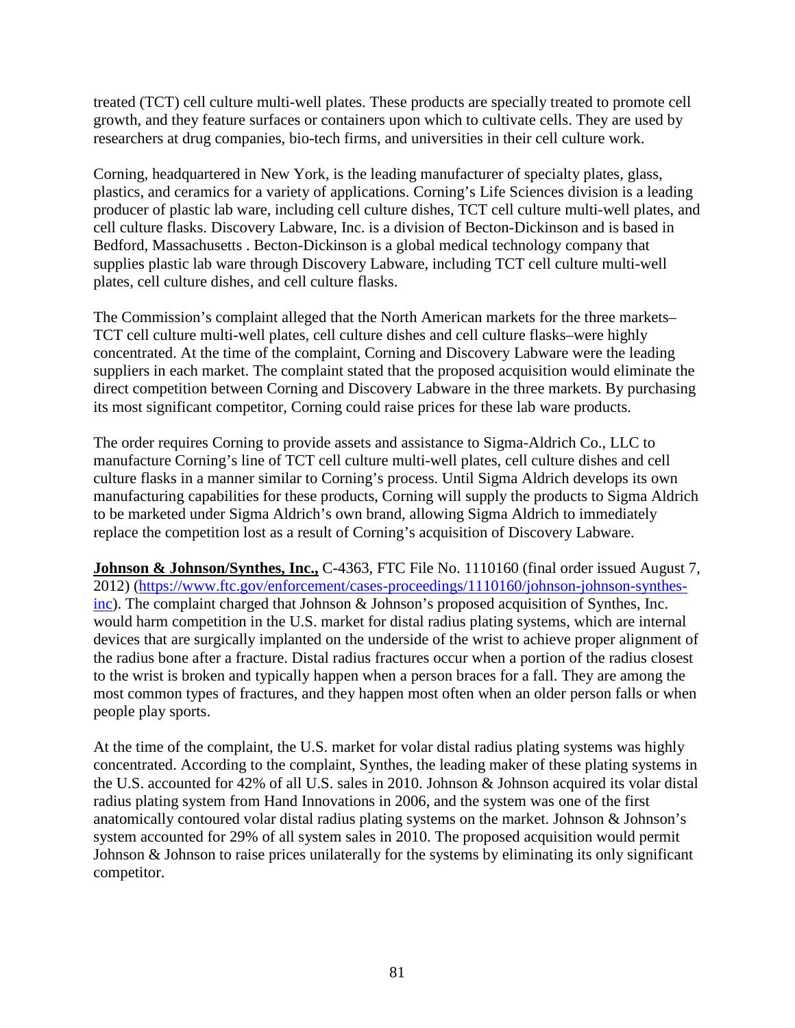treated (TCT) cell culture multi-well plates. These products are specially treated to promote cell growth, and they feature surfaces or containers upon which to cultivate cells. They are used by researchers at drug companies, bio-tech firms, and universities in their cell culture work.

Corning, headquartered in New York, is the leading manufacturer of specialty plates, glass, plastics, and ceramics for a variety of applications. Corning's Life Sciences division is a leading producer of plastic lab ware, including cell culture dishes, TCT cell culture multi-well plates, and cell culture flasks. Discovery Labware, Inc. is a division of Becton-Dickinson and is based in Bedford, Massachusetts . Becton-Dickinson is a global medical technology company that supplies plastic lab ware through Discovery Labware, including TCT cell culture multi-well plates, cell culture dishes, and cell culture flasks.

The Commission's complaint alleged that the North American markets for the three markets–TCT cell culture multi-well plates, cell culture dishes and cell culture flasks–were highly concentrated. At the time of the complaint, Corning and Discovery Labware were the leading suppliers in each market. The complaint stated that the proposed acquisition would eliminate the direct competition between Corning and Discovery Labware in the three markets. By purchasing its most significant competitor, Corning could raise prices for these lab ware products.

The order requires Corning to provide assets and assistance to Sigma-Aldrich Co., LLC to manufacture Corning's line of TCT cell culture multi-well plates, cell culture dishes and cell culture flasks in a manner similar to Corning's process. Until Sigma Aldrich develops its own manufacturing capabilities for these products, Corning will supply the products to Sigma Aldrich to be marketed under Sigma Aldrich's own brand, allowing Sigma Aldrich to immediately replace the competition lost as a result of Corning's acquisition of Discovery Labware.

**Johnson & Johnson/Synthes, Inc.,** C-4363, FTC File No. 1110160 (final order issued August 7, 2012) ([https://www.ftc.gov/enforcement/cases-proceedings/1110160/johnson-johnson-synthes-inc](https://www.ftc.gov/enforcement/cases-proceedings/1110160/johnson-johnson-synthes-inc)). The complaint charged that Johnson & Johnson's proposed acquisition of Synthes, Inc. would harm competition in the U.S. market for distal radius plating systems, which are internal devices that are surgically implanted on the underside of the wrist to achieve proper alignment of the radius bone after a fracture. Distal radius fractures occur when a portion of the radius closest to the wrist is broken and typically happen when a person braces for a fall. They are among the most common types of fractures, and they happen most often when an older person falls or when people play sports.

At the time of the complaint, the U.S. market for volar distal radius plating systems was highly concentrated. According to the complaint, Synthes, the leading maker of these plating systems in the U.S. accounted for 42% of all U.S. sales in 2010. Johnson & Johnson acquired its volar distal radius plating system from Hand Innovations in 2006, and the system was one of the first anatomically contoured volar distal radius plating systems on the market. Johnson & Johnson's system accounted for 29% of all system sales in 2010. The proposed acquisition would permit Johnson & Johnson to raise prices unilaterally for the systems by eliminating its only significant competitor.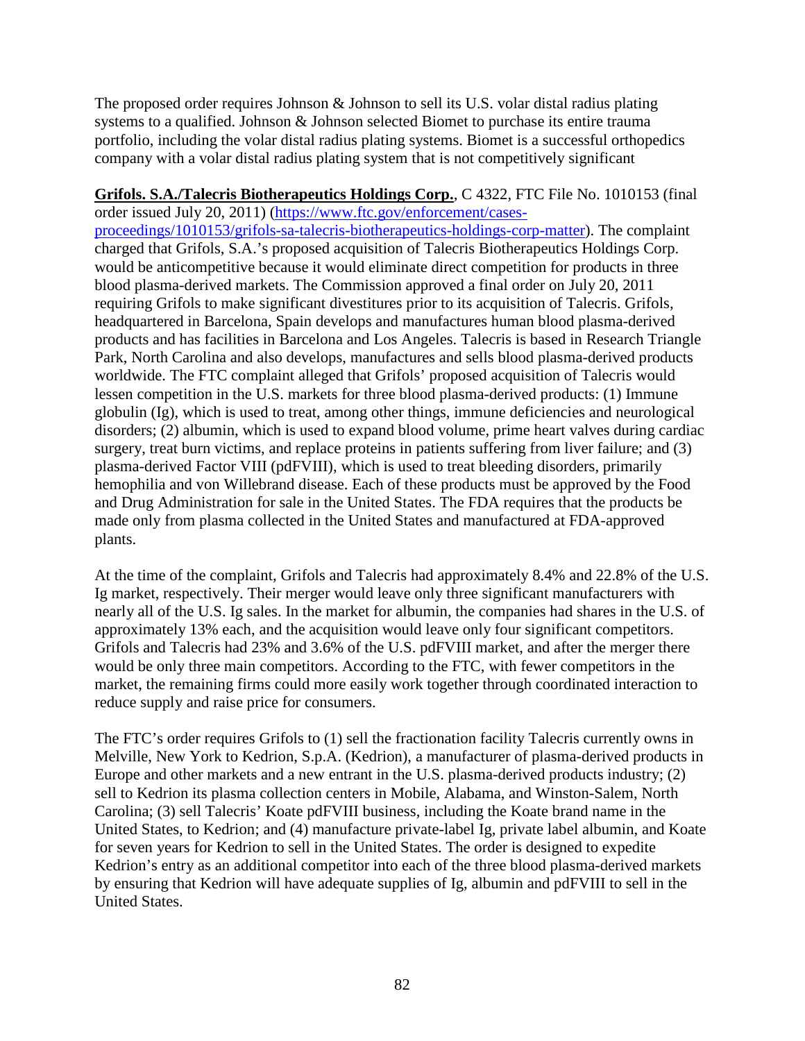The proposed order requires Johnson & Johnson to sell its U.S. volar distal radius plating systems to a qualified. Johnson & Johnson selected Biomet to purchase its entire trauma portfolio, including the volar distal radius plating systems. Biomet is a successful orthopedics company with a volar distal radius plating system that is not competitively significant

**Grifols. S.A./Talecris Biotherapeutics Holdings Corp.**, C 4322, FTC File No. 1010153 (final order issued July 20, 2011) ([https://www.ftc.gov/enforcement/cases-proceedings/1010153/grifols-sa-talecris-biotherapeutics-holdings-corp-matter](https://www.ftc.gov/enforcement/cases-proceedings/1010153/grifols-sa-talecris-biotherapeutics-holdings-corp-matter)). The complaint charged that Grifols, S.A.'s proposed acquisition of Talecris Biotherapeutics Holdings Corp. would be anticompetitive because it would eliminate direct competition for products in three blood plasma-derived markets. The Commission approved a final order on July 20, 2011 requiring Grifols to make significant divestitures prior to its acquisition of Talecris. Grifols, headquartered in Barcelona, Spain develops and manufactures human blood plasma-derived products and has facilities in Barcelona and Los Angeles. Talecris is based in Research Triangle Park, North Carolina and also develops, manufactures and sells blood plasma-derived products worldwide. The FTC complaint alleged that Grifols' proposed acquisition of Talecris would lessen competition in the U.S. markets for three blood plasma-derived products: (1) Immune globulin (Ig), which is used to treat, among other things, immune deficiencies and neurological disorders; (2) albumin, which is used to expand blood volume, prime heart valves during cardiac surgery, treat burn victims, and replace proteins in patients suffering from liver failure; and (3) plasma-derived Factor VIII (pdFVIII), which is used to treat bleeding disorders, primarily hemophilia and von Willebrand disease. Each of these products must be approved by the Food and Drug Administration for sale in the United States. The FDA requires that the products be made only from plasma collected in the United States and manufactured at FDA-approved plants.

At the time of the complaint, Grifols and Talecris had approximately 8.4% and 22.8% of the U.S. Ig market, respectively. Their merger would leave only three significant manufacturers with nearly all of the U.S. Ig sales. In the market for albumin, the companies had shares in the U.S. of approximately 13% each, and the acquisition would leave only four significant competitors. Grifols and Talecris had 23% and 3.6% of the U.S. pdFVIII market, and after the merger there would be only three main competitors. According to the FTC, with fewer competitors in the market, the remaining firms could more easily work together through coordinated interaction to reduce supply and raise price for consumers.

The FTC's order requires Grifols to (1) sell the fractionation facility Talecris currently owns in Melville, New York to Kedrion, S.p.A. (Kedrion), a manufacturer of plasma-derived products in Europe and other markets and a new entrant in the U.S. plasma-derived products industry; (2) sell to Kedrion its plasma collection centers in Mobile, Alabama, and Winston-Salem, North Carolina; (3) sell Talecris' Koate pdFVIII business, including the Koate brand name in the United States, to Kedrion; and (4) manufacture private-label Ig, private label albumin, and Koate for seven years for Kedrion to sell in the United States. The order is designed to expedite Kedrion's entry as an additional competitor into each of the three blood plasma-derived markets by ensuring that Kedrion will have adequate supplies of Ig, albumin and pdFVIII to sell in the United States.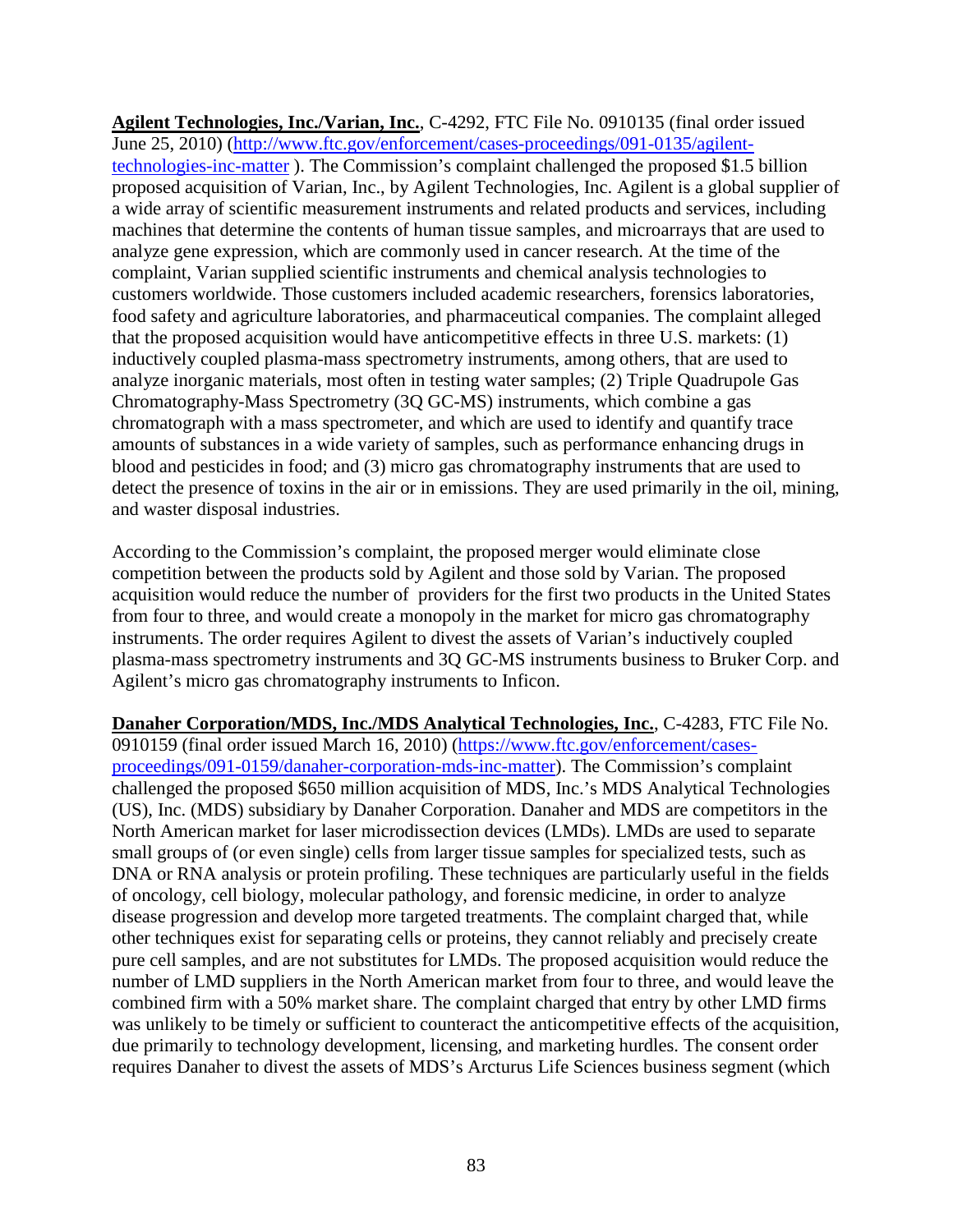**Agilent Technologies, Inc./Varian, Inc.**, C-4292, FTC File No. 0910135 (final order issued June 25, 2010) (http://www.ftc.gov/enforcement/cases-proceedings/091-0135/agilent-technologies-inc-matter ). The Commission's complaint challenged the proposed $1.5 billion proposed acquisition of Varian, Inc., by Agilent Technologies, Inc. Agilent is a global supplier of a wide array of scientific measurement instruments and related products and services, including machines that determine the contents of human tissue samples, and microarrays that are used to analyze gene expression, which are commonly used in cancer research. At the time of the complaint, Varian supplied scientific instruments and chemical analysis technologies to customers worldwide. Those customers included academic researchers, forensics laboratories, food safety and agriculture laboratories, and pharmaceutical companies. The complaint alleged that the proposed acquisition would have anticompetitive effects in three U.S. markets: (1) inductively coupled plasma-mass spectrometry instruments, among others, that are used to analyze inorganic materials, most often in testing water samples; (2) Triple Quadrupole Gas Chromatography-Mass Spectrometry (3Q GC-MS) instruments, which combine a gas chromatograph with a mass spectrometer, and which are used to identify and quantify trace amounts of substances in a wide variety of samples, such as performance enhancing drugs in blood and pesticides in food; and (3) micro gas chromatography instruments that are used to detect the presence of toxins in the air or in emissions. They are used primarily in the oil, mining, and waster disposal industries.

According to the Commission's complaint, the proposed merger would eliminate close competition between the products sold by Agilent and those sold by Varian. The proposed acquisition would reduce the number of providers for the first two products in the United States from four to three, and would create a monopoly in the market for micro gas chromatography instruments. The order requires Agilent to divest the assets of Varian's inductively coupled plasma-mass spectrometry instruments and 3Q GC-MS instruments business to Bruker Corp. and Agilent's micro gas chromatography instruments to Inficon.

**Danaher Corporation/MDS, Inc./MDS Analytical Technologies, Inc.**, C-4283, FTC File No. 0910159 (final order issued March 16, 2010) (https://www.ftc.gov/enforcement/cases-proceedings/091-0159/danaher-corporation-mds-inc-matter). The Commission's complaint challenged the proposed $650 million acquisition of MDS, Inc.'s MDS Analytical Technologies (US), Inc. (MDS) subsidiary by Danaher Corporation. Danaher and MDS are competitors in the North American market for laser microdissection devices (LMDs). LMDs are used to separate small groups of (or even single) cells from larger tissue samples for specialized tests, such as DNA or RNA analysis or protein profiling. These techniques are particularly useful in the fields of oncology, cell biology, molecular pathology, and forensic medicine, in order to analyze disease progression and develop more targeted treatments. The complaint charged that, while other techniques exist for separating cells or proteins, they cannot reliably and precisely create pure cell samples, and are not substitutes for LMDs. The proposed acquisition would reduce the number of LMD suppliers in the North American market from four to three, and would leave the combined firm with a 50% market share. The complaint charged that entry by other LMD firms was unlikely to be timely or sufficient to counteract the anticompetitive effects of the acquisition, due primarily to technology development, licensing, and marketing hurdles. The consent order requires Danaher to divest the assets of MDS's Arcturus Life Sciences business segment (which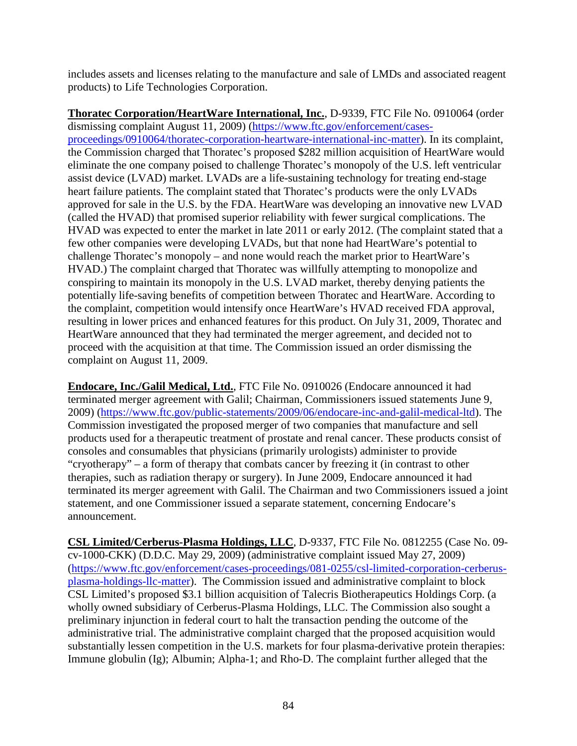includes assets and licenses relating to the manufacture and sale of LMDs and associated reagent products) to Life Technologies Corporation.

**Thoratec Corporation/HeartWare International, Inc.**, D-9339, FTC File No. 0910064 (order dismissing complaint August 11, 2009) (https://www.ftc.gov/enforcement/cases-proceedings/0910064/thoratec-corporation-heartware-international-inc-matter). In its complaint, the Commission charged that Thoratec's proposed $282 million acquisition of HeartWare would eliminate the one company poised to challenge Thoratec's monopoly of the U.S. left ventricular assist device (LVAD) market. LVADs are a life-sustaining technology for treating end-stage heart failure patients. The complaint stated that Thoratec's products were the only LVADs approved for sale in the U.S. by the FDA. HeartWare was developing an innovative new LVAD (called the HVAD) that promised superior reliability with fewer surgical complications. The HVAD was expected to enter the market in late 2011 or early 2012. (The complaint stated that a few other companies were developing LVADs, but that none had HeartWare's potential to challenge Thoratec's monopoly – and none would reach the market prior to HeartWare's HVAD.) The complaint charged that Thoratec was willfully attempting to monopolize and conspiring to maintain its monopoly in the U.S. LVAD market, thereby denying patients the potentially life-saving benefits of competition between Thoratec and HeartWare. According to the complaint, competition would intensify once HeartWare's HVAD received FDA approval, resulting in lower prices and enhanced features for this product. On July 31, 2009, Thoratec and HeartWare announced that they had terminated the merger agreement, and decided not to proceed with the acquisition at that time. The Commission issued an order dismissing the complaint on August 11, 2009.

**Endocare, Inc./Galil Medical, Ltd.**, FTC File No. 0910026 (Endocare announced it had terminated merger agreement with Galil; Chairman, Commissioners issued statements June 9, 2009) (https://www.ftc.gov/public-statements/2009/06/endocare-inc-and-galil-medical-ltd). The Commission investigated the proposed merger of two companies that manufacture and sell products used for a therapeutic treatment of prostate and renal cancer. These products consist of consoles and consumables that physicians (primarily urologists) administer to provide "cryotherapy" – a form of therapy that combats cancer by freezing it (in contrast to other therapies, such as radiation therapy or surgery). In June 2009, Endocare announced it had terminated its merger agreement with Galil. The Chairman and two Commissioners issued a joint statement, and one Commissioner issued a separate statement, concerning Endocare's announcement.

**CSL Limited/Cerberus-Plasma Holdings, LLC**, D-9337, FTC File No. 0812255 (Case No. 09-cv-1000-CKK) (D.D.C. May 29, 2009) (administrative complaint issued May 27, 2009) (https://www.ftc.gov/enforcement/cases-proceedings/081-0255/csl-limited-corporation-cerberus-plasma-holdings-llc-matter). The Commission issued and administrative complaint to block CSL Limited's proposed $3.1 billion acquisition of Talecris Biotherapeutics Holdings Corp. (a wholly owned subsidiary of Cerberus-Plasma Holdings, LLC. The Commission also sought a preliminary injunction in federal court to halt the transaction pending the outcome of the administrative trial. The administrative complaint charged that the proposed acquisition would substantially lessen competition in the U.S. markets for four plasma-derivative protein therapies: Immune globulin (Ig); Albumin; Alpha-1; and Rho-D. The complaint further alleged that the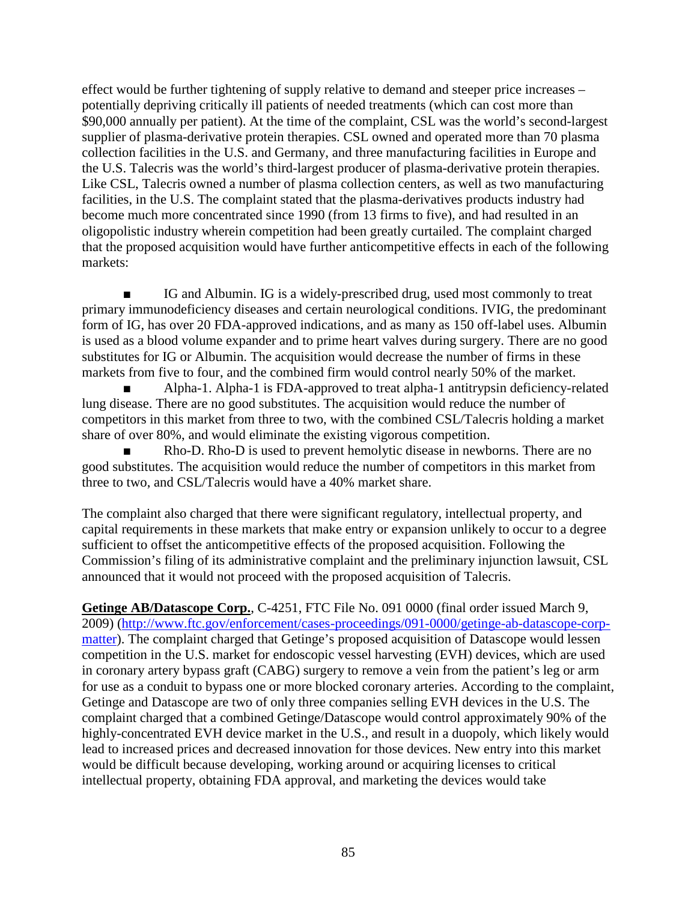effect would be further tightening of supply relative to demand and steeper price increases – potentially depriving critically ill patients of needed treatments (which can cost more than $90,000 annually per patient). At the time of the complaint, CSL was the world's second-largest supplier of plasma-derivative protein therapies. CSL owned and operated more than 70 plasma collection facilities in the U.S. and Germany, and three manufacturing facilities in Europe and the U.S. Talecris was the world's third-largest producer of plasma-derivative protein therapies. Like CSL, Talecris owned a number of plasma collection centers, as well as two manufacturing facilities, in the U.S. The complaint stated that the plasma-derivatives products industry had become much more concentrated since 1990 (from 13 firms to five), and had resulted in an oligopolistic industry wherein competition had been greatly curtailed. The complaint charged that the proposed acquisition would have further anticompetitive effects in each of the following markets:

- IG and Albumin. IG is a widely-prescribed drug, used most commonly to treat primary immunodeficiency diseases and certain neurological conditions. IVIG, the predominant form of IG, has over 20 FDA-approved indications, and as many as 150 off-label uses. Albumin is used as a blood volume expander and to prime heart valves during surgery. There are no good substitutes for IG or Albumin. The acquisition would decrease the number of firms in these markets from five to four, and the combined firm would control nearly 50% of the market.
- Alpha-1. Alpha-1 is FDA-approved to treat alpha-1 antitrypsin deficiency-related lung disease. There are no good substitutes. The acquisition would reduce the number of competitors in this market from three to two, with the combined CSL/Talecris holding a market share of over 80%, and would eliminate the existing vigorous competition.
- Rho-D. Rho-D is used to prevent hemolytic disease in newborns. There are no good substitutes. The acquisition would reduce the number of competitors in this market from three to two, and CSL/Talecris would have a 40% market share.

The complaint also charged that there were significant regulatory, intellectual property, and capital requirements in these markets that make entry or expansion unlikely to occur to a degree sufficient to offset the anticompetitive effects of the proposed acquisition. Following the Commission's filing of its administrative complaint and the preliminary injunction lawsuit, CSL announced that it would not proceed with the proposed acquisition of Talecris.

**Getinge AB/Datascope Corp.**, C-4251, FTC File No. 091 0000 (final order issued March 9, 2009) (http://www.ftc.gov/enforcement/cases-proceedings/091-0000/getinge-ab-datascope-corp-matter). The complaint charged that Getinge's proposed acquisition of Datascope would lessen competition in the U.S. market for endoscopic vessel harvesting (EVH) devices, which are used in coronary artery bypass graft (CABG) surgery to remove a vein from the patient's leg or arm for use as a conduit to bypass one or more blocked coronary arteries. According to the complaint, Getinge and Datascope are two of only three companies selling EVH devices in the U.S. The complaint charged that a combined Getinge/Datascope would control approximately 90% of the highly-concentrated EVH device market in the U.S., and result in a duopoly, which likely would lead to increased prices and decreased innovation for those devices. New entry into this market would be difficult because developing, working around or acquiring licenses to critical intellectual property, obtaining FDA approval, and marketing the devices would take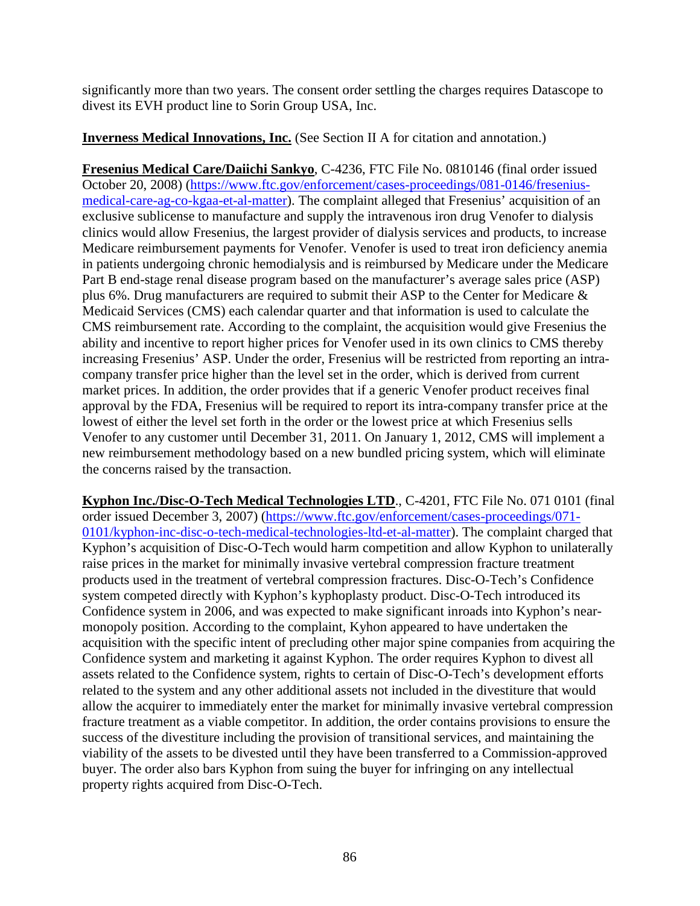significantly more than two years. The consent order settling the charges requires Datascope to divest its EVH product line to Sorin Group USA, Inc.

**Inverness Medical Innovations, Inc.** (See Section II A for citation and annotation.)

**Fresenius Medical Care/Daiichi Sankyo**, C-4236, FTC File No. 0810146 (final order issued October 20, 2008) (https://www.ftc.gov/enforcement/cases-proceedings/081-0146/fresenius-medical-care-ag-co-kgaa-et-al-matter). The complaint alleged that Fresenius' acquisition of an exclusive sublicense to manufacture and supply the intravenous iron drug Venofer to dialysis clinics would allow Fresenius, the largest provider of dialysis services and products, to increase Medicare reimbursement payments for Venofer. Venofer is used to treat iron deficiency anemia in patients undergoing chronic hemodialysis and is reimbursed by Medicare under the Medicare Part B end-stage renal disease program based on the manufacturer's average sales price (ASP) plus 6%. Drug manufacturers are required to submit their ASP to the Center for Medicare & Medicaid Services (CMS) each calendar quarter and that information is used to calculate the CMS reimbursement rate. According to the complaint, the acquisition would give Fresenius the ability and incentive to report higher prices for Venofer used in its own clinics to CMS thereby increasing Fresenius' ASP. Under the order, Fresenius will be restricted from reporting an intra-company transfer price higher than the level set in the order, which is derived from current market prices. In addition, the order provides that if a generic Venofer product receives final approval by the FDA, Fresenius will be required to report its intra-company transfer price at the lowest of either the level set forth in the order or the lowest price at which Fresenius sells Venofer to any customer until December 31, 2011. On January 1, 2012, CMS will implement a new reimbursement methodology based on a new bundled pricing system, which will eliminate the concerns raised by the transaction.

**Kyphon Inc./Disc-O-Tech Medical Technologies LTD**., C-4201, FTC File No. 071 0101 (final order issued December 3, 2007) (https://www.ftc.gov/enforcement/cases-proceedings/071-0101/kyphon-inc-disc-o-tech-medical-technologies-ltd-et-al-matter). The complaint charged that Kyphon's acquisition of Disc-O-Tech would harm competition and allow Kyphon to unilaterally raise prices in the market for minimally invasive vertebral compression fracture treatment products used in the treatment of vertebral compression fractures. Disc-O-Tech's Confidence system competed directly with Kyphon's kyphoplasty product. Disc-O-Tech introduced its Confidence system in 2006, and was expected to make significant inroads into Kyphon's near-monopoly position. According to the complaint, Kyhon appeared to have undertaken the acquisition with the specific intent of precluding other major spine companies from acquiring the Confidence system and marketing it against Kyphon. The order requires Kyphon to divest all assets related to the Confidence system, rights to certain of Disc-O-Tech's development efforts related to the system and any other additional assets not included in the divestiture that would allow the acquirer to immediately enter the market for minimally invasive vertebral compression fracture treatment as a viable competitor. In addition, the order contains provisions to ensure the success of the divestiture including the provision of transitional services, and maintaining the viability of the assets to be divested until they have been transferred to a Commission-approved buyer. The order also bars Kyphon from suing the buyer for infringing on any intellectual property rights acquired from Disc-O-Tech.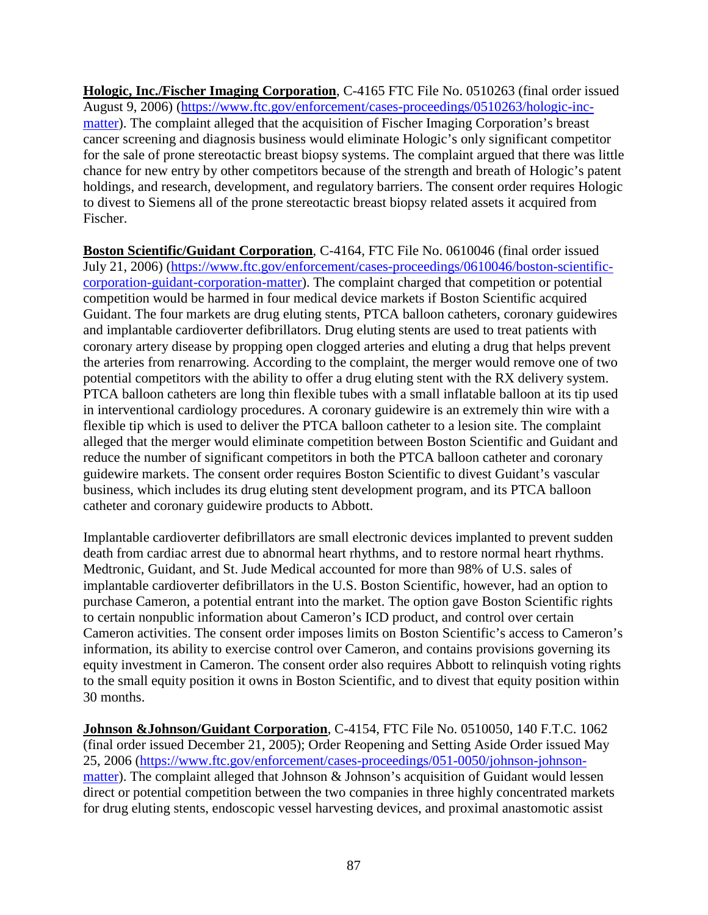**Hologic, Inc./Fischer Imaging Corporation**, C-4165 FTC File No. 0510263 (final order issued August 9, 2006) (https://www.ftc.gov/enforcement/cases-proceedings/0510263/hologic-inc-matter). The complaint alleged that the acquisition of Fischer Imaging Corporation's breast cancer screening and diagnosis business would eliminate Hologic's only significant competitor for the sale of prone stereotactic breast biopsy systems. The complaint argued that there was little chance for new entry by other competitors because of the strength and breath of Hologic's patent holdings, and research, development, and regulatory barriers. The consent order requires Hologic to divest to Siemens all of the prone stereotactic breast biopsy related assets it acquired from Fischer.

**Boston Scientific/Guidant Corporation**, C-4164, FTC File No. 0610046 (final order issued July 21, 2006) (https://www.ftc.gov/enforcement/cases-proceedings/0610046/boston-scientific-corporation-guidant-corporation-matter). The complaint charged that competition or potential competition would be harmed in four medical device markets if Boston Scientific acquired Guidant. The four markets are drug eluting stents, PTCA balloon catheters, coronary guidewires and implantable cardioverter defibrillators. Drug eluting stents are used to treat patients with coronary artery disease by propping open clogged arteries and eluting a drug that helps prevent the arteries from renarrowing. According to the complaint, the merger would remove one of two potential competitors with the ability to offer a drug eluting stent with the RX delivery system. PTCA balloon catheters are long thin flexible tubes with a small inflatable balloon at its tip used in interventional cardiology procedures. A coronary guidewire is an extremely thin wire with a flexible tip which is used to deliver the PTCA balloon catheter to a lesion site. The complaint alleged that the merger would eliminate competition between Boston Scientific and Guidant and reduce the number of significant competitors in both the PTCA balloon catheter and coronary guidewire markets. The consent order requires Boston Scientific to divest Guidant's vascular business, which includes its drug eluting stent development program, and its PTCA balloon catheter and coronary guidewire products to Abbott.

Implantable cardioverter defibrillators are small electronic devices implanted to prevent sudden death from cardiac arrest due to abnormal heart rhythms, and to restore normal heart rhythms. Medtronic, Guidant, and St. Jude Medical accounted for more than 98% of U.S. sales of implantable cardioverter defibrillators in the U.S. Boston Scientific, however, had an option to purchase Cameron, a potential entrant into the market. The option gave Boston Scientific rights to certain nonpublic information about Cameron's ICD product, and control over certain Cameron activities. The consent order imposes limits on Boston Scientific's access to Cameron's information, its ability to exercise control over Cameron, and contains provisions governing its equity investment in Cameron. The consent order also requires Abbott to relinquish voting rights to the small equity position it owns in Boston Scientific, and to divest that equity position within 30 months.

**Johnson &Johnson/Guidant Corporation**, C-4154, FTC File No. 0510050, 140 F.T.C. 1062 (final order issued December 21, 2005); Order Reopening and Setting Aside Order issued May 25, 2006 (https://www.ftc.gov/enforcement/cases-proceedings/051-0050/johnson-johnson-matter). The complaint alleged that Johnson & Johnson's acquisition of Guidant would lessen direct or potential competition between the two companies in three highly concentrated markets for drug eluting stents, endoscopic vessel harvesting devices, and proximal anastomotic assist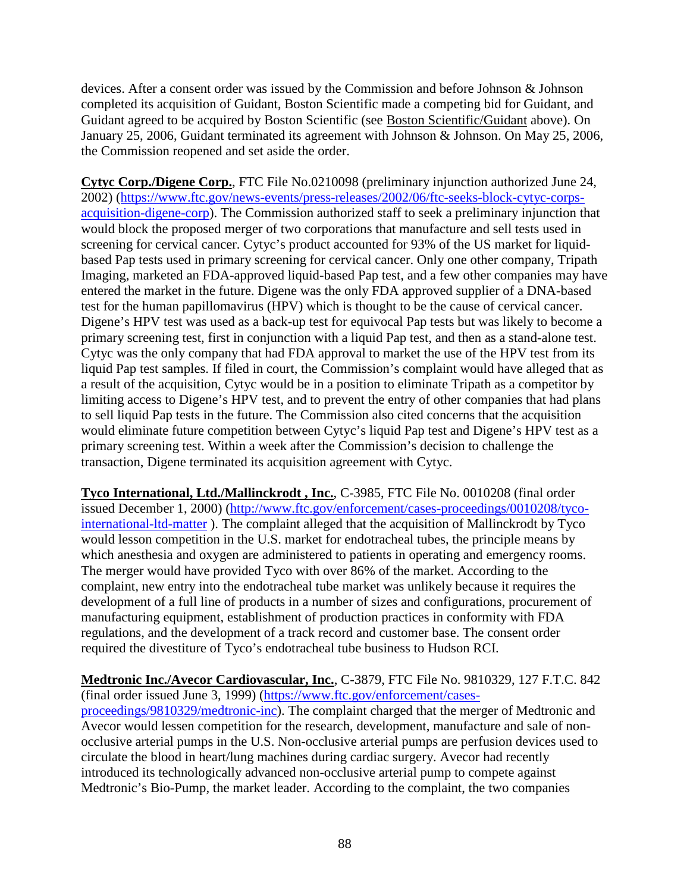devices. After a consent order was issued by the Commission and before Johnson & Johnson completed its acquisition of Guidant, Boston Scientific made a competing bid for Guidant, and Guidant agreed to be acquired by Boston Scientific (see Boston Scientific/Guidant above). On January 25, 2006, Guidant terminated its agreement with Johnson & Johnson. On May 25, 2006, the Commission reopened and set aside the order.

**Cytyc Corp./Digene Corp.**, FTC File No.0210098 (preliminary injunction authorized June 24, 2002) (https://www.ftc.gov/news-events/press-releases/2002/06/ftc-seeks-block-cytyc-corps-acquisition-digene-corp). The Commission authorized staff to seek a preliminary injunction that would block the proposed merger of two corporations that manufacture and sell tests used in screening for cervical cancer. Cytyc's product accounted for 93% of the US market for liquid-based Pap tests used in primary screening for cervical cancer. Only one other company, Tripath Imaging, marketed an FDA-approved liquid-based Pap test, and a few other companies may have entered the market in the future. Digene was the only FDA approved supplier of a DNA-based test for the human papillomavirus (HPV) which is thought to be the cause of cervical cancer. Digene's HPV test was used as a back-up test for equivocal Pap tests but was likely to become a primary screening test, first in conjunction with a liquid Pap test, and then as a stand-alone test. Cytyc was the only company that had FDA approval to market the use of the HPV test from its liquid Pap test samples. If filed in court, the Commission's complaint would have alleged that as a result of the acquisition, Cytyc would be in a position to eliminate Tripath as a competitor by limiting access to Digene's HPV test, and to prevent the entry of other companies that had plans to sell liquid Pap tests in the future. The Commission also cited concerns that the acquisition would eliminate future competition between Cytyc's liquid Pap test and Digene's HPV test as a primary screening test. Within a week after the Commission's decision to challenge the transaction, Digene terminated its acquisition agreement with Cytyc.

**Tyco International, Ltd./Mallinckrodt , Inc.**, C-3985, FTC File No. 0010208 (final order issued December 1, 2000) (http://www.ftc.gov/enforcement/cases-proceedings/0010208/tyco-international-ltd-matter ). The complaint alleged that the acquisition of Mallinckrodt by Tyco would lesson competition in the U.S. market for endotracheal tubes, the principle means by which anesthesia and oxygen are administered to patients in operating and emergency rooms. The merger would have provided Tyco with over 86% of the market. According to the complaint, new entry into the endotracheal tube market was unlikely because it requires the development of a full line of products in a number of sizes and configurations, procurement of manufacturing equipment, establishment of production practices in conformity with FDA regulations, and the development of a track record and customer base. The consent order required the divestiture of Tyco's endotracheal tube business to Hudson RCI.

**Medtronic Inc./Avecor Cardiovascular, Inc.**, C-3879, FTC File No. 9810329, 127 F.T.C. 842 (final order issued June 3, 1999) (https://www.ftc.gov/enforcement/cases-proceedings/9810329/medtronic-inc). The complaint charged that the merger of Medtronic and Avecor would lessen competition for the research, development, manufacture and sale of non-occlusive arterial pumps in the U.S. Non-occlusive arterial pumps are perfusion devices used to circulate the blood in heart/lung machines during cardiac surgery. Avecor had recently introduced its technologically advanced non-occlusive arterial pump to compete against Medtronic's Bio-Pump, the market leader. According to the complaint, the two companies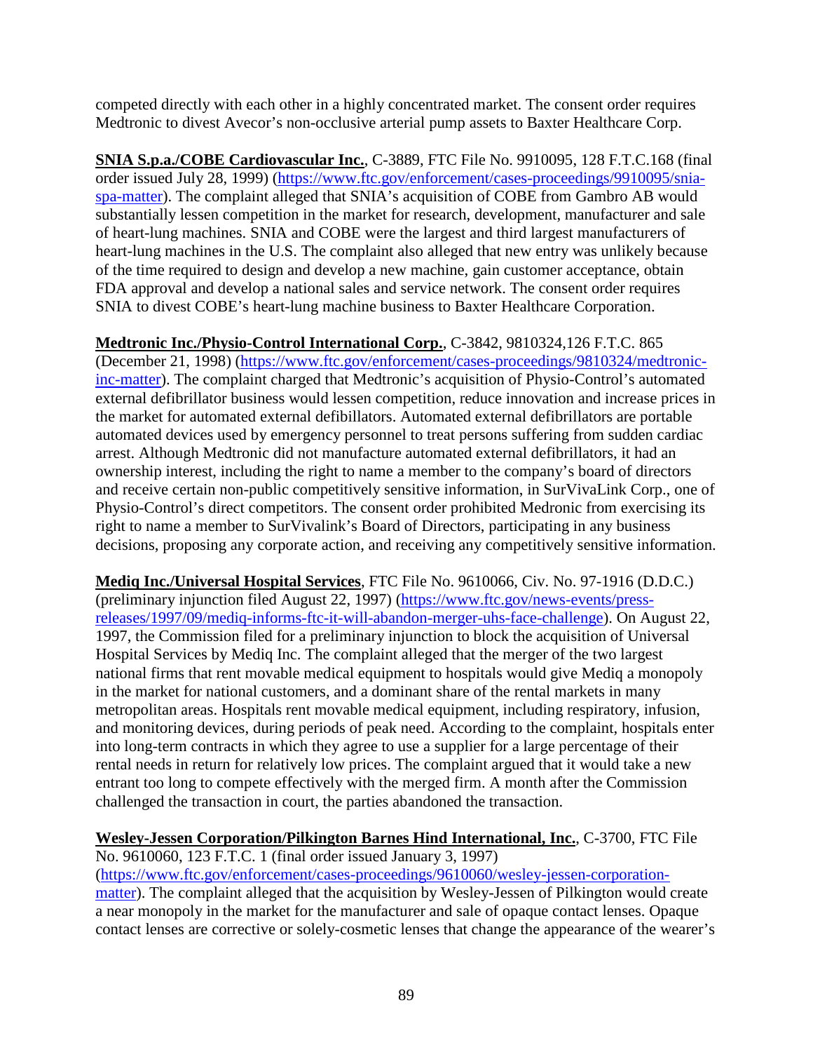competed directly with each other in a highly concentrated market. The consent order requires Medtronic to divest Avecor's non-occlusive arterial pump assets to Baxter Healthcare Corp.

**SNIA S.p.a./COBE Cardiovascular Inc.**, C-3889, FTC File No. 9910095, 128 F.T.C.168 (final order issued July 28, 1999) (https://www.ftc.gov/enforcement/cases-proceedings/9910095/snia-spa-matter). The complaint alleged that SNIA's acquisition of COBE from Gambro AB would substantially lessen competition in the market for research, development, manufacturer and sale of heart-lung machines. SNIA and COBE were the largest and third largest manufacturers of heart-lung machines in the U.S. The complaint also alleged that new entry was unlikely because of the time required to design and develop a new machine, gain customer acceptance, obtain FDA approval and develop a national sales and service network. The consent order requires SNIA to divest COBE's heart-lung machine business to Baxter Healthcare Corporation.

**Medtronic Inc./Physio-Control International Corp.**, C-3842, 9810324,126 F.T.C. 865 (December 21, 1998) (https://www.ftc.gov/enforcement/cases-proceedings/9810324/medtronic-inc-matter). The complaint charged that Medtronic's acquisition of Physio-Control's automated external defibrillator business would lessen competition, reduce innovation and increase prices in the market for automated external defibillators. Automated external defibrillators are portable automated devices used by emergency personnel to treat persons suffering from sudden cardiac arrest. Although Medtronic did not manufacture automated external defibrillators, it had an ownership interest, including the right to name a member to the company's board of directors and receive certain non-public competitively sensitive information, in SurVivaLink Corp., one of Physio-Control's direct competitors. The consent order prohibited Medronic from exercising its right to name a member to SurVivalink's Board of Directors, participating in any business decisions, proposing any corporate action, and receiving any competitively sensitive information.

**Mediq Inc./Universal Hospital Services**, FTC File No. 9610066, Civ. No. 97-1916 (D.D.C.) (preliminary injunction filed August 22, 1997) (https://www.ftc.gov/news-events/press-releases/1997/09/mediq-informs-ftc-it-will-abandon-merger-uhs-face-challenge). On August 22, 1997, the Commission filed for a preliminary injunction to block the acquisition of Universal Hospital Services by Mediq Inc. The complaint alleged that the merger of the two largest national firms that rent movable medical equipment to hospitals would give Mediq a monopoly in the market for national customers, and a dominant share of the rental markets in many metropolitan areas. Hospitals rent movable medical equipment, including respiratory, infusion, and monitoring devices, during periods of peak need. According to the complaint, hospitals enter into long-term contracts in which they agree to use a supplier for a large percentage of their rental needs in return for relatively low prices. The complaint argued that it would take a new entrant too long to compete effectively with the merged firm. A month after the Commission challenged the transaction in court, the parties abandoned the transaction.

**Wesley-Jessen Corporation/Pilkington Barnes Hind International, Inc.**, C-3700, FTC File No. 9610060, 123 F.T.C. 1 (final order issued January 3, 1997) (https://www.ftc.gov/enforcement/cases-proceedings/9610060/wesley-jessen-corporation-matter). The complaint alleged that the acquisition by Wesley-Jessen of Pilkington would create a near monopoly in the market for the manufacturer and sale of opaque contact lenses. Opaque contact lenses are corrective or solely-cosmetic lenses that change the appearance of the wearer's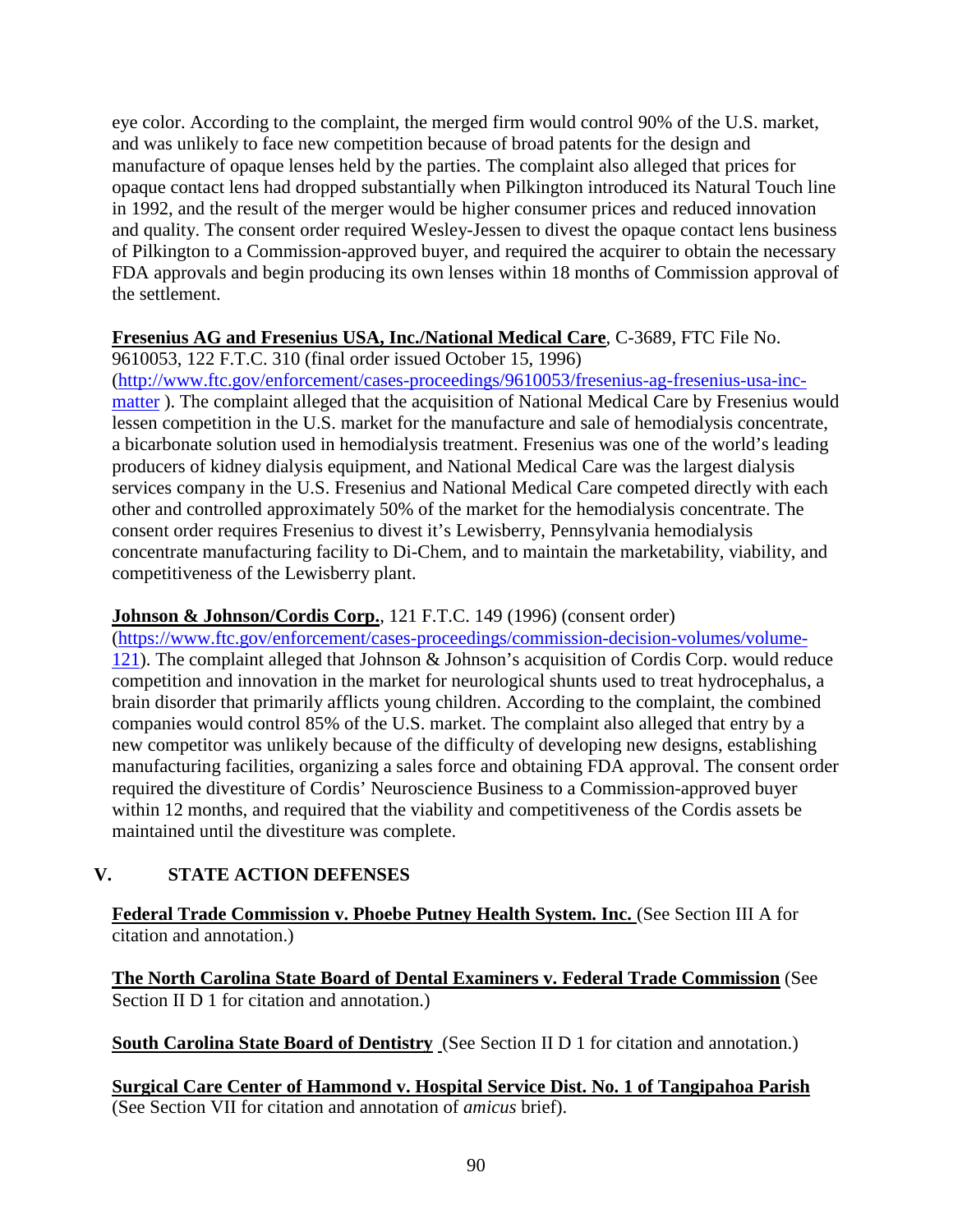eye color. According to the complaint, the merged firm would control 90% of the U.S. market, and was unlikely to face new competition because of broad patents for the design and manufacture of opaque lenses held by the parties. The complaint also alleged that prices for opaque contact lens had dropped substantially when Pilkington introduced its Natural Touch line in 1992, and the result of the merger would be higher consumer prices and reduced innovation and quality. The consent order required Wesley-Jessen to divest the opaque contact lens business of Pilkington to a Commission-approved buyer, and required the acquirer to obtain the necessary FDA approvals and begin producing its own lenses within 18 months of Commission approval of the settlement.

**Fresenius AG and Fresenius USA, Inc./National Medical Care**, C-3689, FTC File No. 9610053, 122 F.T.C. 310 (final order issued October 15, 1996) (http://www.ftc.gov/enforcement/cases-proceedings/9610053/fresenius-ag-fresenius-usa-inc-matter ). The complaint alleged that the acquisition of National Medical Care by Fresenius would lessen competition in the U.S. market for the manufacture and sale of hemodialysis concentrate, a bicarbonate solution used in hemodialysis treatment. Fresenius was one of the world's leading producers of kidney dialysis equipment, and National Medical Care was the largest dialysis services company in the U.S. Fresenius and National Medical Care competed directly with each other and controlled approximately 50% of the market for the hemodialysis concentrate. The consent order requires Fresenius to divest it's Lewisberry, Pennsylvania hemodialysis concentrate manufacturing facility to Di-Chem, and to maintain the marketability, viability, and competitiveness of the Lewisberry plant.

**Johnson & Johnson/Cordis Corp.**, 121 F.T.C. 149 (1996) (consent order) (https://www.ftc.gov/enforcement/cases-proceedings/commission-decision-volumes/volume-121). The complaint alleged that Johnson & Johnson's acquisition of Cordis Corp. would reduce competition and innovation in the market for neurological shunts used to treat hydrocephalus, a brain disorder that primarily afflicts young children. According to the complaint, the combined companies would control 85% of the U.S. market. The complaint also alleged that entry by a new competitor was unlikely because of the difficulty of developing new designs, establishing manufacturing facilities, organizing a sales force and obtaining FDA approval. The consent order required the divestiture of Cordis' Neuroscience Business to a Commission-approved buyer within 12 months, and required that the viability and competitiveness of the Cordis assets be maintained until the divestiture was complete.

## V. STATE ACTION DEFENSES

**Federal Trade Commission v. Phoebe Putney Health System. Inc.** (See Section III A for citation and annotation.)

**The North Carolina State Board of Dental Examiners v. Federal Trade Commission** (See Section II D 1 for citation and annotation.)

**South Carolina State Board of Dentistry** (See Section II D 1 for citation and annotation.)

**Surgical Care Center of Hammond v. Hospital Service Dist. No. 1 of Tangipahoa Parish** (See Section VII for citation and annotation of *amicus* brief).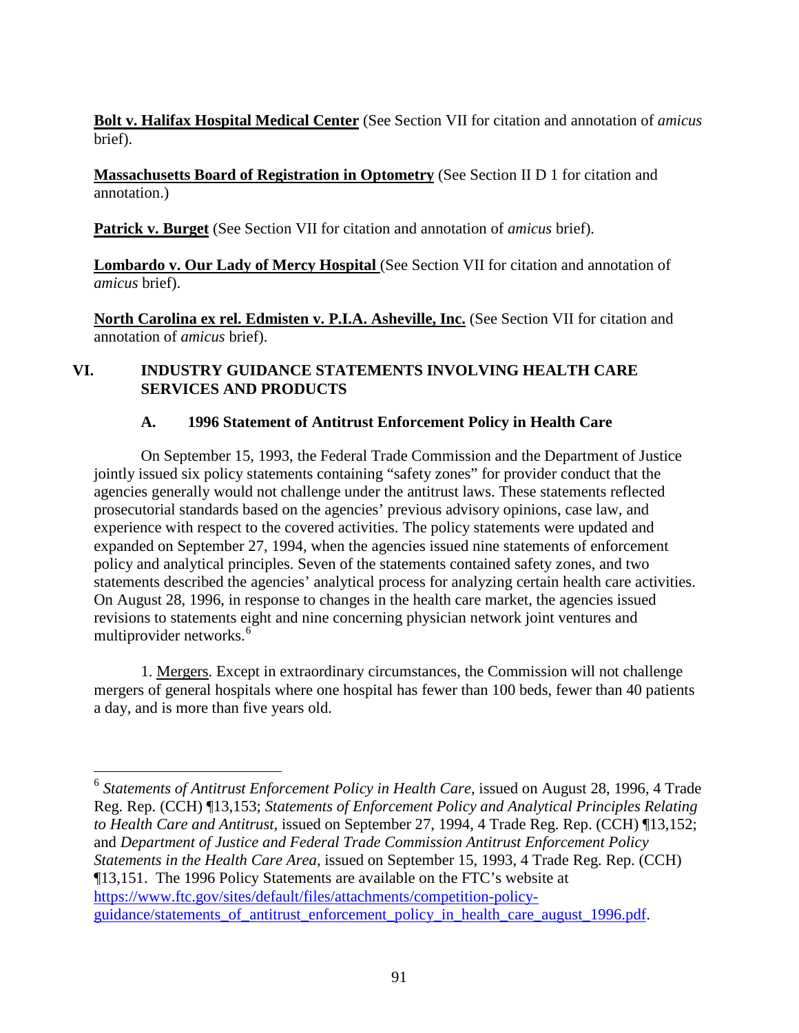**Bolt v. Halifax Hospital Medical Center** (See Section VII for citation and annotation of *amicus* brief).

**Massachusetts Board of Registration in Optometry** (See Section II D 1 for citation and annotation.)

**Patrick v. Burget** (See Section VII for citation and annotation of *amicus* brief).

**Lombardo v. Our Lady of Mercy Hospital** (See Section VII for citation and annotation of *amicus* brief).

**North Carolina ex rel. Edmisten v. P.I.A. Asheville, Inc.** (See Section VII for citation and annotation of *amicus* brief).

## VI. INDUSTRY GUIDANCE STATEMENTS INVOLVING HEALTH CARE SERVICES AND PRODUCTS

### A. 1996 Statement of Antitrust Enforcement Policy in Health Care

On September 15, 1993, the Federal Trade Commission and the Department of Justice jointly issued six policy statements containing "safety zones" for provider conduct that the agencies generally would not challenge under the antitrust laws. These statements reflected prosecutorial standards based on the agencies' previous advisory opinions, case law, and experience with respect to the covered activities. The policy statements were updated and expanded on September 27, 1994, when the agencies issued nine statements of enforcement policy and analytical principles. Seven of the statements contained safety zones, and two statements described the agencies' analytical process for analyzing certain health care activities. On August 28, 1996, in response to changes in the health care market, the agencies issued revisions to statements eight and nine concerning physician network joint ventures and multiprovider networks.[6]

1. Mergers. Except in extraordinary circumstances, the Commission will not challenge mergers of general hospitals where one hospital has fewer than 100 beds, fewer than 40 patients a day, and is more than five years old.

[6] *Statements of Antitrust Enforcement Policy in Health Care*, issued on August 28, 1996, 4 Trade Reg. Rep. (CCH) ¶13,153; *Statements of Enforcement Policy and Analytical Principles Relating to Health Care and Antitrust*, issued on September 27, 1994, 4 Trade Reg. Rep. (CCH) ¶13,152; and *Department of Justice and Federal Trade Commission Antitrust Enforcement Policy Statements in the Health Care Area*, issued on September 15, 1993, 4 Trade Reg. Rep. (CCH) ¶13,151. The 1996 Policy Statements are available on the FTC's website at https://www.ftc.gov/sites/default/files/attachments/competition-policy-guidance/statements_of_antitrust_enforcement_policy_in_health_care_august_1996.pdf.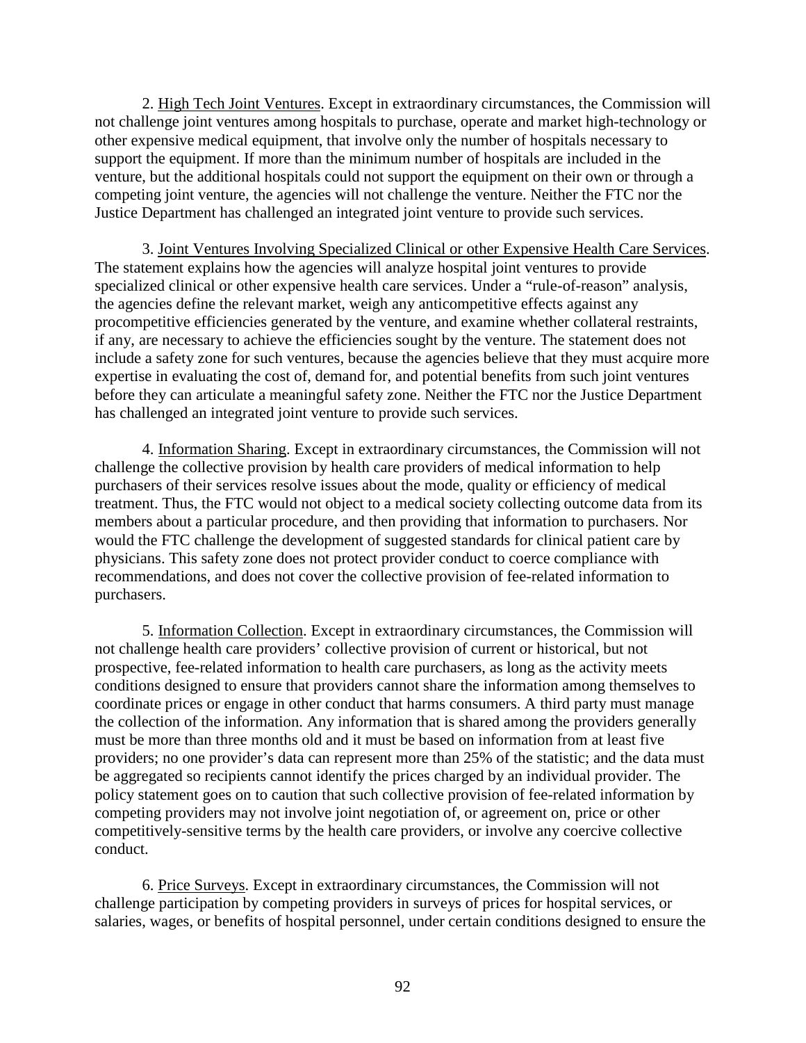2. High Tech Joint Ventures. Except in extraordinary circumstances, the Commission will not challenge joint ventures among hospitals to purchase, operate and market high-technology or other expensive medical equipment, that involve only the number of hospitals necessary to support the equipment. If more than the minimum number of hospitals are included in the venture, but the additional hospitals could not support the equipment on their own or through a competing joint venture, the agencies will not challenge the venture. Neither the FTC nor the Justice Department has challenged an integrated joint venture to provide such services.

3. Joint Ventures Involving Specialized Clinical or other Expensive Health Care Services. The statement explains how the agencies will analyze hospital joint ventures to provide specialized clinical or other expensive health care services. Under a "rule-of-reason" analysis, the agencies define the relevant market, weigh any anticompetitive effects against any procompetitive efficiencies generated by the venture, and examine whether collateral restraints, if any, are necessary to achieve the efficiencies sought by the venture. The statement does not include a safety zone for such ventures, because the agencies believe that they must acquire more expertise in evaluating the cost of, demand for, and potential benefits from such joint ventures before they can articulate a meaningful safety zone. Neither the FTC nor the Justice Department has challenged an integrated joint venture to provide such services.

4. Information Sharing. Except in extraordinary circumstances, the Commission will not challenge the collective provision by health care providers of medical information to help purchasers of their services resolve issues about the mode, quality or efficiency of medical treatment. Thus, the FTC would not object to a medical society collecting outcome data from its members about a particular procedure, and then providing that information to purchasers. Nor would the FTC challenge the development of suggested standards for clinical patient care by physicians. This safety zone does not protect provider conduct to coerce compliance with recommendations, and does not cover the collective provision of fee-related information to purchasers.

5. Information Collection. Except in extraordinary circumstances, the Commission will not challenge health care providers' collective provision of current or historical, but not prospective, fee-related information to health care purchasers, as long as the activity meets conditions designed to ensure that providers cannot share the information among themselves to coordinate prices or engage in other conduct that harms consumers. A third party must manage the collection of the information. Any information that is shared among the providers generally must be more than three months old and it must be based on information from at least five providers; no one provider's data can represent more than 25% of the statistic; and the data must be aggregated so recipients cannot identify the prices charged by an individual provider. The policy statement goes on to caution that such collective provision of fee-related information by competing providers may not involve joint negotiation of, or agreement on, price or other competitively-sensitive terms by the health care providers, or involve any coercive collective conduct.

6. Price Surveys. Except in extraordinary circumstances, the Commission will not challenge participation by competing providers in surveys of prices for hospital services, or salaries, wages, or benefits of hospital personnel, under certain conditions designed to ensure the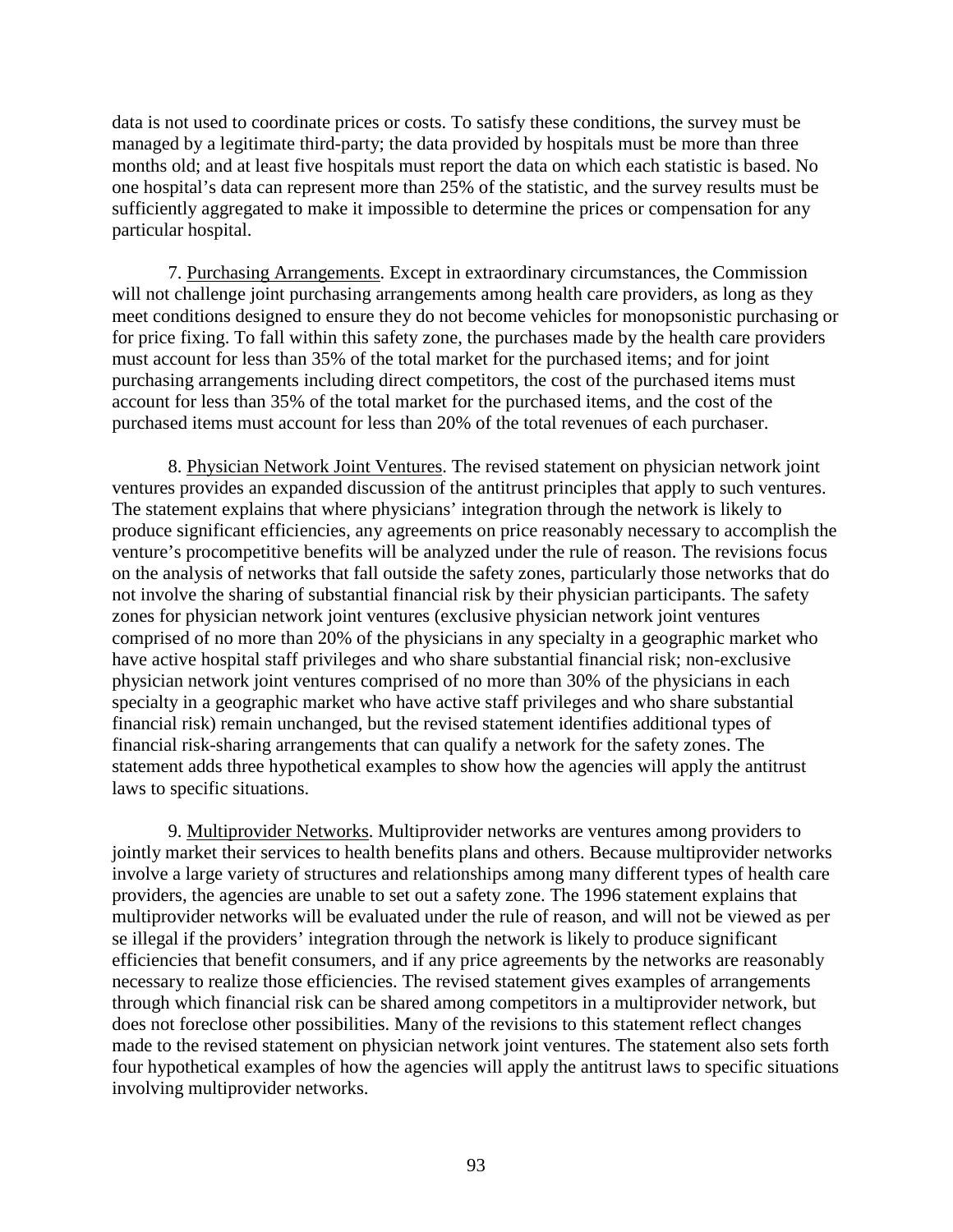data is not used to coordinate prices or costs. To satisfy these conditions, the survey must be managed by a legitimate third-party; the data provided by hospitals must be more than three months old; and at least five hospitals must report the data on which each statistic is based. No one hospital's data can represent more than 25% of the statistic, and the survey results must be sufficiently aggregated to make it impossible to determine the prices or compensation for any particular hospital.

7. Purchasing Arrangements. Except in extraordinary circumstances, the Commission will not challenge joint purchasing arrangements among health care providers, as long as they meet conditions designed to ensure they do not become vehicles for monopsonistic purchasing or for price fixing. To fall within this safety zone, the purchases made by the health care providers must account for less than 35% of the total market for the purchased items; and for joint purchasing arrangements including direct competitors, the cost of the purchased items must account for less than 35% of the total market for the purchased items, and the cost of the purchased items must account for less than 20% of the total revenues of each purchaser.

8. Physician Network Joint Ventures. The revised statement on physician network joint ventures provides an expanded discussion of the antitrust principles that apply to such ventures. The statement explains that where physicians' integration through the network is likely to produce significant efficiencies, any agreements on price reasonably necessary to accomplish the venture's procompetitive benefits will be analyzed under the rule of reason. The revisions focus on the analysis of networks that fall outside the safety zones, particularly those networks that do not involve the sharing of substantial financial risk by their physician participants. The safety zones for physician network joint ventures (exclusive physician network joint ventures comprised of no more than 20% of the physicians in any specialty in a geographic market who have active hospital staff privileges and who share substantial financial risk; non-exclusive physician network joint ventures comprised of no more than 30% of the physicians in each specialty in a geographic market who have active staff privileges and who share substantial financial risk) remain unchanged, but the revised statement identifies additional types of financial risk-sharing arrangements that can qualify a network for the safety zones. The statement adds three hypothetical examples to show how the agencies will apply the antitrust laws to specific situations.

9. Multiprovider Networks. Multiprovider networks are ventures among providers to jointly market their services to health benefits plans and others. Because multiprovider networks involve a large variety of structures and relationships among many different types of health care providers, the agencies are unable to set out a safety zone. The 1996 statement explains that multiprovider networks will be evaluated under the rule of reason, and will not be viewed as per se illegal if the providers' integration through the network is likely to produce significant efficiencies that benefit consumers, and if any price agreements by the networks are reasonably necessary to realize those efficiencies. The revised statement gives examples of arrangements through which financial risk can be shared among competitors in a multiprovider network, but does not foreclose other possibilities. Many of the revisions to this statement reflect changes made to the revised statement on physician network joint ventures. The statement also sets forth four hypothetical examples of how the agencies will apply the antitrust laws to specific situations involving multiprovider networks.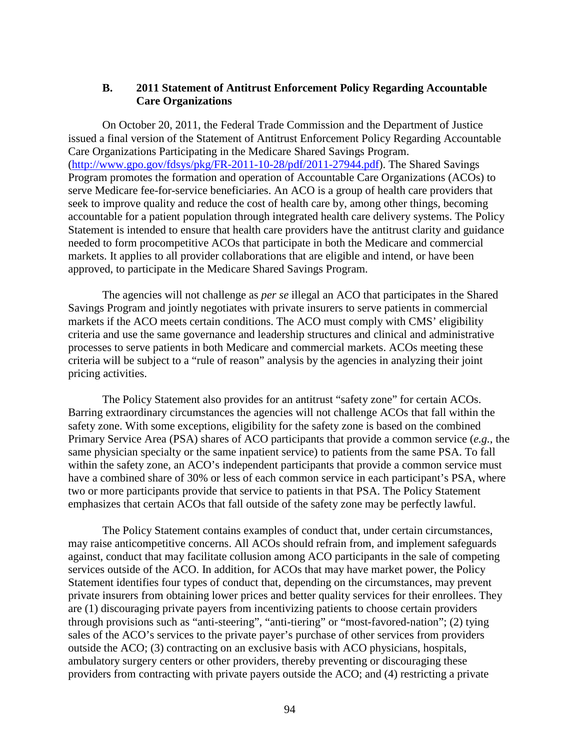### B. 2011 Statement of Antitrust Enforcement Policy Regarding Accountable Care Organizations

On October 20, 2011, the Federal Trade Commission and the Department of Justice issued a final version of the Statement of Antitrust Enforcement Policy Regarding Accountable Care Organizations Participating in the Medicare Shared Savings Program. (http://www.gpo.gov/fdsys/pkg/FR-2011-10-28/pdf/2011-27944.pdf). The Shared Savings Program promotes the formation and operation of Accountable Care Organizations (ACOs) to serve Medicare fee-for-service beneficiaries. An ACO is a group of health care providers that seek to improve quality and reduce the cost of health care by, among other things, becoming accountable for a patient population through integrated health care delivery systems. The Policy Statement is intended to ensure that health care providers have the antitrust clarity and guidance needed to form procompetitive ACOs that participate in both the Medicare and commercial markets. It applies to all provider collaborations that are eligible and intend, or have been approved, to participate in the Medicare Shared Savings Program.

The agencies will not challenge as *per se* illegal an ACO that participates in the Shared Savings Program and jointly negotiates with private insurers to serve patients in commercial markets if the ACO meets certain conditions. The ACO must comply with CMS' eligibility criteria and use the same governance and leadership structures and clinical and administrative processes to serve patients in both Medicare and commercial markets. ACOs meeting these criteria will be subject to a "rule of reason" analysis by the agencies in analyzing their joint pricing activities.

The Policy Statement also provides for an antitrust "safety zone" for certain ACOs. Barring extraordinary circumstances the agencies will not challenge ACOs that fall within the safety zone. With some exceptions, eligibility for the safety zone is based on the combined Primary Service Area (PSA) shares of ACO participants that provide a common service (*e.g.*, the same physician specialty or the same inpatient service) to patients from the same PSA. To fall within the safety zone, an ACO's independent participants that provide a common service must have a combined share of 30% or less of each common service in each participant's PSA, where two or more participants provide that service to patients in that PSA. The Policy Statement emphasizes that certain ACOs that fall outside of the safety zone may be perfectly lawful.

The Policy Statement contains examples of conduct that, under certain circumstances, may raise anticompetitive concerns. All ACOs should refrain from, and implement safeguards against, conduct that may facilitate collusion among ACO participants in the sale of competing services outside of the ACO. In addition, for ACOs that may have market power, the Policy Statement identifies four types of conduct that, depending on the circumstances, may prevent private insurers from obtaining lower prices and better quality services for their enrollees. They are (1) discouraging private payers from incentivizing patients to choose certain providers through provisions such as "anti-steering", "anti-tiering" or "most-favored-nation"; (2) tying sales of the ACO's services to the private payer's purchase of other services from providers outside the ACO; (3) contracting on an exclusive basis with ACO physicians, hospitals, ambulatory surgery centers or other providers, thereby preventing or discouraging these providers from contracting with private payers outside the ACO; and (4) restricting a private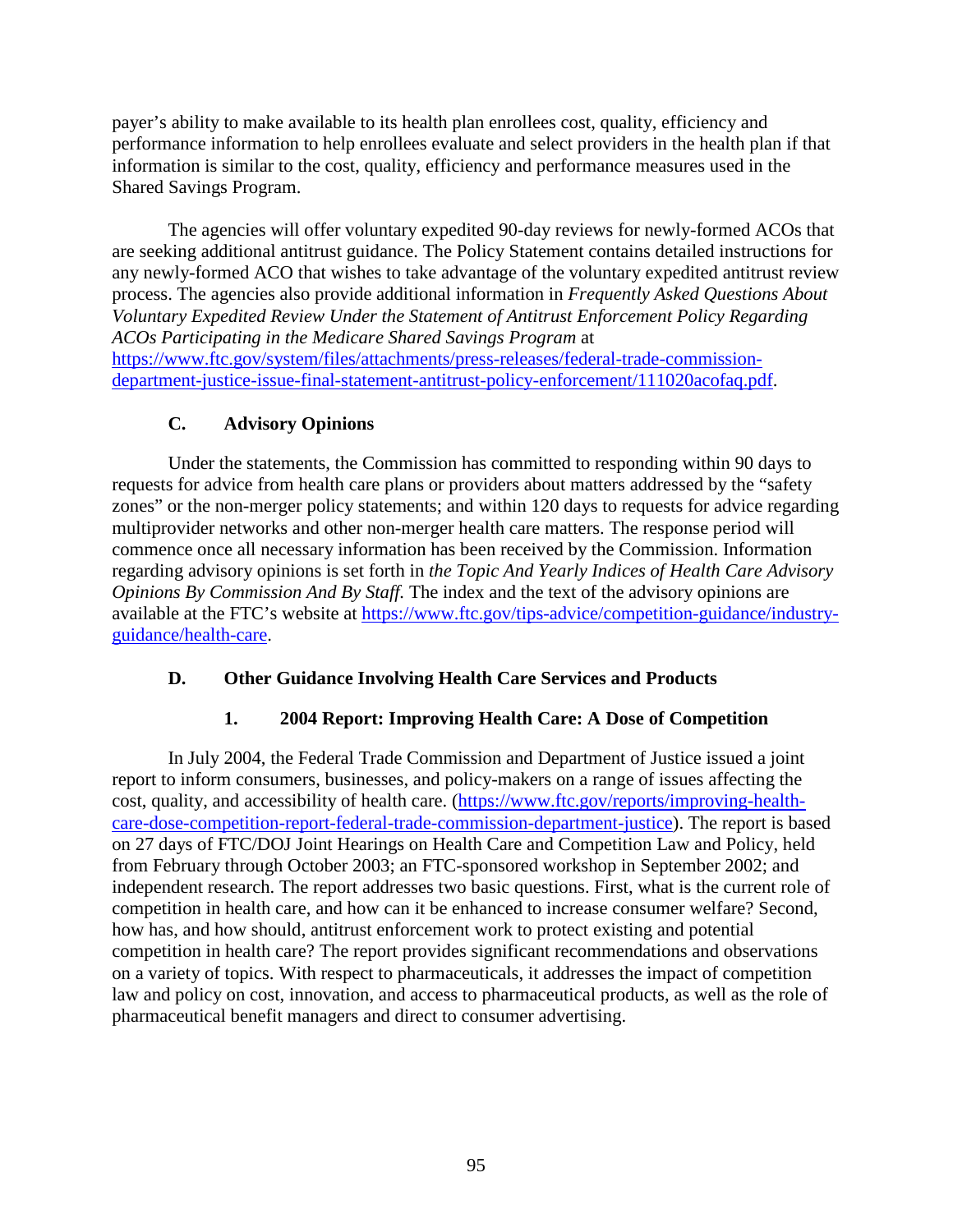payer's ability to make available to its health plan enrollees cost, quality, efficiency and performance information to help enrollees evaluate and select providers in the health plan if that information is similar to the cost, quality, efficiency and performance measures used in the Shared Savings Program.

The agencies will offer voluntary expedited 90-day reviews for newly-formed ACOs that are seeking additional antitrust guidance. The Policy Statement contains detailed instructions for any newly-formed ACO that wishes to take advantage of the voluntary expedited antitrust review process. The agencies also provide additional information in *Frequently Asked Questions About Voluntary Expedited Review Under the Statement of Antitrust Enforcement Policy Regarding ACOs Participating in the Medicare Shared Savings Program* at https://www.ftc.gov/system/files/attachments/press-releases/federal-trade-commission-department-justice-issue-final-statement-antitrust-policy-enforcement/111020acofaq.pdf.

### C. Advisory Opinions

Under the statements, the Commission has committed to responding within 90 days to requests for advice from health care plans or providers about matters addressed by the "safety zones" or the non-merger policy statements; and within 120 days to requests for advice regarding multiprovider networks and other non-merger health care matters. The response period will commence once all necessary information has been received by the Commission. Information regarding advisory opinions is set forth in *the Topic And Yearly Indices of Health Care Advisory Opinions By Commission And By Staff.* The index and the text of the advisory opinions are available at the FTC's website at https://www.ftc.gov/tips-advice/competition-guidance/industry-guidance/health-care.

### D. Other Guidance Involving Health Care Services and Products

#### 1. 2004 Report: Improving Health Care: A Dose of Competition

In July 2004, the Federal Trade Commission and Department of Justice issued a joint report to inform consumers, businesses, and policy-makers on a range of issues affecting the cost, quality, and accessibility of health care. (https://www.ftc.gov/reports/improving-health-care-dose-competition-report-federal-trade-commission-department-justice). The report is based on 27 days of FTC/DOJ Joint Hearings on Health Care and Competition Law and Policy, held from February through October 2003; an FTC-sponsored workshop in September 2002; and independent research. The report addresses two basic questions. First, what is the current role of competition in health care, and how can it be enhanced to increase consumer welfare? Second, how has, and how should, antitrust enforcement work to protect existing and potential competition in health care? The report provides significant recommendations and observations on a variety of topics. With respect to pharmaceuticals, it addresses the impact of competition law and policy on cost, innovation, and access to pharmaceutical products, as well as the role of pharmaceutical benefit managers and direct to consumer advertising.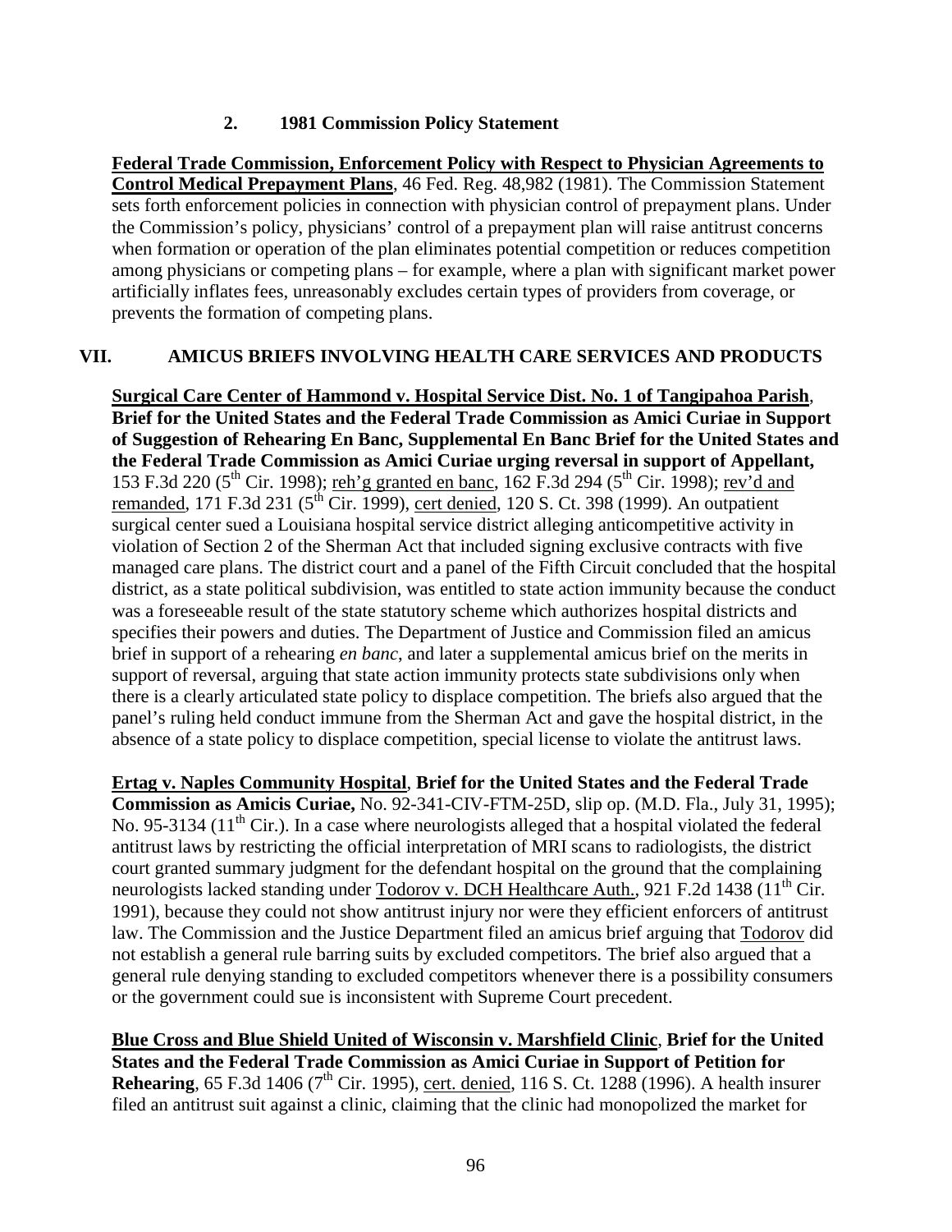### 2. 1981 Commission Policy Statement

**Federal Trade Commission, Enforcement Policy with Respect to Physician Agreements to Control Medical Prepayment Plans**, 46 Fed. Reg. 48,982 (1981). The Commission Statement sets forth enforcement policies in connection with physician control of prepayment plans. Under the Commission's policy, physicians' control of a prepayment plan will raise antitrust concerns when formation or operation of the plan eliminates potential competition or reduces competition among physicians or competing plans – for example, where a plan with significant market power artificially inflates fees, unreasonably excludes certain types of providers from coverage, or prevents the formation of competing plans.

## VII. AMICUS BRIEFS INVOLVING HEALTH CARE SERVICES AND PRODUCTS

**Surgical Care Center of Hammond v. Hospital Service Dist. No. 1 of Tangipahoa Parish, Brief for the United States and the Federal Trade Commission as Amici Curiae in Support of Suggestion of Rehearing En Banc, Supplemental En Banc Brief for the United States and the Federal Trade Commission as Amici Curiae urging reversal in support of Appellant,** 153 F.3d 220 (5th Cir. 1998); reh'g granted en banc, 162 F.3d 294 (5th Cir. 1998); rev'd and remanded, 171 F.3d 231 (5th Cir. 1999), cert denied, 120 S. Ct. 398 (1999). An outpatient surgical center sued a Louisiana hospital service district alleging anticompetitive activity in violation of Section 2 of the Sherman Act that included signing exclusive contracts with five managed care plans. The district court and a panel of the Fifth Circuit concluded that the hospital district, as a state political subdivision, was entitled to state action immunity because the conduct was a foreseeable result of the state statutory scheme which authorizes hospital districts and specifies their powers and duties. The Department of Justice and Commission filed an amicus brief in support of a rehearing *en banc*, and later a supplemental amicus brief on the merits in support of reversal, arguing that state action immunity protects state subdivisions only when there is a clearly articulated state policy to displace competition. The briefs also argued that the panel's ruling held conduct immune from the Sherman Act and gave the hospital district, in the absence of a state policy to displace competition, special license to violate the antitrust laws.

**Ertag v. Naples Community Hospital, Brief for the United States and the Federal Trade Commission as Amicis Curiae,** No. 92-341-CIV-FTM-25D, slip op. (M.D. Fla., July 31, 1995); No. 95-3134 (11th Cir.). In a case where neurologists alleged that a hospital violated the federal antitrust laws by restricting the official interpretation of MRI scans to radiologists, the district court granted summary judgment for the defendant hospital on the ground that the complaining neurologists lacked standing under Todorov v. DCH Healthcare Auth., 921 F.2d 1438 (11th Cir. 1991), because they could not show antitrust injury nor were they efficient enforcers of antitrust law. The Commission and the Justice Department filed an amicus brief arguing that Todorov did not establish a general rule barring suits by excluded competitors. The brief also argued that a general rule denying standing to excluded competitors whenever there is a possibility consumers or the government could sue is inconsistent with Supreme Court precedent.

**Blue Cross and Blue Shield United of Wisconsin v. Marshfield Clinic, Brief for the United States and the Federal Trade Commission as Amici Curiae in Support of Petition for Rehearing**, 65 F.3d 1406 (7th Cir. 1995), cert. denied, 116 S. Ct. 1288 (1996). A health insurer filed an antitrust suit against a clinic, claiming that the clinic had monopolized the market for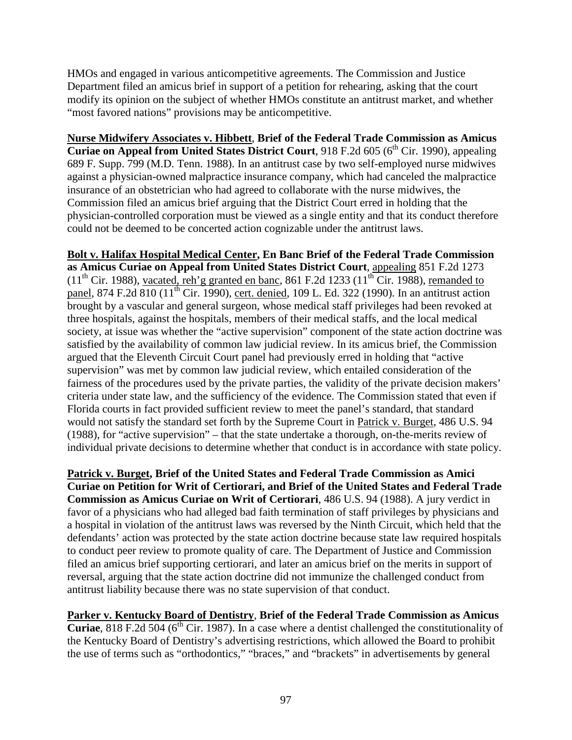HMOs and engaged in various anticompetitive agreements. The Commission and Justice Department filed an amicus brief in support of a petition for rehearing, asking that the court modify its opinion on the subject of whether HMOs constitute an antitrust market, and whether "most favored nations" provisions may be anticompetitive.

**Nurse Midwifery Associates v. Hibbett**, **Brief of the Federal Trade Commission as Amicus Curiae on Appeal from United States District Court**, 918 F.2d 605 (6th Cir. 1990), appealing 689 F. Supp. 799 (M.D. Tenn. 1988). In an antitrust case by two self-employed nurse midwives against a physician-owned malpractice insurance company, which had canceled the malpractice insurance of an obstetrician who had agreed to collaborate with the nurse midwives, the Commission filed an amicus brief arguing that the District Court erred in holding that the physician-controlled corporation must be viewed as a single entity and that its conduct therefore could not be deemed to be concerted action cognizable under the antitrust laws.

**Bolt v. Halifax Hospital Medical Center, En Banc Brief of the Federal Trade Commission as Amicus Curiae on Appeal from United States District Court**, appealing 851 F.2d 1273 (11th Cir. 1988), vacated, reh'g granted en banc, 861 F.2d 1233 (11th Cir. 1988), remanded to panel, 874 F.2d 810 (11th Cir. 1990), cert. denied, 109 L. Ed. 322 (1990). In an antitrust action brought by a vascular and general surgeon, whose medical staff privileges had been revoked at three hospitals, against the hospitals, members of their medical staffs, and the local medical society, at issue was whether the "active supervision" component of the state action doctrine was satisfied by the availability of common law judicial review. In its amicus brief, the Commission argued that the Eleventh Circuit Court panel had previously erred in holding that "active supervision" was met by common law judicial review, which entailed consideration of the fairness of the procedures used by the private parties, the validity of the private decision makers' criteria under state law, and the sufficiency of the evidence. The Commission stated that even if Florida courts in fact provided sufficient review to meet the panel's standard, that standard would not satisfy the standard set forth by the Supreme Court in Patrick v. Burget, 486 U.S. 94 (1988), for "active supervision" – that the state undertake a thorough, on-the-merits review of individual private decisions to determine whether that conduct is in accordance with state policy.

**Patrick v. Burget, Brief of the United States and Federal Trade Commission as Amici Curiae on Petition for Writ of Certiorari, and Brief of the United States and Federal Trade Commission as Amicus Curiae on Writ of Certiorari**, 486 U.S. 94 (1988). A jury verdict in favor of a physicians who had alleged bad faith termination of staff privileges by physicians and a hospital in violation of the antitrust laws was reversed by the Ninth Circuit, which held that the defendants' action was protected by the state action doctrine because state law required hospitals to conduct peer review to promote quality of care. The Department of Justice and Commission filed an amicus brief supporting certiorari, and later an amicus brief on the merits in support of reversal, arguing that the state action doctrine did not immunize the challenged conduct from antitrust liability because there was no state supervision of that conduct.

**Parker v. Kentucky Board of Dentistry**, **Brief of the Federal Trade Commission as Amicus Curiae**, 818 F.2d 504 (6th Cir. 1987). In a case where a dentist challenged the constitutionality of the Kentucky Board of Dentistry's advertising restrictions, which allowed the Board to prohibit the use of terms such as "orthodontics," "braces," and "brackets" in advertisements by general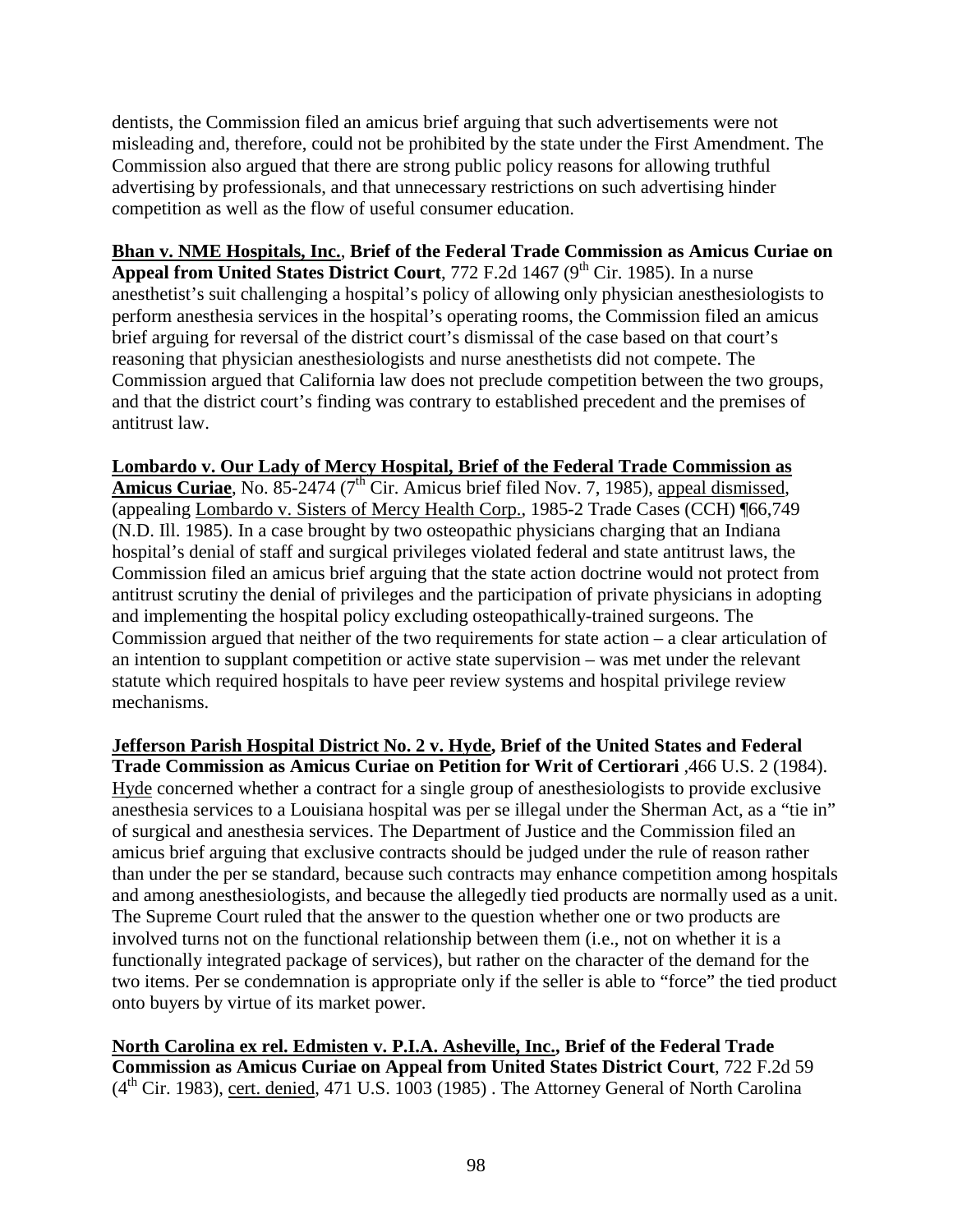dentists, the Commission filed an amicus brief arguing that such advertisements were not misleading and, therefore, could not be prohibited by the state under the First Amendment. The Commission also argued that there are strong public policy reasons for allowing truthful advertising by professionals, and that unnecessary restrictions on such advertising hinder competition as well as the flow of useful consumer education.

**Bhan v. NME Hospitals, Inc., Brief of the Federal Trade Commission as Amicus Curiae on Appeal from United States District Court**, 772 F.2d 1467 (9th Cir. 1985). In a nurse anesthetist's suit challenging a hospital's policy of allowing only physician anesthesiologists to perform anesthesia services in the hospital's operating rooms, the Commission filed an amicus brief arguing for reversal of the district court's dismissal of the case based on that court's reasoning that physician anesthesiologists and nurse anesthetists did not compete. The Commission argued that California law does not preclude competition between the two groups, and that the district court's finding was contrary to established precedent and the premises of antitrust law.

**Lombardo v. Our Lady of Mercy Hospital, Brief of the Federal Trade Commission as Amicus Curiae**, No. 85-2474 (7th Cir. Amicus brief filed Nov. 7, 1985), appeal dismissed, (appealing Lombardo v. Sisters of Mercy Health Corp., 1985-2 Trade Cases (CCH) ¶66,749 (N.D. Ill. 1985). In a case brought by two osteopathic physicians charging that an Indiana hospital's denial of staff and surgical privileges violated federal and state antitrust laws, the Commission filed an amicus brief arguing that the state action doctrine would not protect from antitrust scrutiny the denial of privileges and the participation of private physicians in adopting and implementing the hospital policy excluding osteopathically-trained surgeons. The Commission argued that neither of the two requirements for state action – a clear articulation of an intention to supplant competition or active state supervision – was met under the relevant statute which required hospitals to have peer review systems and hospital privilege review mechanisms.

**Jefferson Parish Hospital District No. 2 v. Hyde, Brief of the United States and Federal Trade Commission as Amicus Curiae on Petition for Writ of Certiorari** ,466 U.S. 2 (1984). Hyde concerned whether a contract for a single group of anesthesiologists to provide exclusive anesthesia services to a Louisiana hospital was per se illegal under the Sherman Act, as a "tie in" of surgical and anesthesia services. The Department of Justice and the Commission filed an amicus brief arguing that exclusive contracts should be judged under the rule of reason rather than under the per se standard, because such contracts may enhance competition among hospitals and among anesthesiologists, and because the allegedly tied products are normally used as a unit. The Supreme Court ruled that the answer to the question whether one or two products are involved turns not on the functional relationship between them (i.e., not on whether it is a functionally integrated package of services), but rather on the character of the demand for the two items. Per se condemnation is appropriate only if the seller is able to "force" the tied product onto buyers by virtue of its market power.

**North Carolina ex rel. Edmisten v. P.I.A. Asheville, Inc., Brief of the Federal Trade Commission as Amicus Curiae on Appeal from United States District Court**, 722 F.2d 59 (4th Cir. 1983), cert. denied, 471 U.S. 1003 (1985) . The Attorney General of North Carolina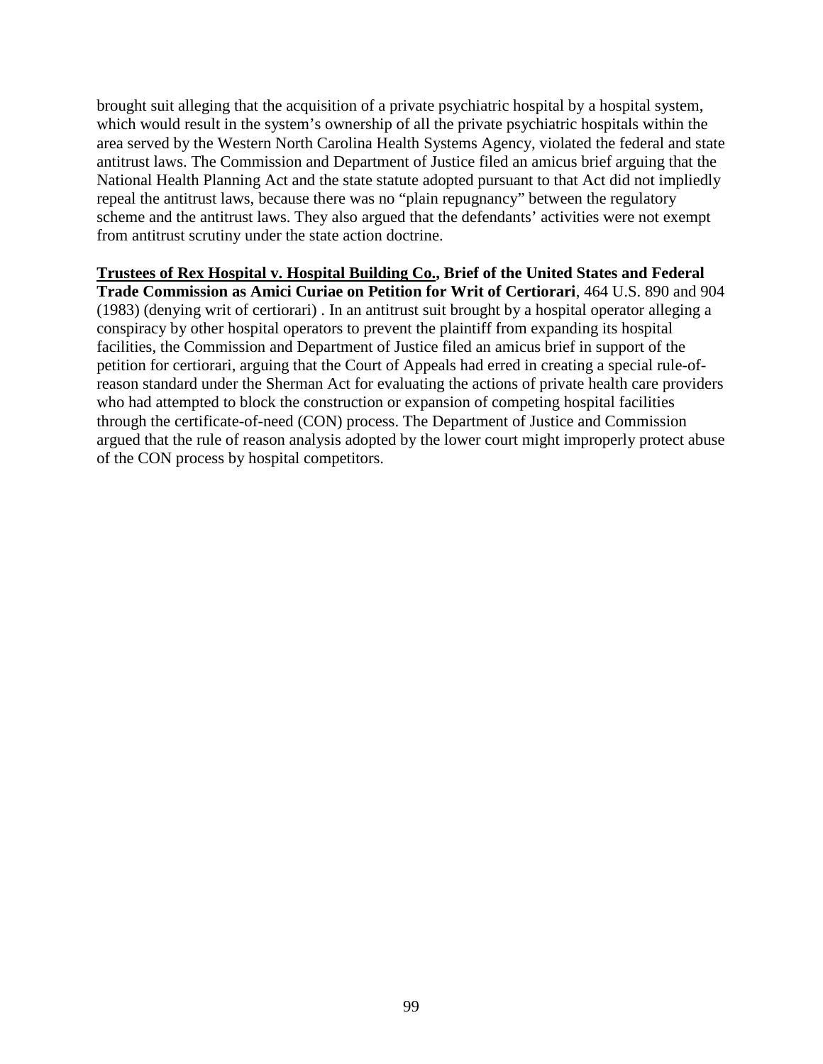brought suit alleging that the acquisition of a private psychiatric hospital by a hospital system, which would result in the system's ownership of all the private psychiatric hospitals within the area served by the Western North Carolina Health Systems Agency, violated the federal and state antitrust laws. The Commission and Department of Justice filed an amicus brief arguing that the National Health Planning Act and the state statute adopted pursuant to that Act did not impliedly repeal the antitrust laws, because there was no "plain repugnancy" between the regulatory scheme and the antitrust laws. They also argued that the defendants' activities were not exempt from antitrust scrutiny under the state action doctrine.

**Trustees of Rex Hospital v. Hospital Building Co., Brief of the United States and Federal Trade Commission as Amici Curiae on Petition for Writ of Certiorari**, 464 U.S. 890 and 904 (1983) (denying writ of certiorari) . In an antitrust suit brought by a hospital operator alleging a conspiracy by other hospital operators to prevent the plaintiff from expanding its hospital facilities, the Commission and Department of Justice filed an amicus brief in support of the petition for certiorari, arguing that the Court of Appeals had erred in creating a special rule-of-reason standard under the Sherman Act for evaluating the actions of private health care providers who had attempted to block the construction or expansion of competing hospital facilities through the certificate-of-need (CON) process. The Department of Justice and Commission argued that the rule of reason analysis adopted by the lower court might improperly protect abuse of the CON process by hospital competitors.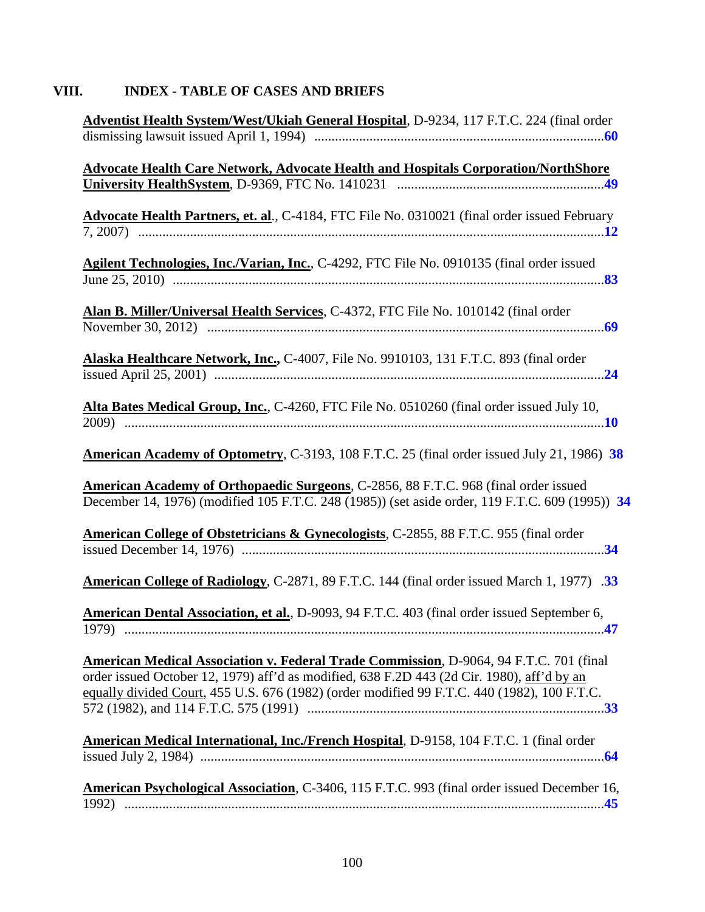## VIII. INDEX - TABLE OF CASES AND BRIEFS

**Adventist Health System/West/Ukiah General Hospital**, D-9234, 117 F.T.C. 224 (final order dismissing lawsuit issued April 1, 1994) .......... **60**

**Advocate Health Care Network, Advocate Health and Hospitals Corporation/NorthShore University HealthSystem**, D-9369, FTC No. 1410231 .......... **49**

**Advocate Health Partners, et. al**., C-4184, FTC File No. 0310021 (final order issued February 7, 2007) .......... **12**

**Agilent Technologies, Inc./Varian, Inc.**, C-4292, FTC File No. 0910135 (final order issued June 25, 2010) .......... **83**

**Alan B. Miller/Universal Health Services**, C-4372, FTC File No. 1010142 (final order November 30, 2012) .......... **69**

**Alaska Healthcare Network, Inc.,** C-4007, File No. 9910103, 131 F.T.C. 893 (final order issued April 25, 2001) .......... **24**

**Alta Bates Medical Group, Inc.**, C-4260, FTC File No. 0510260 (final order issued July 10, 2009) .......... **10**

**American Academy of Optometry**, C-3193, 108 F.T.C. 25 (final order issued July 21, 1986) **38**

**American Academy of Orthopaedic Surgeons**, C-2856, 88 F.T.C. 968 (final order issued December 14, 1976) (modified 105 F.T.C. 248 (1985)) (set aside order, 119 F.T.C. 609 (1995)) **34**

**American College of Obstetricians & Gynecologists**, C-2855, 88 F.T.C. 955 (final order issued December 14, 1976) .......... **34**

**American College of Radiology**, C-2871, 89 F.T.C. 144 (final order issued March 1, 1977) .**33**

**American Dental Association, et al.**, D-9093, 94 F.T.C. 403 (final order issued September 6, 1979) .......... **47**

**American Medical Association v. Federal Trade Commission**, D-9064, 94 F.T.C. 701 (final order issued October 12, 1979) aff'd as modified, 638 F.2D 443 (2d Cir. 1980), aff'd by an equally divided Court, 455 U.S. 676 (1982) (order modified 99 F.T.C. 440 (1982), 100 F.T.C. 572 (1982), and 114 F.T.C. 575 (1991) .......... **33**

**American Medical International, Inc./French Hospital**, D-9158, 104 F.T.C. 1 (final order issued July 2, 1984) .......... **64**

**American Psychological Association**, C-3406, 115 F.T.C. 993 (final order issued December 16, 1992) .......... **45**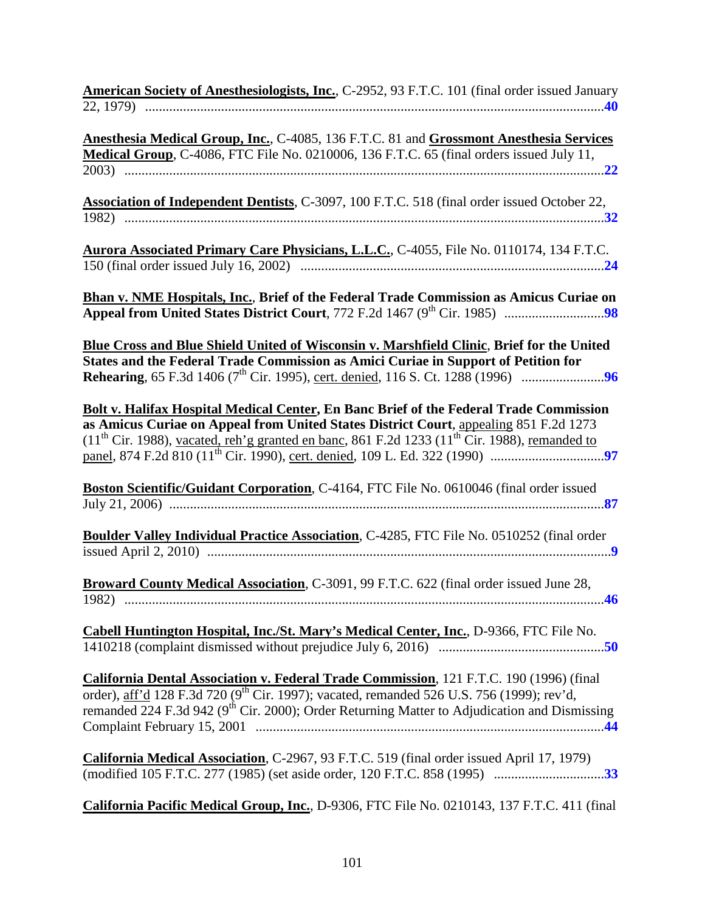**American Society of Anesthesiologists, Inc.**, C-2952, 93 F.T.C. 101 (final order issued January 22, 1979) ..........**40**

**Anesthesia Medical Group, Inc.**, C-4085, 136 F.T.C. 81 and **Grossmont Anesthesia Services Medical Group**, C-4086, FTC File No. 0210006, 136 F.T.C. 65 (final orders issued July 11, 2003) ..........**22**

**Association of Independent Dentists**, C-3097, 100 F.T.C. 518 (final order issued October 22, 1982) ..........**32**

**Aurora Associated Primary Care Physicians, L.L.C.**, C-4055, File No. 0110174, 134 F.T.C. 150 (final order issued July 16, 2002) ..........**24**

**Bhan v. NME Hospitals, Inc.**, **Brief of the Federal Trade Commission as Amicus Curiae on Appeal from United States District Court**, 772 F.2d 1467 (9th Cir. 1985) ..........**98**

**Blue Cross and Blue Shield United of Wisconsin v. Marshfield Clinic**, **Brief for the United States and the Federal Trade Commission as Amici Curiae in Support of Petition for Rehearing**, 65 F.3d 1406 (7th Cir. 1995), cert. denied, 116 S. Ct. 1288 (1996) ..........**96**

**Bolt v. Halifax Hospital Medical Center, En Banc Brief of the Federal Trade Commission as Amicus Curiae on Appeal from United States District Court**, appealing 851 F.2d 1273 (11th Cir. 1988), vacated, reh'g granted en banc, 861 F.2d 1233 (11th Cir. 1988), remanded to panel, 874 F.2d 810 (11th Cir. 1990), cert. denied, 109 L. Ed. 322 (1990) ..........**97**

**Boston Scientific/Guidant Corporation**, C-4164, FTC File No. 0610046 (final order issued July 21, 2006) ..........**87**

**Boulder Valley Individual Practice Association**, C-4285, FTC File No. 0510252 (final order issued April 2, 2010) ..........**9**

**Broward County Medical Association**, C-3091, 99 F.T.C. 622 (final order issued June 28, 1982) ..........**46**

**Cabell Huntington Hospital, Inc./St. Mary's Medical Center, Inc.**, D-9366, FTC File No. 1410218 (complaint dismissed without prejudice July 6, 2016) ..........**50**

**California Dental Association v. Federal Trade Commission**, 121 F.T.C. 190 (1996) (final order), aff'd 128 F.3d 720 (9th Cir. 1997); vacated, remanded 526 U.S. 756 (1999); rev'd, remanded 224 F.3d 942 (9th Cir. 2000); Order Returning Matter to Adjudication and Dismissing Complaint February 15, 2001 ..........**44**

**California Medical Association**, C-2967, 93 F.T.C. 519 (final order issued April 17, 1979) (modified 105 F.T.C. 277 (1985) (set aside order, 120 F.T.C. 858 (1995) ..........**33**

**California Pacific Medical Group, Inc.**, D-9306, FTC File No. 0210143, 137 F.T.C. 411 (final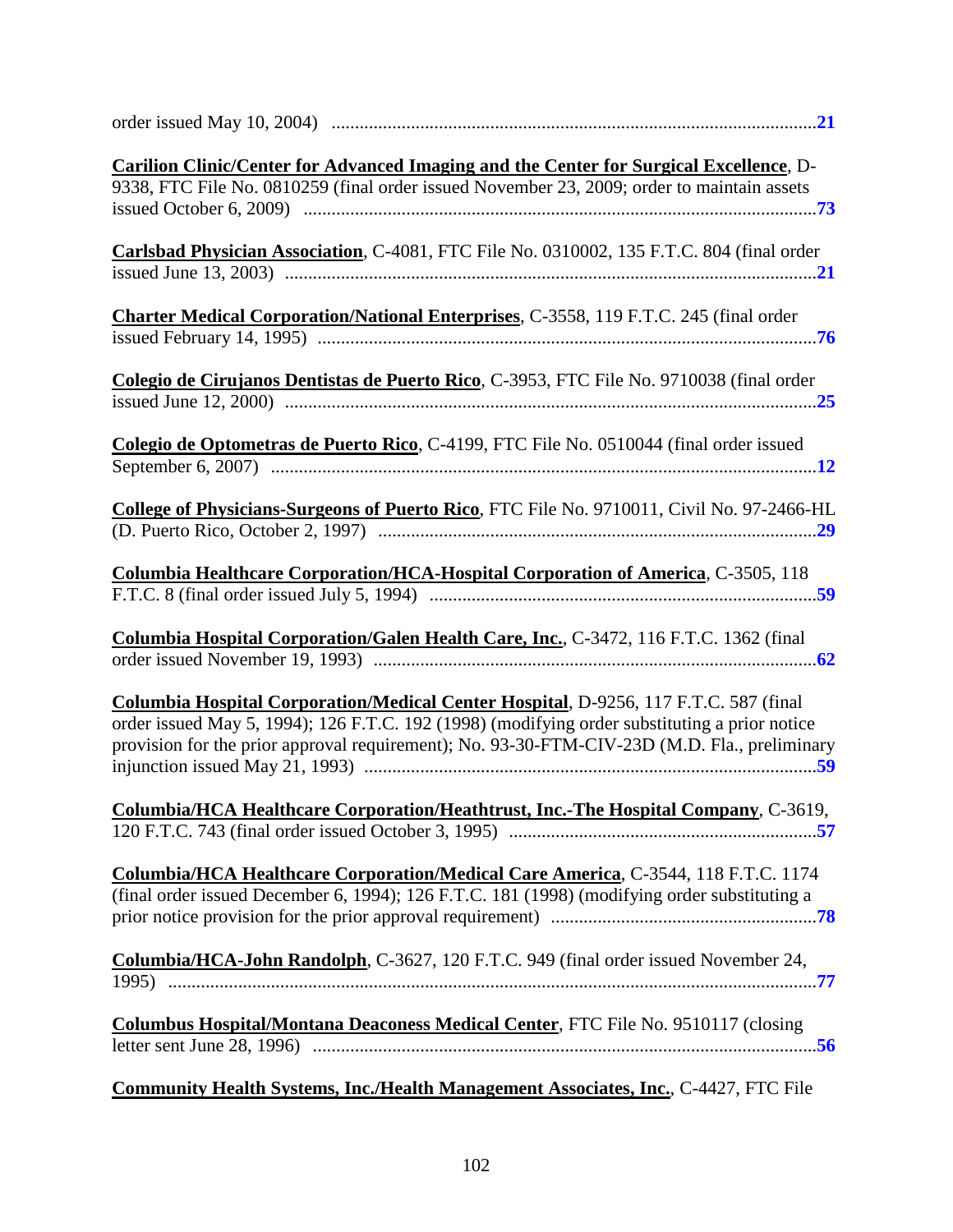order issued May 10, 2004) .......................................................................................................**21**

**Carilion Clinic/Center for Advanced Imaging and the Center for Surgical Excellence**, D-9338, FTC File No. 0810259 (final order issued November 23, 2009; order to maintain assets issued October 6, 2009) .............................................................................................................**73**

**Carlsbad Physician Association**, C-4081, FTC File No. 0310002, 135 F.T.C. 804 (final order issued June 13, 2003) .................................................................................................................**21**

**Charter Medical Corporation/National Enterprises**, C-3558, 119 F.T.C. 245 (final order issued February 14, 1995) ..........................................................................................................**76**

**Colegio de Cirujanos Dentistas de Puerto Rico**, C-3953, FTC File No. 9710038 (final order issued June 12, 2000) .................................................................................................................**25**

**Colegio de Optometras de Puerto Rico**, C-4199, FTC File No. 0510044 (final order issued September 6, 2007) ....................................................................................................................**12**

**College of Physicians-Surgeons of Puerto Rico**, FTC File No. 9710011, Civil No. 97-2466-HL (D. Puerto Rico, October 2, 1997) .............................................................................................**29**

**Columbia Healthcare Corporation/HCA-Hospital Corporation of America**, C-3505, 118 F.T.C. 8 (final order issued July 5, 1994) ..................................................................................**59**

**Columbia Hospital Corporation/Galen Health Care, Inc.**, C-3472, 116 F.T.C. 1362 (final order issued November 19, 1993) ...............................................................................................**62**

**Columbia Hospital Corporation/Medical Center Hospital**, D-9256, 117 F.T.C. 587 (final order issued May 5, 1994); 126 F.T.C. 192 (1998) (modifying order substituting a prior notice provision for the prior approval requirement); No. 93-30-FTM-CIV-23D (M.D. Fla., preliminary injunction issued May 21, 1993) ................................................................................................**59**

**Columbia/HCA Healthcare Corporation/Heathtrust, Inc.-The Hospital Company**, C-3619, 120 F.T.C. 743 (final order issued October 3, 1995) .................................................................**57**

**Columbia/HCA Healthcare Corporation/Medical Care America**, C-3544, 118 F.T.C. 1174 (final order issued December 6, 1994); 126 F.T.C. 181 (1998) (modifying order substituting a prior notice provision for the prior approval requirement) ........................................................**78**

**Columbia/HCA-John Randolph**, C-3627, 120 F.T.C. 949 (final order issued November 24, 1995) ..........................................................................................................................................**77**

**Columbus Hospital/Montana Deaconess Medical Center**, FTC File No. 9510117 (closing letter sent June 28, 1996) ...........................................................................................................**56**

**Community Health Systems, Inc./Health Management Associates, Inc.**, C-4427, FTC File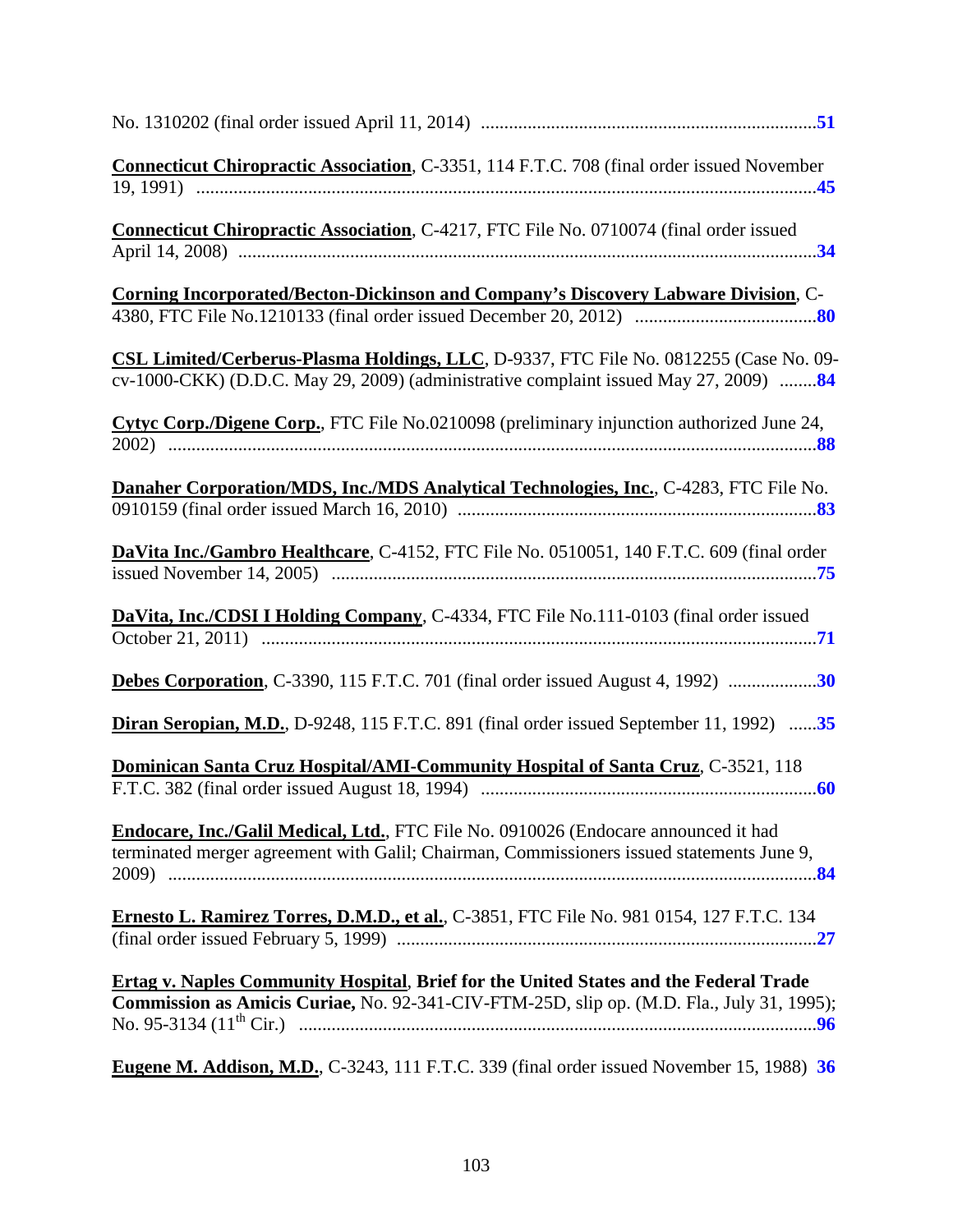No. 1310202 (final order issued April 11, 2014) ........................................................................**51**

**Connecticut Chiropractic Association**, C-3351, 114 F.T.C. 708 (final order issued November 19, 1991) ....................................................................................................................................**45**

**Connecticut Chiropractic Association**, C-4217, FTC File No. 0710074 (final order issued April 14, 2008) ...........................................................................................................................**34**

**Corning Incorporated/Becton-Dickinson and Company's Discovery Labware Division**, C-4380, FTC File No.1210133 (final order issued December 20, 2012) .......................................**80**

**CSL Limited/Cerberus-Plasma Holdings, LLC**, D-9337, FTC File No. 0812255 (Case No. 09-cv-1000-CKK) (D.D.C. May 29, 2009) (administrative complaint issued May 27, 2009) ........**84**

**Cytyc Corp./Digene Corp.**, FTC File No.0210098 (preliminary injunction authorized June 24, 2002) ..........................................................................................................................................**88**

**Danaher Corporation/MDS, Inc./MDS Analytical Technologies, Inc.**, C-4283, FTC File No. 0910159 (final order issued March 16, 2010) ............................................................................**83**

**DaVita Inc./Gambro Healthcare**, C-4152, FTC File No. 0510051, 140 F.T.C. 609 (final order issued November 14, 2005) .......................................................................................................**75**

**DaVita, Inc./CDSI I Holding Company**, C-4334, FTC File No.111-0103 (final order issued October 21, 2011) .......................................................................................................................**71**

**Debes Corporation**, C-3390, 115 F.T.C. 701 (final order issued August 4, 1992) ...................**30**

**Diran Seropian, M.D.**, D-9248, 115 F.T.C. 891 (final order issued September 11, 1992) ......**35**

**Dominican Santa Cruz Hospital/AMI-Community Hospital of Santa Cruz**, C-3521, 118 F.T.C. 382 (final order issued August 18, 1994) ........................................................................**60**

**Endocare, Inc./Galil Medical, Ltd.**, FTC File No. 0910026 (Endocare announced it had terminated merger agreement with Galil; Chairman, Commissioners issued statements June 9, 2009) ..........................................................................................................................................**84**

**Ernesto L. Ramirez Torres, D.M.D., et al.**, C-3851, FTC File No. 981 0154, 127 F.T.C. 134 (final order issued February 5, 1999) ..........................................................................................**27**

**Ertag v. Naples Community Hospital**, **Brief for the United States and the Federal Trade Commission as Amicis Curiae,** No. 92-341-CIV-FTM-25D, slip op. (M.D. Fla., July 31, 1995); No. 95-3134 (11th Cir.) ..............................................................................................................**96**

**Eugene M. Addison, M.D.**, C-3243, 111 F.T.C. 339 (final order issued November 15, 1988) **36**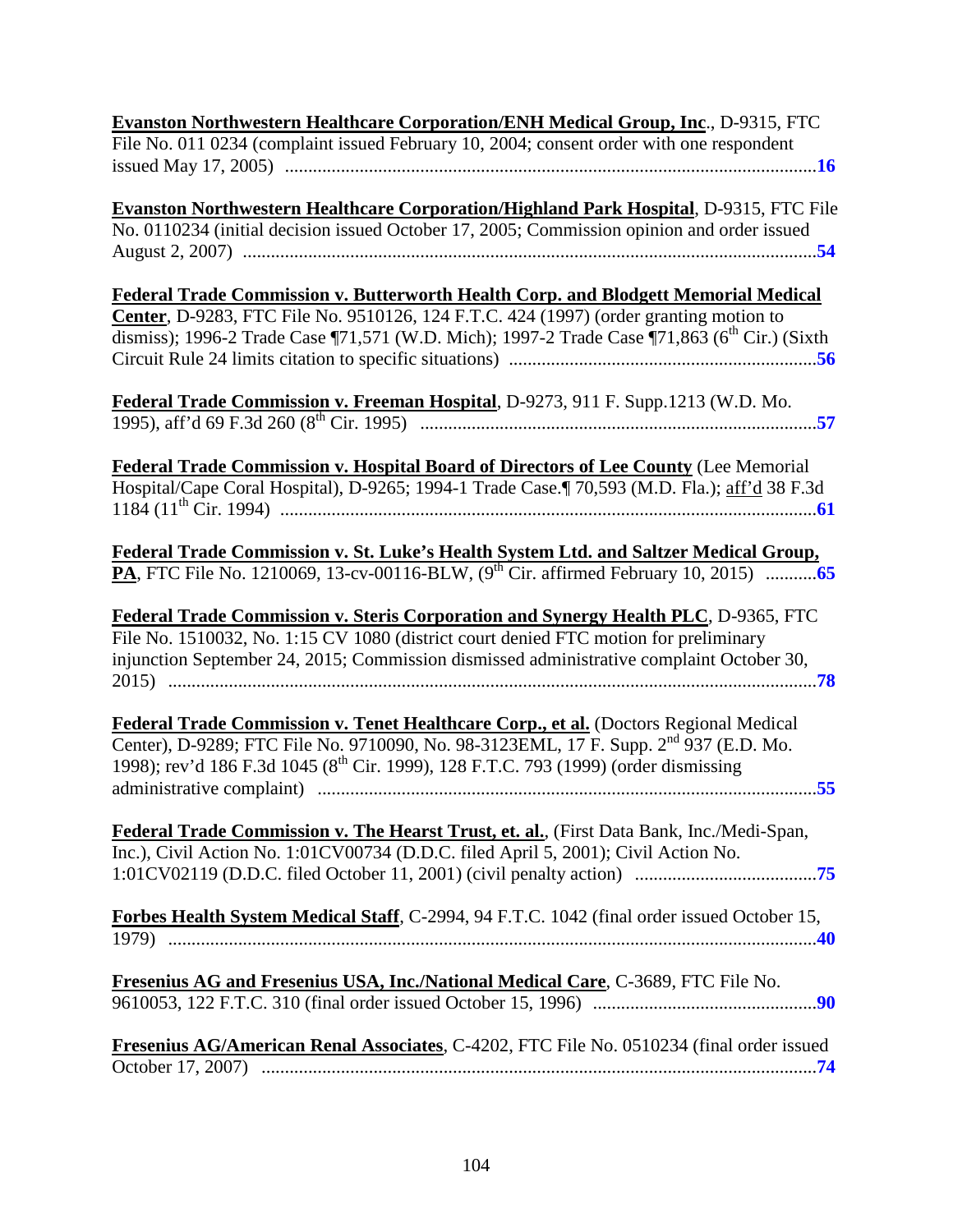**Evanston Northwestern Healthcare Corporation/ENH Medical Group, Inc**., D-9315, FTC File No. 011 0234 (complaint issued February 10, 2004; consent order with one respondent issued May 17, 2005) ....................................................................................................................**16**

**Evanston Northwestern Healthcare Corporation/Highland Park Hospital**, D-9315, FTC File No. 0110234 (initial decision issued October 17, 2005; Commission opinion and order issued August 2, 2007) ....................................................................................................................**54**

**Federal Trade Commission v. Butterworth Health Corp. and Blodgett Memorial Medical Center**, D-9283, FTC File No. 9510126, 124 F.T.C. 424 (1997) (order granting motion to dismiss); 1996-2 Trade Case ¶71,571 (W.D. Mich); 1997-2 Trade Case ¶71,863 (6th Cir.) (Sixth Circuit Rule 24 limits citation to specific situations) ..................................................................**56**

**Federal Trade Commission v. Freeman Hospital**, D-9273, 911 F. Supp.1213 (W.D. Mo. 1995), aff'd 69 F.3d 260 (8th Cir. 1995) ....................................................................................**57**

**Federal Trade Commission v. Hospital Board of Directors of Lee County** (Lee Memorial Hospital/Cape Coral Hospital), D-9265; 1994-1 Trade Case.¶ 70,593 (M.D. Fla.); aff'd 38 F.3d 1184 (11th Cir. 1994) ....................................................................................................................**61**

**Federal Trade Commission v. St. Luke's Health System Ltd. and Saltzer Medical Group, PA**, FTC File No. 1210069, 13-cv-00116-BLW, (9th Cir. affirmed February 10, 2015) ...........**65**

**Federal Trade Commission v. Steris Corporation and Synergy Health PLC**, D-9365, FTC File No. 1510032, No. 1:15 CV 1080 (district court denied FTC motion for preliminary injunction September 24, 2015; Commission dismissed administrative complaint October 30, 2015) ....................................................................................................................**78**

**Federal Trade Commission v. Tenet Healthcare Corp., et al.** (Doctors Regional Medical Center), D-9289; FTC File No. 9710090, No. 98-3123EML, 17 F. Supp. 2nd 937 (E.D. Mo. 1998); rev'd 186 F.3d 1045 (8th Cir. 1999), 128 F.T.C. 793 (1999) (order dismissing administrative complaint) ....................................................................................................................**55**

**Federal Trade Commission v. The Hearst Trust, et. al.**, (First Data Bank, Inc./Medi-Span, Inc.), Civil Action No. 1:01CV00734 (D.D.C. filed April 5, 2001); Civil Action No. 1:01CV02119 (D.D.C. filed October 11, 2001) (civil penalty action) .......................................**75**

**Forbes Health System Medical Staff**, C-2994, 94 F.T.C. 1042 (final order issued October 15, 1979) ....................................................................................................................**40**

**Fresenius AG and Fresenius USA, Inc./National Medical Care**, C-3689, FTC File No. 9610053, 122 F.T.C. 310 (final order issued October 15, 1996) ...............................................**90**

**Fresenius AG/American Renal Associates**, C-4202, FTC File No. 0510234 (final order issued October 17, 2007) ....................................................................................................................**74**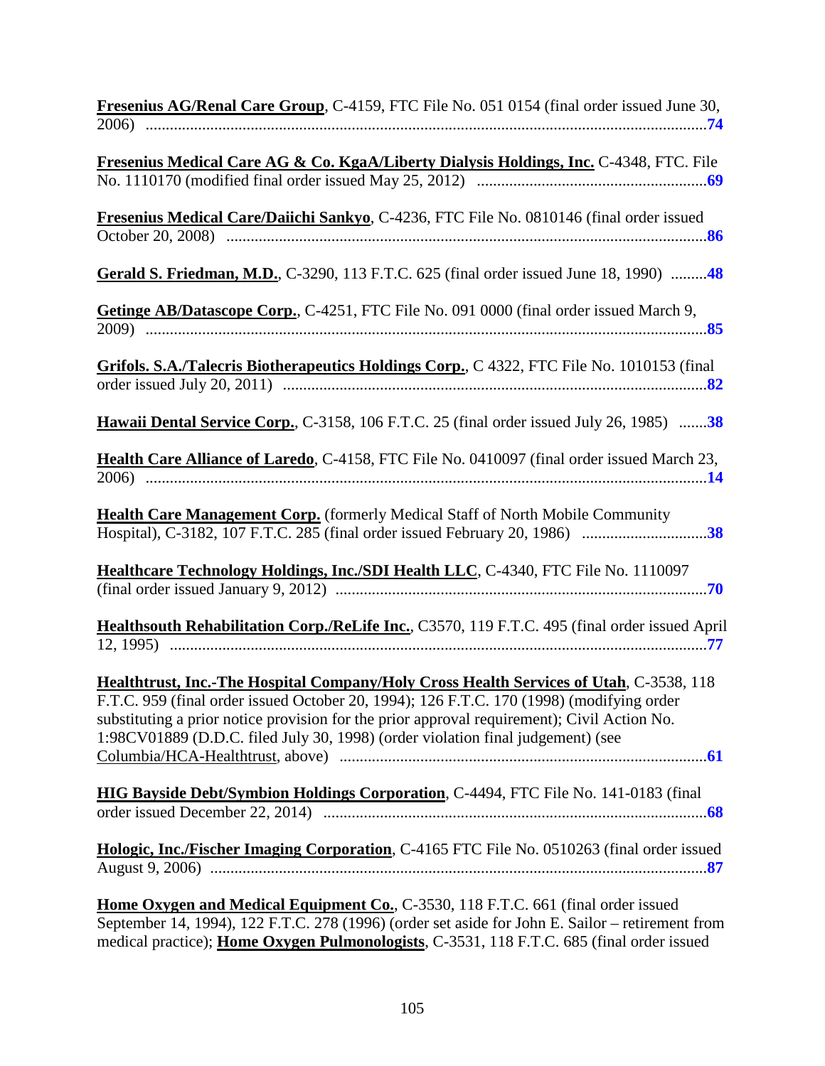**Fresenius AG/Renal Care Group**, C-4159, FTC File No. 051 0154 (final order issued June 30, 2006) ........................................................................................................................................**74**

**Fresenius Medical Care AG & Co. KgaA/Liberty Dialysis Holdings, Inc.** C-4348, FTC. File No. 1110170 (modified final order issued May 25, 2012) .......................................................**69**

**Fresenius Medical Care/Daiichi Sankyo**, C-4236, FTC File No. 0810146 (final order issued October 20, 2008) ....................................................................................................................**86**

**Gerald S. Friedman, M.D.**, C-3290, 113 F.T.C. 625 (final order issued June 18, 1990) .........**48**

**Getinge AB/Datascope Corp.**, C-4251, FTC File No. 091 0000 (final order issued March 9, 2009) ........................................................................................................................................**85**

**Grifols. S.A./Talecris Biotherapeutics Holdings Corp.**, C 4322, FTC File No. 1010153 (final order issued July 20, 2011) ........................................................................................................**82**

**Hawaii Dental Service Corp.**, C-3158, 106 F.T.C. 25 (final order issued July 26, 1985) .......**38**

**Health Care Alliance of Laredo**, C-4158, FTC File No. 0410097 (final order issued March 23, 2006) ........................................................................................................................................**14**

**Health Care Management Corp.** (formerly Medical Staff of North Mobile Community Hospital), C-3182, 107 F.T.C. 285 (final order issued February 20, 1986) ..............................**38**

**Healthcare Technology Holdings, Inc./SDI Health LLC**, C-4340, FTC File No. 1110097 (final order issued January 9, 2012) ...........................................................................................**70**

**Healthsouth Rehabilitation Corp./ReLife Inc.**, C3570, 119 F.T.C. 495 (final order issued April 12, 1995) ...................................................................................................................................**77**

**Healthtrust, Inc.-The Hospital Company/Holy Cross Health Services of Utah**, C-3538, 118 F.T.C. 959 (final order issued October 20, 1994); 126 F.T.C. 170 (1998) (modifying order substituting a prior notice provision for the prior approval requirement); Civil Action No. 1:98CV01889 (D.D.C. filed July 30, 1998) (order violation final judgement) (see Columbia/HCA-Healthtrust, above) ..........................................................................................**61**

**HIG Bayside Debt/Symbion Holdings Corporation**, C-4494, FTC File No. 141-0183 (final order issued December 22, 2014) ..............................................................................................**68**

**Hologic, Inc./Fischer Imaging Corporation**, C-4165 FTC File No. 0510263 (final order issued August 9, 2006) ..........................................................................................................................**87**

**Home Oxygen and Medical Equipment Co.**, C-3530, 118 F.T.C. 661 (final order issued September 14, 1994), 122 F.T.C. 278 (1996) (order set aside for John E. Sailor – retirement from medical practice); **Home Oxygen Pulmonologists**, C-3531, 118 F.T.C. 685 (final order issued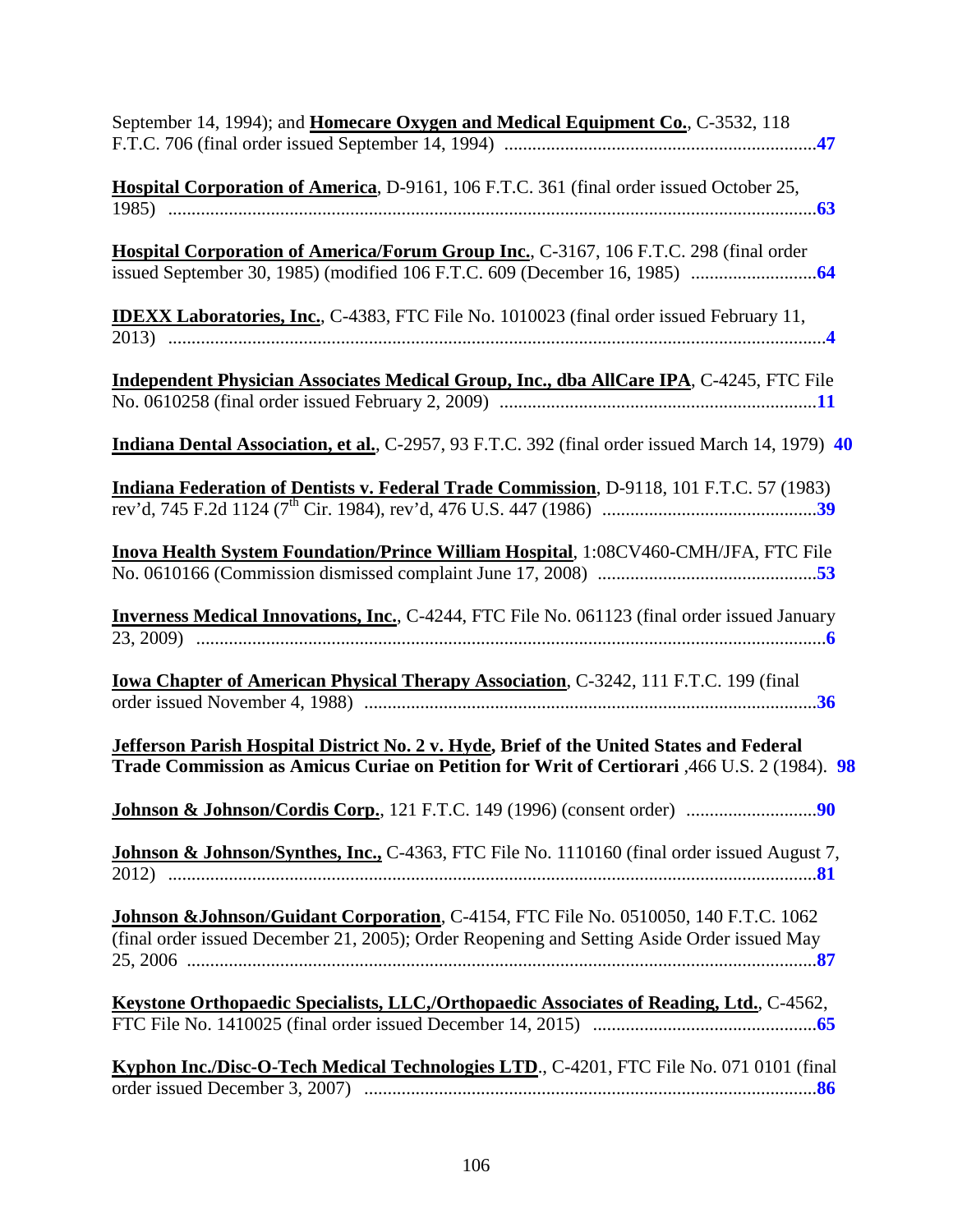September 14, 1994); and **Homecare Oxygen and Medical Equipment Co.**, C-3532, 118 F.T.C. 706 (final order issued September 14, 1994) ....................................................................**47**

**Hospital Corporation of America**, D-9161, 106 F.T.C. 361 (final order issued October 25, 1985) ...........................................................................................................................**63**

**Hospital Corporation of America/Forum Group Inc.**, C-3167, 106 F.T.C. 298 (final order issued September 30, 1985) (modified 106 F.T.C. 609 (December 16, 1985) ..........................**64**

**IDEXX Laboratories, Inc.**, C-4383, FTC File No. 1010023 (final order issued February 11, 2013) ............................................................................................................................**4**

**Independent Physician Associates Medical Group, Inc., dba AllCare IPA**, C-4245, FTC File No. 0610258 (final order issued February 2, 2009) ...................................................................**11**

**Indiana Dental Association, et al.**, C-2957, 93 F.T.C. 392 (final order issued March 14, 1979) **40**

**Indiana Federation of Dentists v. Federal Trade Commission**, D-9118, 101 F.T.C. 57 (1983) rev'd, 745 F.2d 1124 (7th Cir. 1984), rev'd, 476 U.S. 447 (1986) .............................................**39**

**Inova Health System Foundation/Prince William Hospital**, 1:08CV460-CMH/JFA, FTC File No. 0610166 (Commission dismissed complaint June 17, 2008) ...............................................**53**

**Inverness Medical Innovations, Inc.**, C-4244, FTC File No. 061123 (final order issued January 23, 2009) ........................................................................................................................**6**

**Iowa Chapter of American Physical Therapy Association**, C-3242, 111 F.T.C. 199 (final order issued November 4, 1988) ...............................................................................................**36**

**Jefferson Parish Hospital District No. 2 v. Hyde, Brief of the United States and Federal Trade Commission as Amicus Curiae on Petition for Writ of Certiorari** ,466 U.S. 2 (1984). **98**

**Johnson & Johnson/Cordis Corp.**, 121 F.T.C. 149 (1996) (consent order) ............................**90**

**Johnson & Johnson/Synthes, Inc.,** C-4363, FTC File No. 1110160 (final order issued August 7, 2012) ...........................................................................................................................**81**

**Johnson &Johnson/Guidant Corporation**, C-4154, FTC File No. 0510050, 140 F.T.C. 1062 (final order issued December 21, 2005); Order Reopening and Setting Aside Order issued May 25, 2006 ........................................................................................................................**87**

**Keystone Orthopaedic Specialists, LLC,/Orthopaedic Associates of Reading, Ltd.**, C-4562, FTC File No. 1410025 (final order issued December 14, 2015) ................................................**65**

**Kyphon Inc./Disc-O-Tech Medical Technologies LTD**., C-4201, FTC File No. 071 0101 (final order issued December 3, 2007) .................................................................................................**86**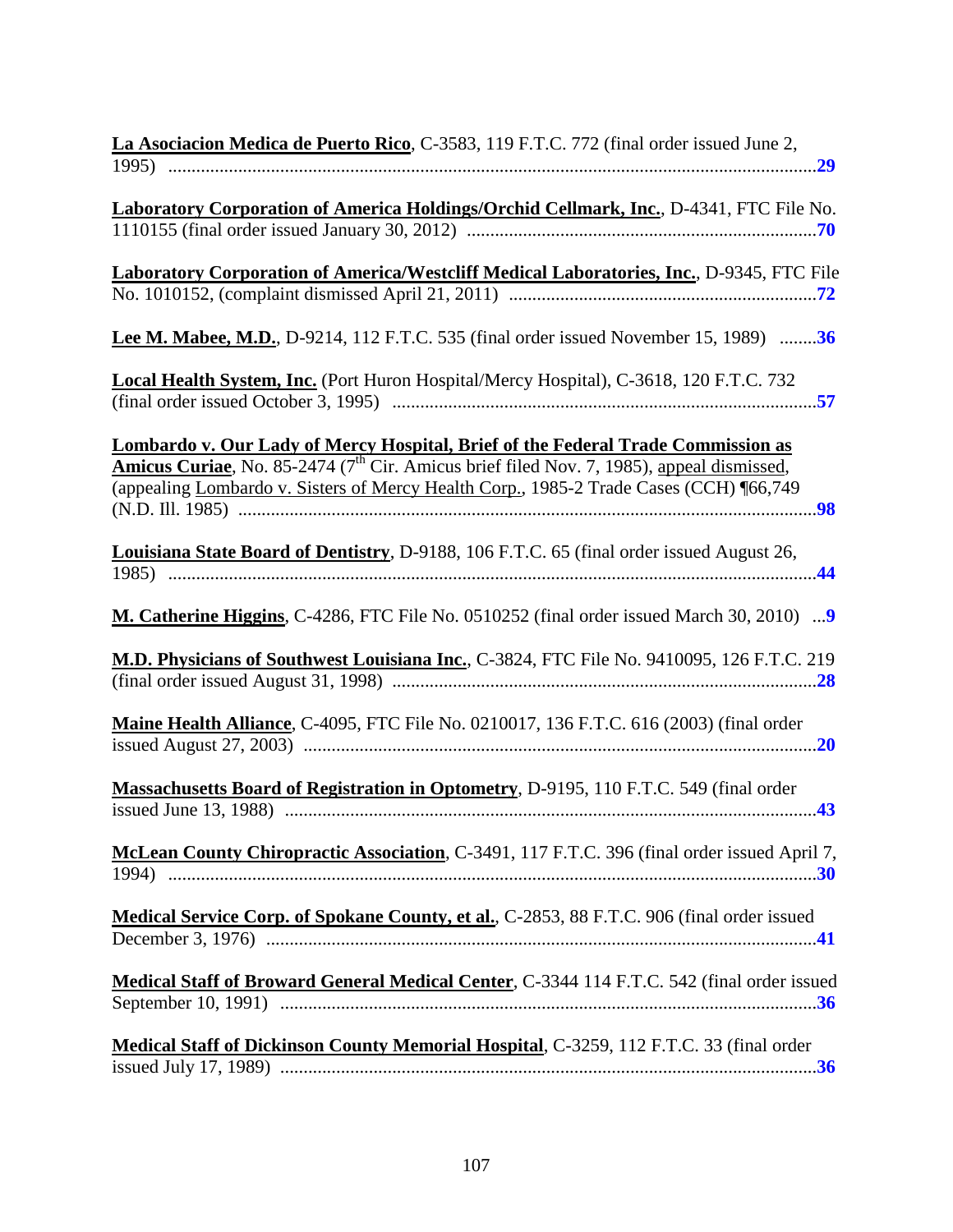**La Asociacion Medica de Puerto Rico**, C-3583, 119 F.T.C. 772 (final order issued June 2, 1995) ..........**29**

**Laboratory Corporation of America Holdings/Orchid Cellmark, Inc.**, D-4341, FTC File No. 1110155 (final order issued January 30, 2012) ..........**70**

**Laboratory Corporation of America/Westcliff Medical Laboratories, Inc.**, D-9345, FTC File No. 1010152, (complaint dismissed April 21, 2011) ..........**72**

**Lee M. Mabee, M.D.**, D-9214, 112 F.T.C. 535 (final order issued November 15, 1989) ..........**36**

**Local Health System, Inc.** (Port Huron Hospital/Mercy Hospital), C-3618, 120 F.T.C. 732 (final order issued October 3, 1995) ..........**57**

**Lombardo v. Our Lady of Mercy Hospital, Brief of the Federal Trade Commission as Amicus Curiae**, No. 85-2474 (7th Cir. Amicus brief filed Nov. 7, 1985), appeal dismissed, (appealing Lombardo v. Sisters of Mercy Health Corp., 1985-2 Trade Cases (CCH) ¶66,749 (N.D. Ill. 1985) ..........**98**

**Louisiana State Board of Dentistry**, D-9188, 106 F.T.C. 65 (final order issued August 26, 1985) ..........**44**

**M. Catherine Higgins**, C-4286, FTC File No. 0510252 (final order issued March 30, 2010) ...**9**

**M.D. Physicians of Southwest Louisiana Inc.**, C-3824, FTC File No. 9410095, 126 F.T.C. 219 (final order issued August 31, 1998) ..........**28**

**Maine Health Alliance**, C-4095, FTC File No. 0210017, 136 F.T.C. 616 (2003) (final order issued August 27, 2003) ..........**20**

**Massachusetts Board of Registration in Optometry**, D-9195, 110 F.T.C. 549 (final order issued June 13, 1988) ..........**43**

**McLean County Chiropractic Association**, C-3491, 117 F.T.C. 396 (final order issued April 7, 1994) ..........**30**

**Medical Service Corp. of Spokane County, et al.**, C-2853, 88 F.T.C. 906 (final order issued December 3, 1976) ..........**41**

**Medical Staff of Broward General Medical Center**, C-3344 114 F.T.C. 542 (final order issued September 10, 1991) ..........**36**

**Medical Staff of Dickinson County Memorial Hospital**, C-3259, 112 F.T.C. 33 (final order issued July 17, 1989) ..........**36**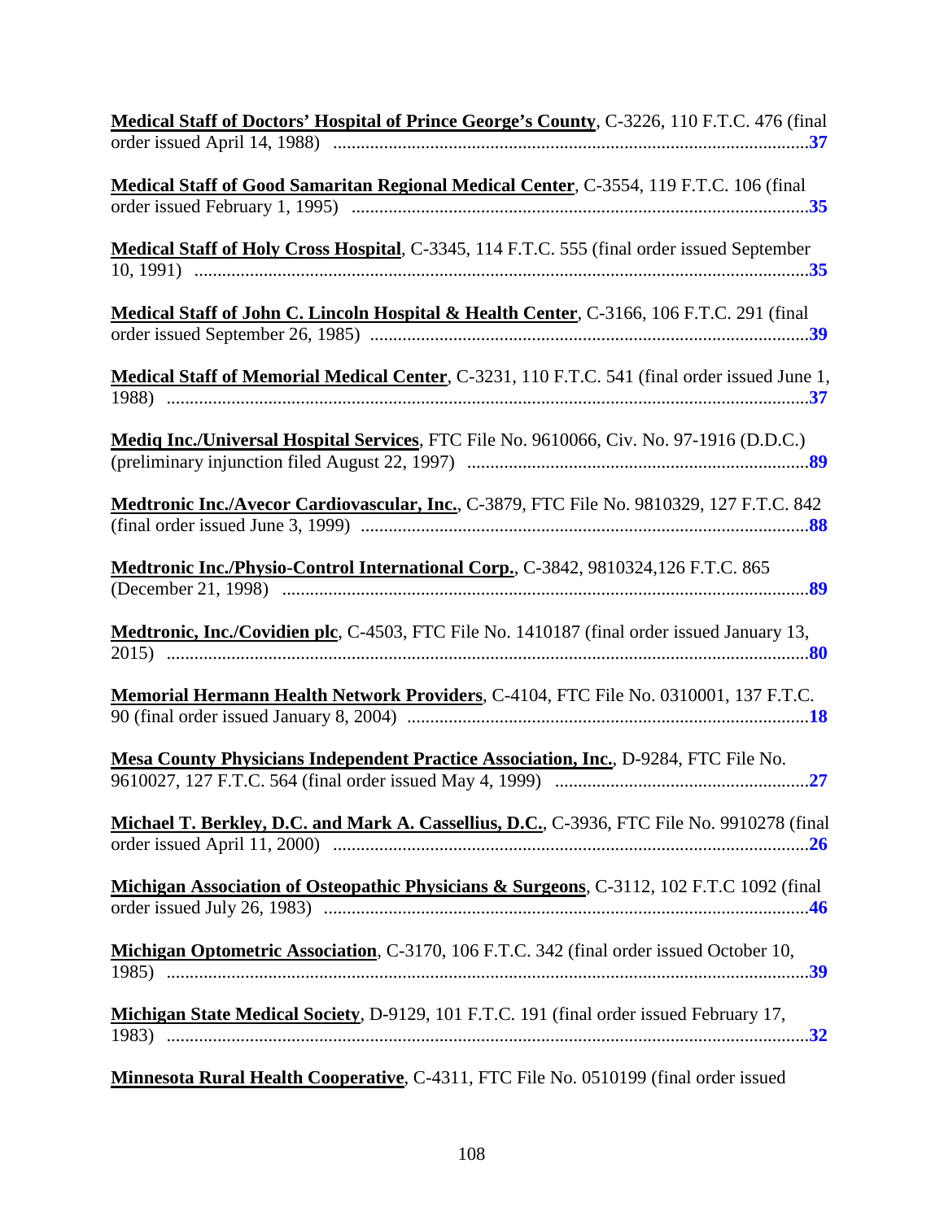**Medical Staff of Doctors' Hospital of Prince George's County**, C-3226, 110 F.T.C. 476 (final order issued April 14, 1988) ........................................................................................................**37**

**Medical Staff of Good Samaritan Regional Medical Center**, C-3554, 119 F.T.C. 106 (final order issued February 1, 1995) ..................................................................................................**35**

**Medical Staff of Holy Cross Hospital**, C-3345, 114 F.T.C. 555 (final order issued September 10, 1991) ....................................................................................................................................**35**

**Medical Staff of John C. Lincoln Hospital & Health Center**, C-3166, 106 F.T.C. 291 (final order issued September 26, 1985) ...............................................................................................**39**

**Medical Staff of Memorial Medical Center**, C-3231, 110 F.T.C. 541 (final order issued June 1, 1988) ..........................................................................................................................................**37**

**Mediq Inc./Universal Hospital Services**, FTC File No. 9610066, Civ. No. 97-1916 (D.D.C.) (preliminary injunction filed August 22, 1997) ..........................................................................**89**

**Medtronic Inc./Avecor Cardiovascular, Inc.**, C-3879, FTC File No. 9810329, 127 F.T.C. 842 (final order issued June 3, 1999) ................................................................................................**88**

**Medtronic Inc./Physio-Control International Corp.**, C-3842, 9810324,126 F.T.C. 865 (December 21, 1998) .................................................................................................................**89**

**Medtronic, Inc./Covidien plc**, C-4503, FTC File No. 1410187 (final order issued January 13, 2015) ..........................................................................................................................................**80**

**Memorial Hermann Health Network Providers**, C-4104, FTC File No. 0310001, 137 F.T.C. 90 (final order issued January 8, 2004) ......................................................................................**18**

**Mesa County Physicians Independent Practice Association, Inc.**, D-9284, FTC File No. 9610027, 127 F.T.C. 564 (final order issued May 4, 1999) .......................................................**27**

**Michael T. Berkley, D.C. and Mark A. Cassellius, D.C.**, C-3936, FTC File No. 9910278 (final order issued April 11, 2000) ......................................................................................................**26**

**Michigan Association of Osteopathic Physicians & Surgeons**, C-3112, 102 F.T.C 1092 (final order issued July 26, 1983) ........................................................................................................**46**

**Michigan Optometric Association**, C-3170, 106 F.T.C. 342 (final order issued October 10, 1985) ..........................................................................................................................................**39**

**Michigan State Medical Society**, D-9129, 101 F.T.C. 191 (final order issued February 17, 1983) ..........................................................................................................................................**32**

**Minnesota Rural Health Cooperative**, C-4311, FTC File No. 0510199 (final order issued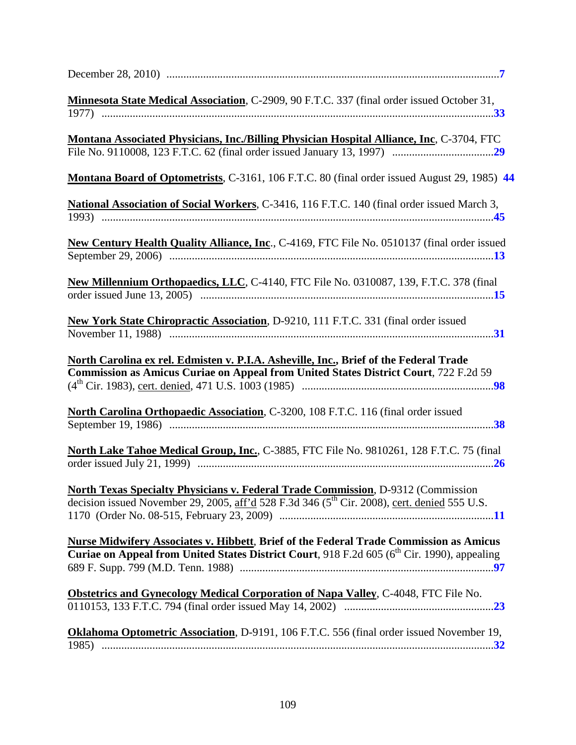December 28, 2010) ..................................................................................................................**7**

**Minnesota State Medical Association**, C-2909, 90 F.T.C. 337 (final order issued October 31, 1977) ..........................................................................................................................................**33**

**Montana Associated Physicians, Inc./Billing Physician Hospital Alliance, Inc**, C-3704, FTC File No. 9110008, 123 F.T.C. 62 (final order issued January 13, 1997) ...................................**29**

**Montana Board of Optometrists**, C-3161, 106 F.T.C. 80 (final order issued August 29, 1985) **44**

**National Association of Social Workers**, C-3416, 116 F.T.C. 140 (final order issued March 3, 1993) ..........................................................................................................................................**45**

**New Century Health Quality Alliance, Inc**., C-4169, FTC File No. 0510137 (final order issued September 29, 2006) .................................................................................................................**13**

**New Millennium Orthopaedics, LLC**, C-4140, FTC File No. 0310087, 139, F.T.C. 378 (final order issued June 13, 2005) .......................................................................................................**15**

**New York State Chiropractic Association**, D-9210, 111 F.T.C. 331 (final order issued November 11, 1988) .................................................................................................................**31**

**North Carolina ex rel. Edmisten v. P.I.A. Asheville, Inc., Brief of the Federal Trade Commission as Amicus Curiae on Appeal from United States District Court**, 722 F.2d 59 (4th Cir. 1983), cert. denied, 471 U.S. 1003 (1985) ...................................................................**98**

**North Carolina Orthopaedic Association**, C-3200, 108 F.T.C. 116 (final order issued September 19, 1986) .................................................................................................................**38**

**North Lake Tahoe Medical Group, Inc.**, C-3885, FTC File No. 9810261, 128 F.T.C. 75 (final order issued July 21, 1999) ........................................................................................................**26**

**North Texas Specialty Physicians v. Federal Trade Commission**, D-9312 (Commission decision issued November 29, 2005, aff'd 528 F.3d 346 (5th Cir. 2008), cert. denied 555 U.S. 1170 (Order No. 08-515, February 23, 2009) ...........................................................................**11**

**Nurse Midwifery Associates v. Hibbett, Brief of the Federal Trade Commission as Amicus Curiae on Appeal from United States District Court**, 918 F.2d 605 (6th Cir. 1990), appealing 689 F. Supp. 799 (M.D. Tenn. 1988) .........................................................................................**97**

**Obstetrics and Gynecology Medical Corporation of Napa Valley**, C-4048, FTC File No. 0110153, 133 F.T.C. 794 (final order issued May 14, 2002) ....................................................**23**

**Oklahoma Optometric Association**, D-9191, 106 F.T.C. 556 (final order issued November 19, 1985) ..........................................................................................................................................**32**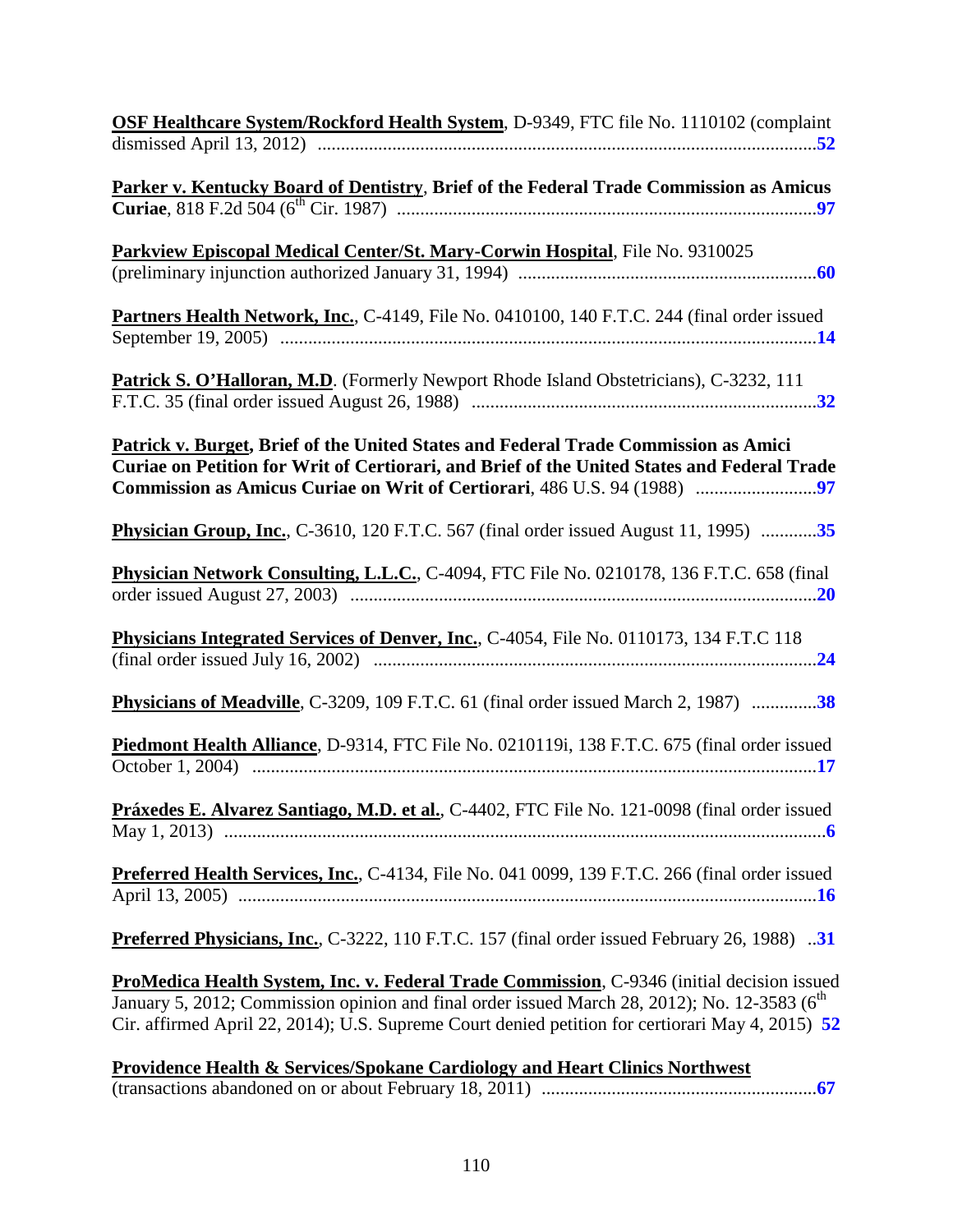**OSF Healthcare System/Rockford Health System**, D-9349, FTC file No. 1110102 (complaint dismissed April 13, 2012) ..........................................................................................................**52**

**Parker v. Kentucky Board of Dentistry**, **Brief of the Federal Trade Commission as Amicus Curiae**, 818 F.2d 504 (6th Cir. 1987) .........................................................................................**97**

**Parkview Episcopal Medical Center/St. Mary-Corwin Hospital**, File No. 9310025 (preliminary injunction authorized January 31, 1994) ...............................................................**60**

**Partners Health Network, Inc.**, C-4149, File No. 0410100, 140 F.T.C. 244 (final order issued September 19, 2005) ..................................................................................................................**14**

**Patrick S. O'Halloran, M.D**. (Formerly Newport Rhode Island Obstetricians), C-3232, 111 F.T.C. 35 (final order issued August 26, 1988) .........................................................................**32**

**Patrick v. Burget, Brief of the United States and Federal Trade Commission as Amici Curiae on Petition for Writ of Certiorari, and Brief of the United States and Federal Trade Commission as Amicus Curiae on Writ of Certiorari**, 486 U.S. 94 (1988) .........................**97**

**Physician Group, Inc.**, C-3610, 120 F.T.C. 567 (final order issued August 11, 1995) ............**35**

**Physician Network Consulting, L.L.C.**, C-4094, FTC File No. 0210178, 136 F.T.C. 658 (final order issued August 27, 2003) ...................................................................................................**20**

**Physicians Integrated Services of Denver, Inc.**, C-4054, File No. 0110173, 134 F.T.C 118 (final order issued July 16, 2002) ..............................................................................................**24**

**Physicians of Meadville**, C-3209, 109 F.T.C. 61 (final order issued March 2, 1987) ..............**38**

**Piedmont Health Alliance**, D-9314, FTC File No. 0210119i, 138 F.T.C. 675 (final order issued October 1, 2004) ........................................................................................................................**17**

**Práxedes E. Alvarez Santiago, M.D. et al.**, C-4402, FTC File No. 121-0098 (final order issued May 1, 2013) ................................................................................................................................**6**

**Preferred Health Services, Inc.**, C-4134, File No. 041 0099, 139 F.T.C. 266 (final order issued April 13, 2005) ...........................................................................................................................**16**

**Preferred Physicians, Inc.**, C-3222, 110 F.T.C. 157 (final order issued February 26, 1988) ..**31**

**ProMedica Health System, Inc. v. Federal Trade Commission**, C-9346 (initial decision issued January 5, 2012; Commission opinion and final order issued March 28, 2012); No. 12-3583 (6th Cir. affirmed April 22, 2014); U.S. Supreme Court denied petition for certiorari May 4, 2015) **52**

**Providence Health & Services/Spokane Cardiology and Heart Clinics Northwest** (transactions abandoned on or about February 18, 2011) ..........................................................**67**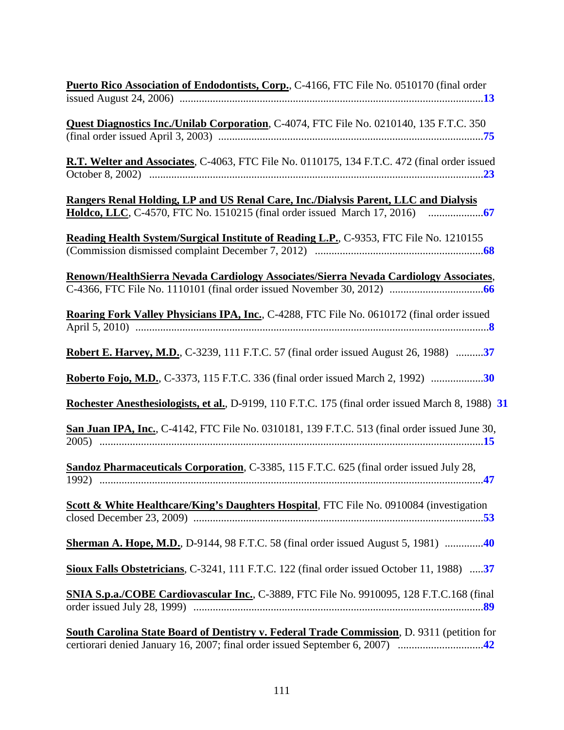**Puerto Rico Association of Endodontists, Corp.**, C-4166, FTC File No. 0510170 (final order issued August 24, 2006) ..............................................................................................................**13**

**Quest Diagnostics Inc./Unilab Corporation**, C-4074, FTC File No. 0210140, 135 F.T.C. 350 (final order issued April 3, 2003) ................................................................................................**75**

**R.T. Welter and Associates**, C-4063, FTC File No. 0110175, 134 F.T.C. 472 (final order issued October 8, 2002) .........................................................................................................................**23**

**Rangers Renal Holding, LP and US Renal Care, Inc./Dialysis Parent, LLC and Dialysis Holdco, LLC**, C-4570, FTC No. 1510215 (final order issued March 17, 2016) ....................**67**

**Reading Health System/Surgical Institute of Reading L.P.**, C-9353, FTC File No. 1210155 (Commission dismissed complaint December 7, 2012) ............................................................**68**

**Renown/HealthSierra Nevada Cardiology Associates/Sierra Nevada Cardiology Associates**, C-4366, FTC File No. 1110101 (final order issued November 30, 2012) .................................**66**

**Roaring Fork Valley Physicians IPA, Inc.**, C-4288, FTC File No. 0610172 (final order issued April 5, 2010) ...............................................................................................................................**8**

**Robert E. Harvey, M.D.**, C-3239, 111 F.T.C. 57 (final order issued August 26, 1988) ..........**37**

**Roberto Fojo, M.D.**, C-3373, 115 F.T.C. 336 (final order issued March 2, 1992) ...................**30**

**Rochester Anesthesiologists, et al.**, D-9199, 110 F.T.C. 175 (final order issued March 8, 1988) **31**

**San Juan IPA, Inc.**, C-4142, FTC File No. 0310181, 139 F.T.C. 513 (final order issued June 30, 2005) ..........................................................................................................................................**15**

**Sandoz Pharmaceuticals Corporation**, C-3385, 115 F.T.C. 625 (final order issued July 28, 1992) ..........................................................................................................................................**47**

**Scott & White Healthcare/King's Daughters Hospital**, FTC File No. 0910084 (investigation closed December 23, 2009) ........................................................................................................**53**

**Sherman A. Hope, M.D.**, D-9144, 98 F.T.C. 58 (final order issued August 5, 1981) ..............**40**

**Sioux Falls Obstetricians**, C-3241, 111 F.T.C. 122 (final order issued October 11, 1988) .....**37**

**SNIA S.p.a./COBE Cardiovascular Inc.**, C-3889, FTC File No. 9910095, 128 F.T.C.168 (final order issued July 28, 1999) ........................................................................................................**89**

**South Carolina State Board of Dentistry v. Federal Trade Commission**, D. 9311 (petition for certiorari denied January 16, 2007; final order issued September 6, 2007) ...............................**42**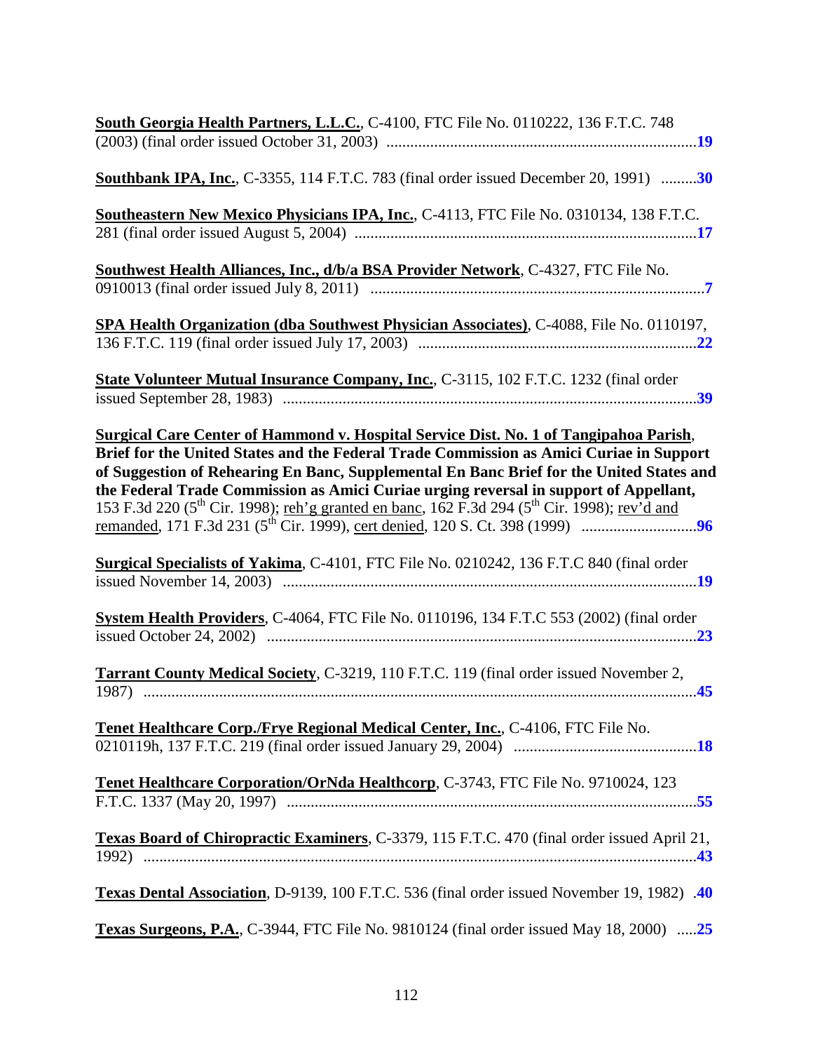**South Georgia Health Partners, L.L.C.**, C-4100, FTC File No. 0110222, 136 F.T.C. 748 (2003) (final order issued October 31, 2003) .............................................................................**19**

**Southbank IPA, Inc.**, C-3355, 114 F.T.C. 783 (final order issued December 20, 1991) .........**30**

**Southeastern New Mexico Physicians IPA, Inc.**, C-4113, FTC File No. 0310134, 138 F.T.C. 281 (final order issued August 5, 2004) .....................................................................................**17**

**Southwest Health Alliances, Inc., d/b/a BSA Provider Network**, C-4327, FTC File No. 0910013 (final order issued July 8, 2011) ....................................................................................**7**

**SPA Health Organization (dba Southwest Physician Associates)**, C-4088, File No. 0110197, 136 F.T.C. 119 (final order issued July 17, 2003) .....................................................................**22**

**State Volunteer Mutual Insurance Company, Inc.**, C-3115, 102 F.T.C. 1232 (final order issued September 28, 1983) .........................................................................................................**39**

**Surgical Care Center of Hammond v. Hospital Service Dist. No. 1 of Tangipahoa Parish**, **Brief for the United States and the Federal Trade Commission as Amici Curiae in Support of Suggestion of Rehearing En Banc, Supplemental En Banc Brief for the United States and the Federal Trade Commission as Amici Curiae urging reversal in support of Appellant,** 153 F.3d 220 (5th Cir. 1998); reh'g granted en banc, 162 F.3d 294 (5th Cir. 1998); rev'd and remanded, 171 F.3d 231 (5th Cir. 1999), cert denied, 120 S. Ct. 398 (1999) .............................**96**

**Surgical Specialists of Yakima**, C-4101, FTC File No. 0210242, 136 F.T.C 840 (final order issued November 14, 2003) .........................................................................................................**19**

**System Health Providers**, C-4064, FTC File No. 0110196, 134 F.T.C 553 (2002) (final order issued October 24, 2002) ..........................................................................................................**23**

**Tarrant County Medical Society**, C-3219, 110 F.T.C. 119 (final order issued November 2, 1987) ...........................................................................................................................................**45**

**Tenet Healthcare Corp./Frye Regional Medical Center, Inc.**, C-4106, FTC File No. 0210119h, 137 F.T.C. 219 (final order issued January 29, 2004) .............................................**18**

**Tenet Healthcare Corporation/OrNda Healthcorp**, C-3743, FTC File No. 9710024, 123 F.T.C. 1337 (May 20, 1997) .......................................................................................................**55**

**Texas Board of Chiropractic Examiners**, C-3379, 115 F.T.C. 470 (final order issued April 21, 1992) ...........................................................................................................................................**43**

**Texas Dental Association**, D-9139, 100 F.T.C. 536 (final order issued November 19, 1982) .**40**

**Texas Surgeons, P.A.**, C-3944, FTC File No. 9810124 (final order issued May 18, 2000) .....**25**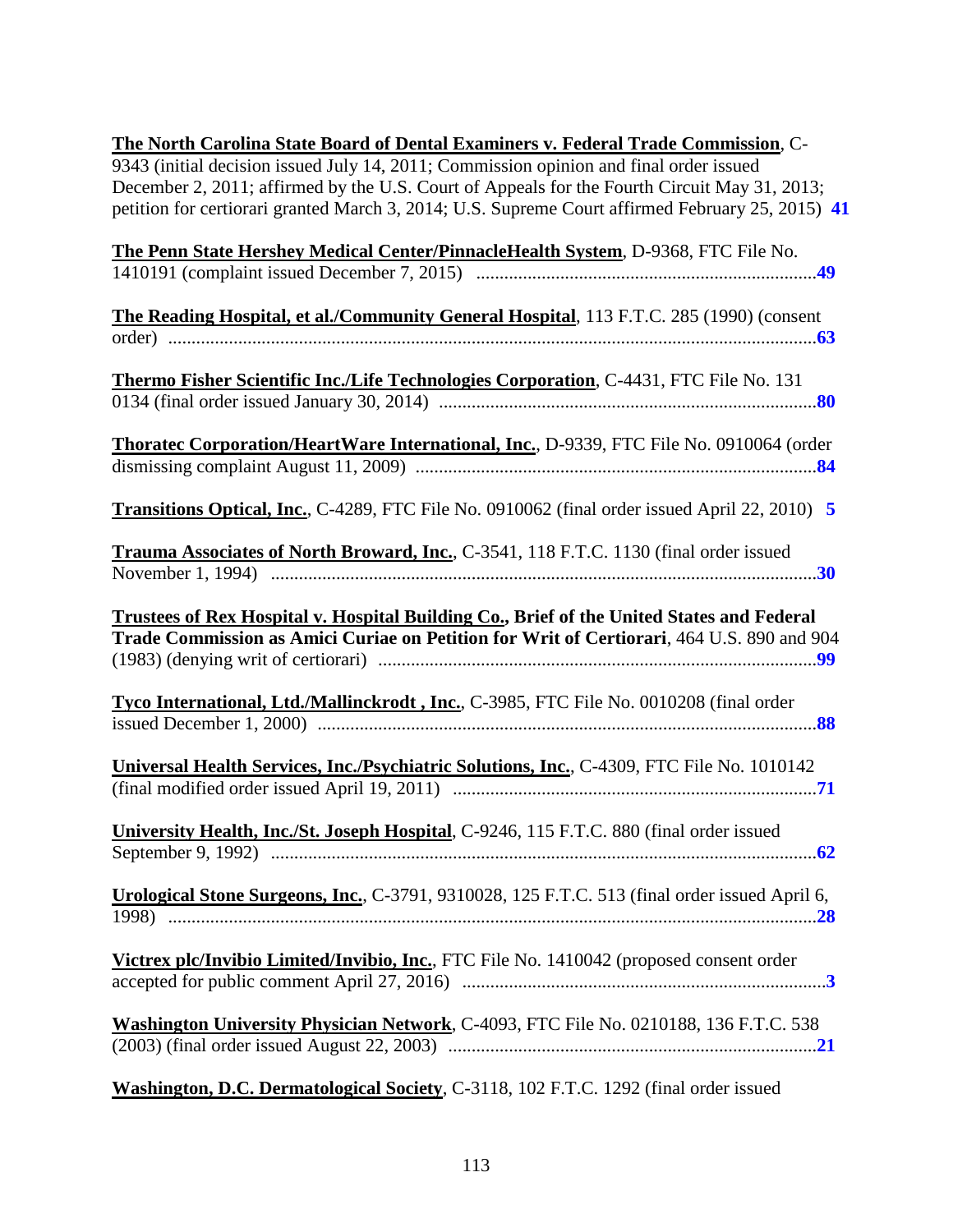**The North Carolina State Board of Dental Examiners v. Federal Trade Commission**, C-9343 (initial decision issued July 14, 2011; Commission opinion and final order issued December 2, 2011; affirmed by the U.S. Court of Appeals for the Fourth Circuit May 31, 2013; petition for certiorari granted March 3, 2014; U.S. Supreme Court affirmed February 25, 2015) **41**

**The Penn State Hershey Medical Center/PinnacleHealth System**, D-9368, FTC File No. 1410191 (complaint issued December 7, 2015) ........................................................................**49**

**The Reading Hospital, et al./Community General Hospital**, 113 F.T.C. 285 (1990) (consent order) ..........................................................................................................................**63**

**Thermo Fisher Scientific Inc./Life Technologies Corporation**, C-4431, FTC File No. 131 0134 (final order issued January 30, 2014) ................................................................................**80**

**Thoratec Corporation/HeartWare International, Inc.**, D-9339, FTC File No. 0910064 (order dismissing complaint August 11, 2009) ......................................................................................**84**

**Transitions Optical, Inc.**, C-4289, FTC File No. 0910062 (final order issued April 22, 2010) **5**

**Trauma Associates of North Broward, Inc.**, C-3541, 118 F.T.C. 1130 (final order issued November 1, 1994) ....................................................................................................................**30**

**Trustees of Rex Hospital v. Hospital Building Co., Brief of the United States and Federal Trade Commission as Amici Curiae on Petition for Writ of Certiorari**, 464 U.S. 890 and 904 (1983) (denying writ of certiorari) .............................................................................................**99**

**Tyco International, Ltd./Mallinckrodt , Inc.**, C-3985, FTC File No. 0010208 (final order issued December 1, 2000) ..........................................................................................................**88**

**Universal Health Services, Inc./Psychiatric Solutions, Inc.**, C-4309, FTC File No. 1010142 (final modified order issued April 19, 2011) .............................................................................**71**

**University Health, Inc./St. Joseph Hospital**, C-9246, 115 F.T.C. 880 (final order issued September 9, 1992) ....................................................................................................................**62**

**Urological Stone Surgeons, Inc.**, C-3791, 9310028, 125 F.T.C. 513 (final order issued April 6, 1998) ..........................................................................................................................**28**

**Victrex plc/Invibio Limited/Invibio, Inc.**, FTC File No. 1410042 (proposed consent order accepted for public comment April 27, 2016) .............................................................................**3**

**Washington University Physician Network**, C-4093, FTC File No. 0210188, 136 F.T.C. 538 (2003) (final order issued August 22, 2003) ..............................................................................**21**

**Washington, D.C. Dermatological Society**, C-3118, 102 F.T.C. 1292 (final order issued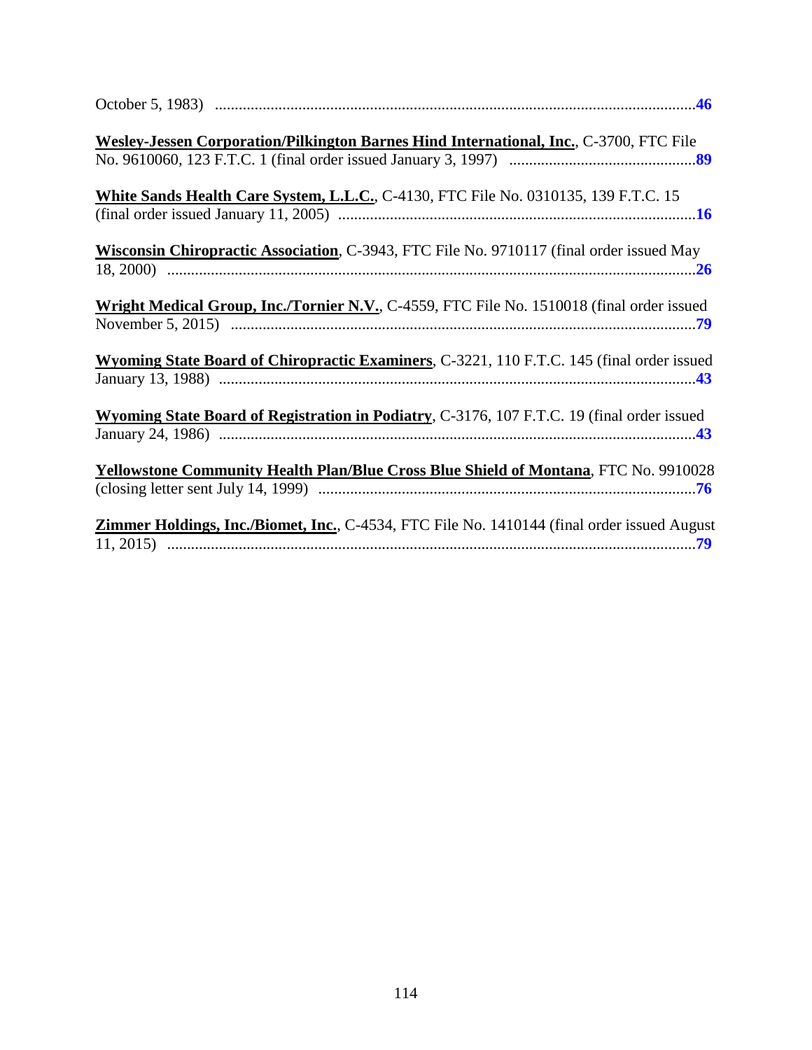October 5, 1983) ........................................................................................................................**46**

**Wesley-Jessen Corporation/Pilkington Barnes Hind International, Inc.**, C-3700, FTC File No. 9610060, 123 F.T.C. 1 (final order issued January 3, 1997) ..............................................**89**

**White Sands Health Care System, L.L.C.**, C-4130, FTC File No. 0310135, 139 F.T.C. 15 (final order issued January 11, 2005) .........................................................................................**16**

**Wisconsin Chiropractic Association**, C-3943, FTC File No. 9710117 (final order issued May 18, 2000) .....................................................................................................................................**26**

**Wright Medical Group, Inc./Tornier N.V.**, C-4559, FTC File No. 1510018 (final order issued November 5, 2015) ....................................................................................................................**79**

**Wyoming State Board of Chiropractic Examiners**, C-3221, 110 F.T.C. 145 (final order issued January 13, 1988) .......................................................................................................................**43**

**Wyoming State Board of Registration in Podiatry**, C-3176, 107 F.T.C. 19 (final order issued January 24, 1986) .......................................................................................................................**43**

**Yellowstone Community Health Plan/Blue Cross Blue Shield of Montana**, FTC No. 9910028 (closing letter sent July 14, 1999) ...............................................................................................**76**

**Zimmer Holdings, Inc./Biomet, Inc.**, C-4534, FTC File No. 1410144 (final order issued August 11, 2015) .....................................................................................................................................**79**